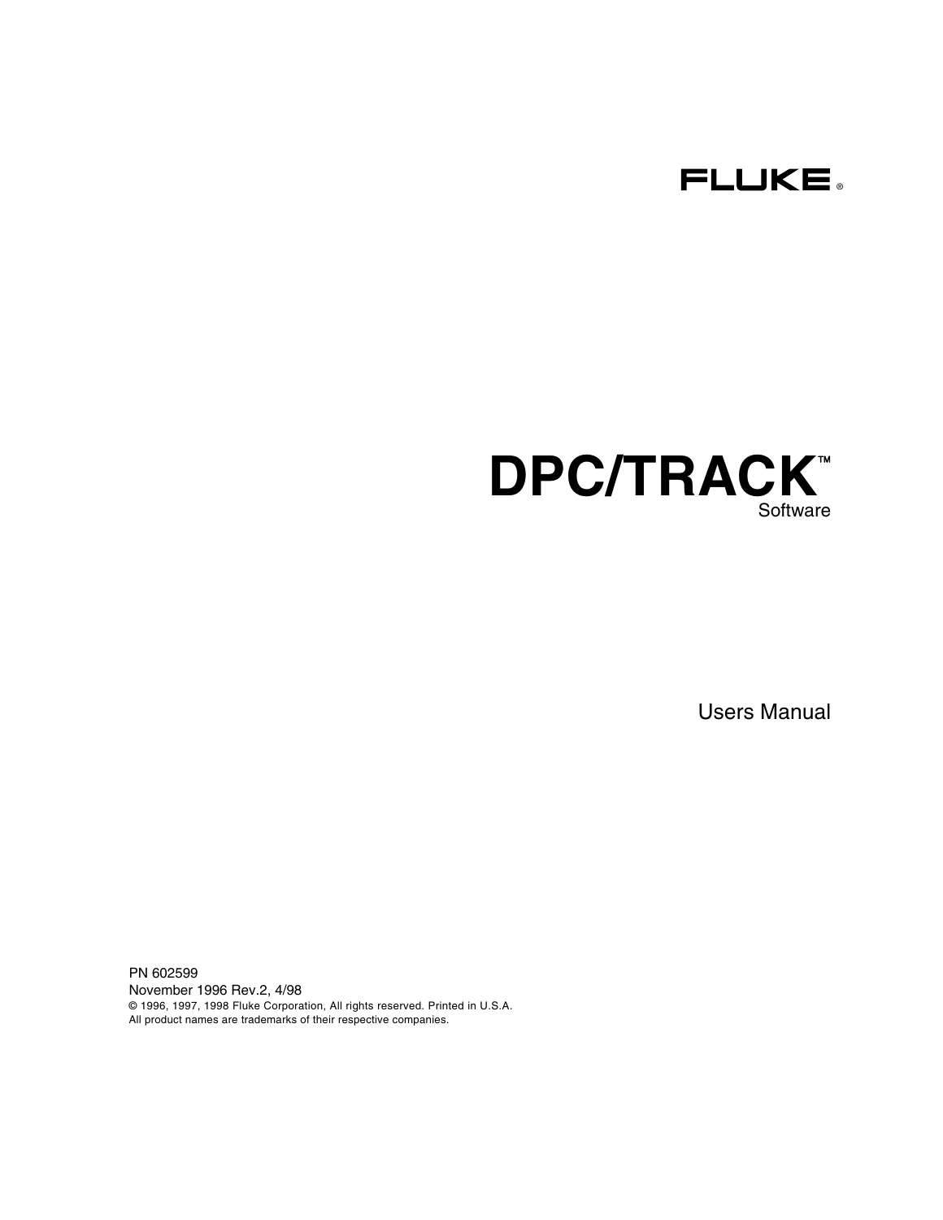FLUKE®

# DPC/TRACK™

Software

Users Manual

PN 602599
November 1996 Rev.2, 4/98
© 1996, 1997, 1998 Fluke Corporation, All rights reserved. Printed in U.S.A.
All product names are trademarks of their respective companies.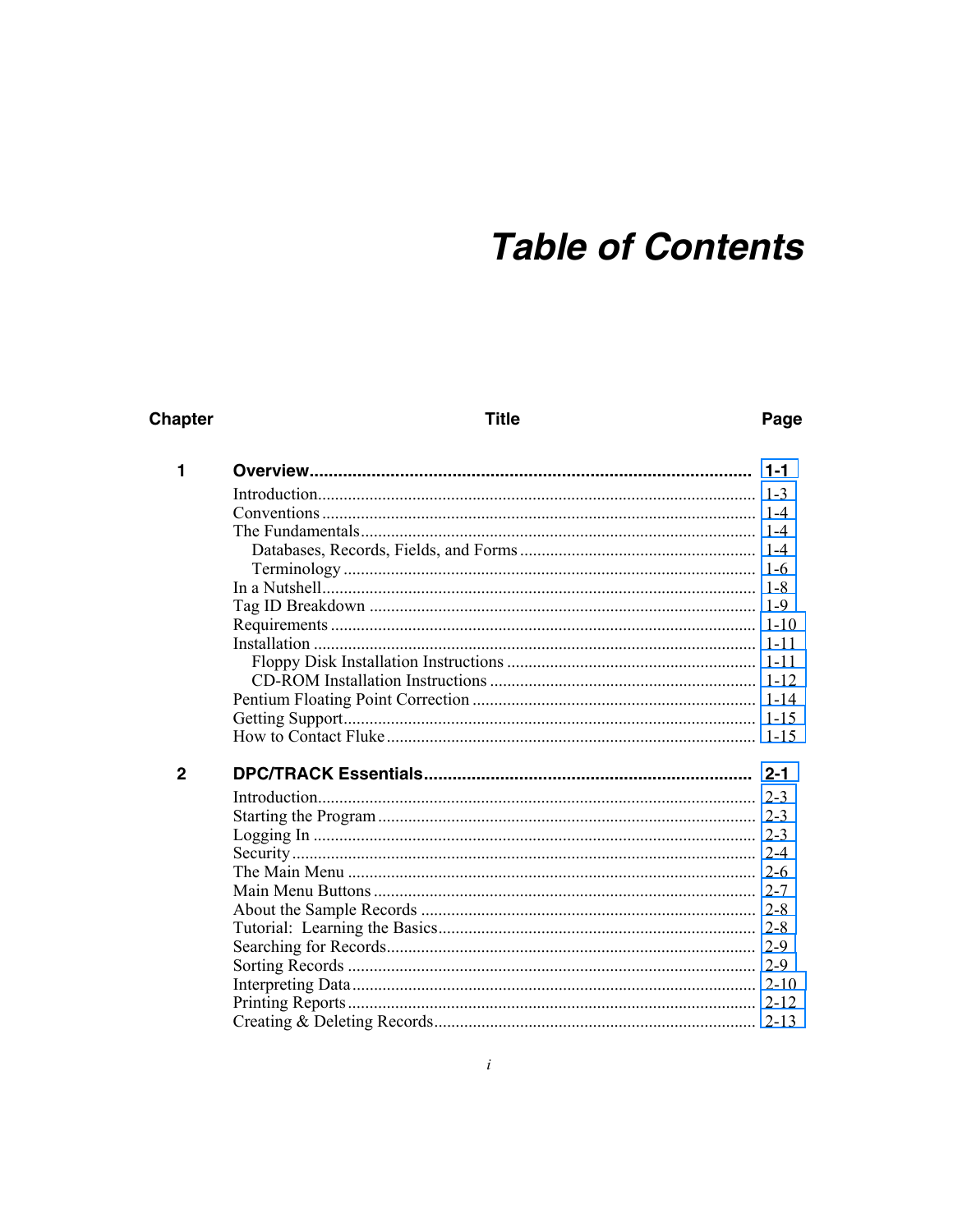# Table of Contents

| Chapter | Title | Page |
|---|---|---|
| 1 | **Overview** | **1-1** |
| | Introduction | 1-3 |
| | Conventions | 1-4 |
| | The Fundamentals | 1-4 |
| | Databases, Records, Fields, and Forms | 1-4 |
| | Terminology | 1-6 |
| | In a Nutshell | 1-8 |
| | Tag ID Breakdown | 1-9 |
| | Requirements | 1-10 |
| | Installation | 1-11 |
| | Floppy Disk Installation Instructions | 1-11 |
| | CD-ROM Installation Instructions | 1-12 |
| | Pentium Floating Point Correction | 1-14 |
| | Getting Support | 1-15 |
| | How to Contact Fluke | 1-15 |
| 2 | **DPC/TRACK Essentials** | **2-1** |
| | Introduction | 2-3 |
| | Starting the Program | 2-3 |
| | Logging In | 2-3 |
| | Security | 2-4 |
| | The Main Menu | 2-6 |
| | Main Menu Buttons | 2-7 |
| | About the Sample Records | 2-8 |
| | Tutorial: Learning the Basics | 2-8 |
| | Searching for Records | 2-9 |
| | Sorting Records | 2-9 |
| | Interpreting Data | 2-10 |
| | Printing Reports | 2-12 |
| | Creating & Deleting Records | 2-13 |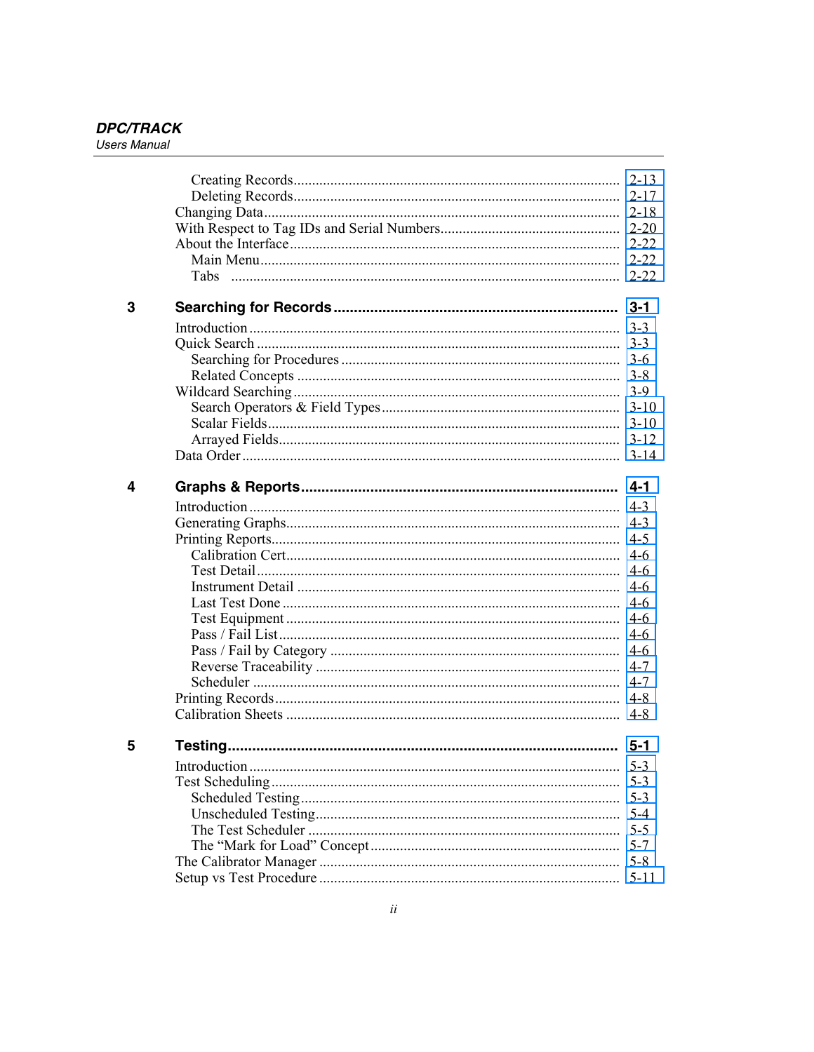| | | |
|---|---|---|
| | Creating Records | 2-13 |
| | Deleting Records | 2-17 |
| | Changing Data | 2-18 |
| | With Respect to Tag IDs and Serial Numbers | 2-20 |
| | About the Interface | 2-22 |
| | Main Menu | 2-22 |
| | Tabs | 2-22 |
| **3** | **Searching for Records** | **3-1** |
| | Introduction | 3-3 |
| | Quick Search | 3-3 |
| | Searching for Procedures | 3-6 |
| | Related Concepts | 3-8 |
| | Wildcard Searching | 3-9 |
| | Search Operators & Field Types | 3-10 |
| | Scalar Fields | 3-10 |
| | Arrayed Fields | 3-12 |
| | Data Order | 3-14 |
| **4** | **Graphs & Reports** | **4-1** |
| | Introduction | 4-3 |
| | Generating Graphs | 4-3 |
| | Printing Reports | 4-5 |
| | Calibration Cert | 4-6 |
| | Test Detail | 4-6 |
| | Instrument Detail | 4-6 |
| | Last Test Done | 4-6 |
| | Test Equipment | 4-6 |
| | Pass / Fail List | 4-6 |
| | Pass / Fail by Category | 4-6 |
| | Reverse Traceability | 4-7 |
| | Scheduler | 4-7 |
| | Printing Records | 4-8 |
| | Calibration Sheets | 4-8 |
| **5** | **Testing** | **5-1** |
| | Introduction | 5-3 |
| | Test Scheduling | 5-3 |
| | Scheduled Testing | 5-3 |
| | Unscheduled Testing | 5-4 |
| | The Test Scheduler | 5-5 |
| | The "Mark for Load" Concept | 5-7 |
| | The Calibrator Manager | 5-8 |
| | Setup vs Test Procedure | 5-11 |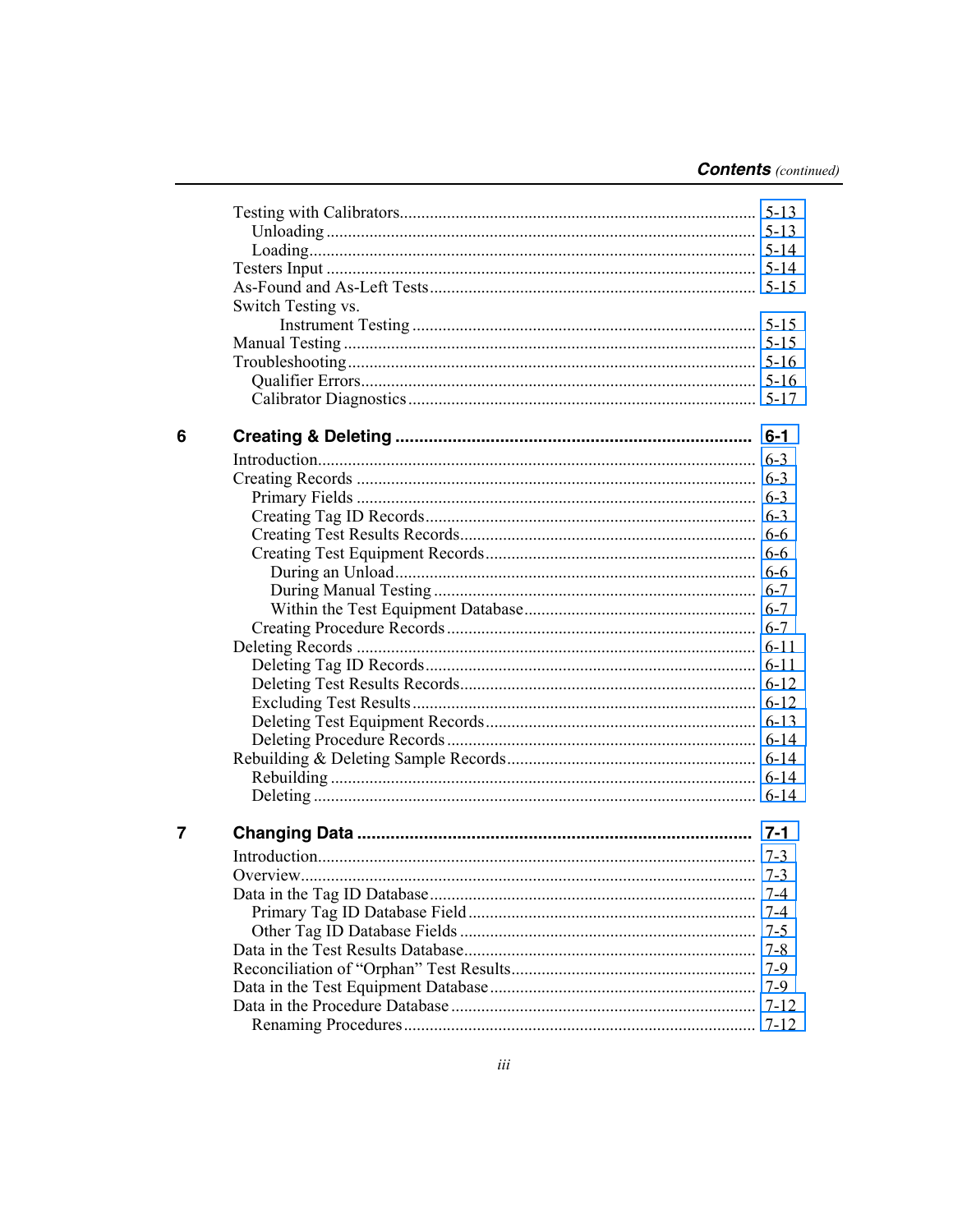Testing with Calibrators .......... 5-13
  Unloading .......... 5-13
  Loading .......... 5-14
Testers Input .......... 5-14
As-Found and As-Left Tests .......... 5-15
Switch Testing vs.
    Instrument Testing .......... 5-15
Manual Testing .......... 5-15
Troubleshooting .......... 5-16
  Qualifier Errors .......... 5-16
  Calibrator Diagnostics .......... 5-17

**6 Creating & Deleting .......... 6-1**

Introduction .......... 6-3
Creating Records .......... 6-3
  Primary Fields .......... 6-3
  Creating Tag ID Records .......... 6-3
  Creating Test Results Records .......... 6-6
  Creating Test Equipment Records .......... 6-6
    During an Unload .......... 6-6
    During Manual Testing .......... 6-7
    Within the Test Equipment Database .......... 6-7
  Creating Procedure Records .......... 6-7
Deleting Records .......... 6-11
  Deleting Tag ID Records .......... 6-11
  Deleting Test Results Records .......... 6-12
  Excluding Test Results .......... 6-12
  Deleting Test Equipment Records .......... 6-13
  Deleting Procedure Records .......... 6-14
Rebuilding & Deleting Sample Records .......... 6-14
  Rebuilding .......... 6-14
  Deleting .......... 6-14

**7 Changing Data .......... 7-1**

Introduction .......... 7-3
Overview .......... 7-3
Data in the Tag ID Database .......... 7-4
  Primary Tag ID Database Field .......... 7-4
  Other Tag ID Database Fields .......... 7-5
Data in the Test Results Database .......... 7-8
Reconciliation of "Orphan" Test Results .......... 7-9
Data in the Test Equipment Database .......... 7-9
Data in the Procedure Database .......... 7-12
  Renaming Procedures .......... 7-12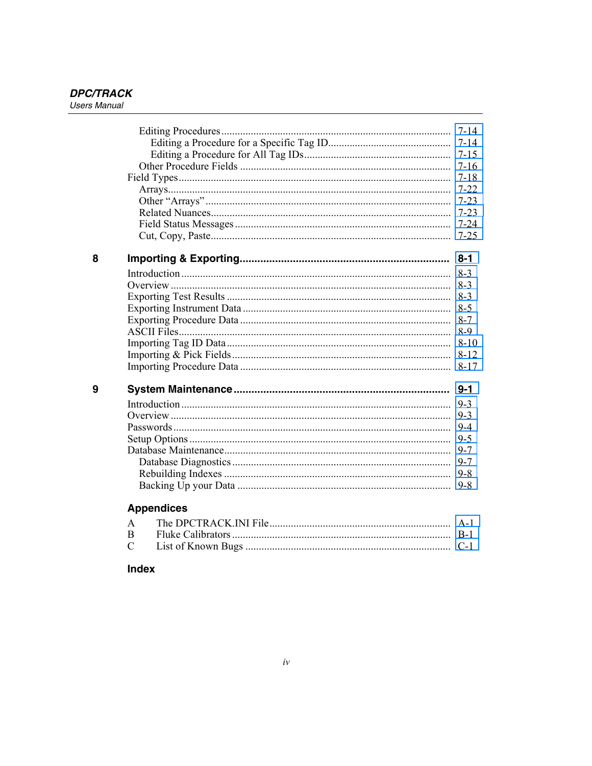Editing Procedures ........................................................................................ 7-14
  Editing a Procedure for a Specific Tag ID............................................................ 7-14
  Editing a Procedure for All Tag IDs...................................................................... 7-15
Other Procedure Fields ............................................................................................... 7-16
Field Types...................................................................................................................... 7-18
  Arrays......................................................................................................................... 7-22
  Other "Arrays" ........................................................................................................... 7-23
  Related Nuances........................................................................................................ 7-23
  Field Status Messages ............................................................................................... 7-24
  Cut, Copy, Paste........................................................................................................ 7-25

**8 Importing & Exporting........................................................................................ 8-1**

Introduction ...................................................................................................................... 8-3
Overview .......................................................................................................................... 8-3
Exporting Test Results ...................................................................................................... 8-3
Exporting Instrument Data ................................................................................................ 8-5
Exporting Procedure Data .................................................................................................. 8-7
ASCII Files......................................................................................................................... 8-9
Importing Tag ID Data ..................................................................................................... 8-10
Importing & Pick Fields................................................................................................... 8-12
Importing Procedure Data ............................................................................................... 8-17

**9 System Maintenance .......................................................................................... 9-1**

Introduction ...................................................................................................................... 9-3
Overview .......................................................................................................................... 9-3
Passwords ........................................................................................................................ 9-4
Setup Options ................................................................................................................... 9-5
Database Maintenance...................................................................................................... 9-7
  Database Diagnostics ................................................................................................... 9-7
  Rebuilding Indexes ....................................................................................................... 9-8
  Backing Up your Data ................................................................................................... 9-8

**Appendices**

A The DPCTRACK.INI File.................................................................................... A-1
B Fluke Calibrators ................................................................................................. B-1
C List of Known Bugs ............................................................................................ C-1

**Index**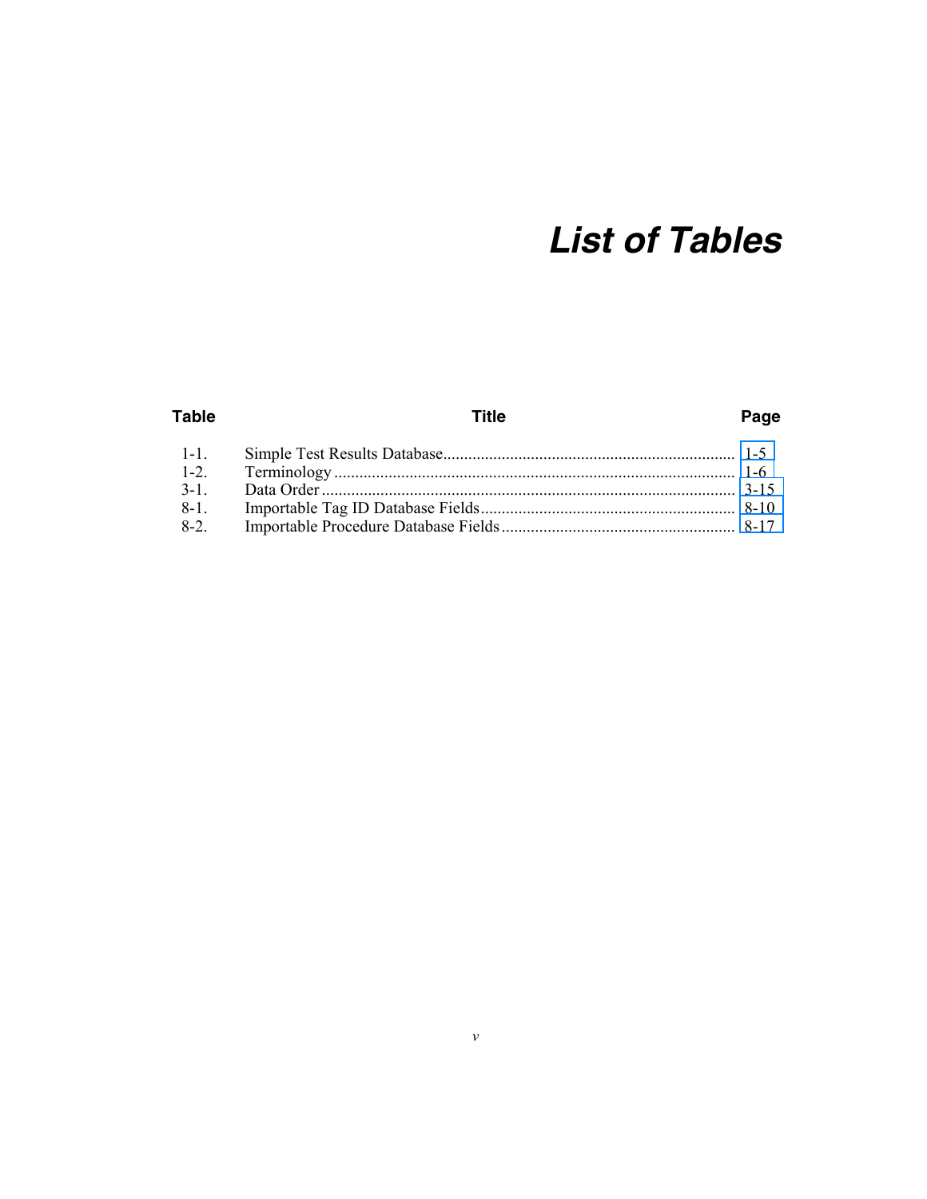# *List of Tables*

| Table | Title | Page |
| --- | --- | --- |
| 1-1. | Simple Test Results Database | 1-5 |
| 1-2. | Terminology | 1-6 |
| 3-1. | Data Order | 3-15 |
| 8-1. | Importable Tag ID Database Fields | 8-10 |
| 8-2. | Importable Procedure Database Fields | 8-17 |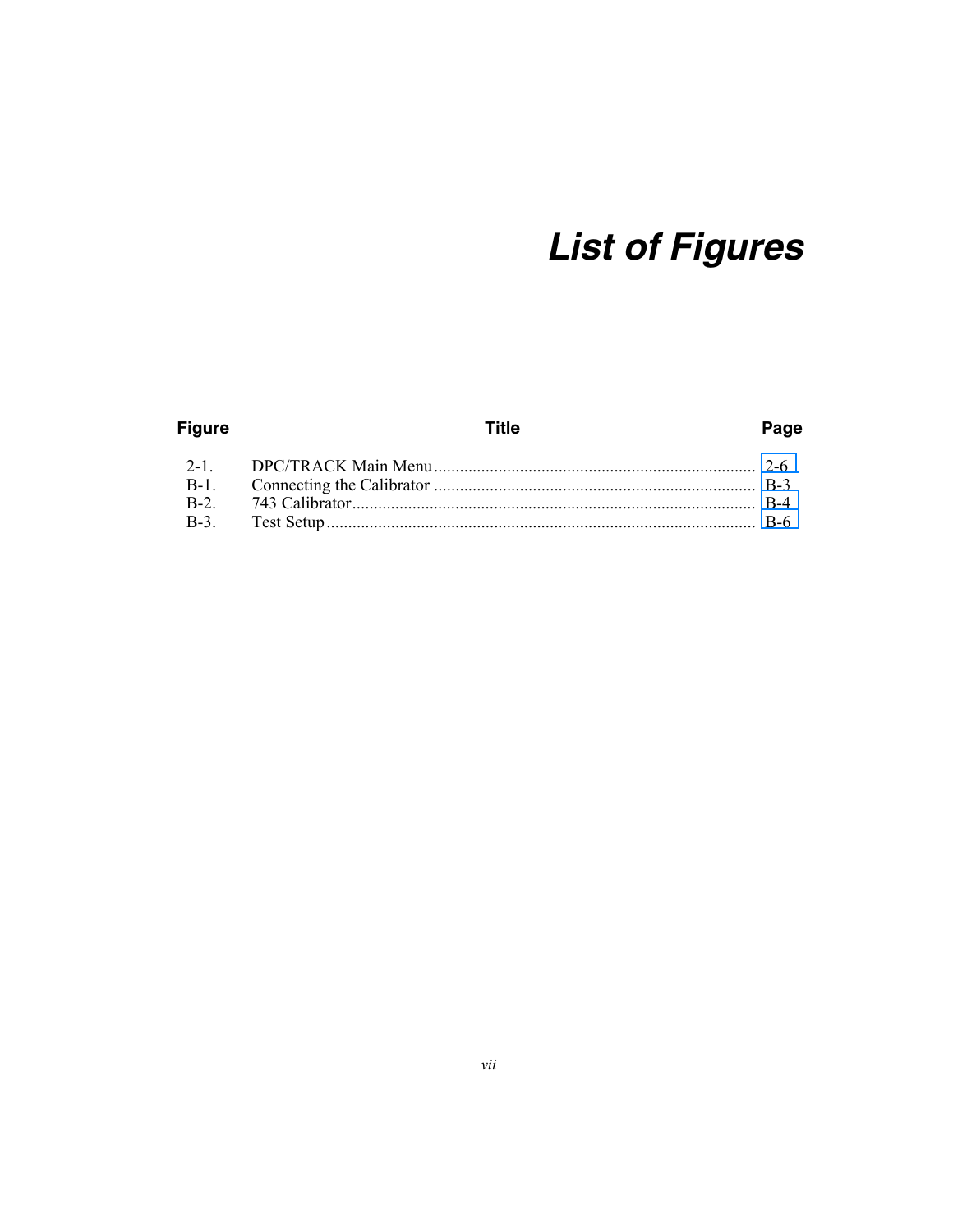# List of Figures

| Figure | Title | Page |
| --- | --- | --- |
| 2-1. | DPC/TRACK Main Menu | 2-6 |
| B-1. | Connecting the Calibrator | B-3 |
| B-2. | 743 Calibrator | B-4 |
| B-3. | Test Setup | B-6 |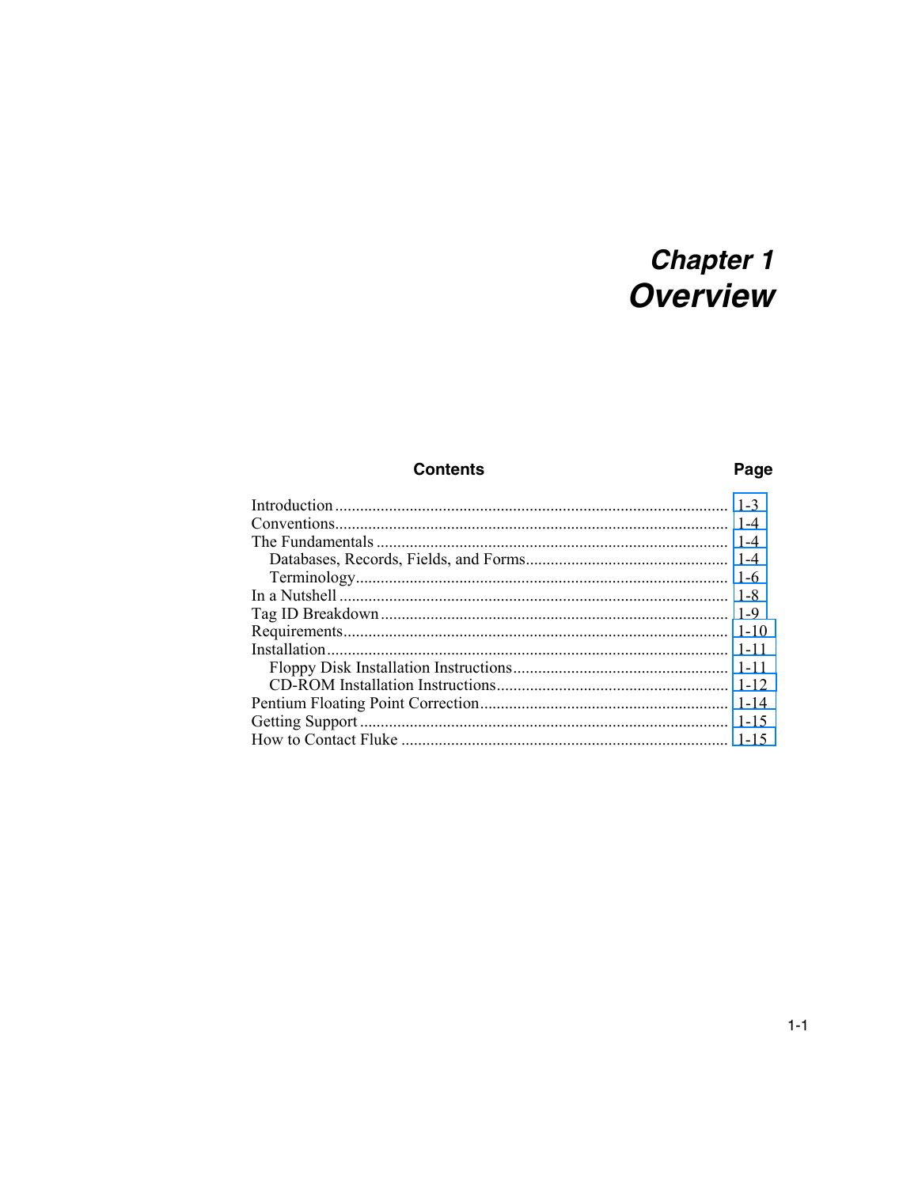# Chapter 1
# Overview

| Contents | Page |
| --- | --- |
| Introduction | 1-3 |
| Conventions | 1-4 |
| The Fundamentals | 1-4 |
| Databases, Records, Fields, and Forms | 1-4 |
| Terminology | 1-6 |
| In a Nutshell | 1-8 |
| Tag ID Breakdown | 1-9 |
| Requirements | 1-10 |
| Installation | 1-11 |
| Floppy Disk Installation Instructions | 1-11 |
| CD-ROM Installation Instructions | 1-12 |
| Pentium Floating Point Correction | 1-14 |
| Getting Support | 1-15 |
| How to Contact Fluke | 1-15 |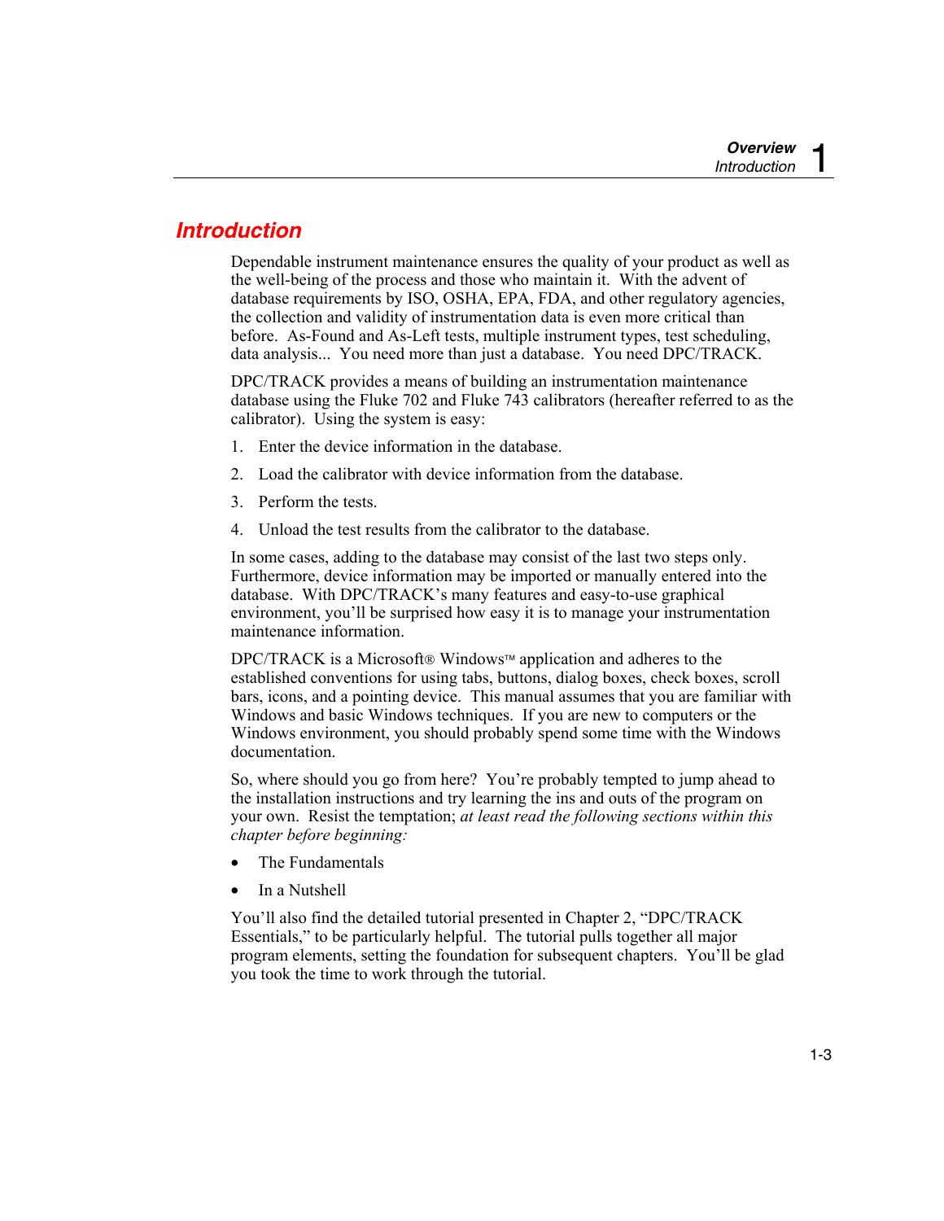## Introduction

Dependable instrument maintenance ensures the quality of your product as well as the well-being of the process and those who maintain it. With the advent of database requirements by ISO, OSHA, EPA, FDA, and other regulatory agencies, the collection and validity of instrumentation data is even more critical than before. As-Found and As-Left tests, multiple instrument types, test scheduling, data analysis... You need more than just a database. You need DPC/TRACK.

DPC/TRACK provides a means of building an instrumentation maintenance database using the Fluke 702 and Fluke 743 calibrators (hereafter referred to as the calibrator). Using the system is easy:

1. Enter the device information in the database.
2. Load the calibrator with device information from the database.
3. Perform the tests.
4. Unload the test results from the calibrator to the database.

In some cases, adding to the database may consist of the last two steps only. Furthermore, device information may be imported or manually entered into the database. With DPC/TRACK's many features and easy-to-use graphical environment, you'll be surprised how easy it is to manage your instrumentation maintenance information.

DPC/TRACK is a Microsoft® Windows™ application and adheres to the established conventions for using tabs, buttons, dialog boxes, check boxes, scroll bars, icons, and a pointing device. This manual assumes that you are familiar with Windows and basic Windows techniques. If you are new to computers or the Windows environment, you should probably spend some time with the Windows documentation.

So, where should you go from here? You're probably tempted to jump ahead to the installation instructions and try learning the ins and outs of the program on your own. Resist the temptation; *at least read the following sections within this chapter before beginning:*

- The Fundamentals
- In a Nutshell

You'll also find the detailed tutorial presented in Chapter 2, "DPC/TRACK Essentials," to be particularly helpful. The tutorial pulls together all major program elements, setting the foundation for subsequent chapters. You'll be glad you took the time to work through the tutorial.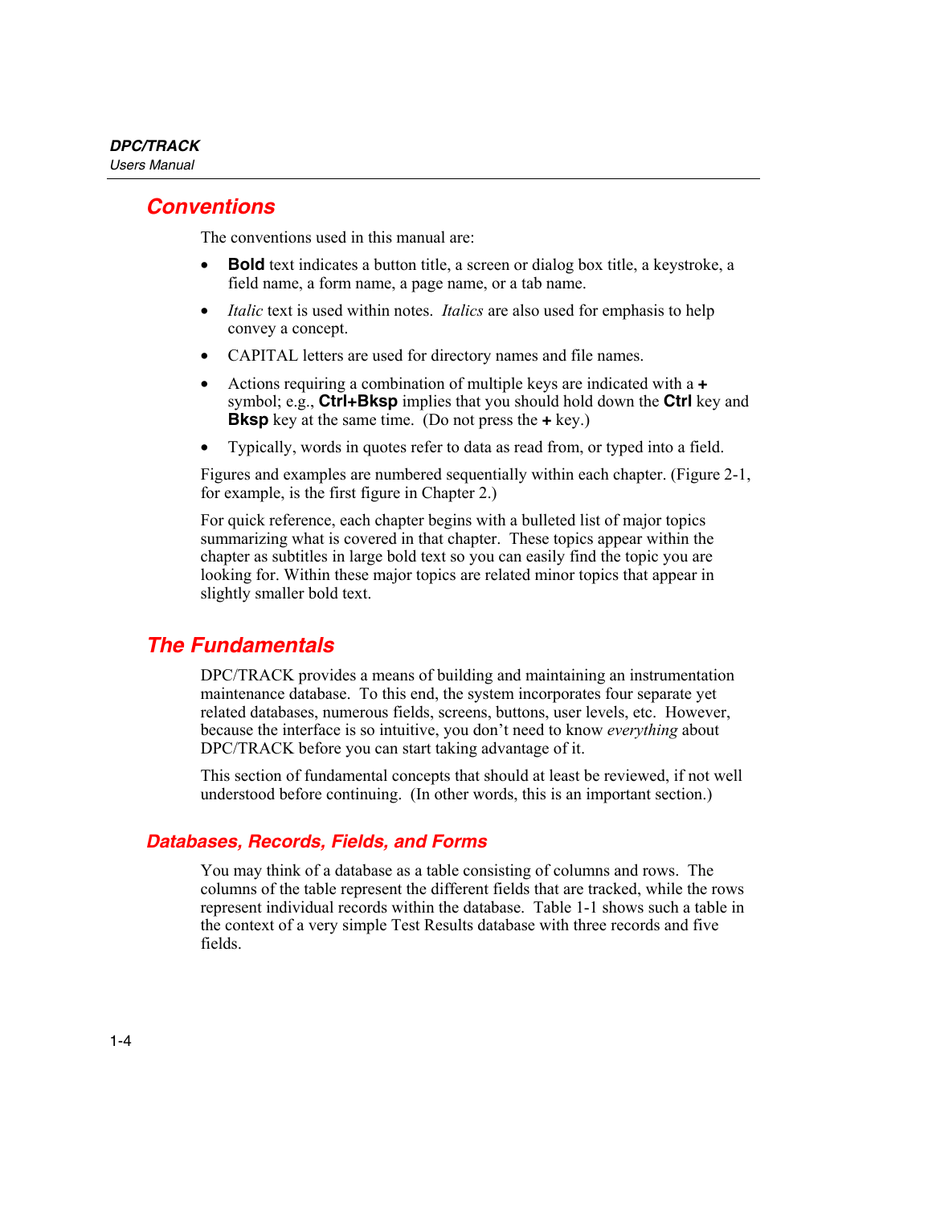## Conventions

The conventions used in this manual are:

- **Bold** text indicates a button title, a screen or dialog box title, a keystroke, a field name, a form name, a page name, or a tab name.
- *Italic* text is used within notes. *Italics* are also used for emphasis to help convey a concept.
- CAPITAL letters are used for directory names and file names.
- Actions requiring a combination of multiple keys are indicated with a **+** symbol; e.g., **Ctrl+Bksp** implies that you should hold down the **Ctrl** key and **Bksp** key at the same time. (Do not press the **+** key.)
- Typically, words in quotes refer to data as read from, or typed into a field.

Figures and examples are numbered sequentially within each chapter. (Figure 2-1, for example, is the first figure in Chapter 2.)

For quick reference, each chapter begins with a bulleted list of major topics summarizing what is covered in that chapter. These topics appear within the chapter as subtitles in large bold text so you can easily find the topic you are looking for. Within these major topics are related minor topics that appear in slightly smaller bold text.

## The Fundamentals

DPC/TRACK provides a means of building and maintaining an instrumentation maintenance database. To this end, the system incorporates four separate yet related databases, numerous fields, screens, buttons, user levels, etc. However, because the interface is so intuitive, you don't need to know *everything* about DPC/TRACK before you can start taking advantage of it.

This section of fundamental concepts that should at least be reviewed, if not well understood before continuing. (In other words, this is an important section.)

### Databases, Records, Fields, and Forms

You may think of a database as a table consisting of columns and rows. The columns of the table represent the different fields that are tracked, while the rows represent individual records within the database. Table 1-1 shows such a table in the context of a very simple Test Results database with three records and five fields.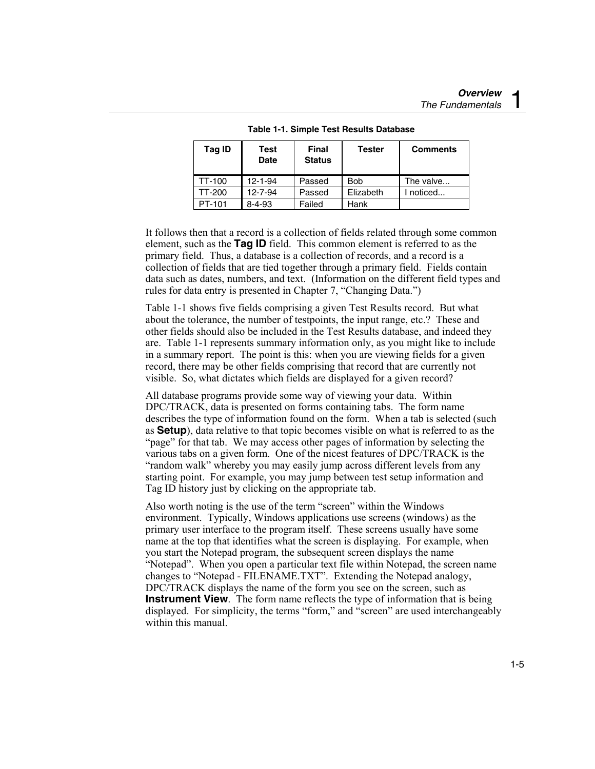**Table 1-1. Simple Test Results Database**

| Tag ID | Test Date | Final Status | Tester | Comments |
|---|---|---|---|---|
| TT-100 | 12-1-94 | Passed | Bob | The valve... |
| TT-200 | 12-7-94 | Passed | Elizabeth | I noticed... |
| PT-101 | 8-4-93 | Failed | Hank | |

It follows then that a record is a collection of fields related through some common element, such as the **Tag ID** field. This common element is referred to as the primary field. Thus, a database is a collection of records, and a record is a collection of fields that are tied together through a primary field. Fields contain data such as dates, numbers, and text. (Information on the different field types and rules for data entry is presented in Chapter 7, "Changing Data.")

Table 1-1 shows five fields comprising a given Test Results record. But what about the tolerance, the number of testpoints, the input range, etc.? These and other fields should also be included in the Test Results database, and indeed they are. Table 1-1 represents summary information only, as you might like to include in a summary report. The point is this: when you are viewing fields for a given record, there may be other fields comprising that record that are currently not visible. So, what dictates which fields are displayed for a given record?

All database programs provide some way of viewing your data. Within DPC/TRACK, data is presented on forms containing tabs. The form name describes the type of information found on the form. When a tab is selected (such as **Setup**), data relative to that topic becomes visible on what is referred to as the "page" for that tab. We may access other pages of information by selecting the various tabs on a given form. One of the nicest features of DPC/TRACK is the "random walk" whereby you may easily jump across different levels from any starting point. For example, you may jump between test setup information and Tag ID history just by clicking on the appropriate tab.

Also worth noting is the use of the term "screen" within the Windows environment. Typically, Windows applications use screens (windows) as the primary user interface to the program itself. These screens usually have some name at the top that identifies what the screen is displaying. For example, when you start the Notepad program, the subsequent screen displays the name "Notepad". When you open a particular text file within Notepad, the screen name changes to "Notepad - FILENAME.TXT". Extending the Notepad analogy, DPC/TRACK displays the name of the form you see on the screen, such as **Instrument View**. The form name reflects the type of information that is being displayed. For simplicity, the terms "form," and "screen" are used interchangeably within this manual.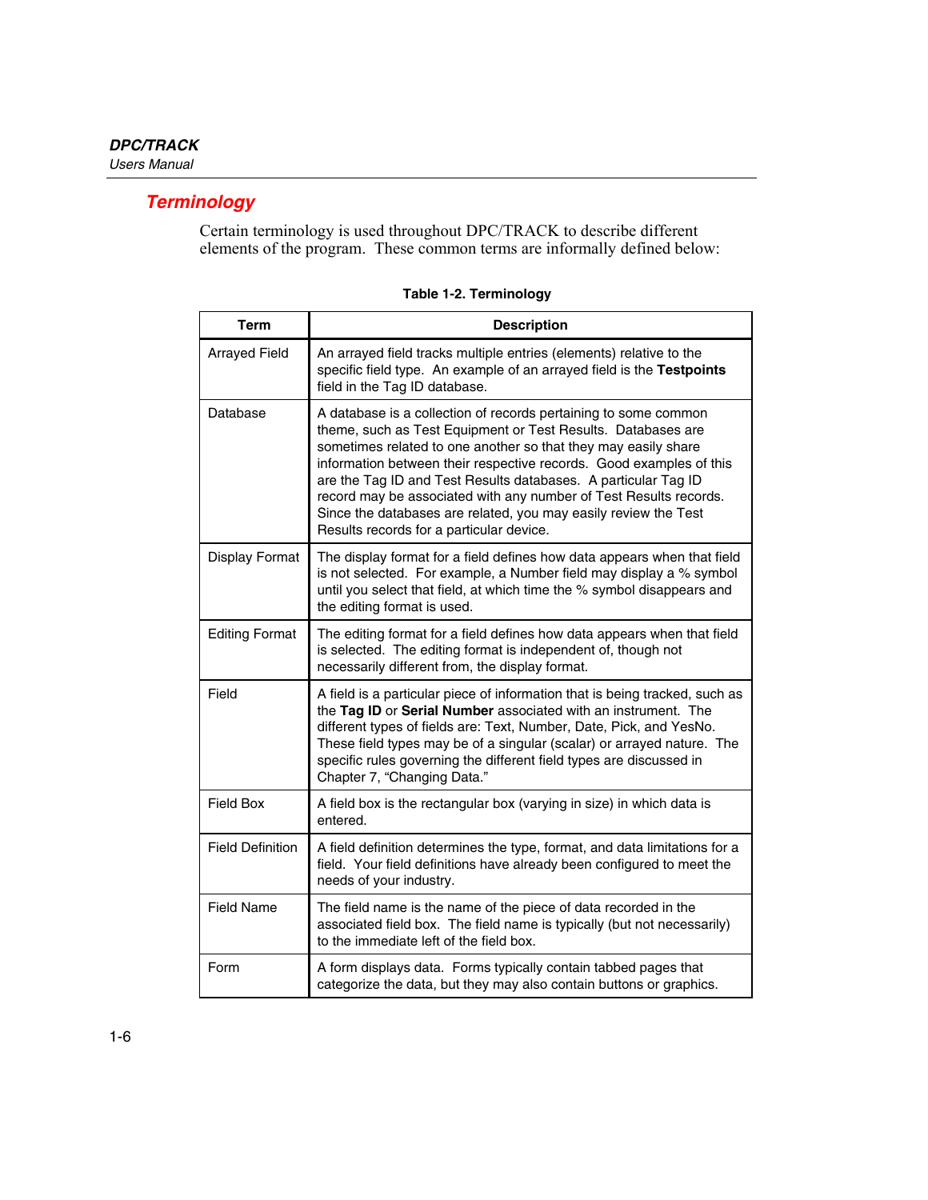## Terminology

Certain terminology is used throughout DPC/TRACK to describe different elements of the program. These common terms are informally defined below:

**Table 1-2. Terminology**

| Term | Description |
|---|---|
| Arrayed Field | An arrayed field tracks multiple entries (elements) relative to the specific field type. An example of an arrayed field is the **Testpoints** field in the Tag ID database. |
| Database | A database is a collection of records pertaining to some common theme, such as Test Equipment or Test Results. Databases are sometimes related to one another so that they may easily share information between their respective records. Good examples of this are the Tag ID and Test Results databases. A particular Tag ID record may be associated with any number of Test Results records. Since the databases are related, you may easily review the Test Results records for a particular device. |
| Display Format | The display format for a field defines how data appears when that field is not selected. For example, a Number field may display a % symbol until you select that field, at which time the % symbol disappears and the editing format is used. |
| Editing Format | The editing format for a field defines how data appears when that field is selected. The editing format is independent of, though not necessarily different from, the display format. |
| Field | A field is a particular piece of information that is being tracked, such as the **Tag ID** or **Serial Number** associated with an instrument. The different types of fields are: Text, Number, Date, Pick, and YesNo. These field types may be of a singular (scalar) or arrayed nature. The specific rules governing the different field types are discussed in Chapter 7, "Changing Data." |
| Field Box | A field box is the rectangular box (varying in size) in which data is entered. |
| Field Definition | A field definition determines the type, format, and data limitations for a field. Your field definitions have already been configured to meet the needs of your industry. |
| Field Name | The field name is the name of the piece of data recorded in the associated field box. The field name is typically (but not necessarily) to the immediate left of the field box. |
| Form | A form displays data. Forms typically contain tabbed pages that categorize the data, but they may also contain buttons or graphics. |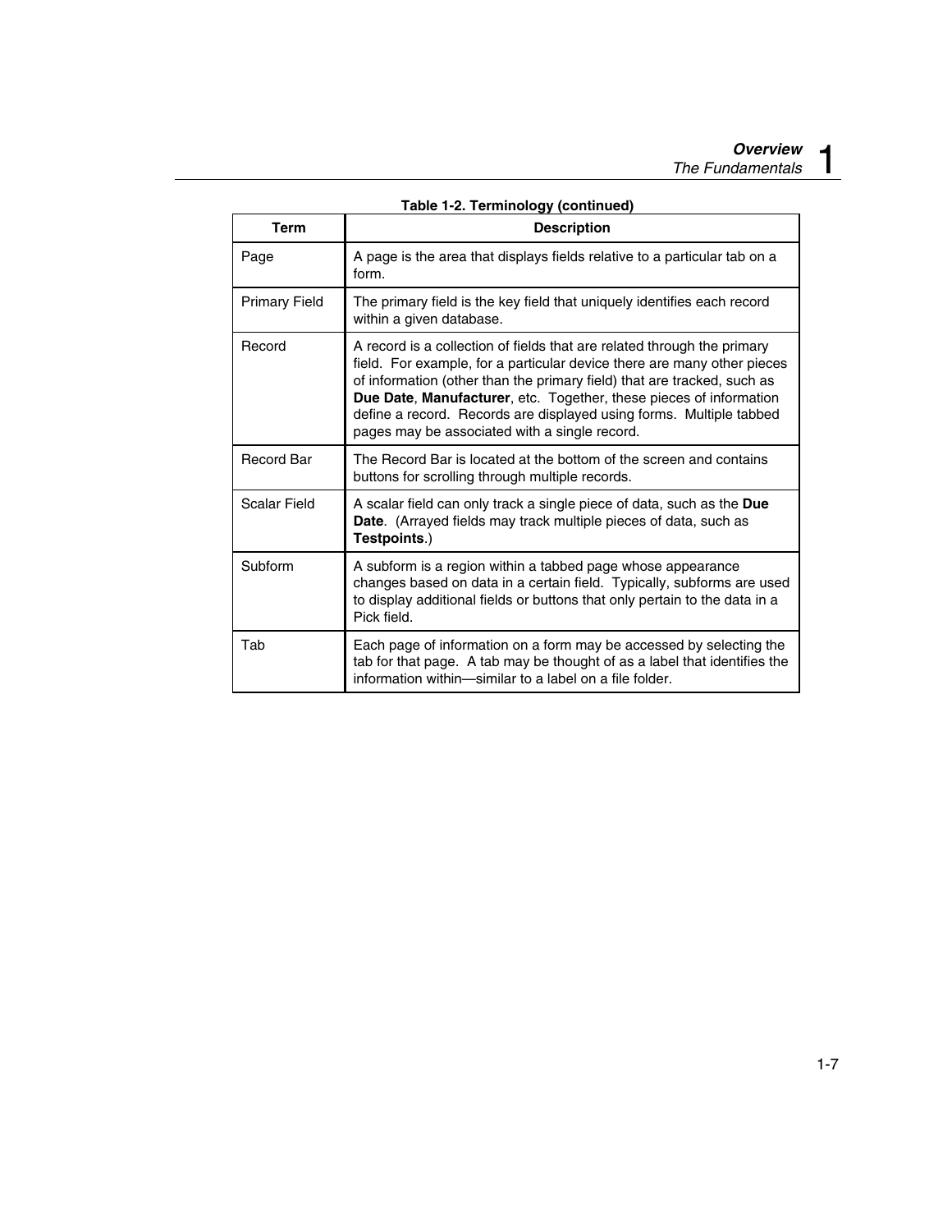**Table 1-2. Terminology (continued)**

| Term | Description |
| --- | --- |
| Page | A page is the area that displays fields relative to a particular tab on a form. |
| Primary Field | The primary field is the key field that uniquely identifies each record within a given database. |
| Record | A record is a collection of fields that are related through the primary field. For example, for a particular device there are many other pieces of information (other than the primary field) that are tracked, such as **Due Date**, **Manufacturer**, etc. Together, these pieces of information define a record. Records are displayed using forms. Multiple tabbed pages may be associated with a single record. |
| Record Bar | The Record Bar is located at the bottom of the screen and contains buttons for scrolling through multiple records. |
| Scalar Field | A scalar field can only track a single piece of data, such as the **Due Date**. (Arrayed fields may track multiple pieces of data, such as **Testpoints**.) |
| Subform | A subform is a region within a tabbed page whose appearance changes based on data in a certain field. Typically, subforms are used to display additional fields or buttons that only pertain to the data in a Pick field. |
| Tab | Each page of information on a form may be accessed by selecting the tab for that page. A tab may be thought of as a label that identifies the information within—similar to a label on a file folder. |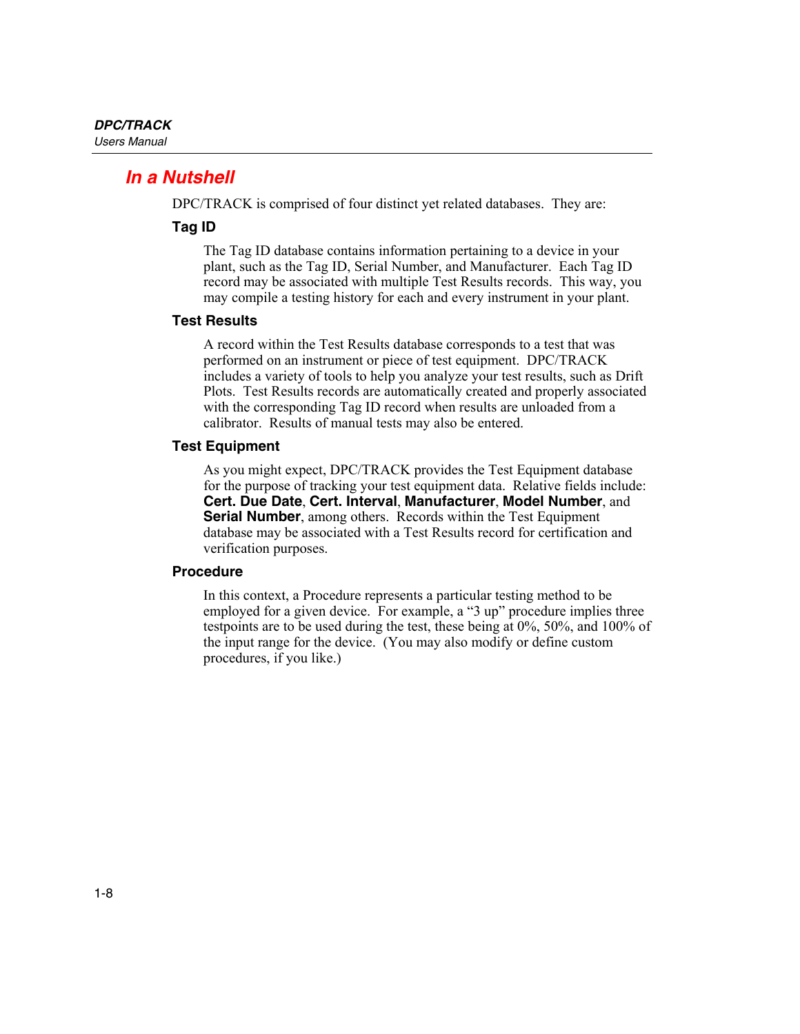## In a Nutshell

DPC/TRACK is comprised of four distinct yet related databases. They are:

### Tag ID

The Tag ID database contains information pertaining to a device in your plant, such as the Tag ID, Serial Number, and Manufacturer. Each Tag ID record may be associated with multiple Test Results records. This way, you may compile a testing history for each and every instrument in your plant.

### Test Results

A record within the Test Results database corresponds to a test that was performed on an instrument or piece of test equipment. DPC/TRACK includes a variety of tools to help you analyze your test results, such as Drift Plots. Test Results records are automatically created and properly associated with the corresponding Tag ID record when results are unloaded from a calibrator. Results of manual tests may also be entered.

### Test Equipment

As you might expect, DPC/TRACK provides the Test Equipment database for the purpose of tracking your test equipment data. Relative fields include: **Cert. Due Date**, **Cert. Interval**, **Manufacturer**, **Model Number**, and **Serial Number**, among others. Records within the Test Equipment database may be associated with a Test Results record for certification and verification purposes.

### Procedure

In this context, a Procedure represents a particular testing method to be employed for a given device. For example, a “3 up” procedure implies three testpoints are to be used during the test, these being at 0%, 50%, and 100% of the input range for the device. (You may also modify or define custom procedures, if you like.)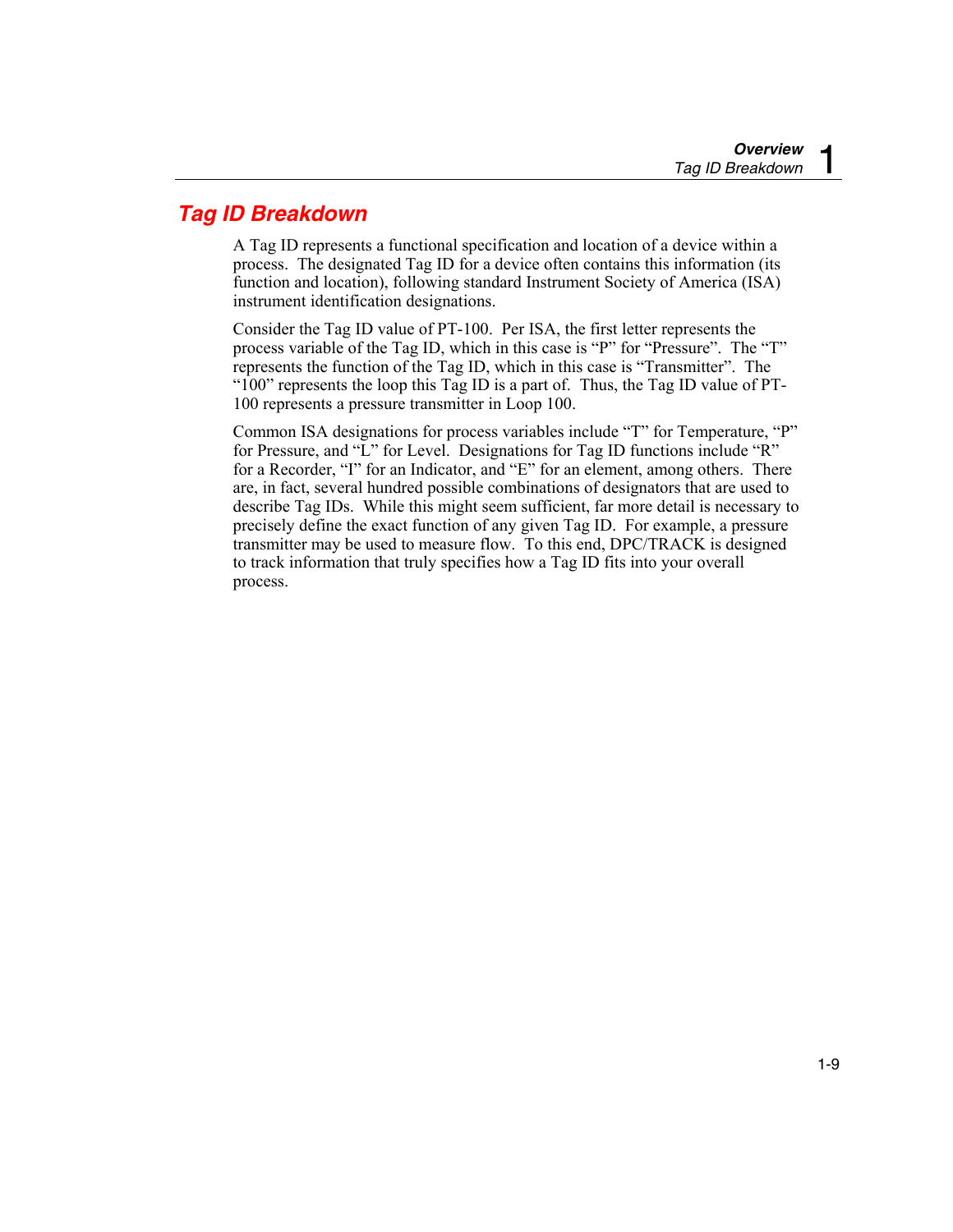## Tag ID Breakdown

A Tag ID represents a functional specification and location of a device within a process. The designated Tag ID for a device often contains this information (its function and location), following standard Instrument Society of America (ISA) instrument identification designations.

Consider the Tag ID value of PT-100. Per ISA, the first letter represents the process variable of the Tag ID, which in this case is "P" for "Pressure". The "T" represents the function of the Tag ID, which in this case is "Transmitter". The "100" represents the loop this Tag ID is a part of. Thus, the Tag ID value of PT-100 represents a pressure transmitter in Loop 100.

Common ISA designations for process variables include "T" for Temperature, "P" for Pressure, and "L" for Level. Designations for Tag ID functions include "R" for a Recorder, "I" for an Indicator, and "E" for an element, among others. There are, in fact, several hundred possible combinations of designators that are used to describe Tag IDs. While this might seem sufficient, far more detail is necessary to precisely define the exact function of any given Tag ID. For example, a pressure transmitter may be used to measure flow. To this end, DPC/TRACK is designed to track information that truly specifies how a Tag ID fits into your overall process.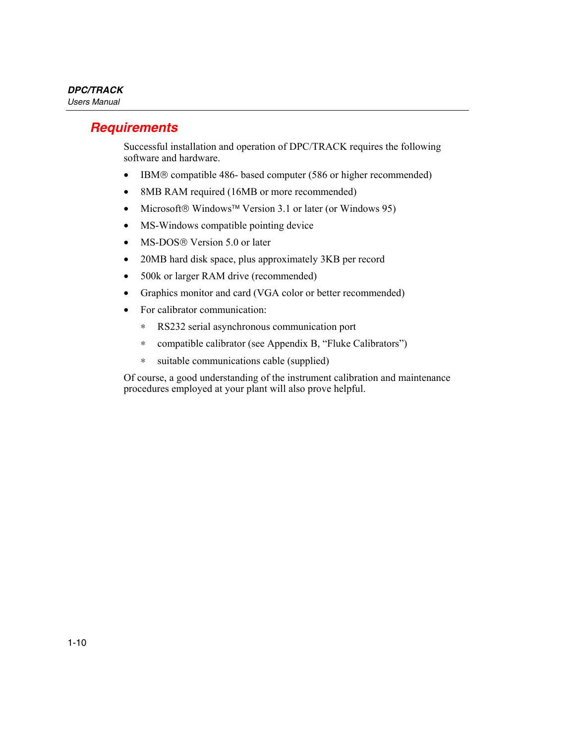## Requirements

Successful installation and operation of DPC/TRACK requires the following software and hardware.

- IBM® compatible 486- based computer (586 or higher recommended)
- 8MB RAM required (16MB or more recommended)
- Microsoft® Windows™ Version 3.1 or later (or Windows 95)
- MS-Windows compatible pointing device
- MS-DOS® Version 5.0 or later
- 20MB hard disk space, plus approximately 3KB per record
- 500k or larger RAM drive (recommended)
- Graphics monitor and card (VGA color or better recommended)
- For calibrator communication:
    - RS232 serial asynchronous communication port
    - compatible calibrator (see Appendix B, “Fluke Calibrators”)
    - suitable communications cable (supplied)

Of course, a good understanding of the instrument calibration and maintenance procedures employed at your plant will also prove helpful.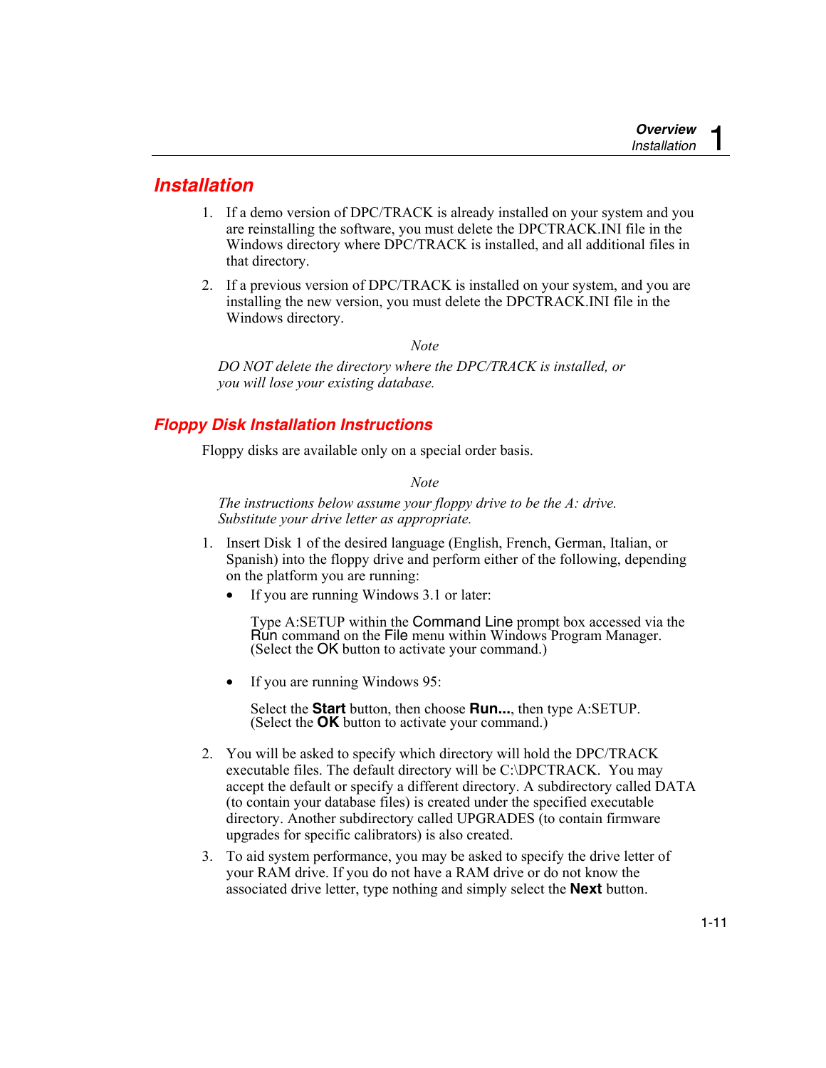## Installation

1. If a demo version of DPC/TRACK is already installed on your system and you are reinstalling the software, you must delete the DPCTRACK.INI file in the Windows directory where DPC/TRACK is installed, and all additional files in that directory.

2. If a previous version of DPC/TRACK is installed on your system, and you are installing the new version, you must delete the DPCTRACK.INI file in the Windows directory.

*Note*

*DO NOT delete the directory where the DPC/TRACK is installed, or you will lose your existing database.*

### Floppy Disk Installation Instructions

Floppy disks are available only on a special order basis.

*Note*

*The instructions below assume your floppy drive to be the A: drive. Substitute your drive letter as appropriate.*

1. Insert Disk 1 of the desired language (English, French, German, Italian, or Spanish) into the floppy drive and perform either of the following, depending on the platform you are running:

   - If you are running Windows 3.1 or later:

     Type A:SETUP within the Command Line prompt box accessed via the Run command on the File menu within Windows Program Manager. (Select the OK button to activate your command.)

   - If you are running Windows 95:

     Select the **Start** button, then choose **Run...**, then type A:SETUP. (Select the **OK** button to activate your command.)

2. You will be asked to specify which directory will hold the DPC/TRACK executable files. The default directory will be C:\DPCTRACK. You may accept the default or specify a different directory. A subdirectory called DATA (to contain your database files) is created under the specified executable directory. Another subdirectory called UPGRADES (to contain firmware upgrades for specific calibrators) is also created.

3. To aid system performance, you may be asked to specify the drive letter of your RAM drive. If you do not have a RAM drive or do not know the associated drive letter, type nothing and simply select the **Next** button.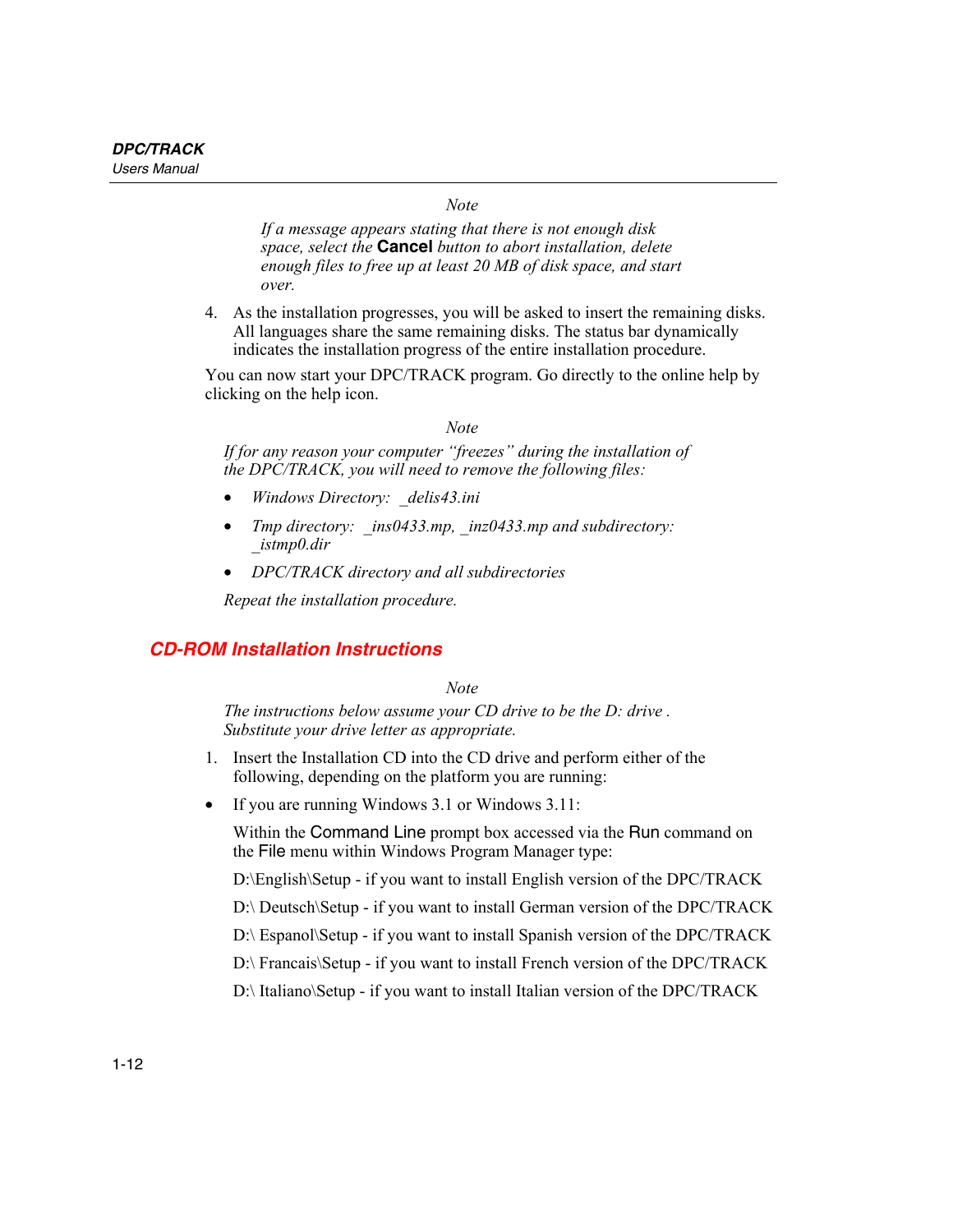*Note*

*If a message appears stating that there is not enough disk space, select the* **Cancel** *button to abort installation, delete enough files to free up at least 20 MB of disk space, and start over.*

4. As the installation progresses, you will be asked to insert the remaining disks. All languages share the same remaining disks. The status bar dynamically indicates the installation progress of the entire installation procedure.

You can now start your DPC/TRACK program. Go directly to the online help by clicking on the help icon.

*Note*

*If for any reason your computer "freezes" during the installation of the DPC/TRACK, you will need to remove the following files:*

- *Windows Directory: _delis43.ini*
- *Tmp directory: _ins0433.mp, _inz0433.mp and subdirectory: _istmp0.dir*
- *DPC/TRACK directory and all subdirectories*

*Repeat the installation procedure.*

## CD-ROM Installation Instructions

*Note*

*The instructions below assume your CD drive to be the D: drive . Substitute your drive letter as appropriate.*

1. Insert the Installation CD into the CD drive and perform either of the following, depending on the platform you are running:

- If you are running Windows 3.1 or Windows 3.11:

  Within the Command Line prompt box accessed via the Run command on the File menu within Windows Program Manager type:

  D:\English\Setup - if you want to install English version of the DPC/TRACK

  D:\ Deutsch\Setup - if you want to install German version of the DPC/TRACK

  D:\ Espanol\Setup - if you want to install Spanish version of the DPC/TRACK

  D:\ Francais\Setup - if you want to install French version of the DPC/TRACK

  D:\ Italiano\Setup - if you want to install Italian version of the DPC/TRACK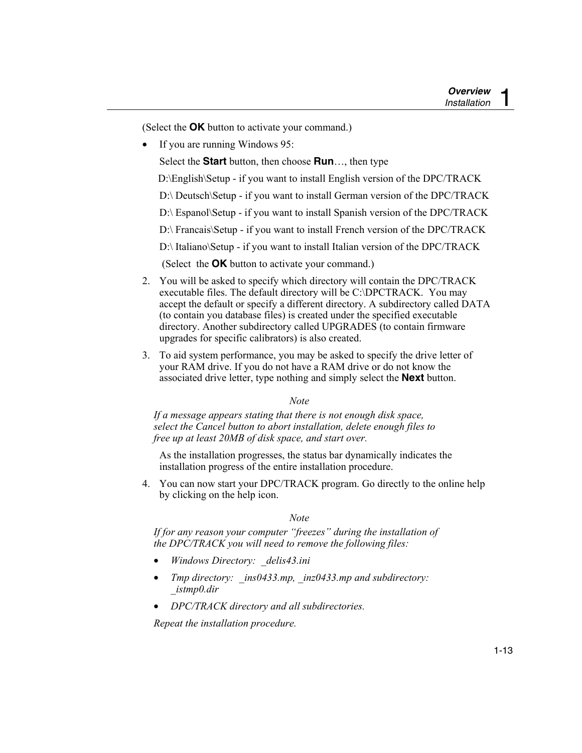(Select the **OK** button to activate your command.)

- If you are running Windows 95:

  Select the **Start** button, then choose **Run**…, then type

  D:\English\Setup - if you want to install English version of the DPC/TRACK

  D:\ Deutsch\Setup - if you want to install German version of the DPC/TRACK

  D:\ Espanol\Setup - if you want to install Spanish version of the DPC/TRACK

  D:\ Francais\Setup - if you want to install French version of the DPC/TRACK

  D:\ Italiano\Setup - if you want to install Italian version of the DPC/TRACK

  (Select the **OK** button to activate your command.)

2. You will be asked to specify which directory will contain the DPC/TRACK executable files. The default directory will be C:\DPCTRACK. You may accept the default or specify a different directory. A subdirectory called DATA (to contain you database files) is created under the specified executable directory. Another subdirectory called UPGRADES (to contain firmware upgrades for specific calibrators) is also created.
3. To aid system performance, you may be asked to specify the drive letter of your RAM drive. If you do not have a RAM drive or do not know the associated drive letter, type nothing and simply select the **Next** button.

*Note*

*If a message appears stating that there is not enough disk space, select the Cancel button to abort installation, delete enough files to free up at least 20MB of disk space, and start over.*

As the installation progresses, the status bar dynamically indicates the installation progress of the entire installation procedure.

4. You can now start your DPC/TRACK program. Go directly to the online help by clicking on the help icon.

*Note*

*If for any reason your computer "freezes" during the installation of the DPC/TRACK you will need to remove the following files:*

- *Windows Directory: _delis43.ini*
- *Tmp directory: _ins0433.mp, _inz0433.mp and subdirectory: _istmp0.dir*
- *DPC/TRACK directory and all subdirectories.*

*Repeat the installation procedure.*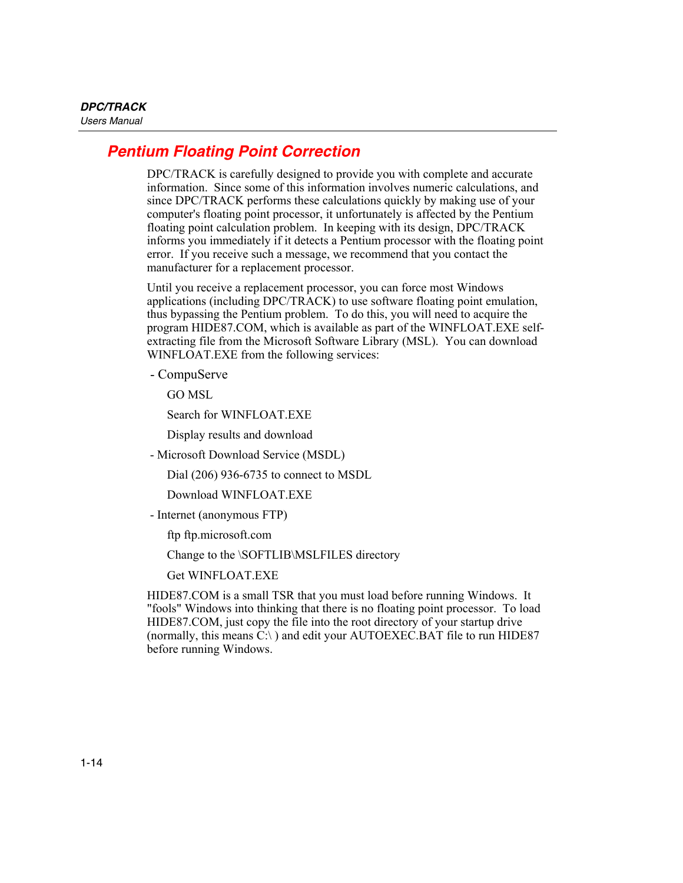## Pentium Floating Point Correction

DPC/TRACK is carefully designed to provide you with complete and accurate information. Since some of this information involves numeric calculations, and since DPC/TRACK performs these calculations quickly by making use of your computer's floating point processor, it unfortunately is affected by the Pentium floating point calculation problem. In keeping with its design, DPC/TRACK informs you immediately if it detects a Pentium processor with the floating point error. If you receive such a message, we recommend that you contact the manufacturer for a replacement processor.

Until you receive a replacement processor, you can force most Windows applications (including DPC/TRACK) to use software floating point emulation, thus bypassing the Pentium problem. To do this, you will need to acquire the program HIDE87.COM, which is available as part of the WINFLOAT.EXE self-extracting file from the Microsoft Software Library (MSL). You can download WINFLOAT.EXE from the following services:

- CompuServe

  GO MSL

  Search for WINFLOAT.EXE

  Display results and download

- Microsoft Download Service (MSDL)

  Dial (206) 936-6735 to connect to MSDL

  Download WINFLOAT.EXE

- Internet (anonymous FTP)

  ftp ftp.microsoft.com

  Change to the \SOFTLIB\MSLFILES directory

  Get WINFLOAT.EXE

HIDE87.COM is a small TSR that you must load before running Windows. It "fools" Windows into thinking that there is no floating point processor. To load HIDE87.COM, just copy the file into the root directory of your startup drive (normally, this means C:\ ) and edit your AUTOEXEC.BAT file to run HIDE87 before running Windows.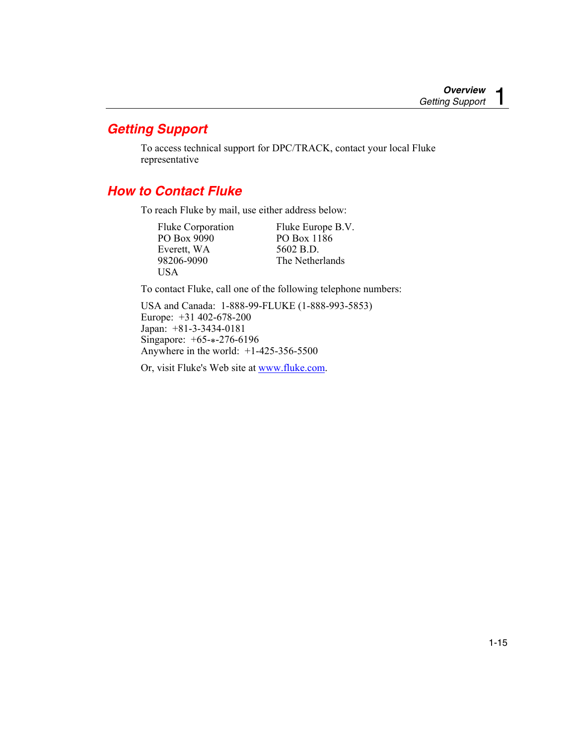## Getting Support

To access technical support for DPC/TRACK, contact your local Fluke representative

## How to Contact Fluke

To reach Fluke by mail, use either address below:

Fluke Corporation
PO Box 9090
Everett, WA
98206-9090
USA

Fluke Europe B.V.
PO Box 1186
5602 B.D.
The Netherlands

To contact Fluke, call one of the following telephone numbers:

USA and Canada: 1-888-99-FLUKE (1-888-993-5853)
Europe: +31 402-678-200
Japan: +81-3-3434-0181
Singapore: +65-∗-276-6196
Anywhere in the world: +1-425-356-5500

Or, visit Fluke's Web site at www.fluke.com.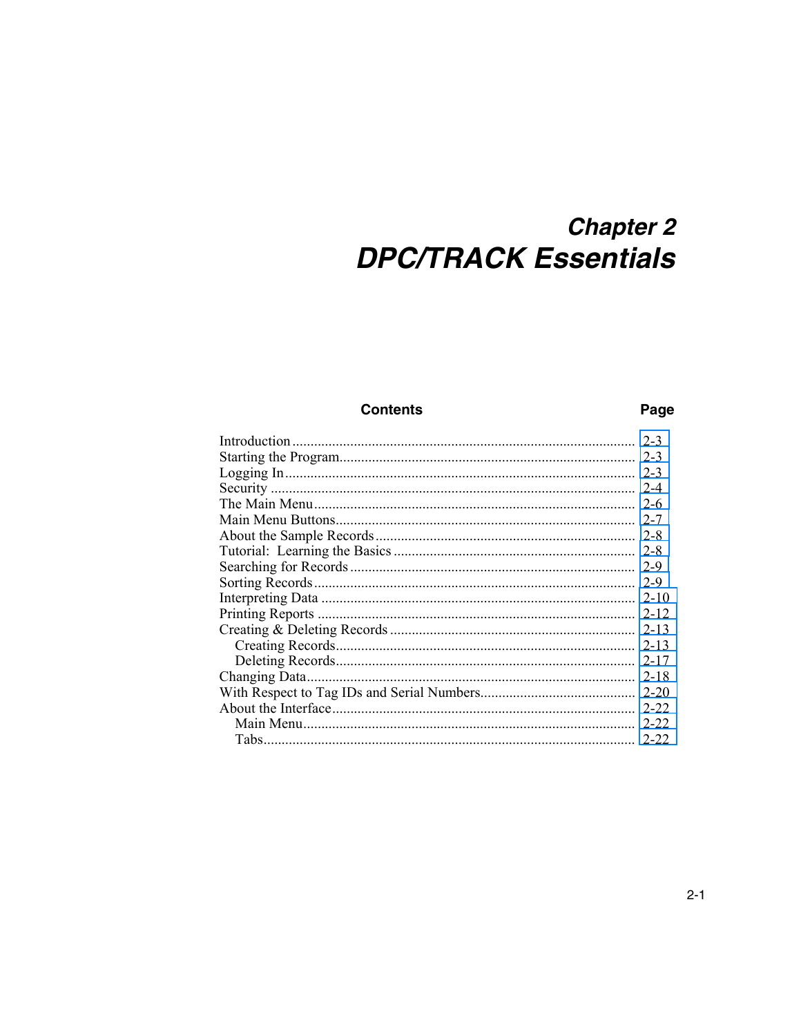# Chapter 2
# DPC/TRACK Essentials

| Contents | Page |
|---|---|
| Introduction | 2-3 |
| Starting the Program | 2-3 |
| Logging In | 2-3 |
| Security | 2-4 |
| The Main Menu | 2-6 |
| Main Menu Buttons | 2-7 |
| About the Sample Records | 2-8 |
| Tutorial:  Learning the Basics | 2-8 |
| Searching for Records | 2-9 |
| Sorting Records | 2-9 |
| Interpreting Data | 2-10 |
| Printing Reports | 2-12 |
| Creating & Deleting Records | 2-13 |
| Creating Records | 2-13 |
| Deleting Records | 2-17 |
| Changing Data | 2-18 |
| With Respect to Tag IDs and Serial Numbers | 2-20 |
| About the Interface | 2-22 |
| Main Menu | 2-22 |
| Tabs | 2-22 |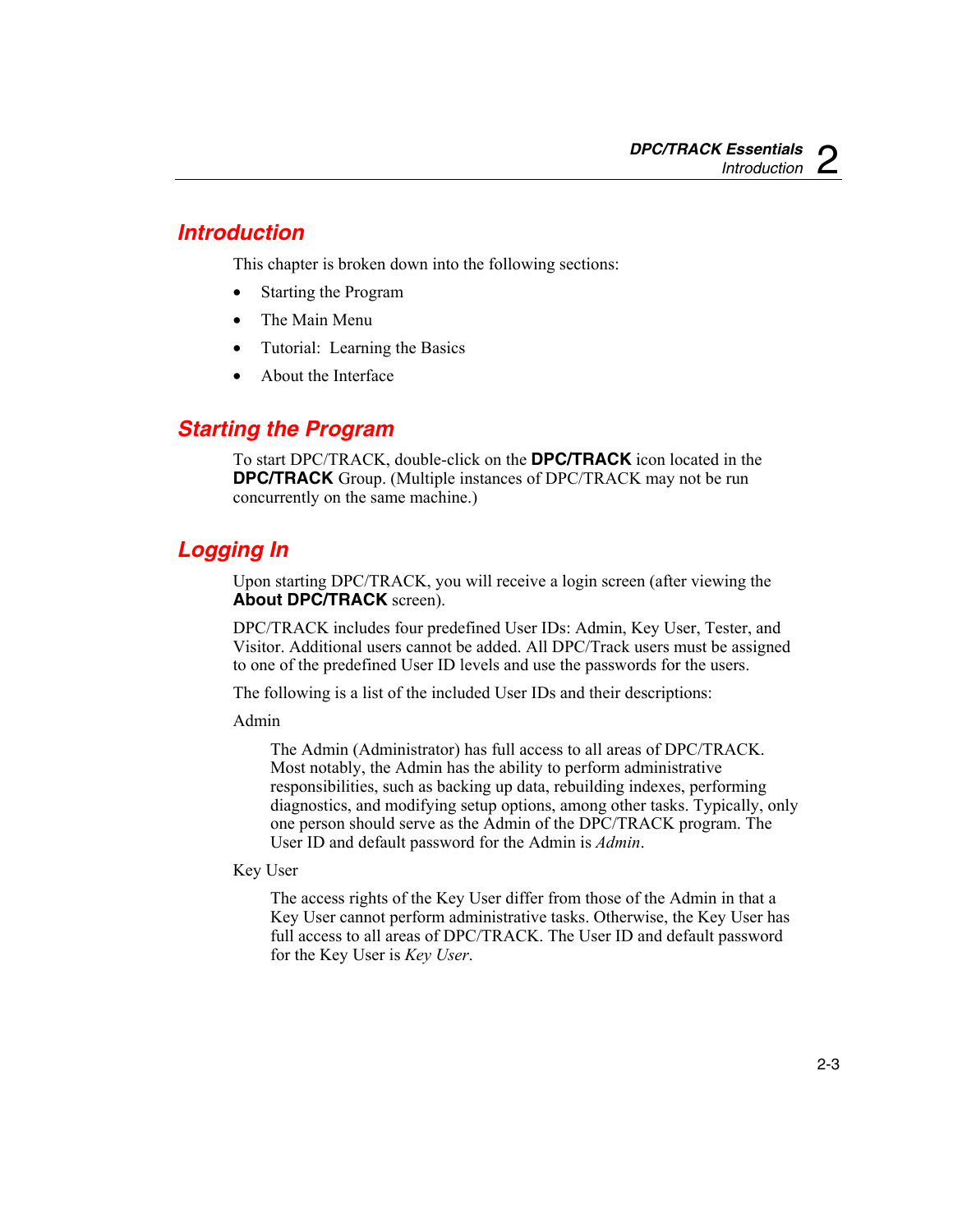## Introduction

This chapter is broken down into the following sections:

- Starting the Program
- The Main Menu
- Tutorial: Learning the Basics
- About the Interface

## Starting the Program

To start DPC/TRACK, double-click on the **DPC/TRACK** icon located in the **DPC/TRACK** Group. (Multiple instances of DPC/TRACK may not be run concurrently on the same machine.)

## Logging In

Upon starting DPC/TRACK, you will receive a login screen (after viewing the **About DPC/TRACK** screen).

DPC/TRACK includes four predefined User IDs: Admin, Key User, Tester, and Visitor. Additional users cannot be added. All DPC/Track users must be assigned to one of the predefined User ID levels and use the passwords for the users.

The following is a list of the included User IDs and their descriptions:

Admin

> The Admin (Administrator) has full access to all areas of DPC/TRACK. Most notably, the Admin has the ability to perform administrative responsibilities, such as backing up data, rebuilding indexes, performing diagnostics, and modifying setup options, among other tasks. Typically, only one person should serve as the Admin of the DPC/TRACK program. The User ID and default password for the Admin is *Admin*.

Key User

> The access rights of the Key User differ from those of the Admin in that a Key User cannot perform administrative tasks. Otherwise, the Key User has full access to all areas of DPC/TRACK. The User ID and default password for the Key User is *Key User*.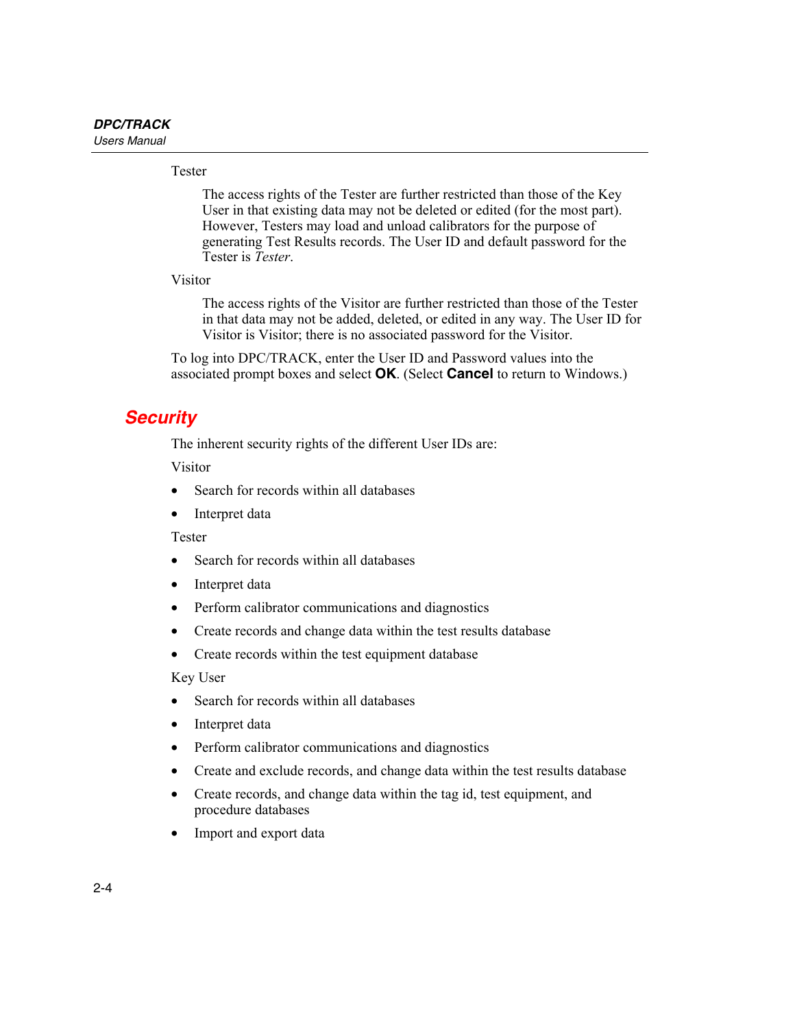Tester

The access rights of the Tester are further restricted than those of the Key User in that existing data may not be deleted or edited (for the most part). However, Testers may load and unload calibrators for the purpose of generating Test Results records. The User ID and default password for the Tester is *Tester*.

Visitor

The access rights of the Visitor are further restricted than those of the Tester in that data may not be added, deleted, or edited in any way. The User ID for Visitor is Visitor; there is no associated password for the Visitor.

To log into DPC/TRACK, enter the User ID and Password values into the associated prompt boxes and select **OK**. (Select **Cancel** to return to Windows.)

## Security

The inherent security rights of the different User IDs are:

Visitor

- Search for records within all databases
- Interpret data

Tester

- Search for records within all databases
- Interpret data
- Perform calibrator communications and diagnostics
- Create records and change data within the test results database
- Create records within the test equipment database

Key User

- Search for records within all databases
- Interpret data
- Perform calibrator communications and diagnostics
- Create and exclude records, and change data within the test results database
- Create records, and change data within the tag id, test equipment, and procedure databases
- Import and export data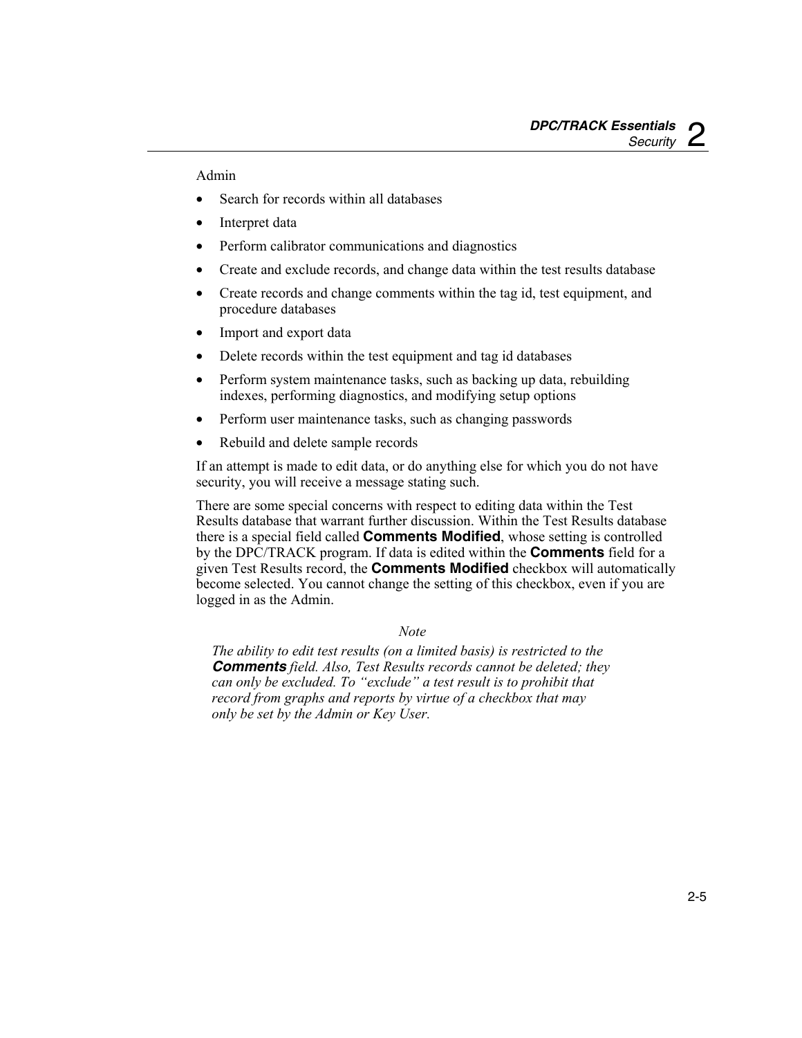Admin

- Search for records within all databases
- Interpret data
- Perform calibrator communications and diagnostics
- Create and exclude records, and change data within the test results database
- Create records and change comments within the tag id, test equipment, and procedure databases
- Import and export data
- Delete records within the test equipment and tag id databases
- Perform system maintenance tasks, such as backing up data, rebuilding indexes, performing diagnostics, and modifying setup options
- Perform user maintenance tasks, such as changing passwords
- Rebuild and delete sample records

If an attempt is made to edit data, or do anything else for which you do not have security, you will receive a message stating such.

There are some special concerns with respect to editing data within the Test Results database that warrant further discussion. Within the Test Results database there is a special field called **Comments Modified**, whose setting is controlled by the DPC/TRACK program. If data is edited within the **Comments** field for a given Test Results record, the **Comments Modified** checkbox will automatically become selected. You cannot change the setting of this checkbox, even if you are logged in as the Admin.

*Note*

*The ability to edit test results (on a limited basis) is restricted to the* ***Comments*** *field. Also, Test Results records cannot be deleted; they can only be excluded. To "exclude" a test result is to prohibit that record from graphs and reports by virtue of a checkbox that may only be set by the Admin or Key User.*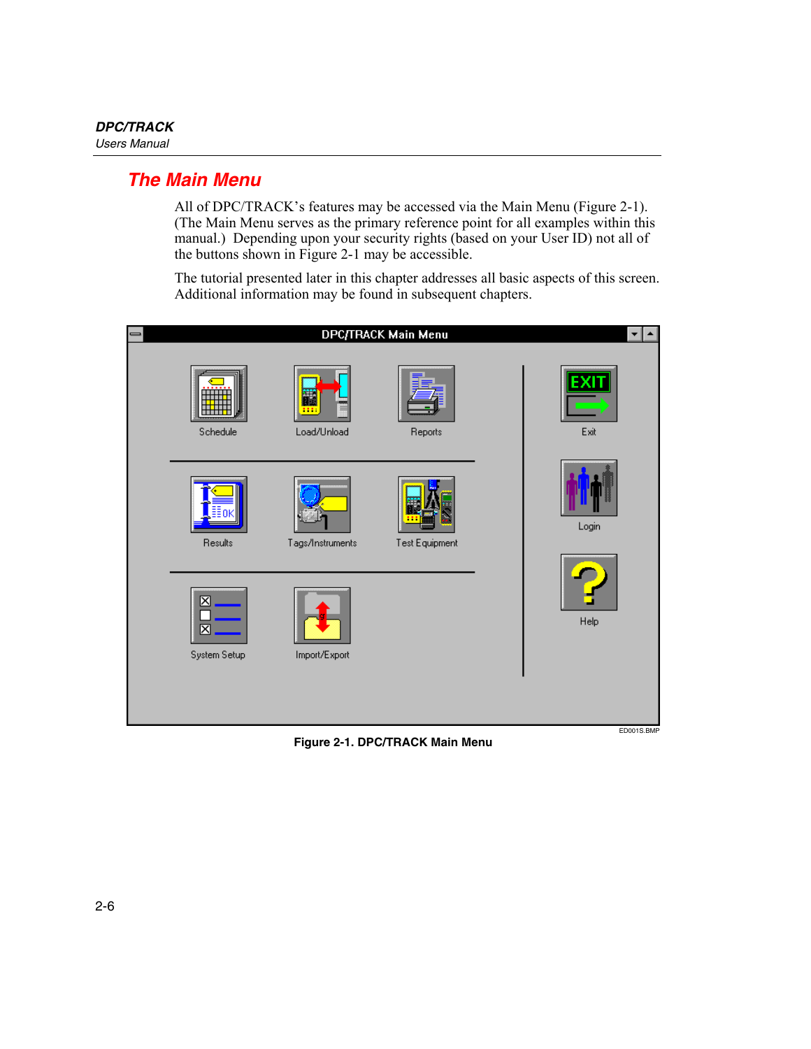## The Main Menu

All of DPC/TRACK's features may be accessed via the Main Menu (Figure 2-1). (The Main Menu serves as the primary reference point for all examples within this manual.) Depending upon your security rights (based on your User ID) not all of the buttons shown in Figure 2-1 may be accessible.

The tutorial presented later in this chapter addresses all basic aspects of this screen. Additional information may be found in subsequent chapters.

ED001S.BMP

**Figure 2-1. DPC/TRACK Main Menu**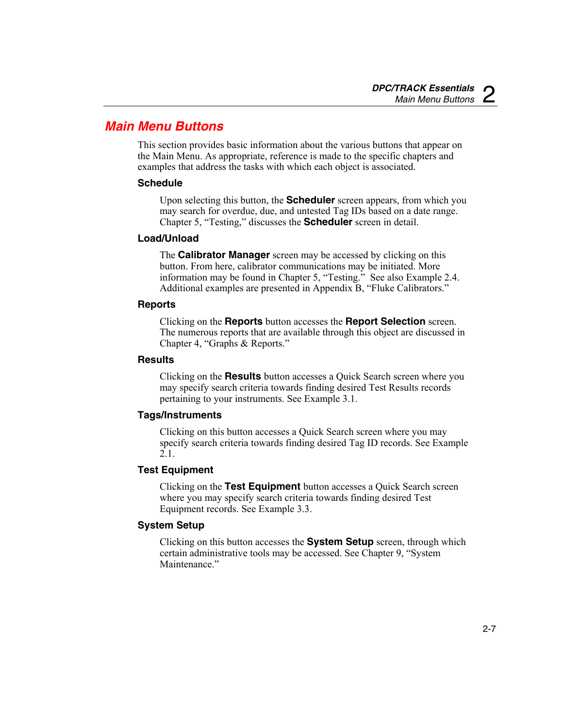## Main Menu Buttons

This section provides basic information about the various buttons that appear on the Main Menu. As appropriate, reference is made to the specific chapters and examples that address the tasks with which each object is associated.

### Schedule

Upon selecting this button, the **Scheduler** screen appears, from which you may search for overdue, due, and untested Tag IDs based on a date range. Chapter 5, "Testing," discusses the **Scheduler** screen in detail.

### Load/Unload

The **Calibrator Manager** screen may be accessed by clicking on this button. From here, calibrator communications may be initiated. More information may be found in Chapter 5, "Testing." See also Example 2.4. Additional examples are presented in Appendix B, "Fluke Calibrators."

### Reports

Clicking on the **Reports** button accesses the **Report Selection** screen. The numerous reports that are available through this object are discussed in Chapter 4, "Graphs & Reports."

### Results

Clicking on the **Results** button accesses a Quick Search screen where you may specify search criteria towards finding desired Test Results records pertaining to your instruments. See Example 3.1.

### Tags/Instruments

Clicking on this button accesses a Quick Search screen where you may specify search criteria towards finding desired Tag ID records. See Example 2.1.

### Test Equipment

Clicking on the **Test Equipment** button accesses a Quick Search screen where you may specify search criteria towards finding desired Test Equipment records. See Example 3.3.

### System Setup

Clicking on this button accesses the **System Setup** screen, through which certain administrative tools may be accessed. See Chapter 9, "System Maintenance."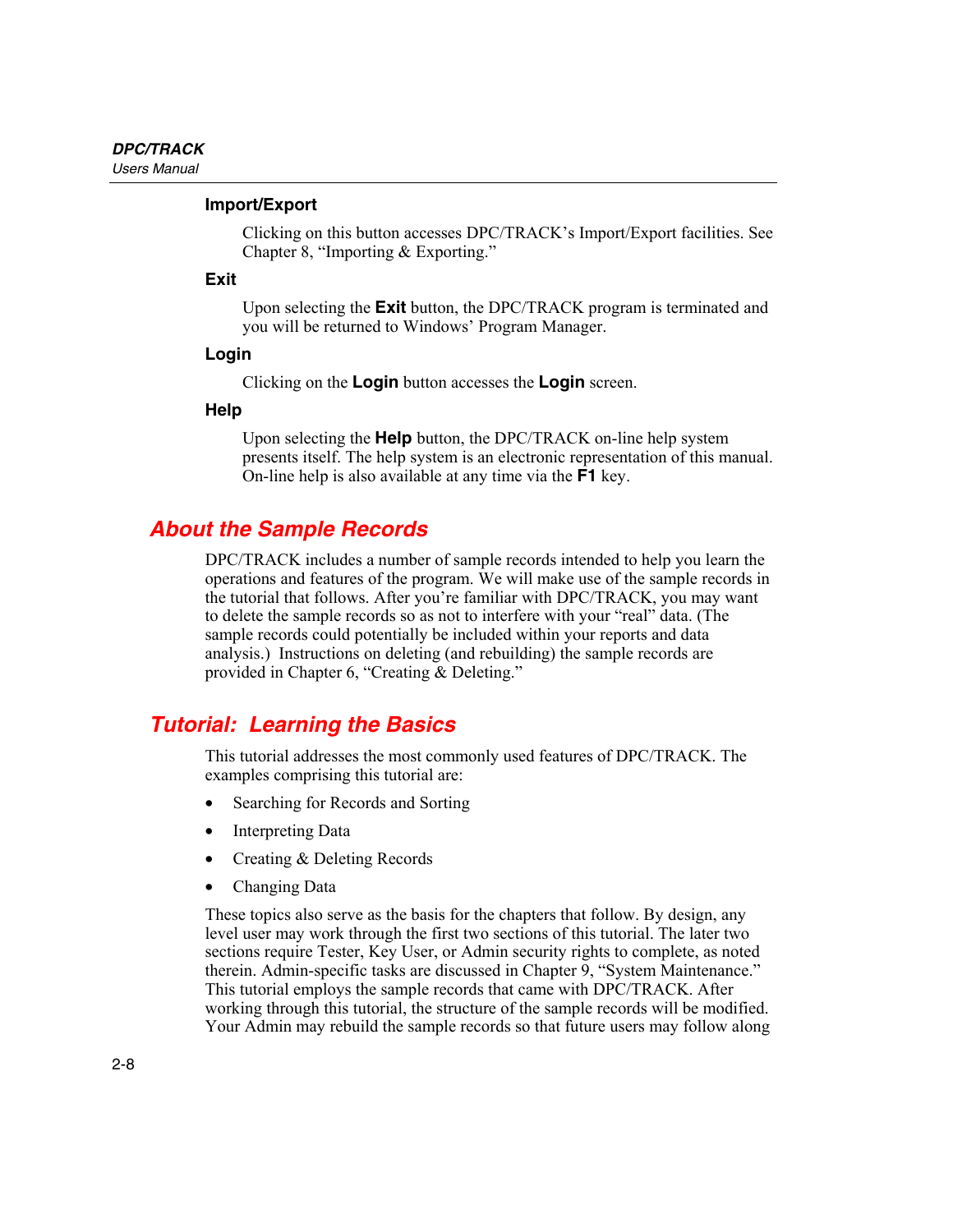### Import/Export

Clicking on this button accesses DPC/TRACK's Import/Export facilities. See Chapter 8, "Importing & Exporting."

### Exit

Upon selecting the **Exit** button, the DPC/TRACK program is terminated and you will be returned to Windows' Program Manager.

### Login

Clicking on the **Login** button accesses the **Login** screen.

### Help

Upon selecting the **Help** button, the DPC/TRACK on-line help system presents itself. The help system is an electronic representation of this manual. On-line help is also available at any time via the **F1** key.

## About the Sample Records

DPC/TRACK includes a number of sample records intended to help you learn the operations and features of the program. We will make use of the sample records in the tutorial that follows. After you're familiar with DPC/TRACK, you may want to delete the sample records so as not to interfere with your "real" data. (The sample records could potentially be included within your reports and data analysis.) Instructions on deleting (and rebuilding) the sample records are provided in Chapter 6, "Creating & Deleting."

## Tutorial: Learning the Basics

This tutorial addresses the most commonly used features of DPC/TRACK. The examples comprising this tutorial are:

- Searching for Records and Sorting
- Interpreting Data
- Creating & Deleting Records
- Changing Data

These topics also serve as the basis for the chapters that follow. By design, any level user may work through the first two sections of this tutorial. The later two sections require Tester, Key User, or Admin security rights to complete, as noted therein. Admin-specific tasks are discussed in Chapter 9, "System Maintenance." This tutorial employs the sample records that came with DPC/TRACK. After working through this tutorial, the structure of the sample records will be modified. Your Admin may rebuild the sample records so that future users may follow along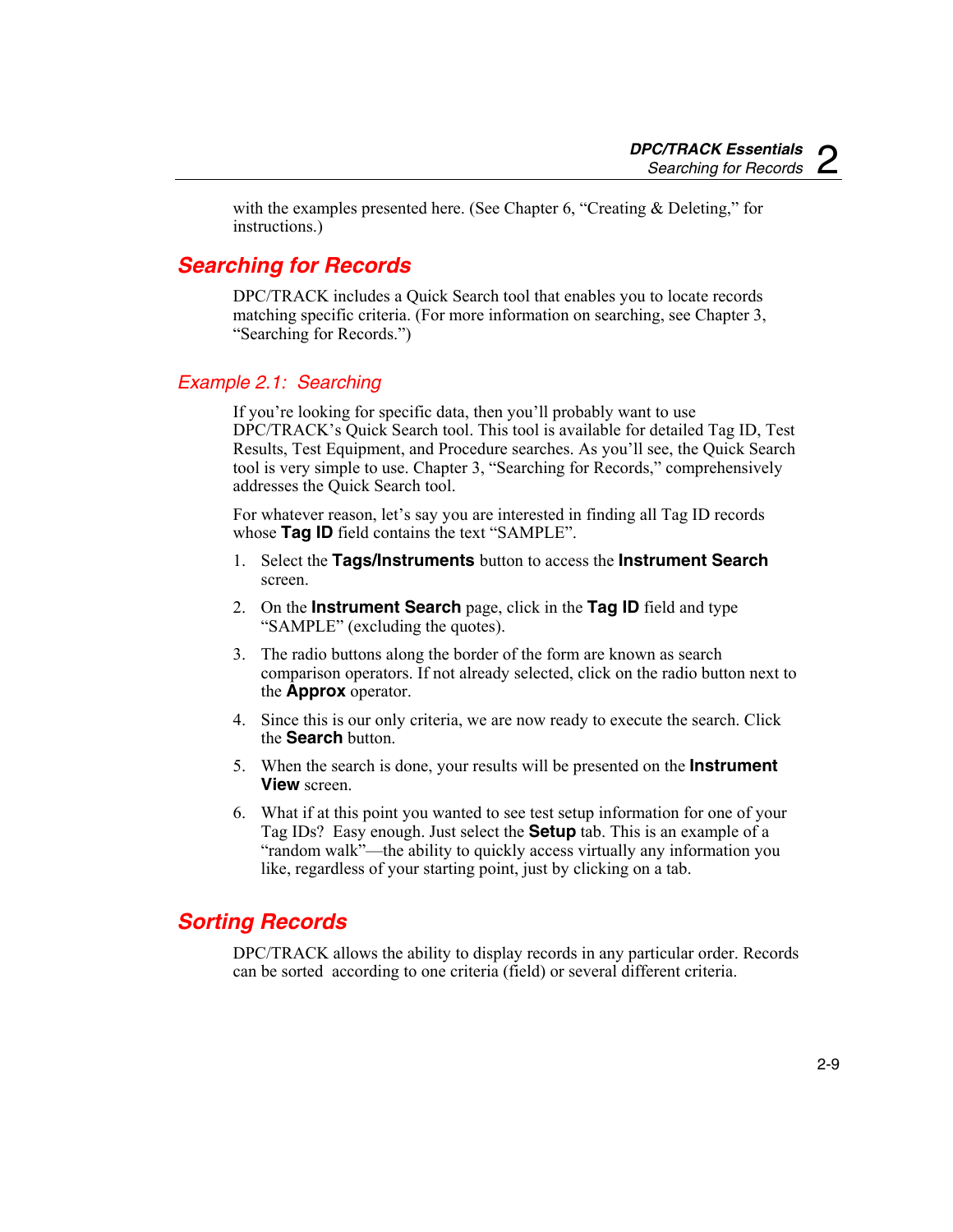with the examples presented here. (See Chapter 6, "Creating & Deleting," for instructions.)

## Searching for Records

DPC/TRACK includes a Quick Search tool that enables you to locate records matching specific criteria. (For more information on searching, see Chapter 3, "Searching for Records.")

### Example 2.1: Searching

If you're looking for specific data, then you'll probably want to use DPC/TRACK's Quick Search tool. This tool is available for detailed Tag ID, Test Results, Test Equipment, and Procedure searches. As you'll see, the Quick Search tool is very simple to use. Chapter 3, "Searching for Records," comprehensively addresses the Quick Search tool.

For whatever reason, let's say you are interested in finding all Tag ID records whose **Tag ID** field contains the text "SAMPLE".

1. Select the **Tags/Instruments** button to access the **Instrument Search** screen.
2. On the **Instrument Search** page, click in the **Tag ID** field and type "SAMPLE" (excluding the quotes).
3. The radio buttons along the border of the form are known as search comparison operators. If not already selected, click on the radio button next to the **Approx** operator.
4. Since this is our only criteria, we are now ready to execute the search. Click the **Search** button.
5. When the search is done, your results will be presented on the **Instrument View** screen.
6. What if at this point you wanted to see test setup information for one of your Tag IDs? Easy enough. Just select the **Setup** tab. This is an example of a "random walk"—the ability to quickly access virtually any information you like, regardless of your starting point, just by clicking on a tab.

## Sorting Records

DPC/TRACK allows the ability to display records in any particular order. Records can be sorted according to one criteria (field) or several different criteria.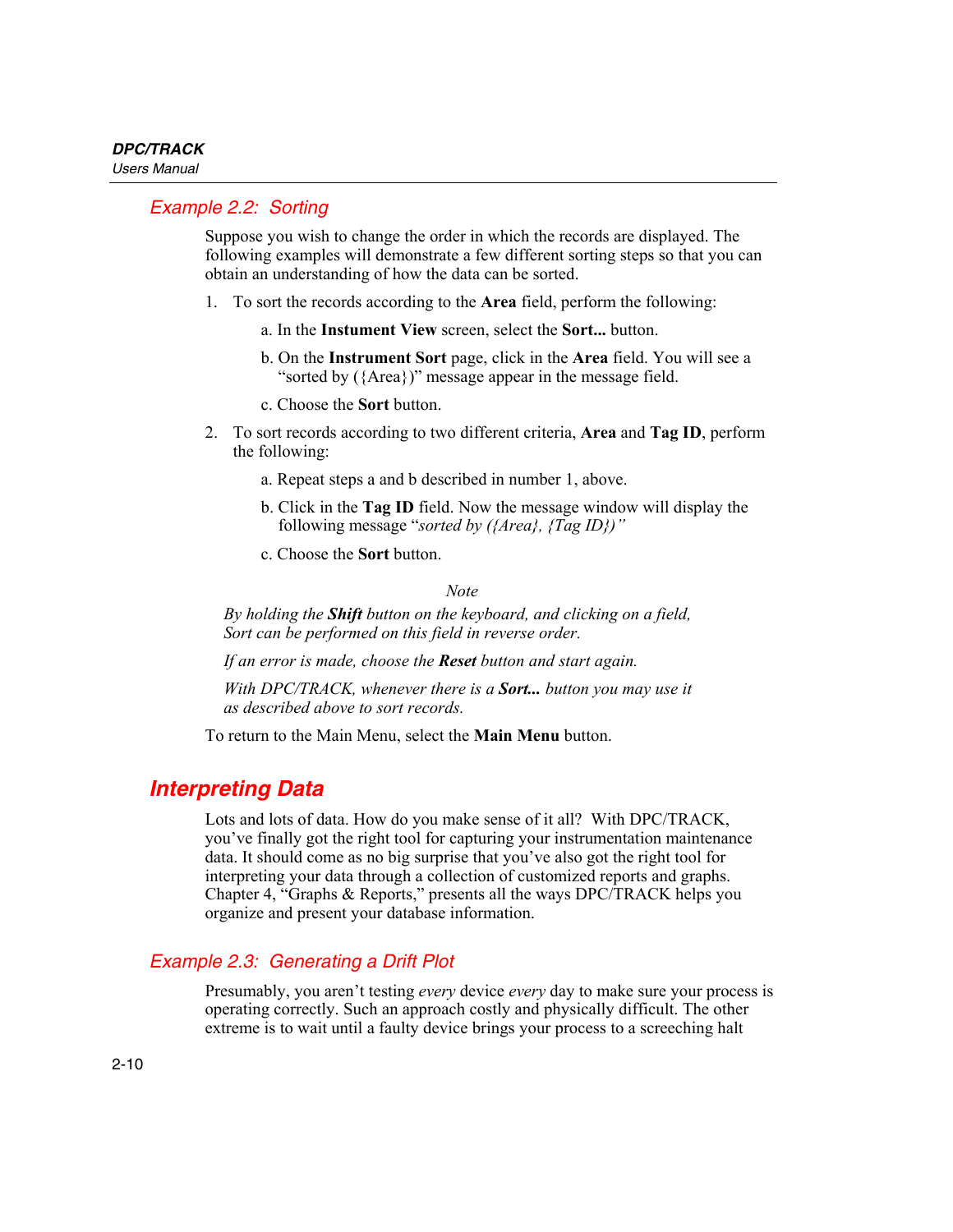### Example 2.2: Sorting

Suppose you wish to change the order in which the records are displayed. The following examples will demonstrate a few different sorting steps so that you can obtain an understanding of how the data can be sorted.

1. To sort the records according to the **Area** field, perform the following:

   a. In the **Instument View** screen, select the **Sort...** button.

   b. On the **Instrument Sort** page, click in the **Area** field. You will see a "sorted by ({Area})" message appear in the message field.

   c. Choose the **Sort** button.

2. To sort records according to two different criteria, **Area** and **Tag ID**, perform the following:

   a. Repeat steps a and b described in number 1, above.

   b. Click in the **Tag ID** field. Now the message window will display the following message "*sorted by ({Area}, {Tag ID})"*

   c. Choose the **Sort** button.

*Note*

*By holding the **Shift** button on the keyboard, and clicking on a field, Sort can be performed on this field in reverse order.*

*If an error is made, choose the **Reset** button and start again.*

*With DPC/TRACK, whenever there is a **Sort...** button you may use it as described above to sort records.*

To return to the Main Menu, select the **Main Menu** button.

## Interpreting Data

Lots and lots of data. How do you make sense of it all? With DPC/TRACK, you've finally got the right tool for capturing your instrumentation maintenance data. It should come as no big surprise that you've also got the right tool for interpreting your data through a collection of customized reports and graphs. Chapter 4, "Graphs & Reports," presents all the ways DPC/TRACK helps you organize and present your database information.

### Example 2.3: Generating a Drift Plot

Presumably, you aren't testing *every* device *every* day to make sure your process is operating correctly. Such an approach costly and physically difficult. The other extreme is to wait until a faulty device brings your process to a screeching halt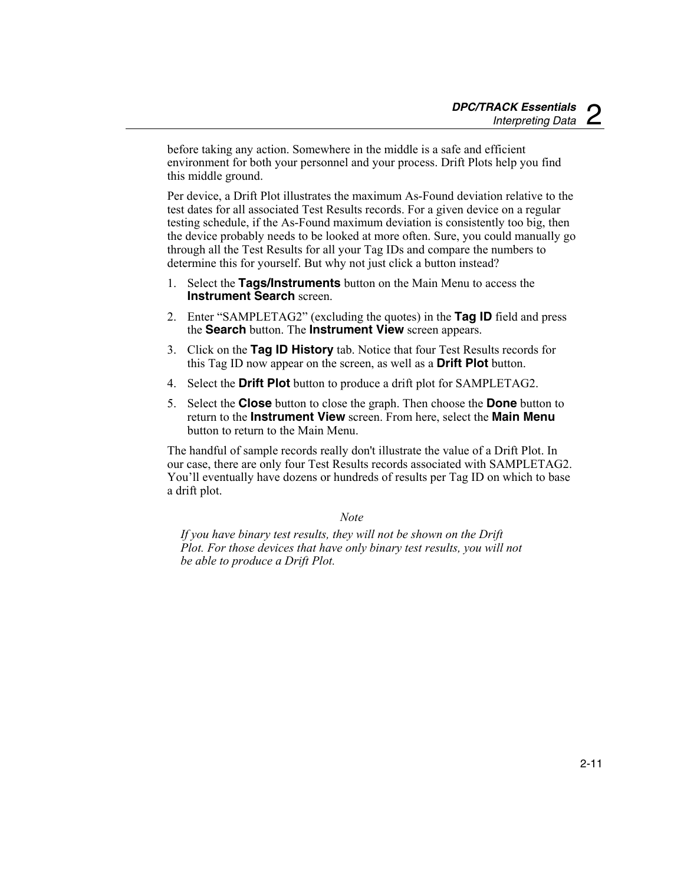before taking any action. Somewhere in the middle is a safe and efficient environment for both your personnel and your process. Drift Plots help you find this middle ground.

Per device, a Drift Plot illustrates the maximum As-Found deviation relative to the test dates for all associated Test Results records. For a given device on a regular testing schedule, if the As-Found maximum deviation is consistently too big, then the device probably needs to be looked at more often. Sure, you could manually go through all the Test Results for all your Tag IDs and compare the numbers to determine this for yourself. But why not just click a button instead?

1. Select the **Tags/Instruments** button on the Main Menu to access the **Instrument Search** screen.
2. Enter “SAMPLETAG2” (excluding the quotes) in the **Tag ID** field and press the **Search** button. The **Instrument View** screen appears.
3. Click on the **Tag ID History** tab. Notice that four Test Results records for this Tag ID now appear on the screen, as well as a **Drift Plot** button.
4. Select the **Drift Plot** button to produce a drift plot for SAMPLETAG2.
5. Select the **Close** button to close the graph. Then choose the **Done** button to return to the **Instrument View** screen. From here, select the **Main Menu** button to return to the Main Menu.

The handful of sample records really don't illustrate the value of a Drift Plot. In our case, there are only four Test Results records associated with SAMPLETAG2. You’ll eventually have dozens or hundreds of results per Tag ID on which to base a drift plot.

*Note*

*If you have binary test results, they will not be shown on the Drift Plot. For those devices that have only binary test results, you will not be able to produce a Drift Plot.*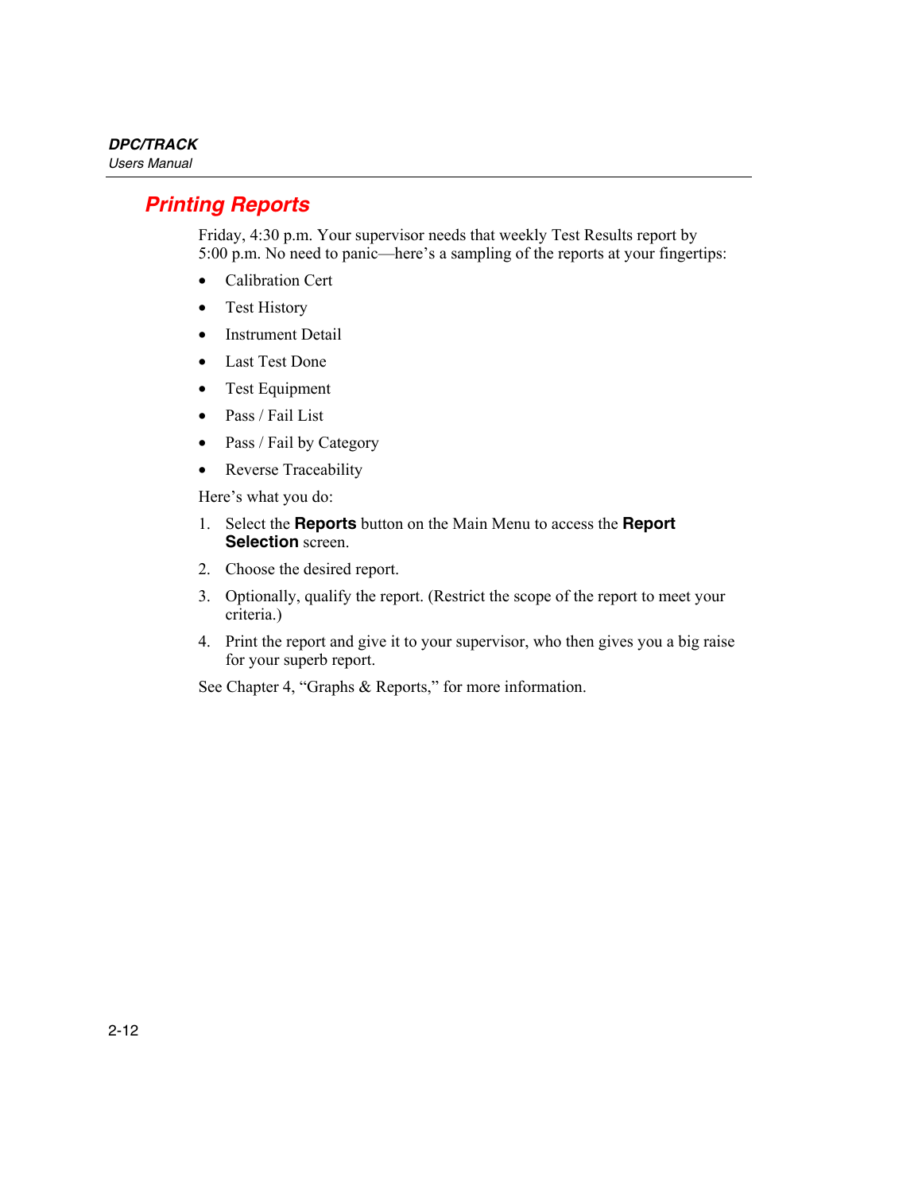## Printing Reports

Friday, 4:30 p.m. Your supervisor needs that weekly Test Results report by 5:00 p.m. No need to panic—here's a sampling of the reports at your fingertips:

- Calibration Cert
- Test History
- Instrument Detail
- Last Test Done
- Test Equipment
- Pass / Fail List
- Pass / Fail by Category
- Reverse Traceability

Here's what you do:

1. Select the **Reports** button on the Main Menu to access the **Report Selection** screen.
2. Choose the desired report.
3. Optionally, qualify the report. (Restrict the scope of the report to meet your criteria.)
4. Print the report and give it to your supervisor, who then gives you a big raise for your superb report.

See Chapter 4, "Graphs & Reports," for more information.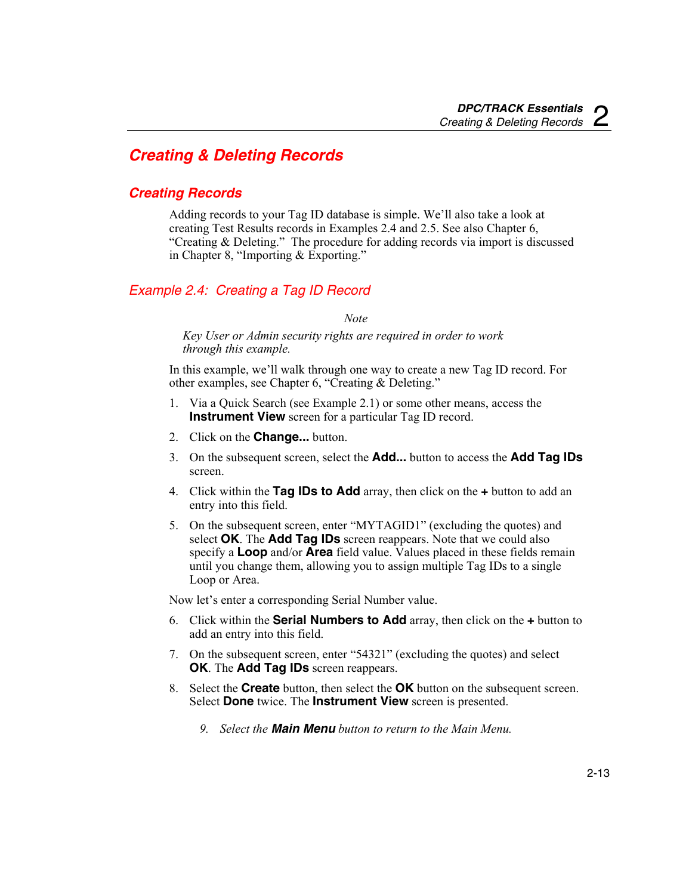# Creating & Deleting Records

## Creating Records

Adding records to your Tag ID database is simple. We'll also take a look at creating Test Results records in Examples 2.4 and 2.5. See also Chapter 6, "Creating & Deleting." The procedure for adding records via import is discussed in Chapter 8, "Importing & Exporting."

### Example 2.4: Creating a Tag ID Record

*Note*

*Key User or Admin security rights are required in order to work through this example.*

In this example, we'll walk through one way to create a new Tag ID record. For other examples, see Chapter 6, "Creating & Deleting."

1. Via a Quick Search (see Example 2.1) or some other means, access the **Instrument View** screen for a particular Tag ID record.
2. Click on the **Change...** button.
3. On the subsequent screen, select the **Add...** button to access the **Add Tag IDs** screen.
4. Click within the **Tag IDs to Add** array, then click on the **+** button to add an entry into this field.
5. On the subsequent screen, enter "MYTAGID1" (excluding the quotes) and select **OK**. The **Add Tag IDs** screen reappears. Note that we could also specify a **Loop** and/or **Area** field value. Values placed in these fields remain until you change them, allowing you to assign multiple Tag IDs to a single Loop or Area.

Now let's enter a corresponding Serial Number value.

6. Click within the **Serial Numbers to Add** array, then click on the **+** button to add an entry into this field.
7. On the subsequent screen, enter "54321" (excluding the quotes) and select **OK**. The **Add Tag IDs** screen reappears.
8. Select the **Create** button, then select the **OK** button on the subsequent screen. Select **Done** twice. The **Instrument View** screen is presented.
9. *Select the **Main Menu** button to return to the Main Menu.*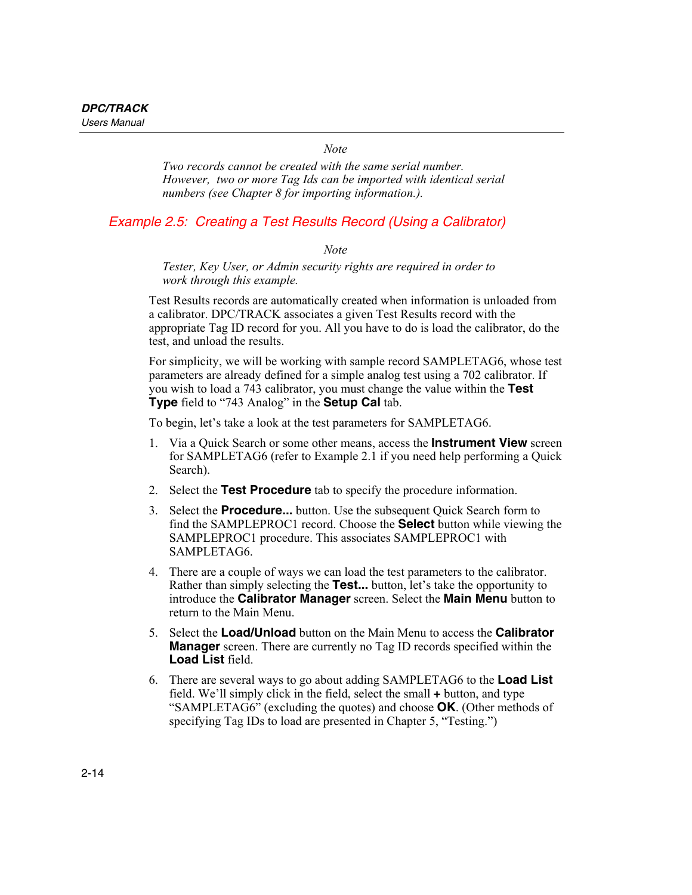*Note*

*Two records cannot be created with the same serial number. However, two or more Tag Ids can be imported with identical serial numbers (see Chapter 8 for importing information.).*

### *Example 2.5: Creating a Test Results Record (Using a Calibrator)*

*Note*

*Tester, Key User, or Admin security rights are required in order to work through this example.*

Test Results records are automatically created when information is unloaded from a calibrator. DPC/TRACK associates a given Test Results record with the appropriate Tag ID record for you. All you have to do is load the calibrator, do the test, and unload the results.

For simplicity, we will be working with sample record SAMPLETAG6, whose test parameters are already defined for a simple analog test using a 702 calibrator. If you wish to load a 743 calibrator, you must change the value within the **Test Type** field to "743 Analog" in the **Setup Cal** tab.

To begin, let's take a look at the test parameters for SAMPLETAG6.

1. Via a Quick Search or some other means, access the **Instrument View** screen for SAMPLETAG6 (refer to Example 2.1 if you need help performing a Quick Search).
2. Select the **Test Procedure** tab to specify the procedure information.
3. Select the **Procedure...** button. Use the subsequent Quick Search form to find the SAMPLEPROC1 record. Choose the **Select** button while viewing the SAMPLEPROC1 procedure. This associates SAMPLEPROC1 with SAMPLETAG6.
4. There are a couple of ways we can load the test parameters to the calibrator. Rather than simply selecting the **Test...** button, let's take the opportunity to introduce the **Calibrator Manager** screen. Select the **Main Menu** button to return to the Main Menu.
5. Select the **Load/Unload** button on the Main Menu to access the **Calibrator Manager** screen. There are currently no Tag ID records specified within the **Load List** field.
6. There are several ways to go about adding SAMPLETAG6 to the **Load List** field. We'll simply click in the field, select the small **+** button, and type "SAMPLETAG6" (excluding the quotes) and choose **OK**. (Other methods of specifying Tag IDs to load are presented in Chapter 5, "Testing.")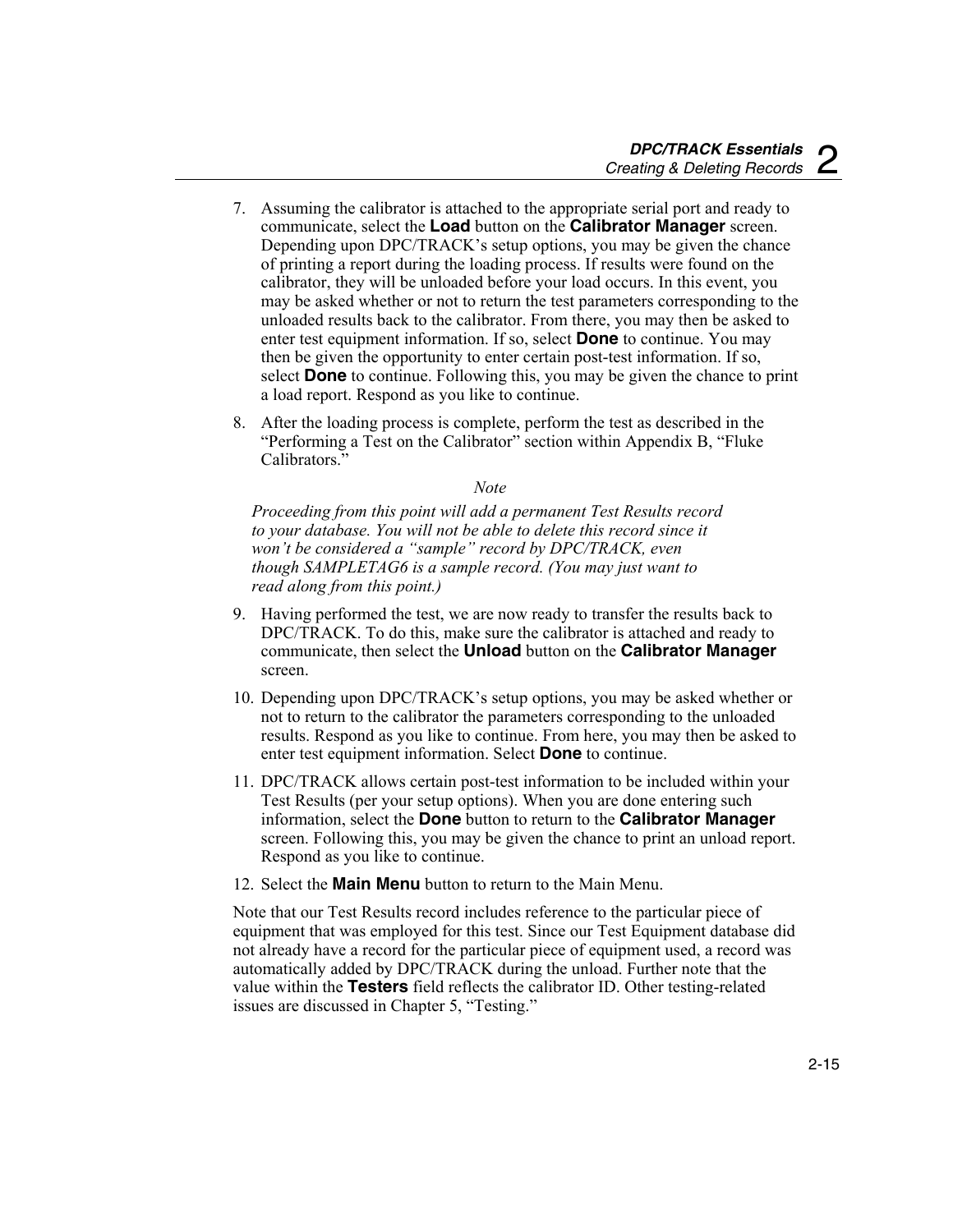7. Assuming the calibrator is attached to the appropriate serial port and ready to communicate, select the **Load** button on the **Calibrator Manager** screen. Depending upon DPC/TRACK's setup options, you may be given the chance of printing a report during the loading process. If results were found on the calibrator, they will be unloaded before your load occurs. In this event, you may be asked whether or not to return the test parameters corresponding to the unloaded results back to the calibrator. From there, you may then be asked to enter test equipment information. If so, select **Done** to continue. You may then be given the opportunity to enter certain post-test information. If so, select **Done** to continue. Following this, you may be given the chance to print a load report. Respond as you like to continue.

8. After the loading process is complete, perform the test as described in the "Performing a Test on the Calibrator" section within Appendix B, "Fluke Calibrators."

*Note*

*Proceeding from this point will add a permanent Test Results record to your database. You will not be able to delete this record since it won't be considered a "sample" record by DPC/TRACK, even though SAMPLETAG6 is a sample record. (You may just want to read along from this point.)*

9. Having performed the test, we are now ready to transfer the results back to DPC/TRACK. To do this, make sure the calibrator is attached and ready to communicate, then select the **Unload** button on the **Calibrator Manager** screen.

10. Depending upon DPC/TRACK's setup options, you may be asked whether or not to return to the calibrator the parameters corresponding to the unloaded results. Respond as you like to continue. From here, you may then be asked to enter test equipment information. Select **Done** to continue.

11. DPC/TRACK allows certain post-test information to be included within your Test Results (per your setup options). When you are done entering such information, select the **Done** button to return to the **Calibrator Manager** screen. Following this, you may be given the chance to print an unload report. Respond as you like to continue.

12. Select the **Main Menu** button to return to the Main Menu.

Note that our Test Results record includes reference to the particular piece of equipment that was employed for this test. Since our Test Equipment database did not already have a record for the particular piece of equipment used, a record was automatically added by DPC/TRACK during the unload. Further note that the value within the **Testers** field reflects the calibrator ID. Other testing-related issues are discussed in Chapter 5, "Testing."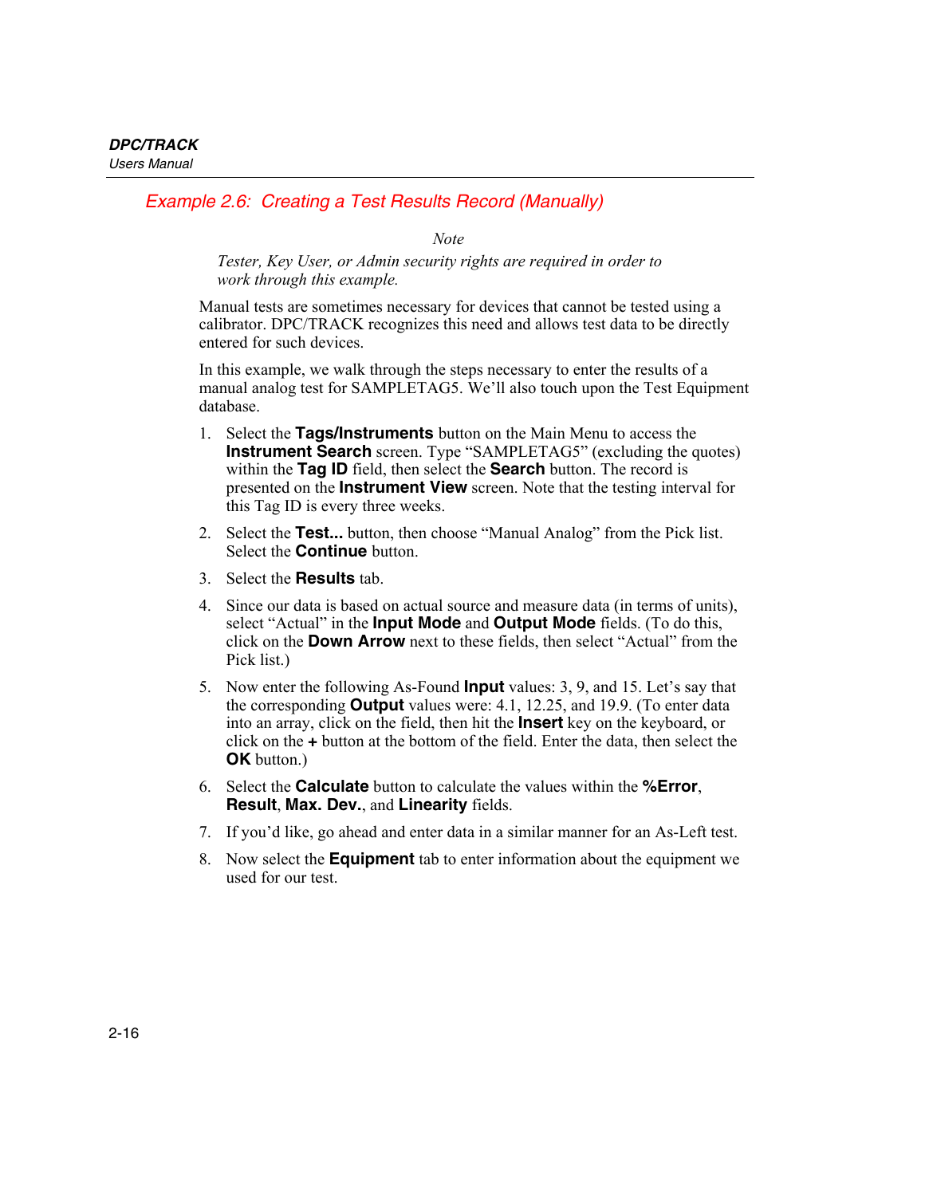## Example 2.6: Creating a Test Results Record (Manually)

*Note*

*Tester, Key User, or Admin security rights are required in order to work through this example.*

Manual tests are sometimes necessary for devices that cannot be tested using a calibrator. DPC/TRACK recognizes this need and allows test data to be directly entered for such devices.

In this example, we walk through the steps necessary to enter the results of a manual analog test for SAMPLETAG5. We'll also touch upon the Test Equipment database.

1. Select the **Tags/Instruments** button on the Main Menu to access the **Instrument Search** screen. Type "SAMPLETAG5" (excluding the quotes) within the **Tag ID** field, then select the **Search** button. The record is presented on the **Instrument View** screen. Note that the testing interval for this Tag ID is every three weeks.
2. Select the **Test...** button, then choose "Manual Analog" from the Pick list. Select the **Continue** button.
3. Select the **Results** tab.
4. Since our data is based on actual source and measure data (in terms of units), select "Actual" in the **Input Mode** and **Output Mode** fields. (To do this, click on the **Down Arrow** next to these fields, then select "Actual" from the Pick list.)
5. Now enter the following As-Found **Input** values: 3, 9, and 15. Let's say that the corresponding **Output** values were: 4.1, 12.25, and 19.9. (To enter data into an array, click on the field, then hit the **Insert** key on the keyboard, or click on the **+** button at the bottom of the field. Enter the data, then select the **OK** button.)
6. Select the **Calculate** button to calculate the values within the **%Error**, **Result**, **Max. Dev.**, and **Linearity** fields.
7. If you'd like, go ahead and enter data in a similar manner for an As-Left test.
8. Now select the **Equipment** tab to enter information about the equipment we used for our test.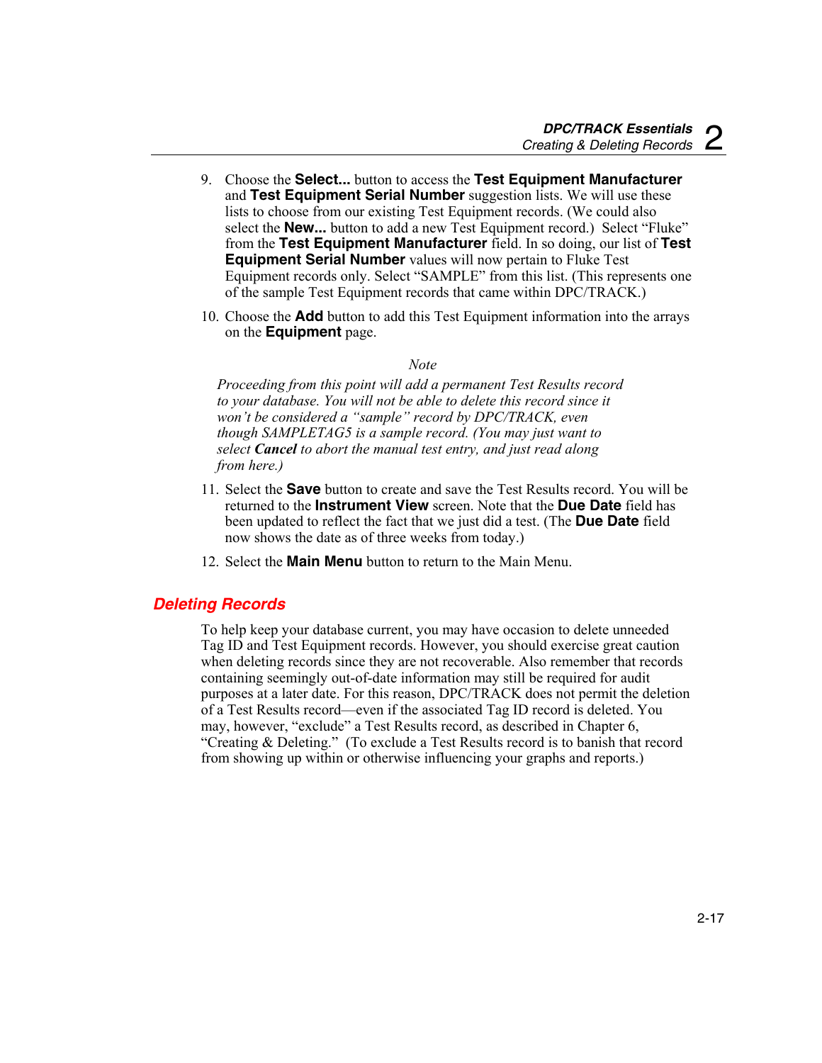9. Choose the **Select...** button to access the **Test Equipment Manufacturer** and **Test Equipment Serial Number** suggestion lists. We will use these lists to choose from our existing Test Equipment records. (We could also select the **New...** button to add a new Test Equipment record.) Select "Fluke" from the **Test Equipment Manufacturer** field. In so doing, our list of **Test Equipment Serial Number** values will now pertain to Fluke Test Equipment records only. Select "SAMPLE" from this list. (This represents one of the sample Test Equipment records that came within DPC/TRACK.)

10. Choose the **Add** button to add this Test Equipment information into the arrays on the **Equipment** page.

*Note*

*Proceeding from this point will add a permanent Test Results record to your database. You will not be able to delete this record since it won't be considered a "sample" record by DPC/TRACK, even though SAMPLETAG5 is a sample record. (You may just want to select **Cancel** to abort the manual test entry, and just read along from here.)*

11. Select the **Save** button to create and save the Test Results record. You will be returned to the **Instrument View** screen. Note that the **Due Date** field has been updated to reflect the fact that we just did a test. (The **Due Date** field now shows the date as of three weeks from today.)

12. Select the **Main Menu** button to return to the Main Menu.

## Deleting Records

To help keep your database current, you may have occasion to delete unneeded Tag ID and Test Equipment records. However, you should exercise great caution when deleting records since they are not recoverable. Also remember that records containing seemingly out-of-date information may still be required for audit purposes at a later date. For this reason, DPC/TRACK does not permit the deletion of a Test Results record—even if the associated Tag ID record is deleted. You may, however, "exclude" a Test Results record, as described in Chapter 6, "Creating & Deleting." (To exclude a Test Results record is to banish that record from showing up within or otherwise influencing your graphs and reports.)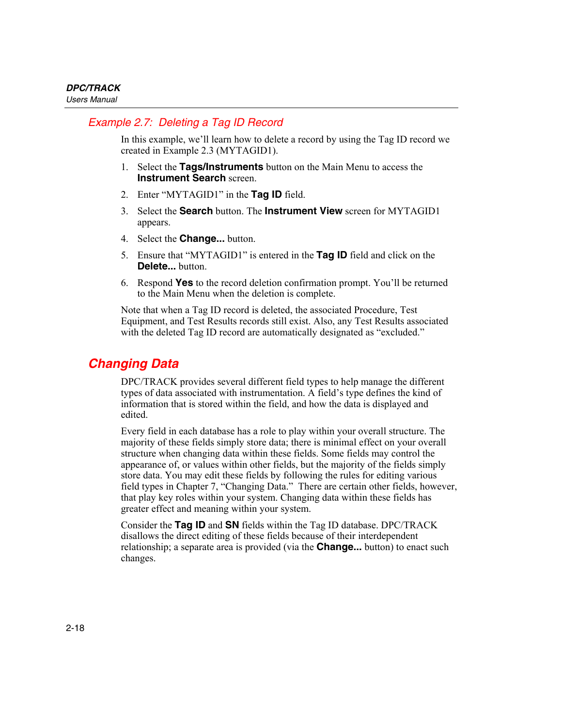### Example 2.7: Deleting a Tag ID Record

In this example, we'll learn how to delete a record by using the Tag ID record we created in Example 2.3 (MYTAGID1).

1. Select the **Tags/Instruments** button on the Main Menu to access the **Instrument Search** screen.
2. Enter "MYTAGID1" in the **Tag ID** field.
3. Select the **Search** button. The **Instrument View** screen for MYTAGID1 appears.
4. Select the **Change...** button.
5. Ensure that "MYTAGID1" is entered in the **Tag ID** field and click on the **Delete...** button.
6. Respond **Yes** to the record deletion confirmation prompt. You'll be returned to the Main Menu when the deletion is complete.

Note that when a Tag ID record is deleted, the associated Procedure, Test Equipment, and Test Results records still exist. Also, any Test Results associated with the deleted Tag ID record are automatically designated as "excluded."

## Changing Data

DPC/TRACK provides several different field types to help manage the different types of data associated with instrumentation. A field's type defines the kind of information that is stored within the field, and how the data is displayed and edited.

Every field in each database has a role to play within your overall structure. The majority of these fields simply store data; there is minimal effect on your overall structure when changing data within these fields. Some fields may control the appearance of, or values within other fields, but the majority of the fields simply store data. You may edit these fields by following the rules for editing various field types in Chapter 7, "Changing Data." There are certain other fields, however, that play key roles within your system. Changing data within these fields has greater effect and meaning within your system.

Consider the **Tag ID** and **SN** fields within the Tag ID database. DPC/TRACK disallows the direct editing of these fields because of their interdependent relationship; a separate area is provided (via the **Change...** button) to enact such changes.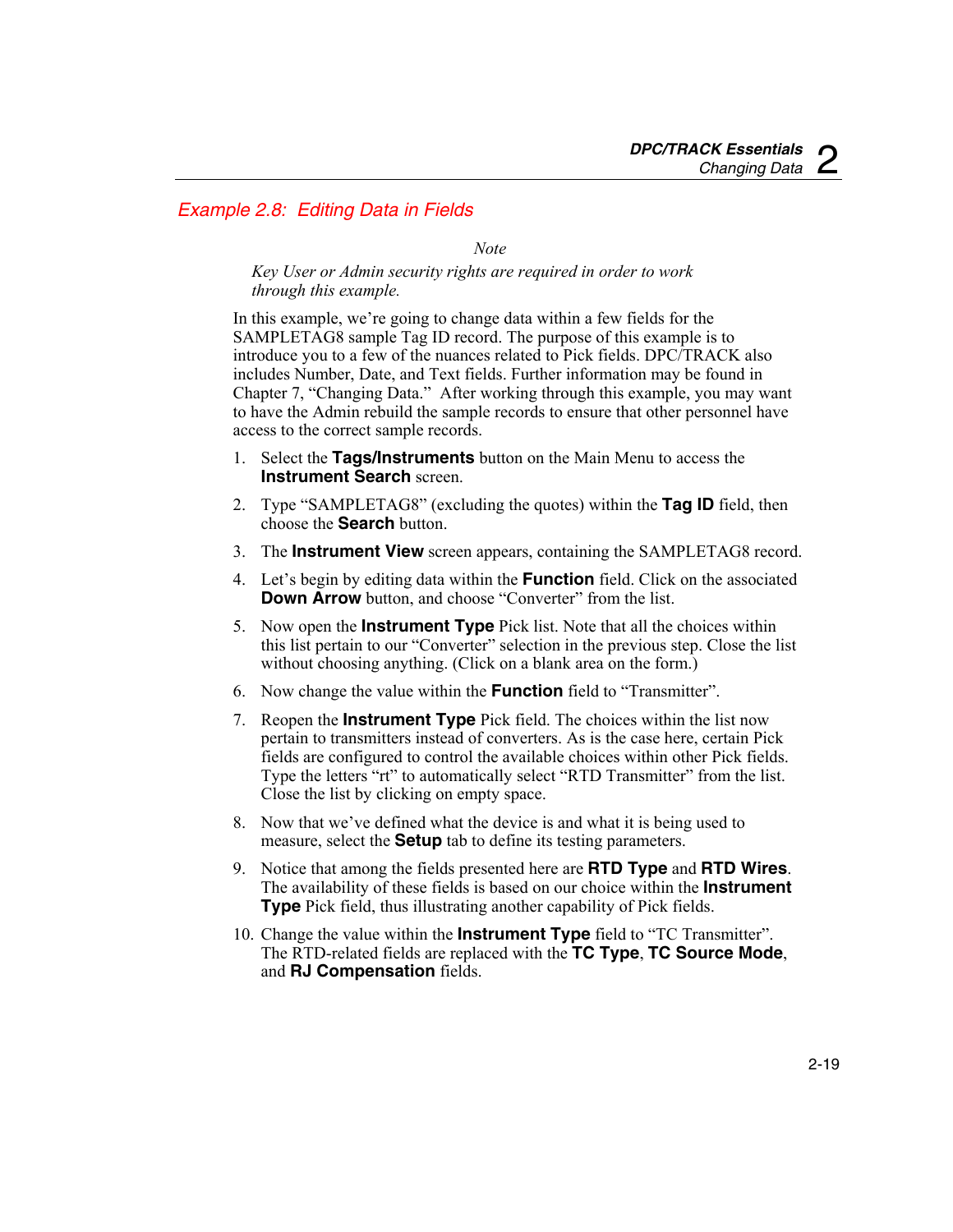## Example 2.8: Editing Data in Fields

*Note*

*Key User or Admin security rights are required in order to work through this example.*

In this example, we're going to change data within a few fields for the SAMPLETAG8 sample Tag ID record. The purpose of this example is to introduce you to a few of the nuances related to Pick fields. DPC/TRACK also includes Number, Date, and Text fields. Further information may be found in Chapter 7, "Changing Data." After working through this example, you may want to have the Admin rebuild the sample records to ensure that other personnel have access to the correct sample records.

1. Select the **Tags/Instruments** button on the Main Menu to access the **Instrument Search** screen.
2. Type "SAMPLETAG8" (excluding the quotes) within the **Tag ID** field, then choose the **Search** button.
3. The **Instrument View** screen appears, containing the SAMPLETAG8 record.
4. Let's begin by editing data within the **Function** field. Click on the associated **Down Arrow** button, and choose "Converter" from the list.
5. Now open the **Instrument Type** Pick list. Note that all the choices within this list pertain to our "Converter" selection in the previous step. Close the list without choosing anything. (Click on a blank area on the form.)
6. Now change the value within the **Function** field to "Transmitter".
7. Reopen the **Instrument Type** Pick field. The choices within the list now pertain to transmitters instead of converters. As is the case here, certain Pick fields are configured to control the available choices within other Pick fields. Type the letters "rt" to automatically select "RTD Transmitter" from the list. Close the list by clicking on empty space.
8. Now that we've defined what the device is and what it is being used to measure, select the **Setup** tab to define its testing parameters.
9. Notice that among the fields presented here are **RTD Type** and **RTD Wires**. The availability of these fields is based on our choice within the **Instrument Type** Pick field, thus illustrating another capability of Pick fields.
10. Change the value within the **Instrument Type** field to "TC Transmitter". The RTD-related fields are replaced with the **TC Type**, **TC Source Mode**, and **RJ Compensation** fields.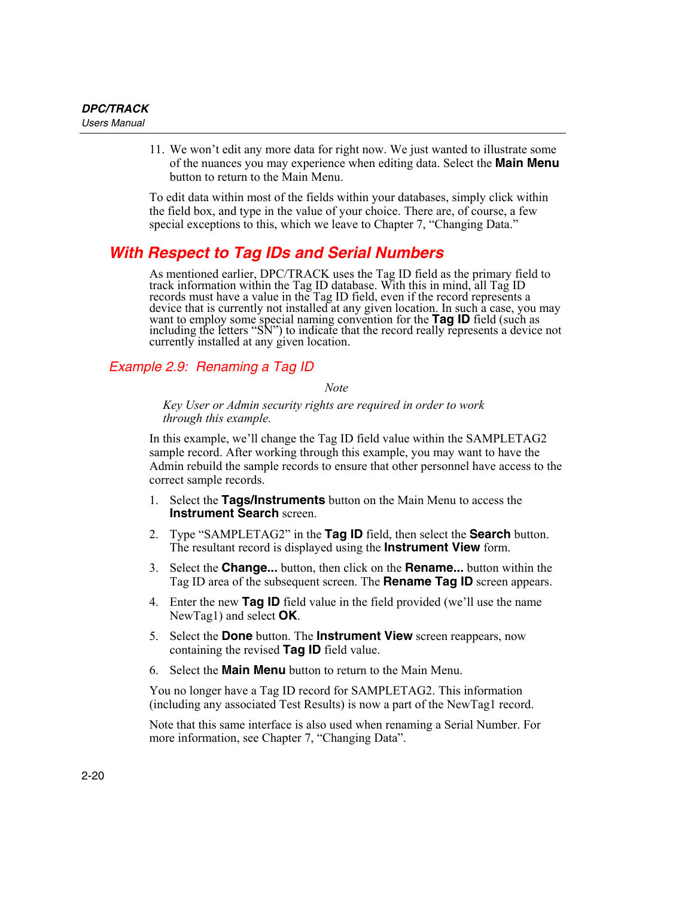11. We won't edit any more data for right now. We just wanted to illustrate some of the nuances you may experience when editing data. Select the **Main Menu** button to return to the Main Menu.

To edit data within most of the fields within your databases, simply click within the field box, and type in the value of your choice. There are, of course, a few special exceptions to this, which we leave to Chapter 7, "Changing Data."

## With Respect to Tag IDs and Serial Numbers

As mentioned earlier, DPC/TRACK uses the Tag ID field as the primary field to track information within the Tag ID database. With this in mind, all Tag ID records must have a value in the Tag ID field, even if the record represents a device that is currently not installed at any given location. In such a case, you may want to employ some special naming convention for the **Tag ID** field (such as including the letters "SN") to indicate that the record really represents a device not currently installed at any given location.

### Example 2.9: Renaming a Tag ID

*Note*

*Key User or Admin security rights are required in order to work through this example.*

In this example, we'll change the Tag ID field value within the SAMPLETAG2 sample record. After working through this example, you may want to have the Admin rebuild the sample records to ensure that other personnel have access to the correct sample records.

1. Select the **Tags/Instruments** button on the Main Menu to access the **Instrument Search** screen.
2. Type "SAMPLETAG2" in the **Tag ID** field, then select the **Search** button. The resultant record is displayed using the **Instrument View** form.
3. Select the **Change...** button, then click on the **Rename...** button within the Tag ID area of the subsequent screen. The **Rename Tag ID** screen appears.
4. Enter the new **Tag ID** field value in the field provided (we'll use the name NewTag1) and select **OK**.
5. Select the **Done** button. The **Instrument View** screen reappears, now containing the revised **Tag ID** field value.
6. Select the **Main Menu** button to return to the Main Menu.

You no longer have a Tag ID record for SAMPLETAG2. This information (including any associated Test Results) is now a part of the NewTag1 record.

Note that this same interface is also used when renaming a Serial Number. For more information, see Chapter 7, "Changing Data".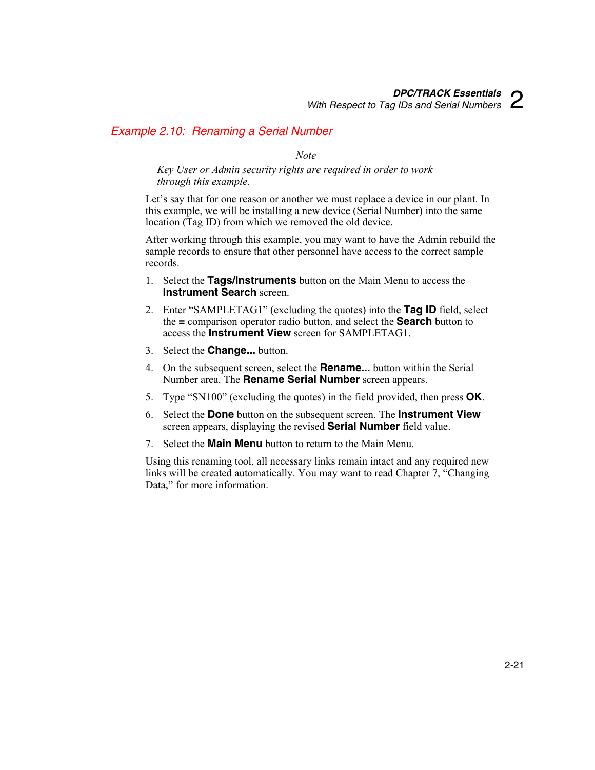### *Example 2.10: Renaming a Serial Number*

*Note*

*Key User or Admin security rights are required in order to work through this example.*

Let's say that for one reason or another we must replace a device in our plant. In this example, we will be installing a new device (Serial Number) into the same location (Tag ID) from which we removed the old device.

After working through this example, you may want to have the Admin rebuild the sample records to ensure that other personnel have access to the correct sample records.

1. Select the **Tags/Instruments** button on the Main Menu to access the **Instrument Search** screen.
2. Enter "SAMPLETAG1" (excluding the quotes) into the **Tag ID** field, select the **=** comparison operator radio button, and select the **Search** button to access the **Instrument View** screen for SAMPLETAG1.
3. Select the **Change...** button.
4. On the subsequent screen, select the **Rename...** button within the Serial Number area. The **Rename Serial Number** screen appears.
5. Type "SN100" (excluding the quotes) in the field provided, then press **OK**.
6. Select the **Done** button on the subsequent screen. The **Instrument View** screen appears, displaying the revised **Serial Number** field value.
7. Select the **Main Menu** button to return to the Main Menu.

Using this renaming tool, all necessary links remain intact and any required new links will be created automatically. You may want to read Chapter 7, "Changing Data," for more information.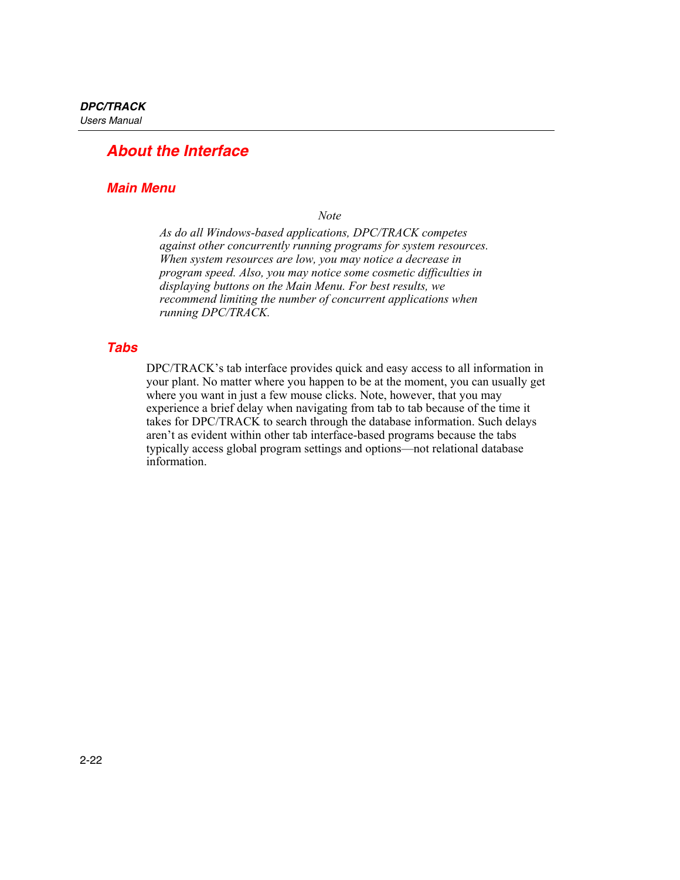## About the Interface

### Main Menu

*Note*

*As do all Windows-based applications, DPC/TRACK competes against other concurrently running programs for system resources. When system resources are low, you may notice a decrease in program speed. Also, you may notice some cosmetic difficulties in displaying buttons on the Main Menu. For best results, we recommend limiting the number of concurrent applications when running DPC/TRACK.*

### Tabs

DPC/TRACK's tab interface provides quick and easy access to all information in your plant. No matter where you happen to be at the moment, you can usually get where you want in just a few mouse clicks. Note, however, that you may experience a brief delay when navigating from tab to tab because of the time it takes for DPC/TRACK to search through the database information. Such delays aren't as evident within other tab interface-based programs because the tabs typically access global program settings and options—not relational database information.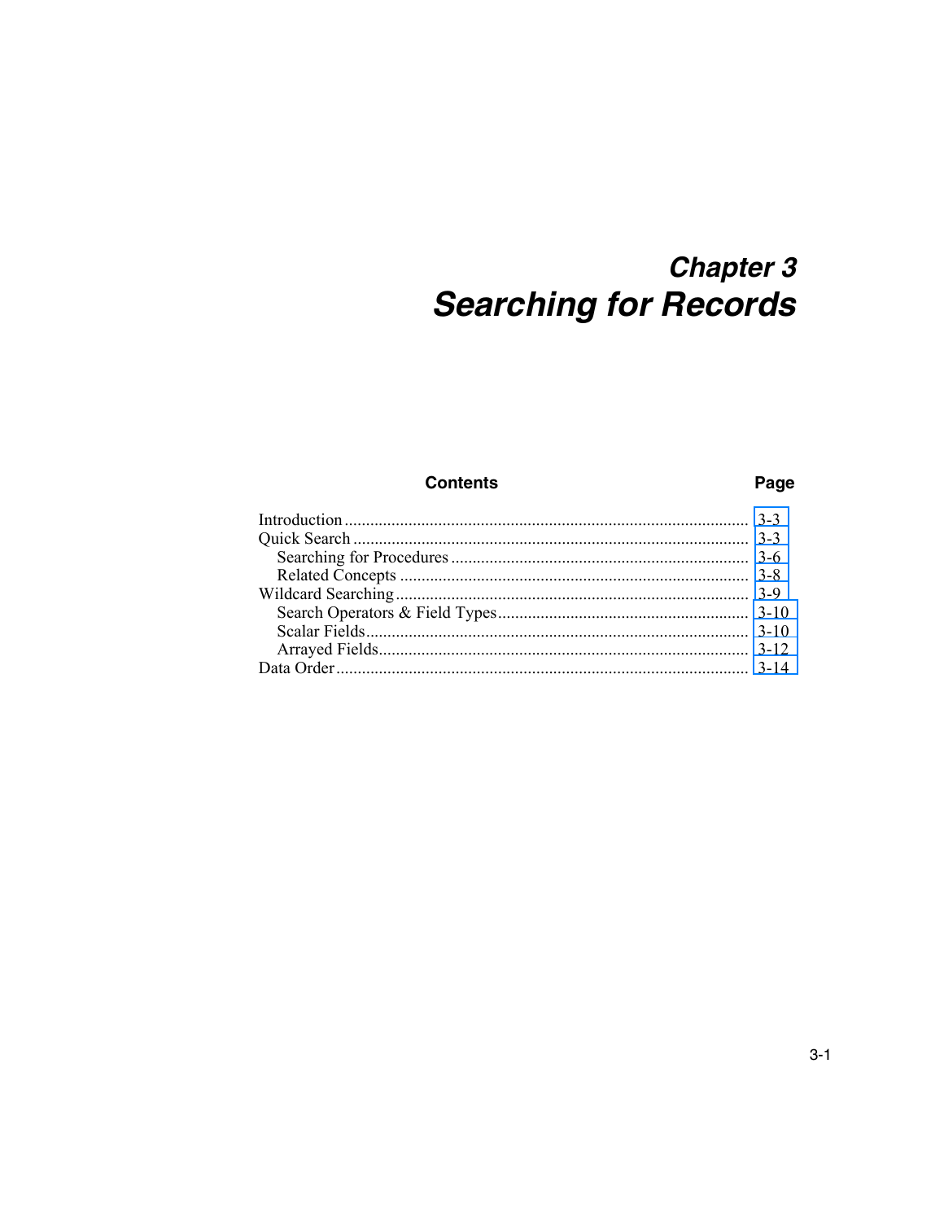# Chapter 3
# Searching for Records

| Contents | Page |
|---|---|
| Introduction | 3-3 |
| Quick Search | 3-3 |
|     Searching for Procedures | 3-6 |
|     Related Concepts | 3-8 |
| Wildcard Searching | 3-9 |
|     Search Operators & Field Types | 3-10 |
|     Scalar Fields | 3-10 |
|     Arrayed Fields | 3-12 |
| Data Order | 3-14 |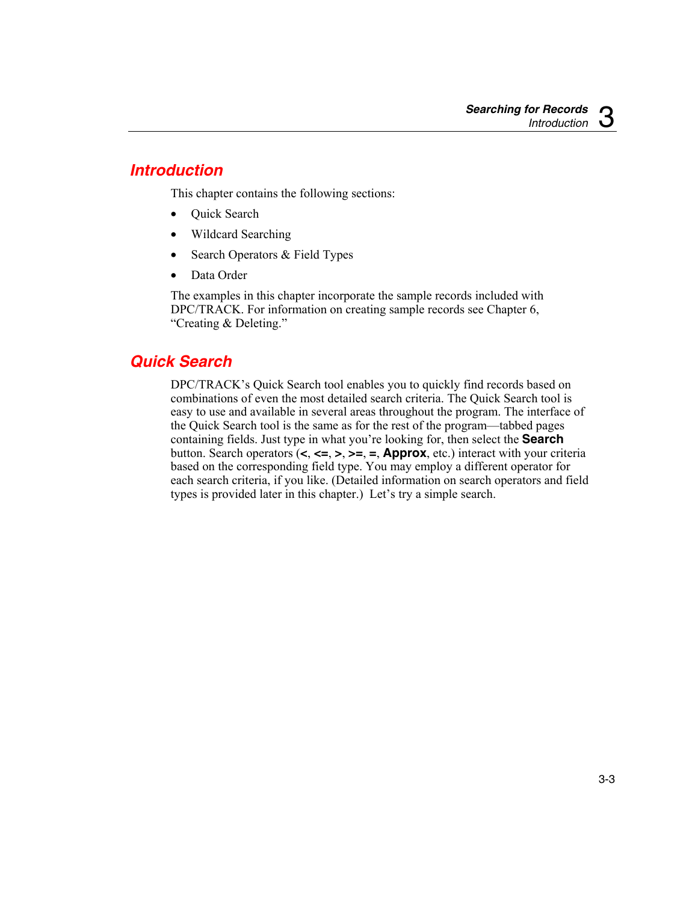## Introduction

This chapter contains the following sections:

- Quick Search
- Wildcard Searching
- Search Operators & Field Types
- Data Order

The examples in this chapter incorporate the sample records included with DPC/TRACK. For information on creating sample records see Chapter 6, “Creating & Deleting.”

## Quick Search

DPC/TRACK’s Quick Search tool enables you to quickly find records based on combinations of even the most detailed search criteria. The Quick Search tool is easy to use and available in several areas throughout the program. The interface of the Quick Search tool is the same as for the rest of the program—tabbed pages containing fields. Just type in what you’re looking for, then select the **Search** button. Search operators (**<**, **<=**, **>**, **>=**, **=**, **Approx**, etc.) interact with your criteria based on the corresponding field type. You may employ a different operator for each search criteria, if you like. (Detailed information on search operators and field types is provided later in this chapter.) Let’s try a simple search.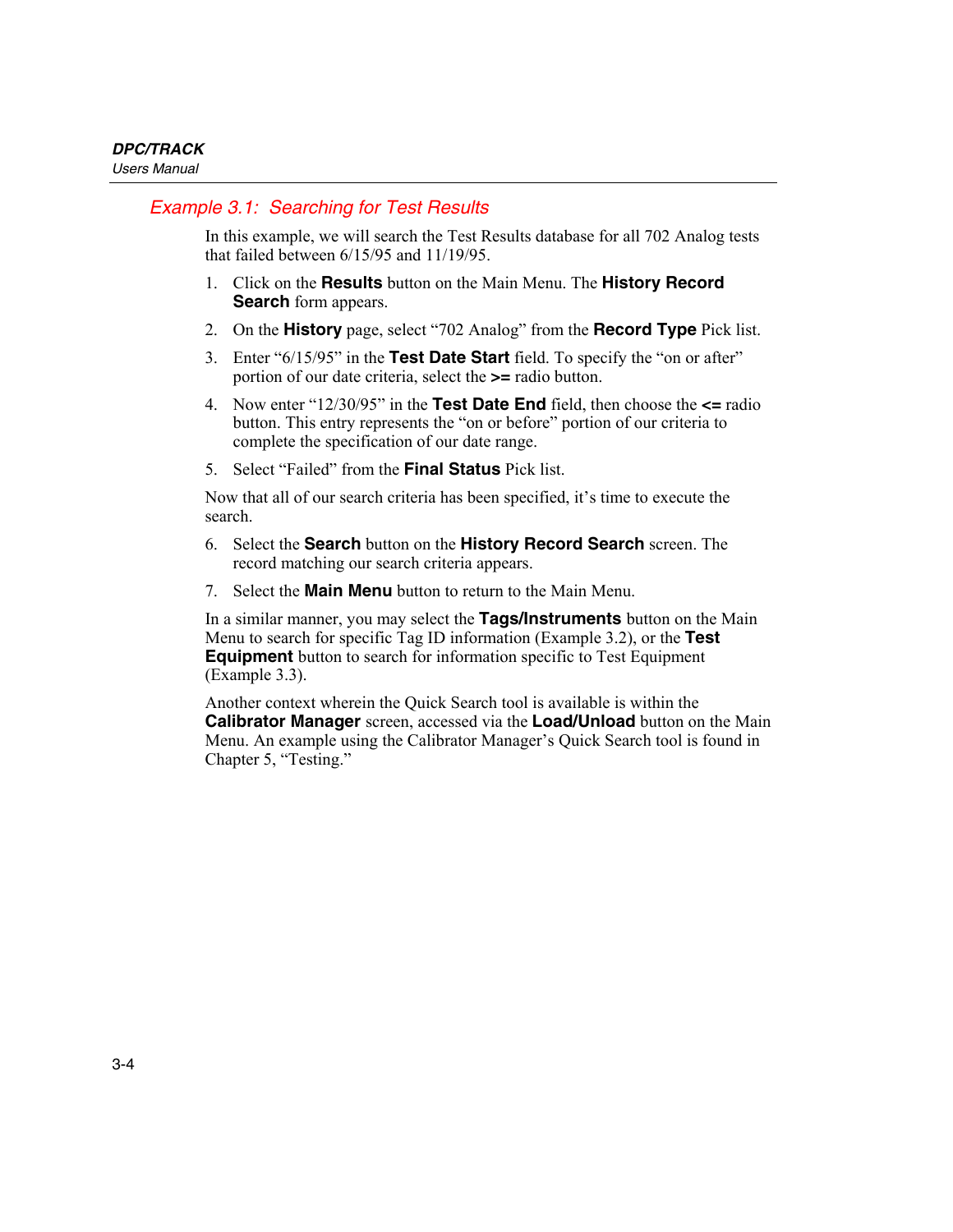### *Example 3.1: Searching for Test Results*

In this example, we will search the Test Results database for all 702 Analog tests that failed between 6/15/95 and 11/19/95.

1. Click on the **Results** button on the Main Menu. The **History Record Search** form appears.
2. On the **History** page, select "702 Analog" from the **Record Type** Pick list.
3. Enter "6/15/95" in the **Test Date Start** field. To specify the "on or after" portion of our date criteria, select the **>=** radio button.
4. Now enter "12/30/95" in the **Test Date End** field, then choose the **<=** radio button. This entry represents the "on or before" portion of our criteria to complete the specification of our date range.
5. Select "Failed" from the **Final Status** Pick list.

Now that all of our search criteria has been specified, it's time to execute the search.

6. Select the **Search** button on the **History Record Search** screen. The record matching our search criteria appears.
7. Select the **Main Menu** button to return to the Main Menu.

In a similar manner, you may select the **Tags/Instruments** button on the Main Menu to search for specific Tag ID information (Example 3.2), or the **Test Equipment** button to search for information specific to Test Equipment (Example 3.3).

Another context wherein the Quick Search tool is available is within the **Calibrator Manager** screen, accessed via the **Load/Unload** button on the Main Menu. An example using the Calibrator Manager's Quick Search tool is found in Chapter 5, "Testing."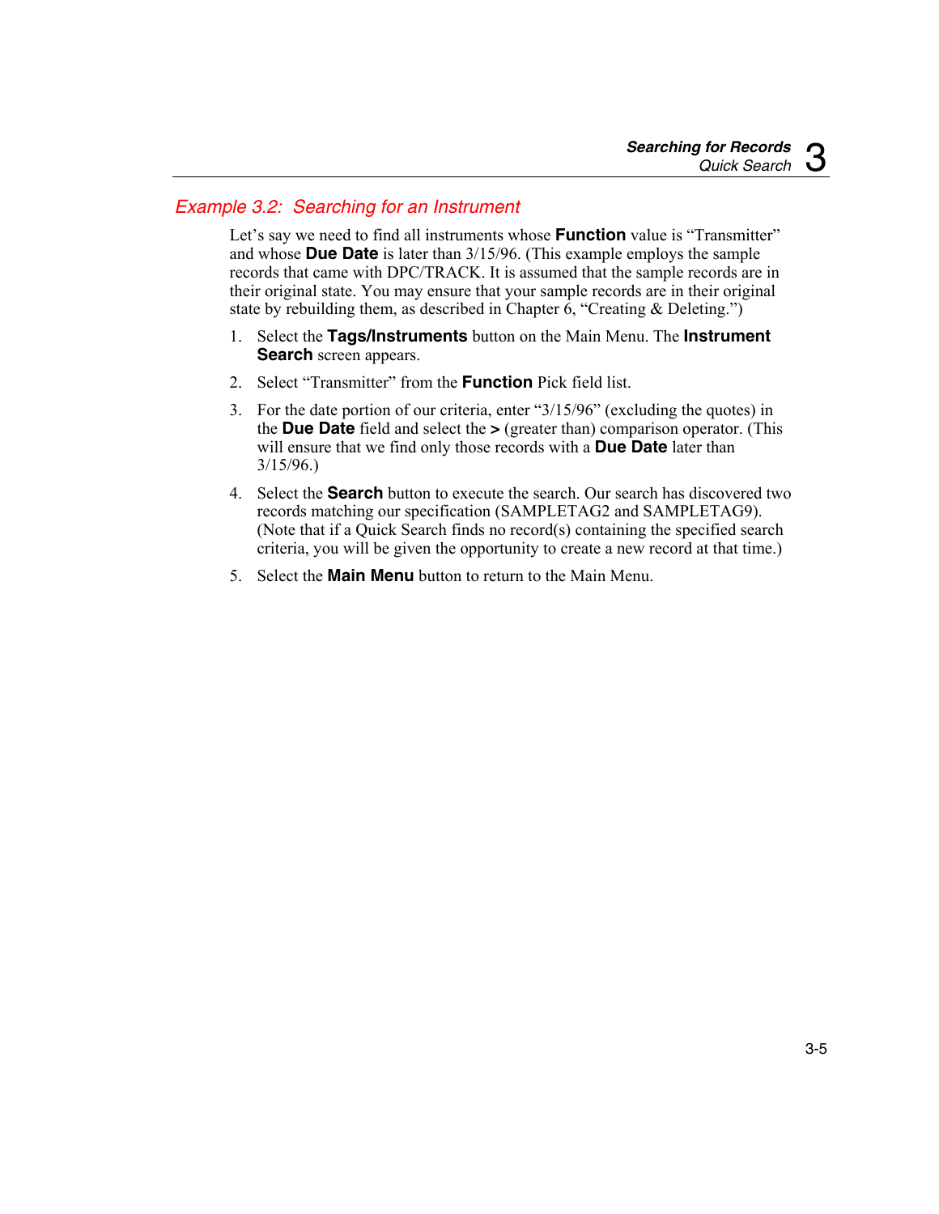### *Example 3.2: Searching for an Instrument*

Let's say we need to find all instruments whose **Function** value is "Transmitter" and whose **Due Date** is later than 3/15/96. (This example employs the sample records that came with DPC/TRACK. It is assumed that the sample records are in their original state. You may ensure that your sample records are in their original state by rebuilding them, as described in Chapter 6, "Creating & Deleting.")

1. Select the **Tags/Instruments** button on the Main Menu. The **Instrument Search** screen appears.
2. Select "Transmitter" from the **Function** Pick field list.
3. For the date portion of our criteria, enter "3/15/96" (excluding the quotes) in the **Due Date** field and select the **>** (greater than) comparison operator. (This will ensure that we find only those records with a **Due Date** later than 3/15/96.)
4. Select the **Search** button to execute the search. Our search has discovered two records matching our specification (SAMPLETAG2 and SAMPLETAG9). (Note that if a Quick Search finds no record(s) containing the specified search criteria, you will be given the opportunity to create a new record at that time.)
5. Select the **Main Menu** button to return to the Main Menu.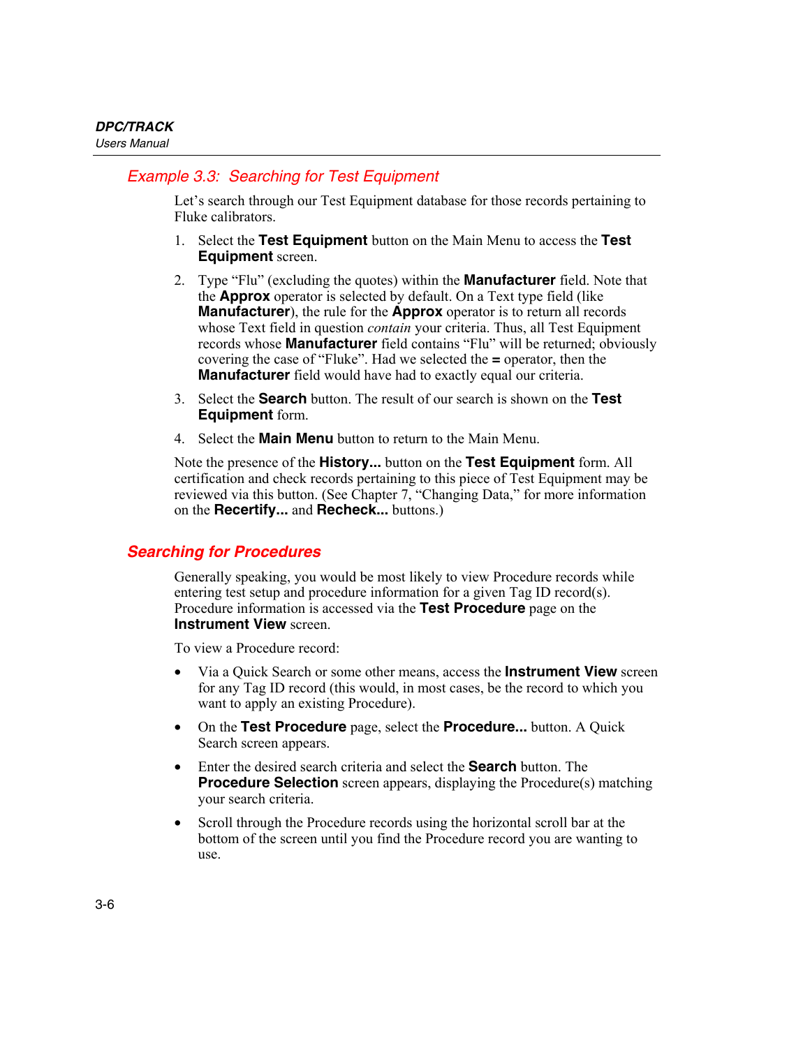### *Example 3.3: Searching for Test Equipment*

Let's search through our Test Equipment database for those records pertaining to Fluke calibrators.

1. Select the **Test Equipment** button on the Main Menu to access the **Test Equipment** screen.
2. Type "Flu" (excluding the quotes) within the **Manufacturer** field. Note that the **Approx** operator is selected by default. On a Text type field (like **Manufacturer**), the rule for the **Approx** operator is to return all records whose Text field in question *contain* your criteria. Thus, all Test Equipment records whose **Manufacturer** field contains "Flu" will be returned; obviously covering the case of "Fluke". Had we selected the **=** operator, then the **Manufacturer** field would have had to exactly equal our criteria.
3. Select the **Search** button. The result of our search is shown on the **Test Equipment** form.
4. Select the **Main Menu** button to return to the Main Menu.

Note the presence of the **History...** button on the **Test Equipment** form. All certification and check records pertaining to this piece of Test Equipment may be reviewed via this button. (See Chapter 7, "Changing Data," for more information on the **Recertify...** and **Recheck...** buttons.)

## *Searching for Procedures*

Generally speaking, you would be most likely to view Procedure records while entering test setup and procedure information for a given Tag ID record(s). Procedure information is accessed via the **Test Procedure** page on the **Instrument View** screen.

To view a Procedure record:

- Via a Quick Search or some other means, access the **Instrument View** screen for any Tag ID record (this would, in most cases, be the record to which you want to apply an existing Procedure).
- On the **Test Procedure** page, select the **Procedure...** button. A Quick Search screen appears.
- Enter the desired search criteria and select the **Search** button. The **Procedure Selection** screen appears, displaying the Procedure(s) matching your search criteria.
- Scroll through the Procedure records using the horizontal scroll bar at the bottom of the screen until you find the Procedure record you are wanting to use.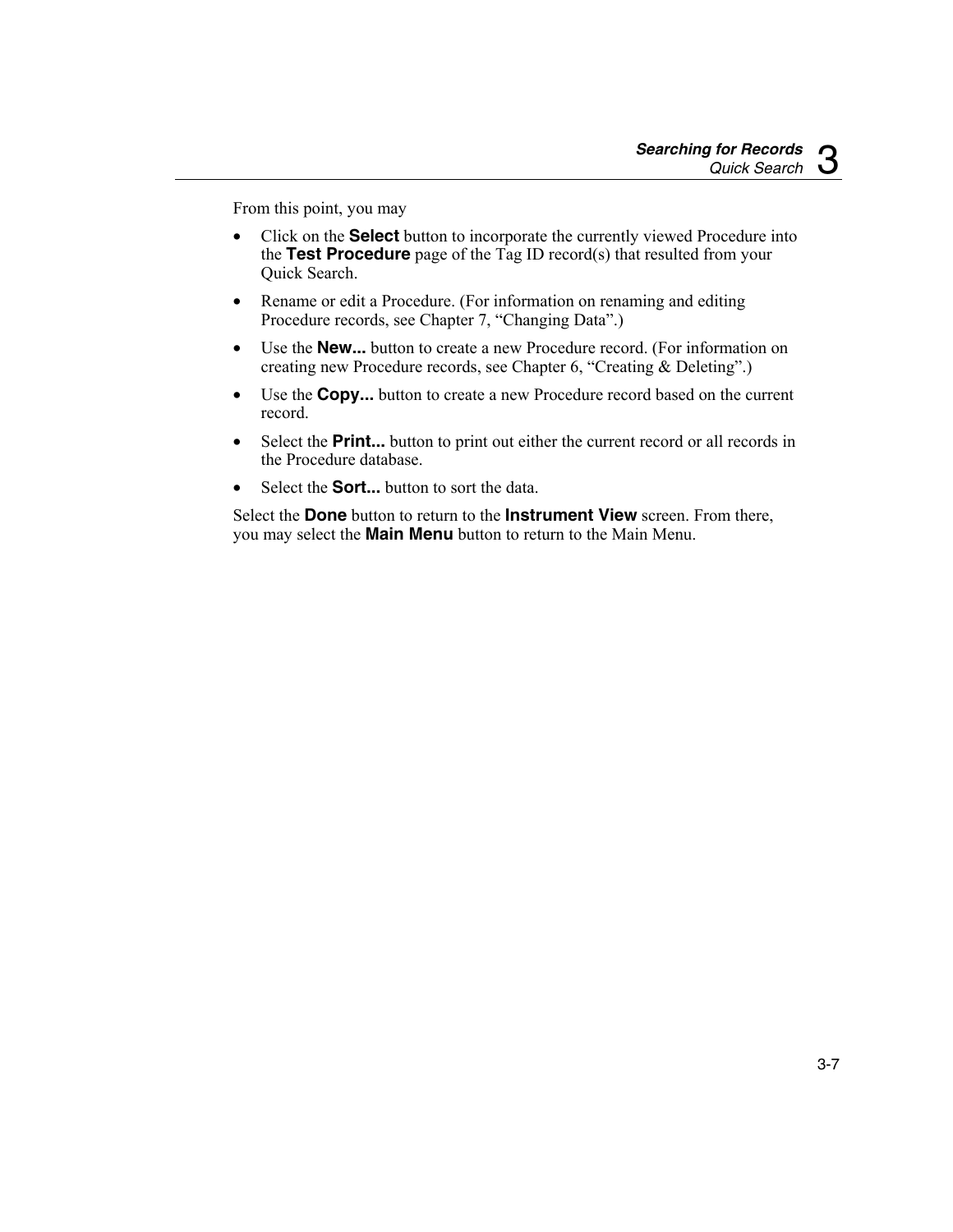From this point, you may

- Click on the **Select** button to incorporate the currently viewed Procedure into the **Test Procedure** page of the Tag ID record(s) that resulted from your Quick Search.
- Rename or edit a Procedure. (For information on renaming and editing Procedure records, see Chapter 7, "Changing Data".)
- Use the **New...** button to create a new Procedure record. (For information on creating new Procedure records, see Chapter 6, "Creating & Deleting".)
- Use the **Copy...** button to create a new Procedure record based on the current record.
- Select the **Print...** button to print out either the current record or all records in the Procedure database.
- Select the **Sort...** button to sort the data.

Select the **Done** button to return to the **Instrument View** screen. From there, you may select the **Main Menu** button to return to the Main Menu.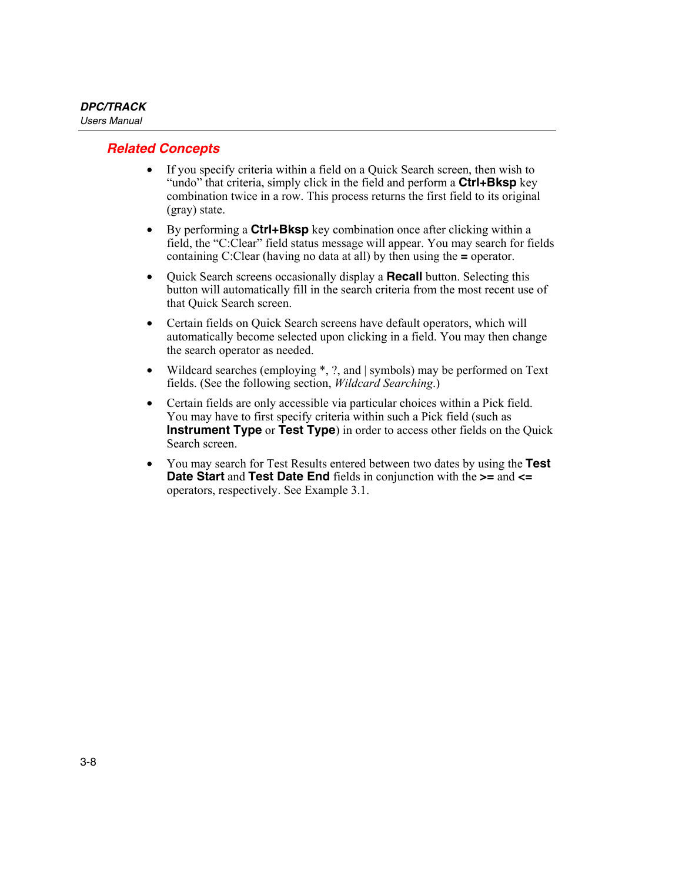## Related Concepts

- If you specify criteria within a field on a Quick Search screen, then wish to "undo" that criteria, simply click in the field and perform a **Ctrl+Bksp** key combination twice in a row. This process returns the first field to its original (gray) state.
- By performing a **Ctrl+Bksp** key combination once after clicking within a field, the "C:Clear" field status message will appear. You may search for fields containing C:Clear (having no data at all) by then using the **=** operator.
- Quick Search screens occasionally display a **Recall** button. Selecting this button will automatically fill in the search criteria from the most recent use of that Quick Search screen.
- Certain fields on Quick Search screens have default operators, which will automatically become selected upon clicking in a field. You may then change the search operator as needed.
- Wildcard searches (employing *, ?, and | symbols) may be performed on Text fields. (See the following section, *Wildcard Searching*.)
- Certain fields are only accessible via particular choices within a Pick field. You may have to first specify criteria within such a Pick field (such as **Instrument Type** or **Test Type**) in order to access other fields on the Quick Search screen.
- You may search for Test Results entered between two dates by using the **Test Date Start** and **Test Date End** fields in conjunction with the **>=** and **<=** operators, respectively. See Example 3.1.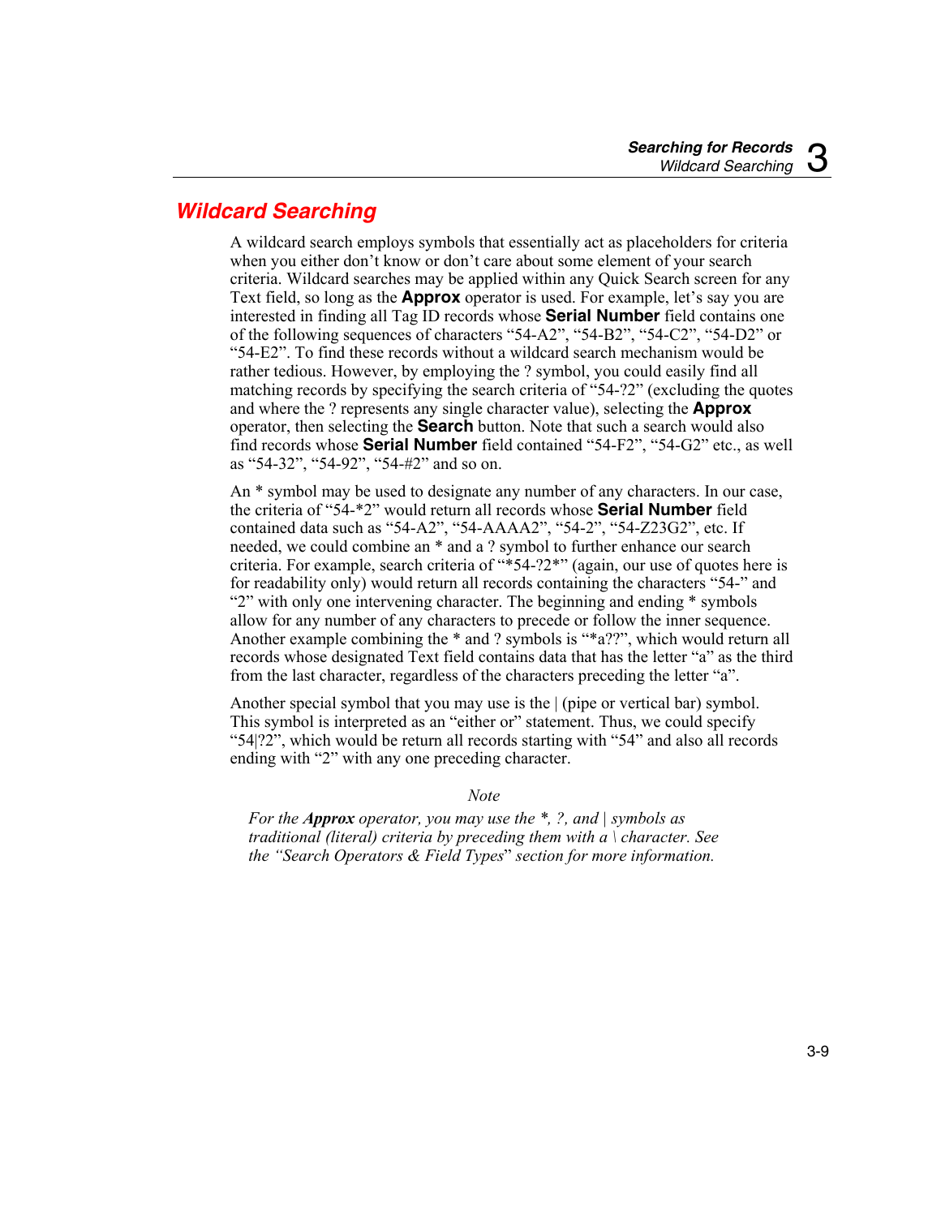## Wildcard Searching

A wildcard search employs symbols that essentially act as placeholders for criteria when you either don't know or don't care about some element of your search criteria. Wildcard searches may be applied within any Quick Search screen for any Text field, so long as the **Approx** operator is used. For example, let's say you are interested in finding all Tag ID records whose **Serial Number** field contains one of the following sequences of characters "54-A2", "54-B2", "54-C2", "54-D2" or "54-E2". To find these records without a wildcard search mechanism would be rather tedious. However, by employing the ? symbol, you could easily find all matching records by specifying the search criteria of "54-?2" (excluding the quotes and where the ? represents any single character value), selecting the **Approx** operator, then selecting the **Search** button. Note that such a search would also find records whose **Serial Number** field contained "54-F2", "54-G2" etc., as well as "54-32", "54-92", "54-#2" and so on.

An * symbol may be used to designate any number of any characters. In our case, the criteria of "54-*2" would return all records whose **Serial Number** field contained data such as "54-A2", "54-AAAA2", "54-2", "54-Z23G2", etc. If needed, we could combine an * and a ? symbol to further enhance our search criteria. For example, search criteria of "*54-?2*" (again, our use of quotes here is for readability only) would return all records containing the characters "54-" and "2" with only one intervening character. The beginning and ending * symbols allow for any number of any characters to precede or follow the inner sequence. Another example combining the * and ? symbols is "*a??", which would return all records whose designated Text field contains data that has the letter "a" as the third from the last character, regardless of the characters preceding the letter "a".

Another special symbol that you may use is the | (pipe or vertical bar) symbol. This symbol is interpreted as an "either or" statement. Thus, we could specify "54|?2", which would be return all records starting with "54" and also all records ending with "2" with any one preceding character.

*Note*

*For the **Approx** operator, you may use the *, ?, and | symbols as traditional (literal) criteria by preceding them with a \ character. See the "Search Operators & Field Types" section for more information.*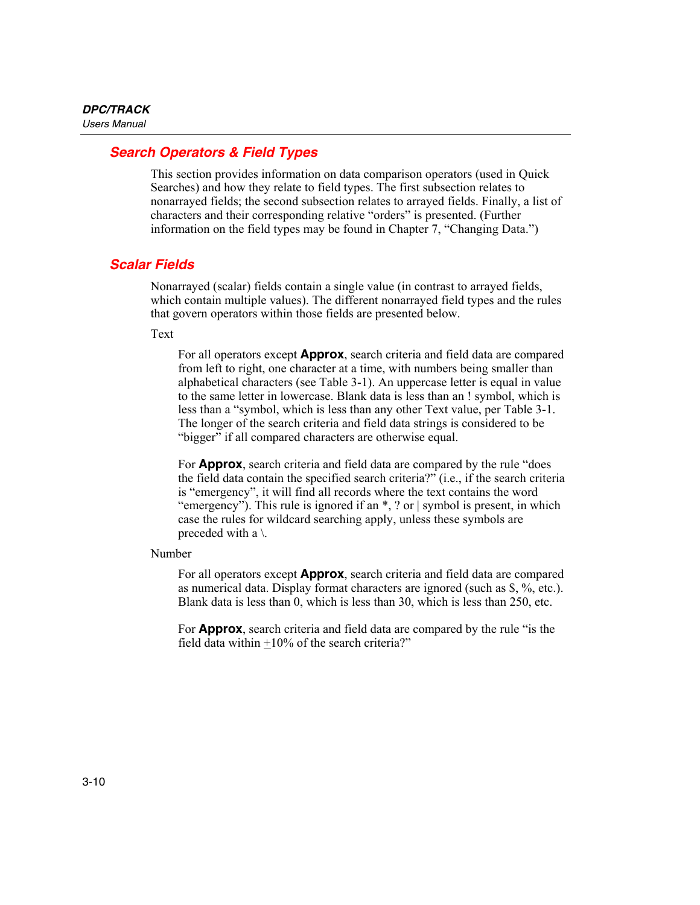## Search Operators & Field Types

This section provides information on data comparison operators (used in Quick Searches) and how they relate to field types. The first subsection relates to nonarrayed fields; the second subsection relates to arrayed fields. Finally, a list of characters and their corresponding relative “orders” is presented. (Further information on the field types may be found in Chapter 7, “Changing Data.”)

## Scalar Fields

Nonarrayed (scalar) fields contain a single value (in contrast to arrayed fields, which contain multiple values). The different nonarrayed field types and the rules that govern operators within those fields are presented below.

Text

For all operators except **Approx**, search criteria and field data are compared from left to right, one character at a time, with numbers being smaller than alphabetical characters (see Table 3-1). An uppercase letter is equal in value to the same letter in lowercase. Blank data is less than an ! symbol, which is less than a “symbol, which is less than any other Text value, per Table 3-1. The longer of the search criteria and field data strings is considered to be “bigger” if all compared characters are otherwise equal.

For **Approx**, search criteria and field data are compared by the rule “does the field data contain the specified search criteria?” (i.e., if the search criteria is “emergency”, it will find all records where the text contains the word “emergency”). This rule is ignored if an *, ? or | symbol is present, in which case the rules for wildcard searching apply, unless these symbols are preceded with a \.

Number

For all operators except **Approx**, search criteria and field data are compared as numerical data. Display format characters are ignored (such as $, %, etc.). Blank data is less than 0, which is less than 30, which is less than 250, etc.

For **Approx**, search criteria and field data are compared by the rule “is the field data within ±10% of the search criteria?”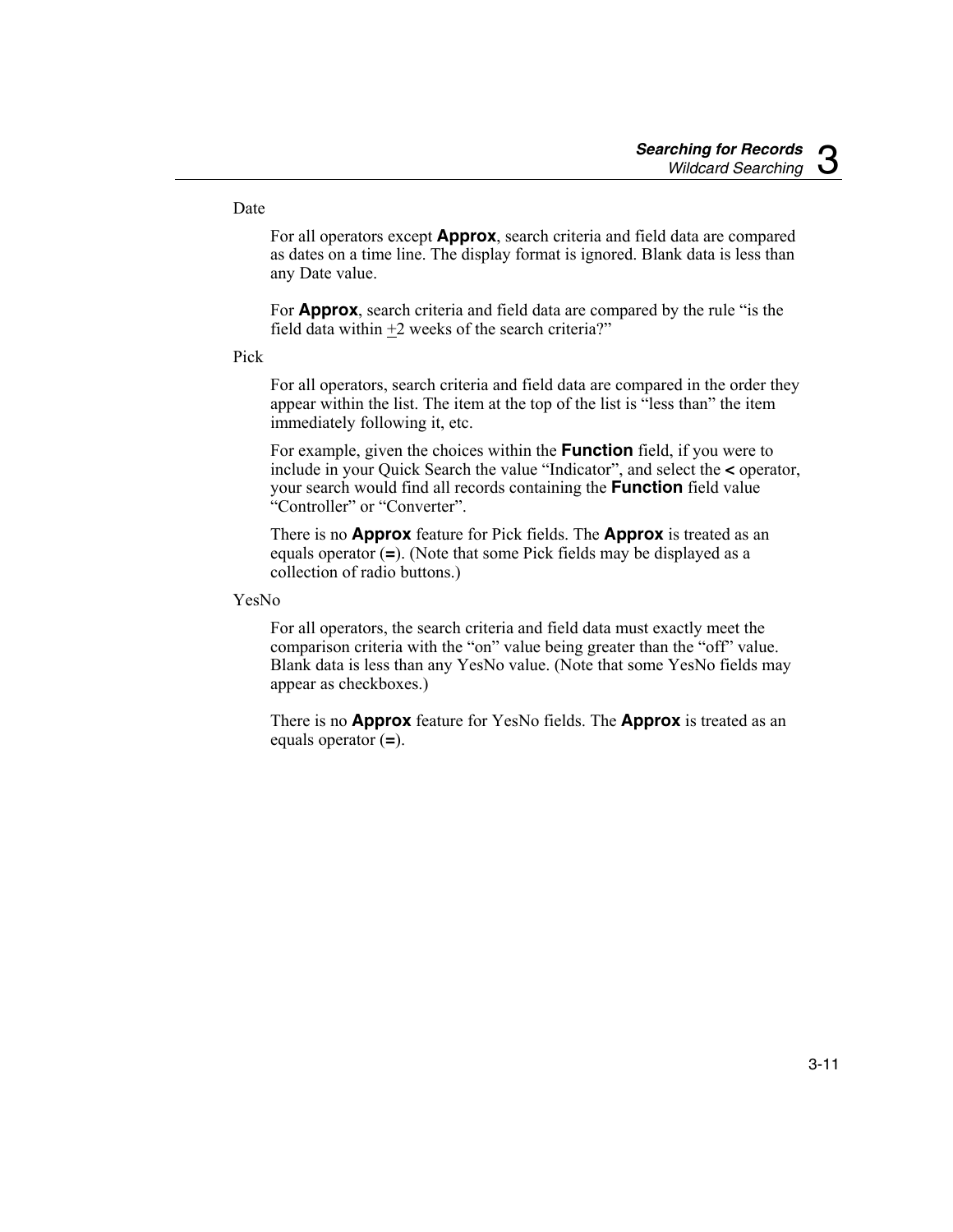Date

For all operators except **Approx**, search criteria and field data are compared as dates on a time line. The display format is ignored. Blank data is less than any Date value.

For **Approx**, search criteria and field data are compared by the rule “is the field data within ±2 weeks of the search criteria?”

Pick

For all operators, search criteria and field data are compared in the order they appear within the list. The item at the top of the list is “less than” the item immediately following it, etc.

For example, given the choices within the **Function** field, if you were to include in your Quick Search the value “Indicator”, and select the **<** operator, your search would find all records containing the **Function** field value “Controller” or “Converter”.

There is no **Approx** feature for Pick fields. The **Approx** is treated as an equals operator (**=**). (Note that some Pick fields may be displayed as a collection of radio buttons.)

YesNo

For all operators, the search criteria and field data must exactly meet the comparison criteria with the “on” value being greater than the “off” value. Blank data is less than any YesNo value. (Note that some YesNo fields may appear as checkboxes.)

There is no **Approx** feature for YesNo fields. The **Approx** is treated as an equals operator (**=**).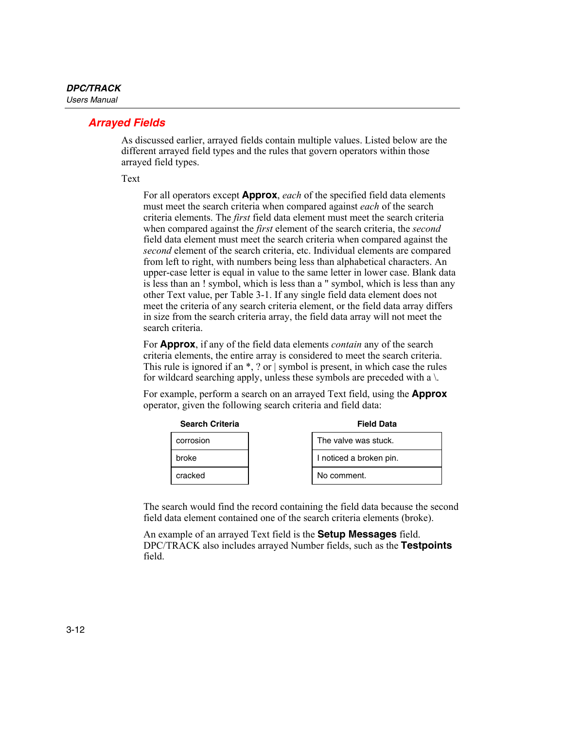## Arrayed Fields

As discussed earlier, arrayed fields contain multiple values. Listed below are the different arrayed field types and the rules that govern operators within those arrayed field types.

Text

For all operators except **Approx**, *each* of the specified field data elements must meet the search criteria when compared against *each* of the search criteria elements. The *first* field data element must meet the search criteria when compared against the *first* element of the search criteria, the *second* field data element must meet the search criteria when compared against the *second* element of the search criteria, etc. Individual elements are compared from left to right, with numbers being less than alphabetical characters. An upper-case letter is equal in value to the same letter in lower case. Blank data is less than an ! symbol, which is less than a " symbol, which is less than any other Text value, per Table 3-1. If any single field data element does not meet the criteria of any search criteria element, or the field data array differs in size from the search criteria array, the field data array will not meet the search criteria.

For **Approx**, if any of the field data elements *contain* any of the search criteria elements, the entire array is considered to meet the search criteria. This rule is ignored if an *, ? or | symbol is present, in which case the rules for wildcard searching apply, unless these symbols are preceded with a \.

For example, perform a search on an arrayed Text field, using the **Approx** operator, given the following search criteria and field data:

| Search Criteria |
|---|
| corrosion |
| broke |
| cracked |

| Field Data |
|---|
| The valve was stuck. |
| I noticed a broken pin. |
| No comment. |

The search would find the record containing the field data because the second field data element contained one of the search criteria elements (broke).

An example of an arrayed Text field is the **Setup Messages** field. DPC/TRACK also includes arrayed Number fields, such as the **Testpoints** field.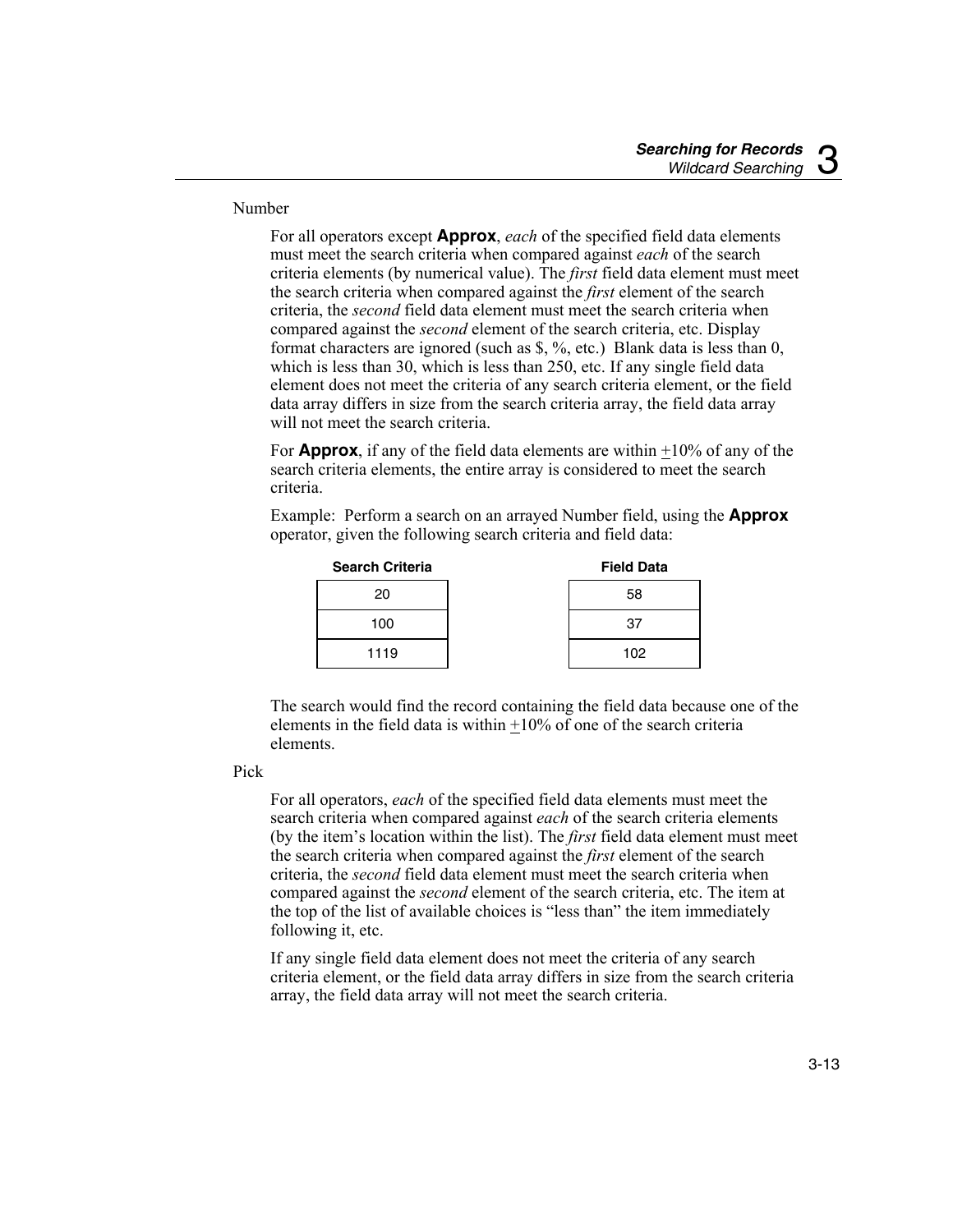Number

For all operators except **Approx**, *each* of the specified field data elements must meet the search criteria when compared against *each* of the search criteria elements (by numerical value). The *first* field data element must meet the search criteria when compared against the *first* element of the search criteria, the *second* field data element must meet the search criteria when compared against the *second* element of the search criteria, etc. Display format characters are ignored (such as $, %, etc.) Blank data is less than 0, which is less than 30, which is less than 250, etc. If any single field data element does not meet the criteria of any search criteria element, or the field data array differs in size from the search criteria array, the field data array will not meet the search criteria.

For **Approx**, if any of the field data elements are within ±10% of any of the search criteria elements, the entire array is considered to meet the search criteria.

Example: Perform a search on an arrayed Number field, using the **Approx** operator, given the following search criteria and field data:

| Search Criteria |
|---|
| 20 |
| 100 |
| 1119 |

| Field Data |
|---|
| 58 |
| 37 |
| 102 |

The search would find the record containing the field data because one of the elements in the field data is within ±10% of one of the search criteria elements.

Pick

For all operators, *each* of the specified field data elements must meet the search criteria when compared against *each* of the search criteria elements (by the item's location within the list). The *first* field data element must meet the search criteria when compared against the *first* element of the search criteria, the *second* field data element must meet the search criteria when compared against the *second* element of the search criteria, etc. The item at the top of the list of available choices is "less than" the item immediately following it, etc.

If any single field data element does not meet the criteria of any search criteria element, or the field data array differs in size from the search criteria array, the field data array will not meet the search criteria.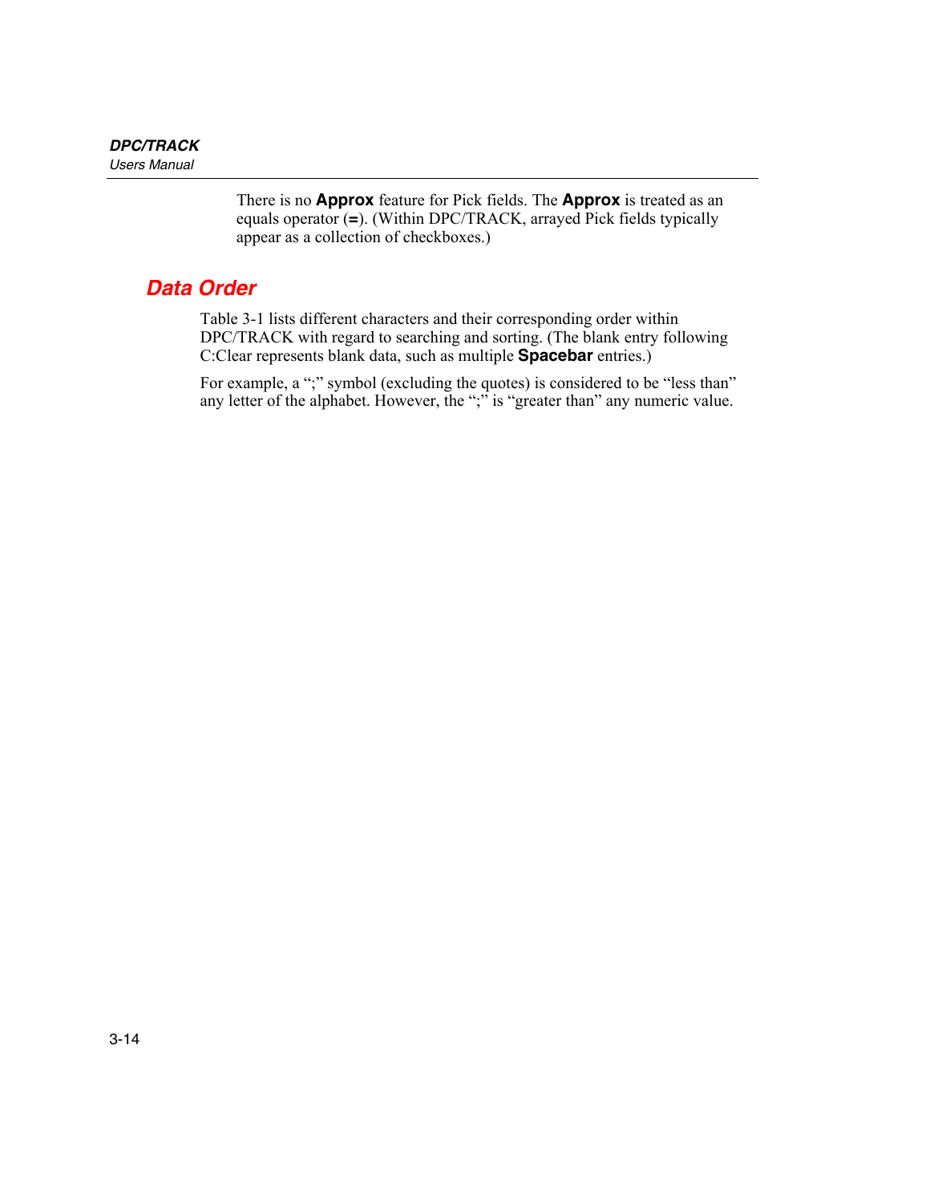There is no **Approx** feature for Pick fields. The **Approx** is treated as an equals operator (**=**). (Within DPC/TRACK, arrayed Pick fields typically appear as a collection of checkboxes.)

## Data Order

Table 3-1 lists different characters and their corresponding order within DPC/TRACK with regard to searching and sorting. (The blank entry following C:Clear represents blank data, such as multiple **Spacebar** entries.)

For example, a ";" symbol (excluding the quotes) is considered to be "less than" any letter of the alphabet. However, the ";" is "greater than" any numeric value.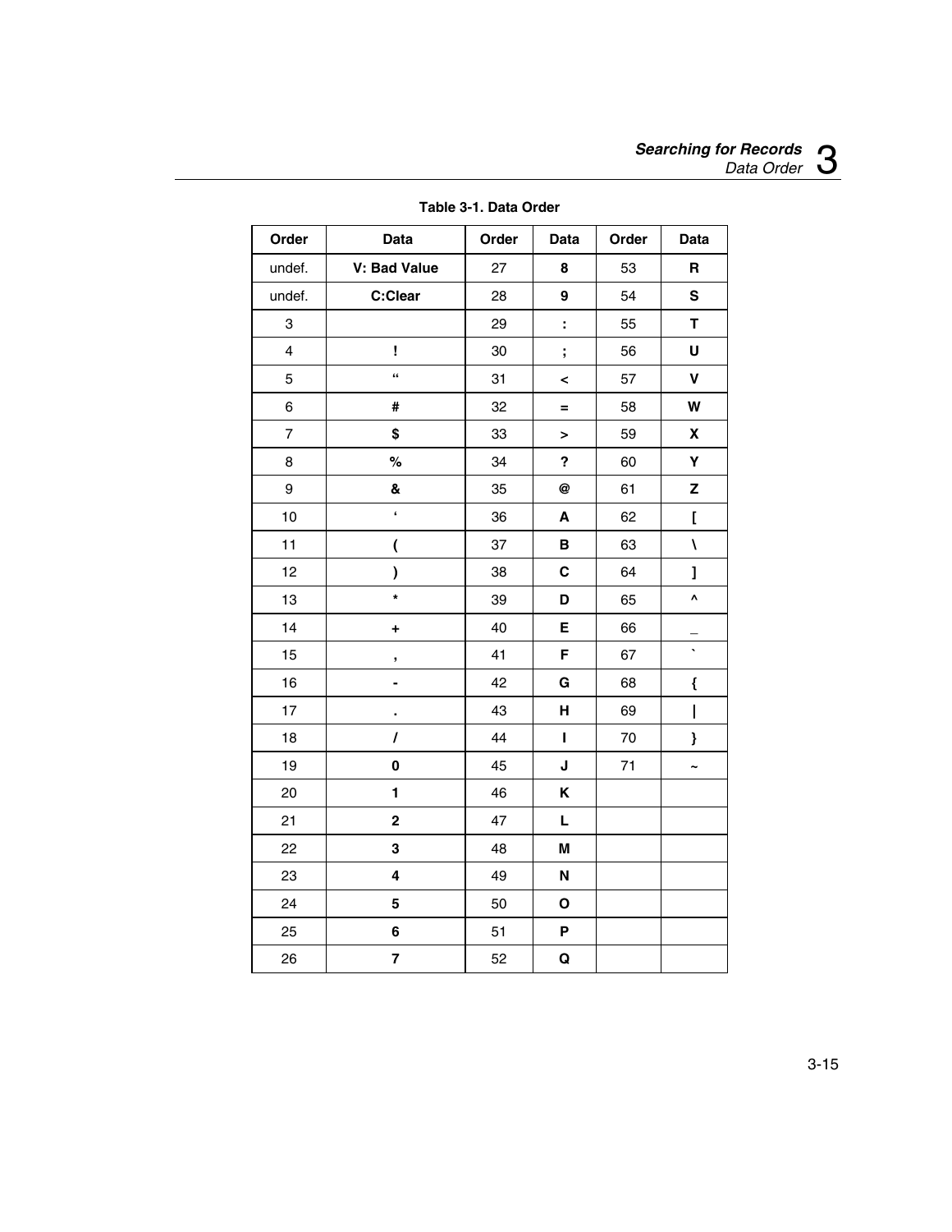**Table 3-1. Data Order**

| Order | Data | Order | Data | Order | Data |
|---|---|---|---|---|---|
| undef. | **V: Bad Value** | 27 | **8** | 53 | **R** |
| undef. | **C:Clear** | 28 | **9** | 54 | **S** |
| 3 | | 29 | **:** | 55 | **T** |
| 4 | **!** | 30 | **;** | 56 | **U** |
| 5 | **“** | 31 | **<** | 57 | **V** |
| 6 | **#** | 32 | **=** | 58 | **W** |
| 7 | **$** | 33 | **>** | 59 | **X** |
| 8 | **%** | 34 | **?** | 60 | **Y** |
| 9 | **&** | 35 | **@** | 61 | **Z** |
| 10 | **‘** | 36 | **A** | 62 | **[** |
| 11 | **(** | 37 | **B** | 63 | **\** |
| 12 | **)** | 38 | **C** | 64 | **]** |
| 13 | ***** | 39 | **D** | 65 | **^** |
| 14 | **+** | 40 | **E** | 66 | **_** |
| 15 | **,** | 41 | **F** | 67 | **`** |
| 16 | **-** | 42 | **G** | 68 | **{** |
| 17 | **.** | 43 | **H** | 69 | **\|** |
| 18 | **/** | 44 | **I** | 70 | **}** |
| 19 | **0** | 45 | **J** | 71 | **~** |
| 20 | **1** | 46 | **K** | | |
| 21 | **2** | 47 | **L** | | |
| 22 | **3** | 48 | **M** | | |
| 23 | **4** | 49 | **N** | | |
| 24 | **5** | 50 | **O** | | |
| 25 | **6** | 51 | **P** | | |
| 26 | **7** | 52 | **Q** | | |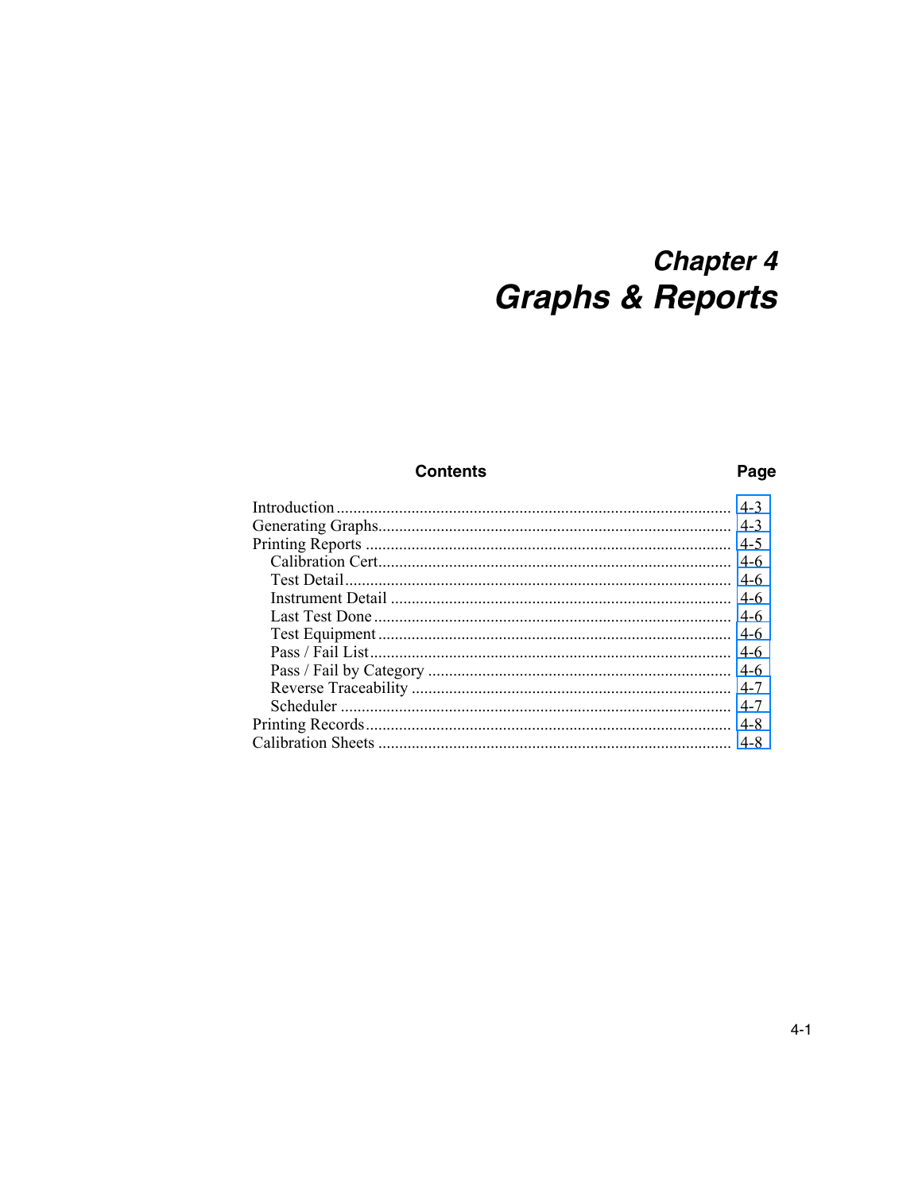# Chapter 4
# Graphs & Reports

| Contents | Page |
|---|---|
| Introduction | 4-3 |
| Generating Graphs | 4-3 |
| Printing Reports | 4-5 |
| Calibration Cert | 4-6 |
| Test Detail | 4-6 |
| Instrument Detail | 4-6 |
| Last Test Done | 4-6 |
| Test Equipment | 4-6 |
| Pass / Fail List | 4-6 |
| Pass / Fail by Category | 4-6 |
| Reverse Traceability | 4-7 |
| Scheduler | 4-7 |
| Printing Records | 4-8 |
| Calibration Sheets | 4-8 |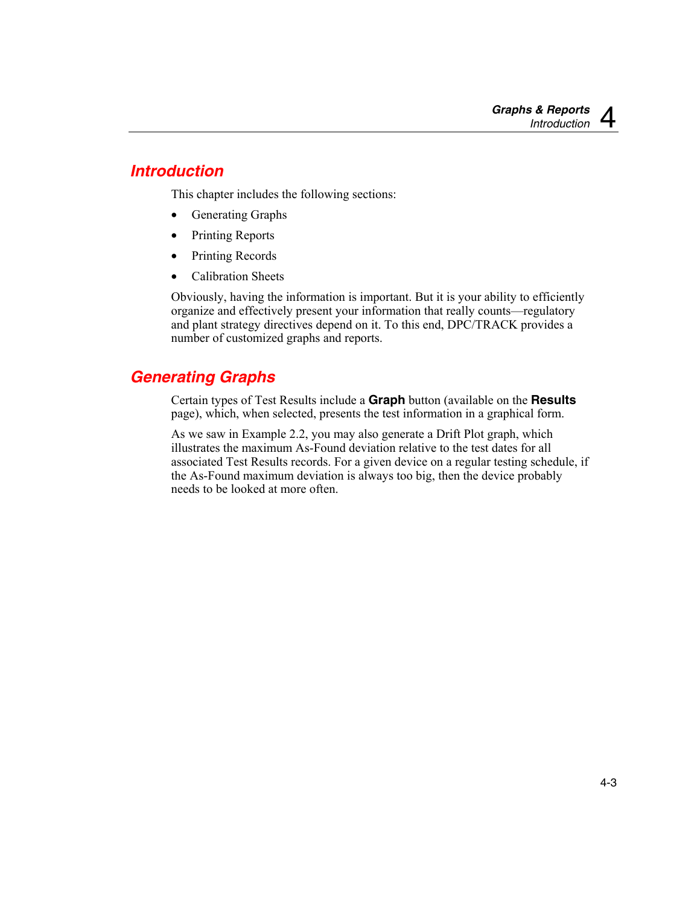## Introduction

This chapter includes the following sections:

- Generating Graphs
- Printing Reports
- Printing Records
- Calibration Sheets

Obviously, having the information is important. But it is your ability to efficiently organize and effectively present your information that really counts—regulatory and plant strategy directives depend on it. To this end, DPC/TRACK provides a number of customized graphs and reports.

## Generating Graphs

Certain types of Test Results include a **Graph** button (available on the **Results** page), which, when selected, presents the test information in a graphical form.

As we saw in Example 2.2, you may also generate a Drift Plot graph, which illustrates the maximum As-Found deviation relative to the test dates for all associated Test Results records. For a given device on a regular testing schedule, if the As-Found maximum deviation is always too big, then the device probably needs to be looked at more often.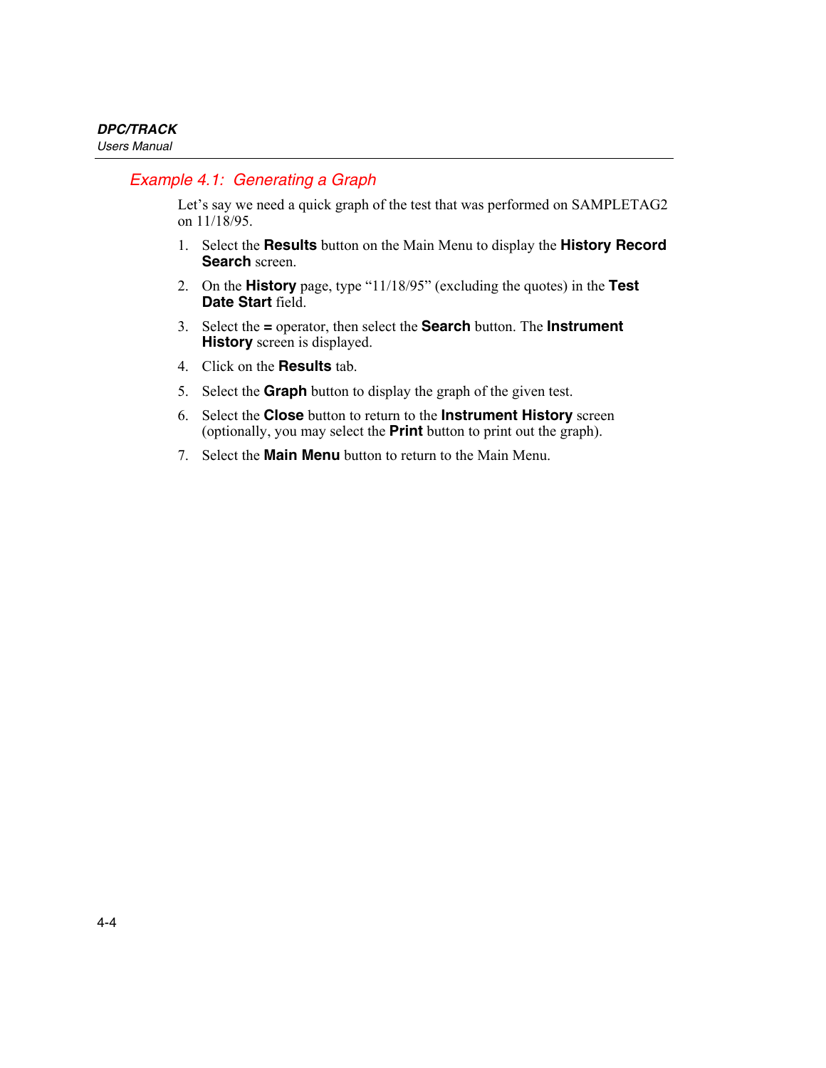### *Example 4.1: Generating a Graph*

Let's say we need a quick graph of the test that was performed on SAMPLETAG2 on 11/18/95.

1. Select the **Results** button on the Main Menu to display the **History Record Search** screen.
2. On the **History** page, type "11/18/95" (excluding the quotes) in the **Test Date Start** field.
3. Select the **=** operator, then select the **Search** button. The **Instrument History** screen is displayed.
4. Click on the **Results** tab.
5. Select the **Graph** button to display the graph of the given test.
6. Select the **Close** button to return to the **Instrument History** screen (optionally, you may select the **Print** button to print out the graph).
7. Select the **Main Menu** button to return to the Main Menu.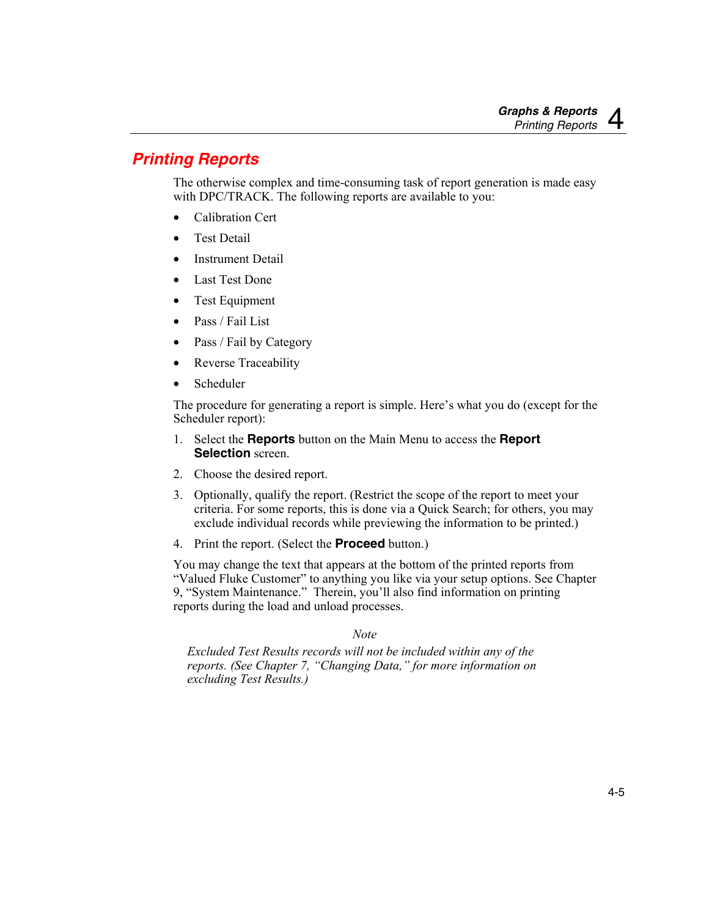## Printing Reports

The otherwise complex and time-consuming task of report generation is made easy with DPC/TRACK. The following reports are available to you:

- Calibration Cert
- Test Detail
- Instrument Detail
- Last Test Done
- Test Equipment
- Pass / Fail List
- Pass / Fail by Category
- Reverse Traceability
- Scheduler

The procedure for generating a report is simple. Here's what you do (except for the Scheduler report):

1. Select the **Reports** button on the Main Menu to access the **Report Selection** screen.
2. Choose the desired report.
3. Optionally, qualify the report. (Restrict the scope of the report to meet your criteria. For some reports, this is done via a Quick Search; for others, you may exclude individual records while previewing the information to be printed.)
4. Print the report. (Select the **Proceed** button.)

You may change the text that appears at the bottom of the printed reports from "Valued Fluke Customer" to anything you like via your setup options. See Chapter 9, "System Maintenance." Therein, you'll also find information on printing reports during the load and unload processes.

*Note*

*Excluded Test Results records will not be included within any of the reports. (See Chapter 7, "Changing Data," for more information on excluding Test Results.)*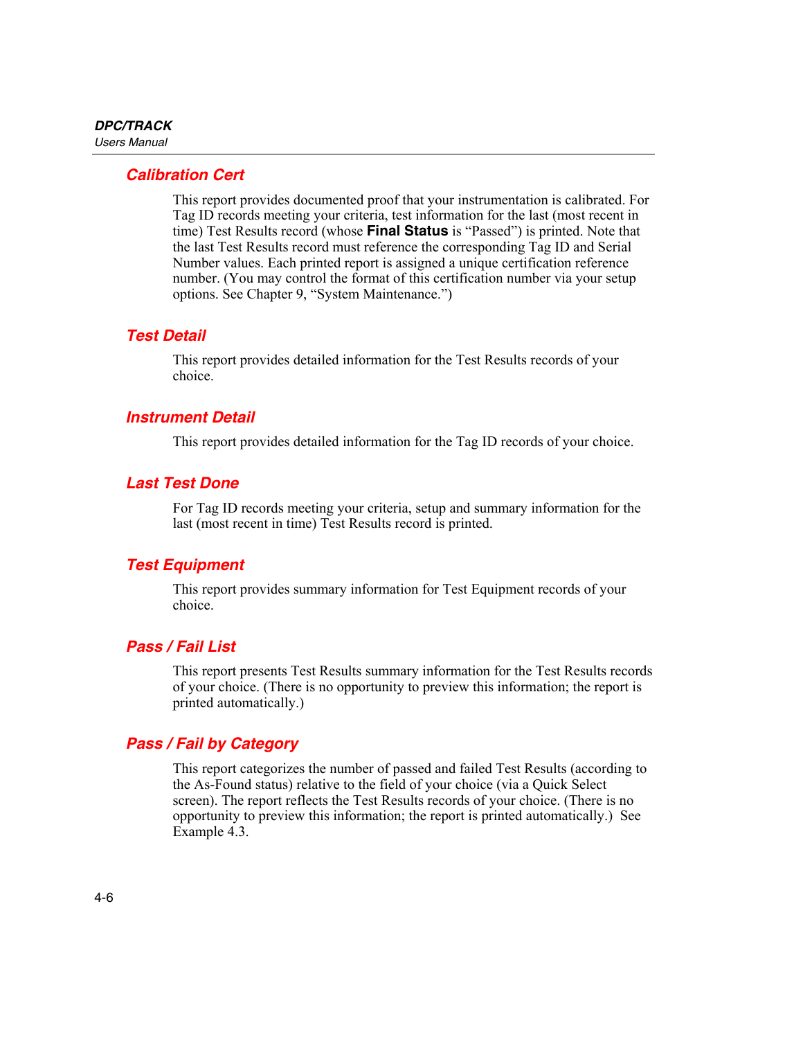### Calibration Cert

This report provides documented proof that your instrumentation is calibrated. For Tag ID records meeting your criteria, test information for the last (most recent in time) Test Results record (whose **Final Status** is "Passed") is printed. Note that the last Test Results record must reference the corresponding Tag ID and Serial Number values. Each printed report is assigned a unique certification reference number. (You may control the format of this certification number via your setup options. See Chapter 9, "System Maintenance.")

### Test Detail

This report provides detailed information for the Test Results records of your choice.

### Instrument Detail

This report provides detailed information for the Tag ID records of your choice.

### Last Test Done

For Tag ID records meeting your criteria, setup and summary information for the last (most recent in time) Test Results record is printed.

### Test Equipment

This report provides summary information for Test Equipment records of your choice.

### Pass / Fail List

This report presents Test Results summary information for the Test Results records of your choice. (There is no opportunity to preview this information; the report is printed automatically.)

### Pass / Fail by Category

This report categorizes the number of passed and failed Test Results (according to the As-Found status) relative to the field of your choice (via a Quick Select screen). The report reflects the Test Results records of your choice. (There is no opportunity to preview this information; the report is printed automatically.) See Example 4.3.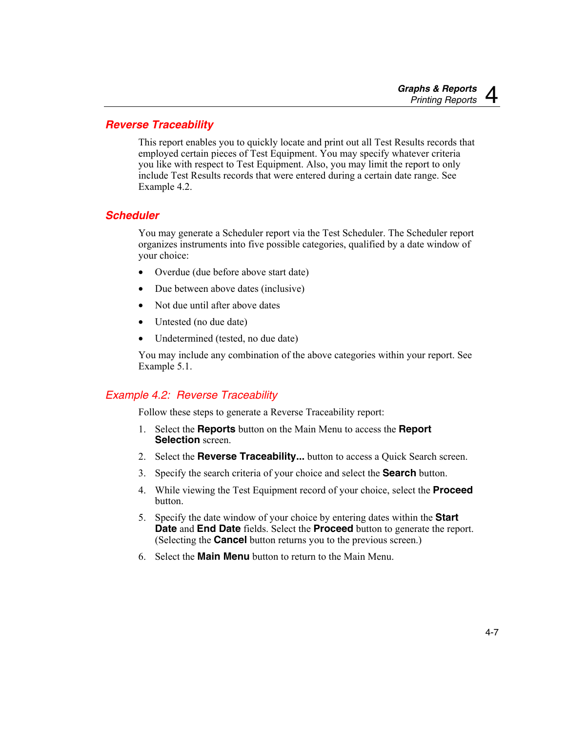## Reverse Traceability

This report enables you to quickly locate and print out all Test Results records that employed certain pieces of Test Equipment. You may specify whatever criteria you like with respect to Test Equipment. Also, you may limit the report to only include Test Results records that were entered during a certain date range. See Example 4.2.

## Scheduler

You may generate a Scheduler report via the Test Scheduler. The Scheduler report organizes instruments into five possible categories, qualified by a date window of your choice:

- Overdue (due before above start date)
- Due between above dates (inclusive)
- Not due until after above dates
- Untested (no due date)
- Undetermined (tested, no due date)

You may include any combination of the above categories within your report. See Example 5.1.

### *Example 4.2: Reverse Traceability*

Follow these steps to generate a Reverse Traceability report:

1. Select the **Reports** button on the Main Menu to access the **Report Selection** screen.
2. Select the **Reverse Traceability...** button to access a Quick Search screen.
3. Specify the search criteria of your choice and select the **Search** button.
4. While viewing the Test Equipment record of your choice, select the **Proceed** button.
5. Specify the date window of your choice by entering dates within the **Start Date** and **End Date** fields. Select the **Proceed** button to generate the report. (Selecting the **Cancel** button returns you to the previous screen.)
6. Select the **Main Menu** button to return to the Main Menu.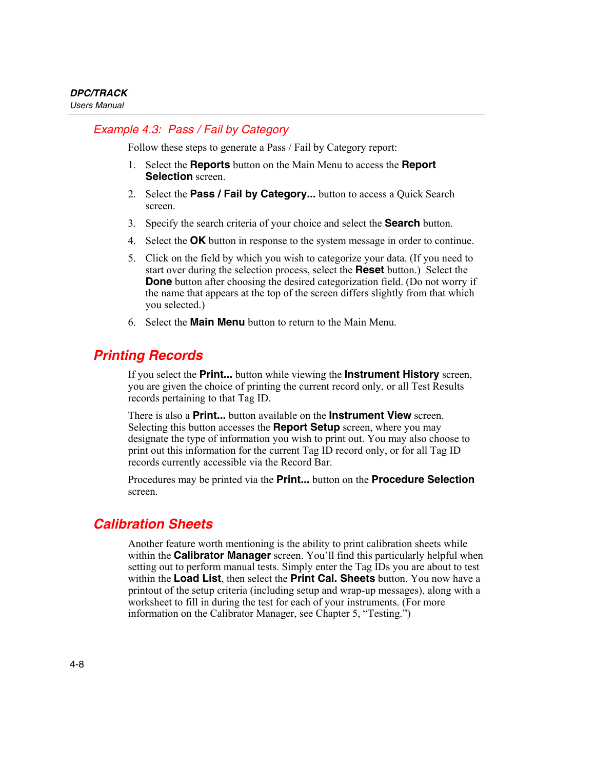### *Example 4.3: Pass / Fail by Category*

Follow these steps to generate a Pass / Fail by Category report:

1. Select the **Reports** button on the Main Menu to access the **Report Selection** screen.
2. Select the **Pass / Fail by Category...** button to access a Quick Search screen.
3. Specify the search criteria of your choice and select the **Search** button.
4. Select the **OK** button in response to the system message in order to continue.
5. Click on the field by which you wish to categorize your data. (If you need to start over during the selection process, select the **Reset** button.) Select the **Done** button after choosing the desired categorization field. (Do not worry if the name that appears at the top of the screen differs slightly from that which you selected.)
6. Select the **Main Menu** button to return to the Main Menu.

## *Printing Records*

If you select the **Print...** button while viewing the **Instrument History** screen, you are given the choice of printing the current record only, or all Test Results records pertaining to that Tag ID.

There is also a **Print...** button available on the **Instrument View** screen. Selecting this button accesses the **Report Setup** screen, where you may designate the type of information you wish to print out. You may also choose to print out this information for the current Tag ID record only, or for all Tag ID records currently accessible via the Record Bar.

Procedures may be printed via the **Print...** button on the **Procedure Selection** screen.

## *Calibration Sheets*

Another feature worth mentioning is the ability to print calibration sheets while within the **Calibrator Manager** screen. You'll find this particularly helpful when setting out to perform manual tests. Simply enter the Tag IDs you are about to test within the **Load List**, then select the **Print Cal. Sheets** button. You now have a printout of the setup criteria (including setup and wrap-up messages), along with a worksheet to fill in during the test for each of your instruments. (For more information on the Calibrator Manager, see Chapter 5, "Testing.")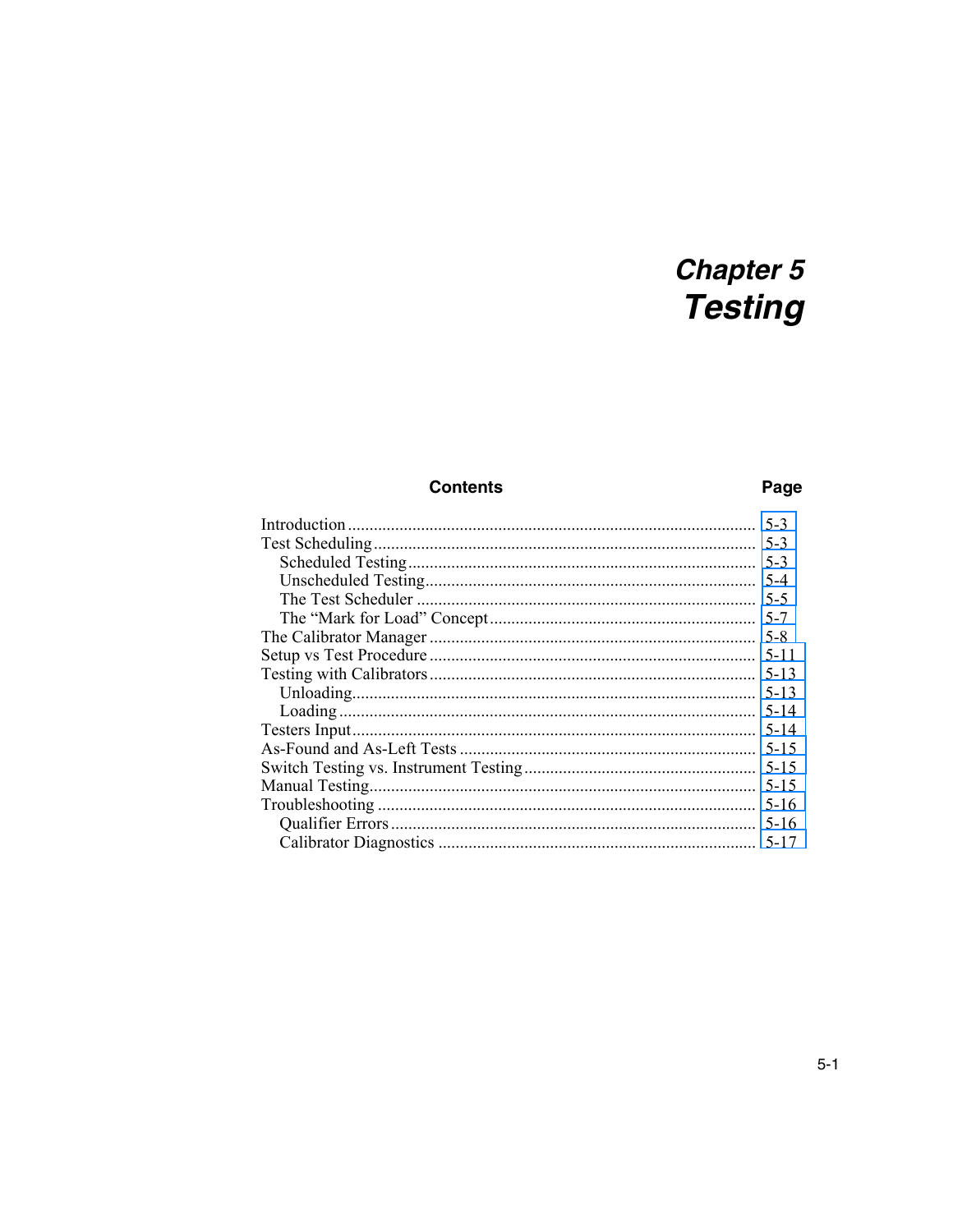# Chapter 5
# Testing

| Contents | Page |
|---|---|
| Introduction | 5-3 |
| Test Scheduling | 5-3 |
| Scheduled Testing | 5-3 |
| Unscheduled Testing | 5-4 |
| The Test Scheduler | 5-5 |
| The “Mark for Load” Concept | 5-7 |
| The Calibrator Manager | 5-8 |
| Setup vs Test Procedure | 5-11 |
| Testing with Calibrators | 5-13 |
| Unloading | 5-13 |
| Loading | 5-14 |
| Testers Input | 5-14 |
| As-Found and As-Left Tests | 5-15 |
| Switch Testing vs. Instrument Testing | 5-15 |
| Manual Testing | 5-15 |
| Troubleshooting | 5-16 |
| Qualifier Errors | 5-16 |
| Calibrator Diagnostics | 5-17 |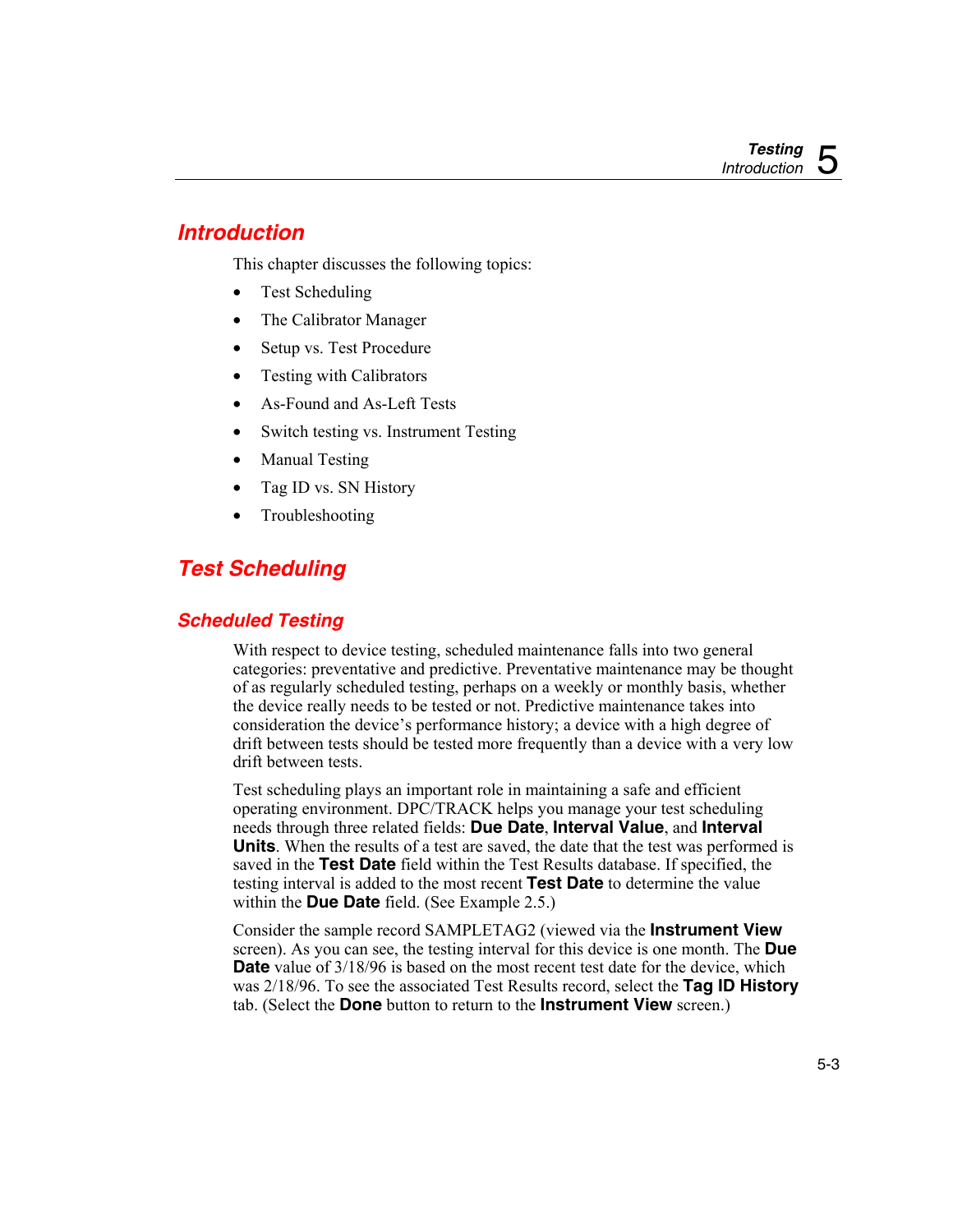## Introduction

This chapter discusses the following topics:

- Test Scheduling
- The Calibrator Manager
- Setup vs. Test Procedure
- Testing with Calibrators
- As-Found and As-Left Tests
- Switch testing vs. Instrument Testing
- Manual Testing
- Tag ID vs. SN History
- Troubleshooting

## Test Scheduling

### Scheduled Testing

With respect to device testing, scheduled maintenance falls into two general categories: preventative and predictive. Preventative maintenance may be thought of as regularly scheduled testing, perhaps on a weekly or monthly basis, whether the device really needs to be tested or not. Predictive maintenance takes into consideration the device's performance history; a device with a high degree of drift between tests should be tested more frequently than a device with a very low drift between tests.

Test scheduling plays an important role in maintaining a safe and efficient operating environment. DPC/TRACK helps you manage your test scheduling needs through three related fields: **Due Date**, **Interval Value**, and **Interval Units**. When the results of a test are saved, the date that the test was performed is saved in the **Test Date** field within the Test Results database. If specified, the testing interval is added to the most recent **Test Date** to determine the value within the **Due Date** field. (See Example 2.5.)

Consider the sample record SAMPLETAG2 (viewed via the **Instrument View** screen). As you can see, the testing interval for this device is one month. The **Due Date** value of 3/18/96 is based on the most recent test date for the device, which was 2/18/96. To see the associated Test Results record, select the **Tag ID History** tab. (Select the **Done** button to return to the **Instrument View** screen.)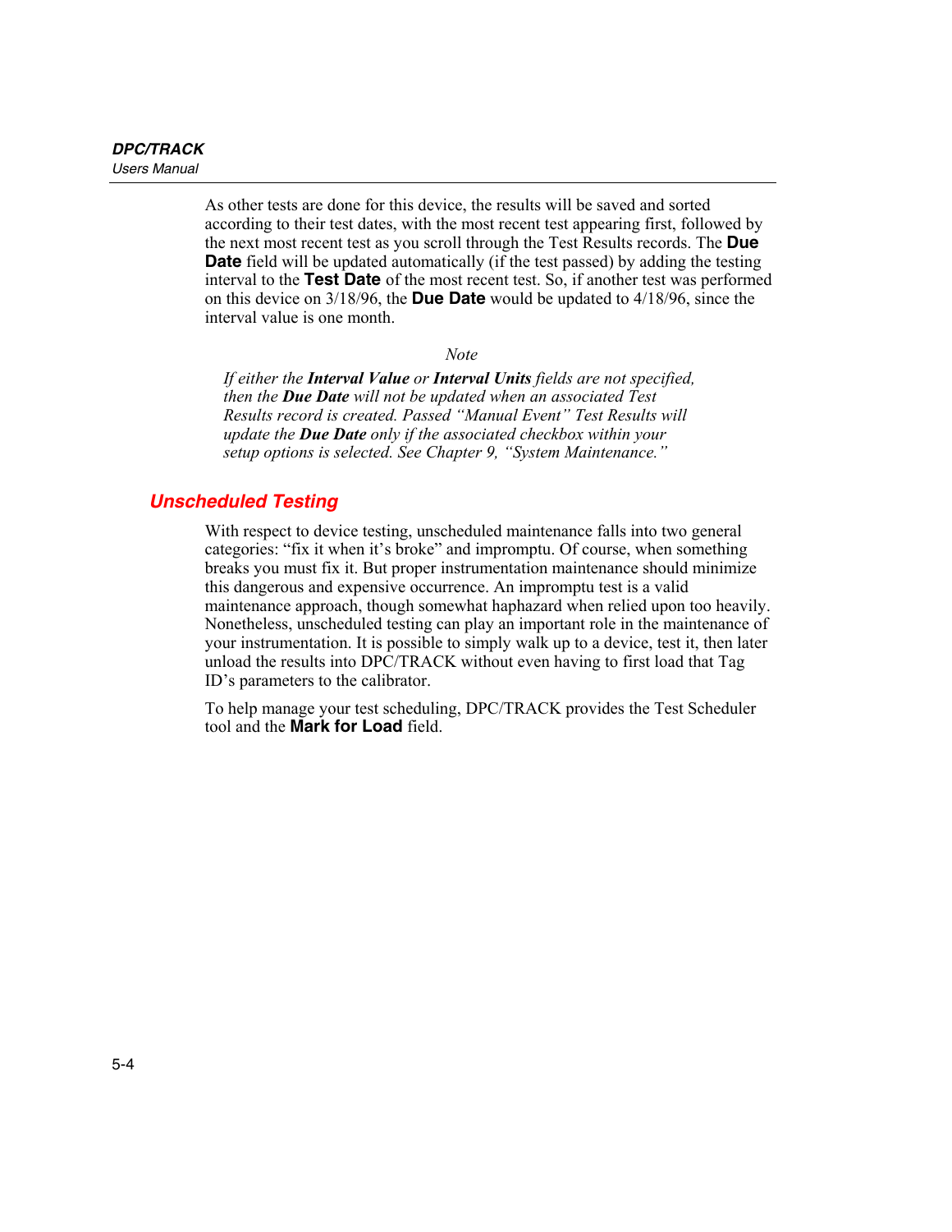As other tests are done for this device, the results will be saved and sorted according to their test dates, with the most recent test appearing first, followed by the next most recent test as you scroll through the Test Results records. The **Due Date** field will be updated automatically (if the test passed) by adding the testing interval to the **Test Date** of the most recent test. So, if another test was performed on this device on 3/18/96, the **Due Date** would be updated to 4/18/96, since the interval value is one month.

*Note*

*If either the **Interval Value** or **Interval Units** fields are not specified, then the **Due Date** will not be updated when an associated Test Results record is created. Passed "Manual Event" Test Results will update the **Due Date** only if the associated checkbox within your setup options is selected. See Chapter 9, "System Maintenance."*

## Unscheduled Testing

With respect to device testing, unscheduled maintenance falls into two general categories: "fix it when it's broke" and impromptu. Of course, when something breaks you must fix it. But proper instrumentation maintenance should minimize this dangerous and expensive occurrence. An impromptu test is a valid maintenance approach, though somewhat haphazard when relied upon too heavily. Nonetheless, unscheduled testing can play an important role in the maintenance of your instrumentation. It is possible to simply walk up to a device, test it, then later unload the results into DPC/TRACK without even having to first load that Tag ID's parameters to the calibrator.

To help manage your test scheduling, DPC/TRACK provides the Test Scheduler tool and the **Mark for Load** field.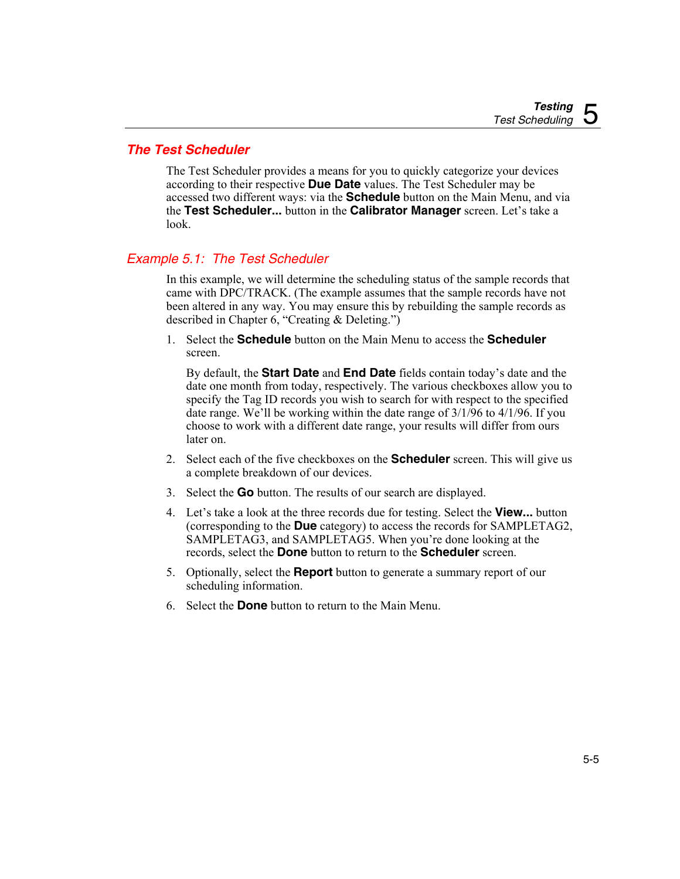## The Test Scheduler

The Test Scheduler provides a means for you to quickly categorize your devices according to their respective **Due Date** values. The Test Scheduler may be accessed two different ways: via the **Schedule** button on the Main Menu, and via the **Test Scheduler...** button in the **Calibrator Manager** screen. Let's take a look.

### *Example 5.1: The Test Scheduler*

In this example, we will determine the scheduling status of the sample records that came with DPC/TRACK. (The example assumes that the sample records have not been altered in any way. You may ensure this by rebuilding the sample records as described in Chapter 6, "Creating & Deleting.")

1. Select the **Schedule** button on the Main Menu to access the **Scheduler** screen.

   By default, the **Start Date** and **End Date** fields contain today's date and the date one month from today, respectively. The various checkboxes allow you to specify the Tag ID records you wish to search for with respect to the specified date range. We'll be working within the date range of 3/1/96 to 4/1/96. If you choose to work with a different date range, your results will differ from ours later on.

2. Select each of the five checkboxes on the **Scheduler** screen. This will give us a complete breakdown of our devices.

3. Select the **Go** button. The results of our search are displayed.

4. Let's take a look at the three records due for testing. Select the **View...** button (corresponding to the **Due** category) to access the records for SAMPLETAG2, SAMPLETAG3, and SAMPLETAG5. When you're done looking at the records, select the **Done** button to return to the **Scheduler** screen.

5. Optionally, select the **Report** button to generate a summary report of our scheduling information.

6. Select the **Done** button to return to the Main Menu.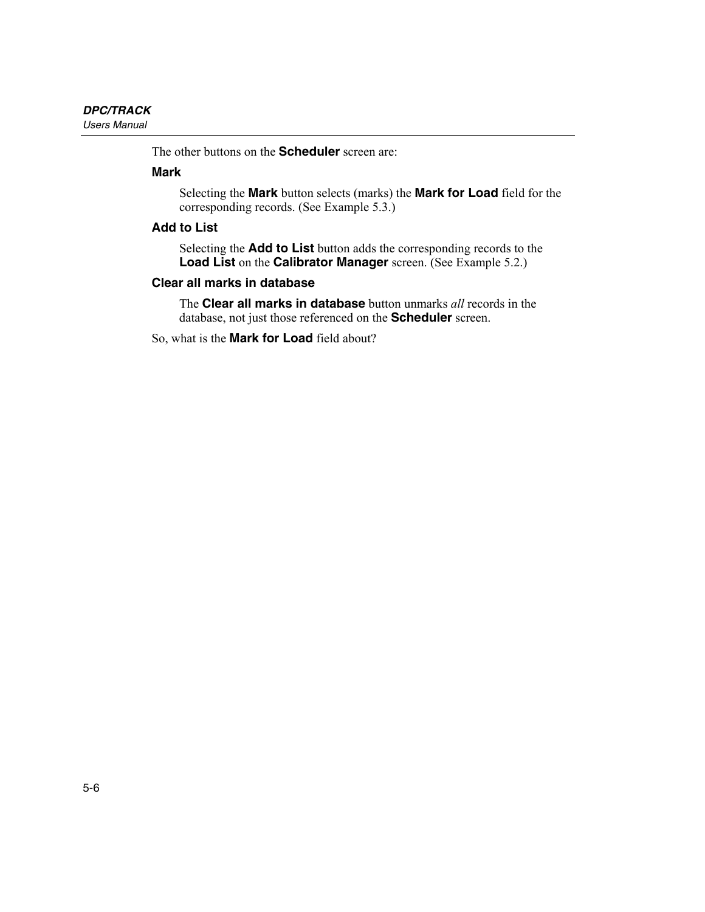The other buttons on the **Scheduler** screen are:

### Mark

Selecting the **Mark** button selects (marks) the **Mark for Load** field for the corresponding records. (See Example 5.3.)

### Add to List

Selecting the **Add to List** button adds the corresponding records to the **Load List** on the **Calibrator Manager** screen. (See Example 5.2.)

### Clear all marks in database

The **Clear all marks in database** button unmarks *all* records in the database, not just those referenced on the **Scheduler** screen.

So, what is the **Mark for Load** field about?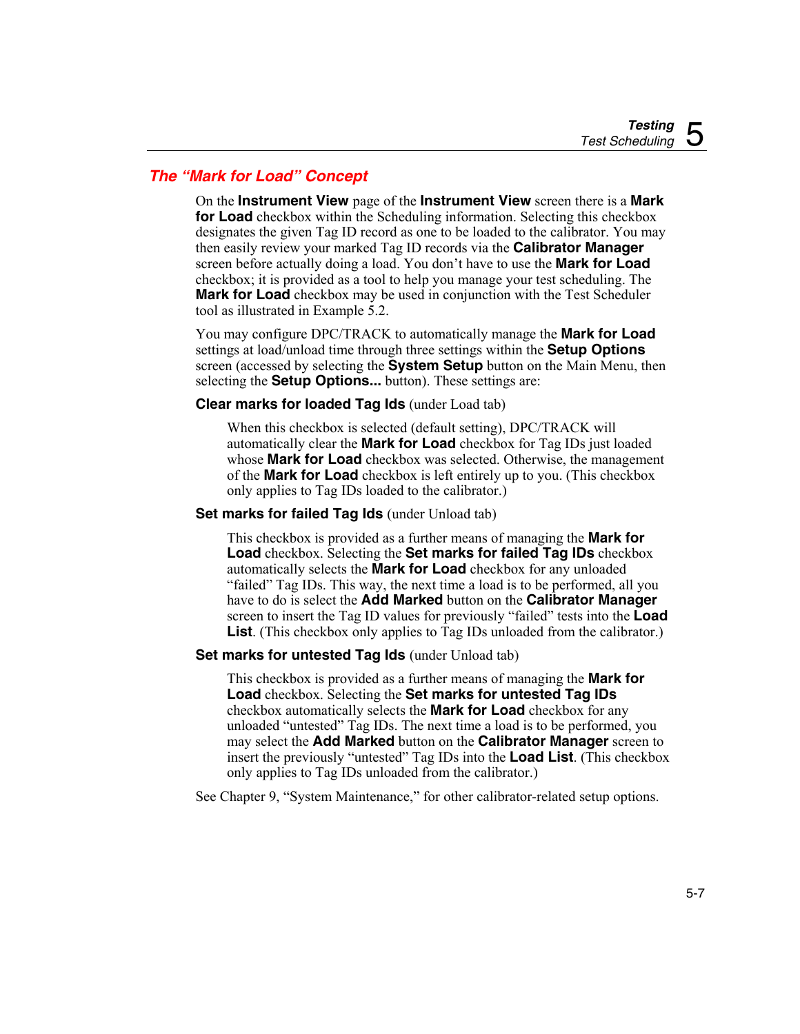## The "Mark for Load" Concept

On the **Instrument View** page of the **Instrument View** screen there is a **Mark for Load** checkbox within the Scheduling information. Selecting this checkbox designates the given Tag ID record as one to be loaded to the calibrator. You may then easily review your marked Tag ID records via the **Calibrator Manager** screen before actually doing a load. You don't have to use the **Mark for Load** checkbox; it is provided as a tool to help you manage your test scheduling. The **Mark for Load** checkbox may be used in conjunction with the Test Scheduler tool as illustrated in Example 5.2.

You may configure DPC/TRACK to automatically manage the **Mark for Load** settings at load/unload time through three settings within the **Setup Options** screen (accessed by selecting the **System Setup** button on the Main Menu, then selecting the **Setup Options...** button). These settings are:

**Clear marks for loaded Tag Ids** (under Load tab)

> When this checkbox is selected (default setting), DPC/TRACK will automatically clear the **Mark for Load** checkbox for Tag IDs just loaded whose **Mark for Load** checkbox was selected. Otherwise, the management of the **Mark for Load** checkbox is left entirely up to you. (This checkbox only applies to Tag IDs loaded to the calibrator.)

**Set marks for failed Tag Ids** (under Unload tab)

> This checkbox is provided as a further means of managing the **Mark for Load** checkbox. Selecting the **Set marks for failed Tag IDs** checkbox automatically selects the **Mark for Load** checkbox for any unloaded "failed" Tag IDs. This way, the next time a load is to be performed, all you have to do is select the **Add Marked** button on the **Calibrator Manager** screen to insert the Tag ID values for previously "failed" tests into the **Load List**. (This checkbox only applies to Tag IDs unloaded from the calibrator.)

**Set marks for untested Tag Ids** (under Unload tab)

> This checkbox is provided as a further means of managing the **Mark for Load** checkbox. Selecting the **Set marks for untested Tag IDs** checkbox automatically selects the **Mark for Load** checkbox for any unloaded "untested" Tag IDs. The next time a load is to be performed, you may select the **Add Marked** button on the **Calibrator Manager** screen to insert the previously "untested" Tag IDs into the **Load List**. (This checkbox only applies to Tag IDs unloaded from the calibrator.)

See Chapter 9, "System Maintenance," for other calibrator-related setup options.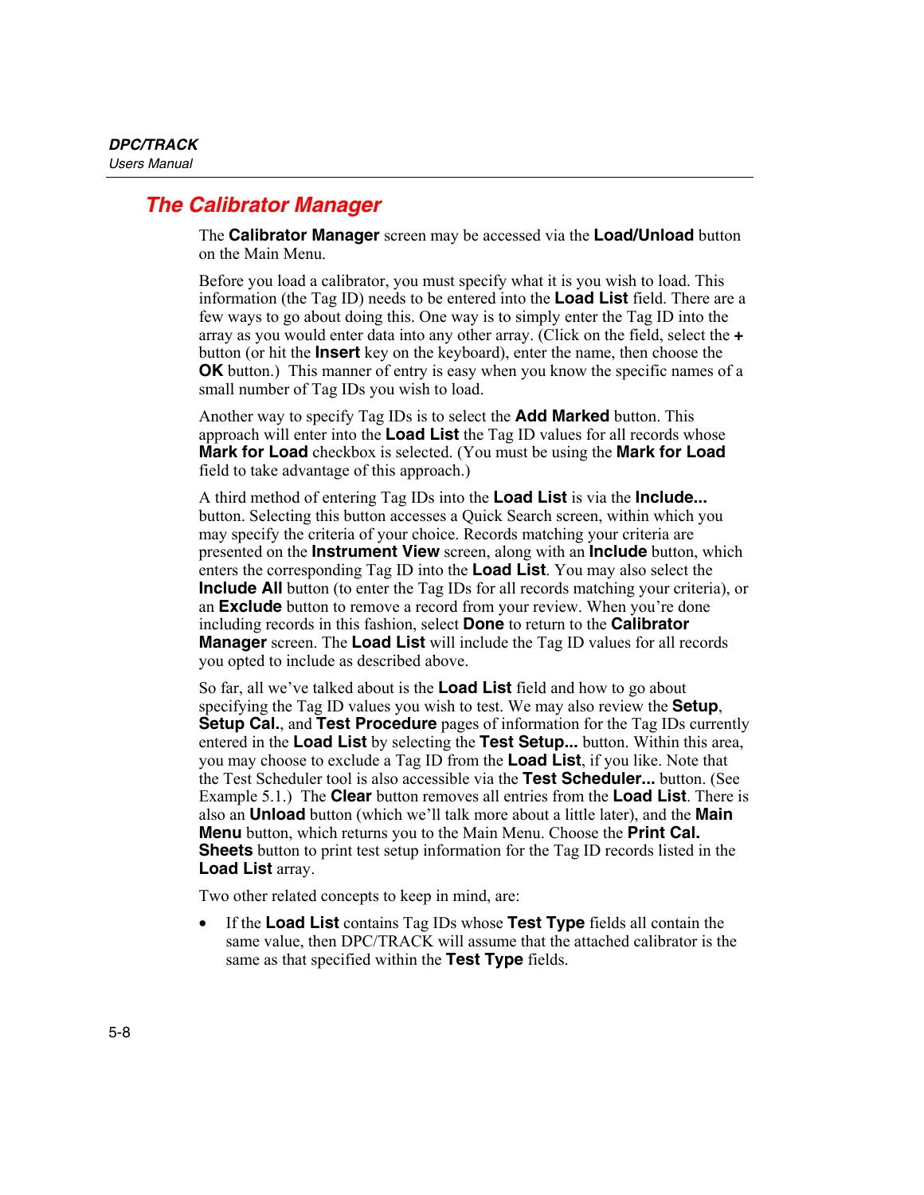## The Calibrator Manager

The **Calibrator Manager** screen may be accessed via the **Load/Unload** button on the Main Menu.

Before you load a calibrator, you must specify what it is you wish to load. This information (the Tag ID) needs to be entered into the **Load List** field. There are a few ways to go about doing this. One way is to simply enter the Tag ID into the array as you would enter data into any other array. (Click on the field, select the **+** button (or hit the **Insert** key on the keyboard), enter the name, then choose the **OK** button.) This manner of entry is easy when you know the specific names of a small number of Tag IDs you wish to load.

Another way to specify Tag IDs is to select the **Add Marked** button. This approach will enter into the **Load List** the Tag ID values for all records whose **Mark for Load** checkbox is selected. (You must be using the **Mark for Load** field to take advantage of this approach.)

A third method of entering Tag IDs into the **Load List** is via the **Include...** button. Selecting this button accesses a Quick Search screen, within which you may specify the criteria of your choice. Records matching your criteria are presented on the **Instrument View** screen, along with an **Include** button, which enters the corresponding Tag ID into the **Load List**. You may also select the **Include All** button (to enter the Tag IDs for all records matching your criteria), or an **Exclude** button to remove a record from your review. When you're done including records in this fashion, select **Done** to return to the **Calibrator Manager** screen. The **Load List** will include the Tag ID values for all records you opted to include as described above.

So far, all we've talked about is the **Load List** field and how to go about specifying the Tag ID values you wish to test. We may also review the **Setup**, **Setup Cal.**, and **Test Procedure** pages of information for the Tag IDs currently entered in the **Load List** by selecting the **Test Setup...** button. Within this area, you may choose to exclude a Tag ID from the **Load List**, if you like. Note that the Test Scheduler tool is also accessible via the **Test Scheduler...** button. (See Example 5.1.) The **Clear** button removes all entries from the **Load List**. There is also an **Unload** button (which we'll talk more about a little later), and the **Main Menu** button, which returns you to the Main Menu. Choose the **Print Cal. Sheets** button to print test setup information for the Tag ID records listed in the **Load List** array.

Two other related concepts to keep in mind, are:

- If the **Load List** contains Tag IDs whose **Test Type** fields all contain the same value, then DPC/TRACK will assume that the attached calibrator is the same as that specified within the **Test Type** fields.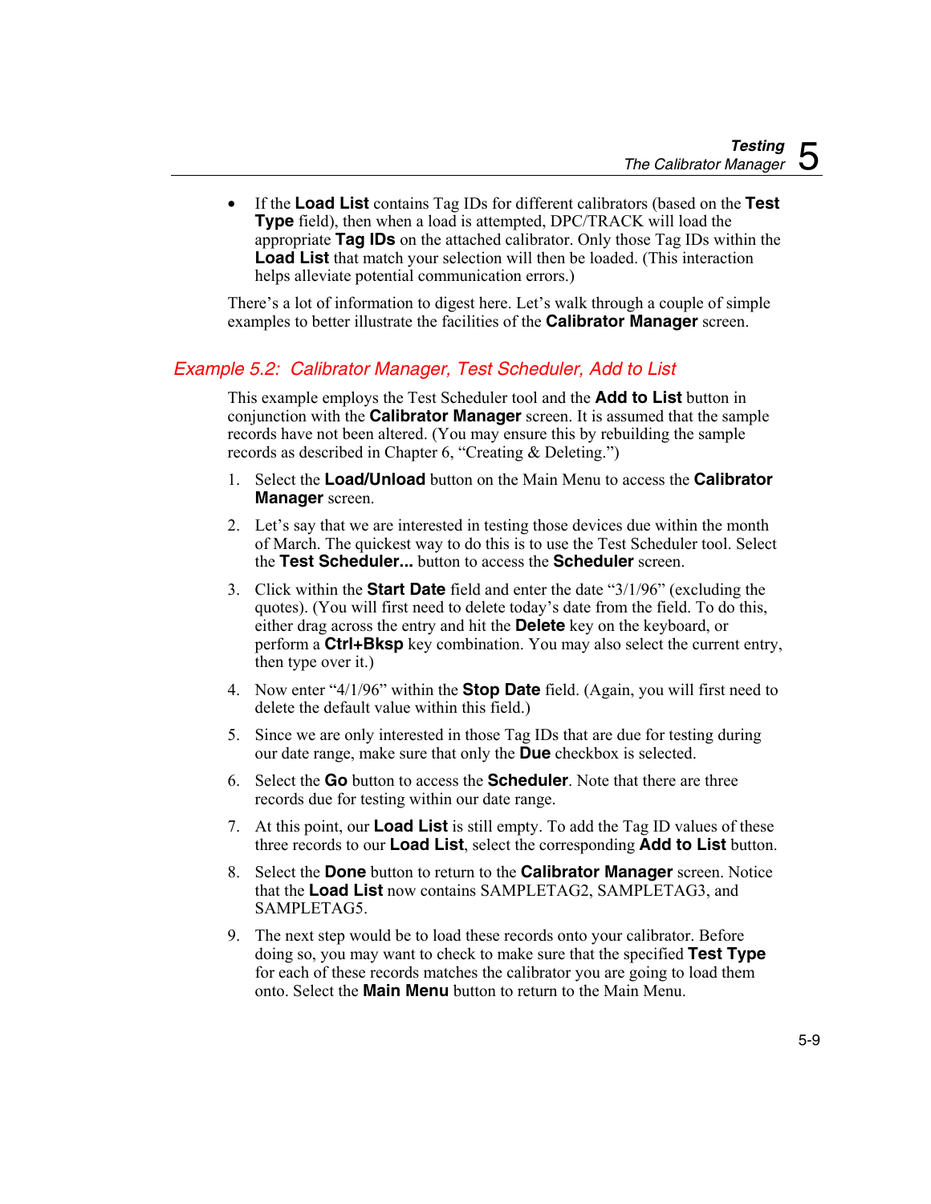- If the **Load List** contains Tag IDs for different calibrators (based on the **Test Type** field), then when a load is attempted, DPC/TRACK will load the appropriate **Tag IDs** on the attached calibrator. Only those Tag IDs within the **Load List** that match your selection will then be loaded. (This interaction helps alleviate potential communication errors.)

There's a lot of information to digest here. Let's walk through a couple of simple examples to better illustrate the facilities of the **Calibrator Manager** screen.

## *Example 5.2: Calibrator Manager, Test Scheduler, Add to List*

This example employs the Test Scheduler tool and the **Add to List** button in conjunction with the **Calibrator Manager** screen. It is assumed that the sample records have not been altered. (You may ensure this by rebuilding the sample records as described in Chapter 6, "Creating & Deleting.")

1. Select the **Load/Unload** button on the Main Menu to access the **Calibrator Manager** screen.

2. Let's say that we are interested in testing those devices due within the month of March. The quickest way to do this is to use the Test Scheduler tool. Select the **Test Scheduler...** button to access the **Scheduler** screen.

3. Click within the **Start Date** field and enter the date "3/1/96" (excluding the quotes). (You will first need to delete today's date from the field. To do this, either drag across the entry and hit the **Delete** key on the keyboard, or perform a **Ctrl+Bksp** key combination. You may also select the current entry, then type over it.)

4. Now enter "4/1/96" within the **Stop Date** field. (Again, you will first need to delete the default value within this field.)

5. Since we are only interested in those Tag IDs that are due for testing during our date range, make sure that only the **Due** checkbox is selected.

6. Select the **Go** button to access the **Scheduler**. Note that there are three records due for testing within our date range.

7. At this point, our **Load List** is still empty. To add the Tag ID values of these three records to our **Load List**, select the corresponding **Add to List** button.

8. Select the **Done** button to return to the **Calibrator Manager** screen. Notice that the **Load List** now contains SAMPLETAG2, SAMPLETAG3, and SAMPLETAG5.

9. The next step would be to load these records onto your calibrator. Before doing so, you may want to check to make sure that the specified **Test Type** for each of these records matches the calibrator you are going to load them onto. Select the **Main Menu** button to return to the Main Menu.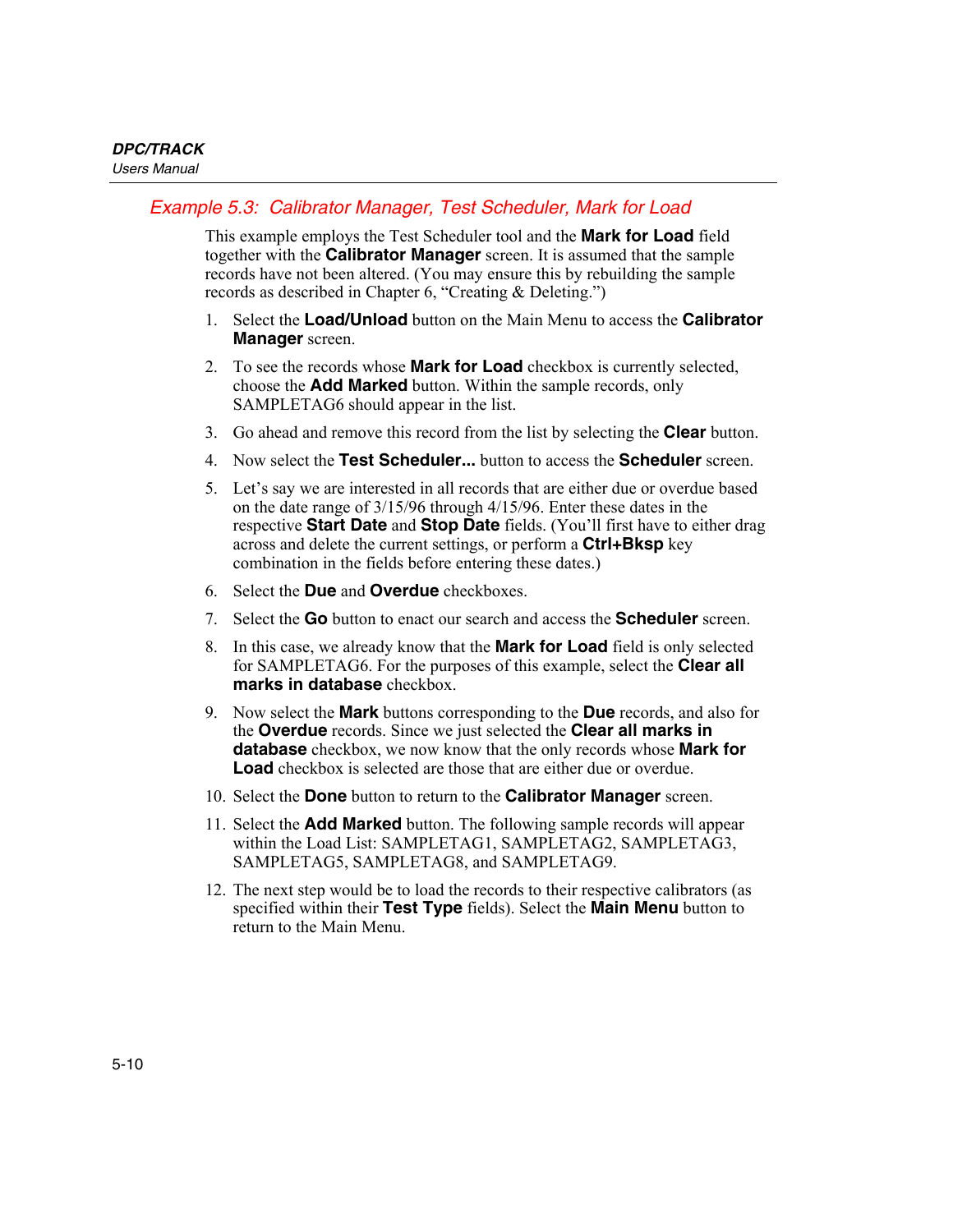## *Example 5.3: Calibrator Manager, Test Scheduler, Mark for Load*

This example employs the Test Scheduler tool and the **Mark for Load** field together with the **Calibrator Manager** screen. It is assumed that the sample records have not been altered. (You may ensure this by rebuilding the sample records as described in Chapter 6, "Creating & Deleting.")

1. Select the **Load/Unload** button on the Main Menu to access the **Calibrator Manager** screen.
2. To see the records whose **Mark for Load** checkbox is currently selected, choose the **Add Marked** button. Within the sample records, only SAMPLETAG6 should appear in the list.
3. Go ahead and remove this record from the list by selecting the **Clear** button.
4. Now select the **Test Scheduler...** button to access the **Scheduler** screen.
5. Let's say we are interested in all records that are either due or overdue based on the date range of 3/15/96 through 4/15/96. Enter these dates in the respective **Start Date** and **Stop Date** fields. (You'll first have to either drag across and delete the current settings, or perform a **Ctrl+Bksp** key combination in the fields before entering these dates.)
6. Select the **Due** and **Overdue** checkboxes.
7. Select the **Go** button to enact our search and access the **Scheduler** screen.
8. In this case, we already know that the **Mark for Load** field is only selected for SAMPLETAG6. For the purposes of this example, select the **Clear all marks in database** checkbox.
9. Now select the **Mark** buttons corresponding to the **Due** records, and also for the **Overdue** records. Since we just selected the **Clear all marks in database** checkbox, we now know that the only records whose **Mark for Load** checkbox is selected are those that are either due or overdue.
10. Select the **Done** button to return to the **Calibrator Manager** screen.
11. Select the **Add Marked** button. The following sample records will appear within the Load List: SAMPLETAG1, SAMPLETAG2, SAMPLETAG3, SAMPLETAG5, SAMPLETAG8, and SAMPLETAG9.
12. The next step would be to load the records to their respective calibrators (as specified within their **Test Type** fields). Select the **Main Menu** button to return to the Main Menu.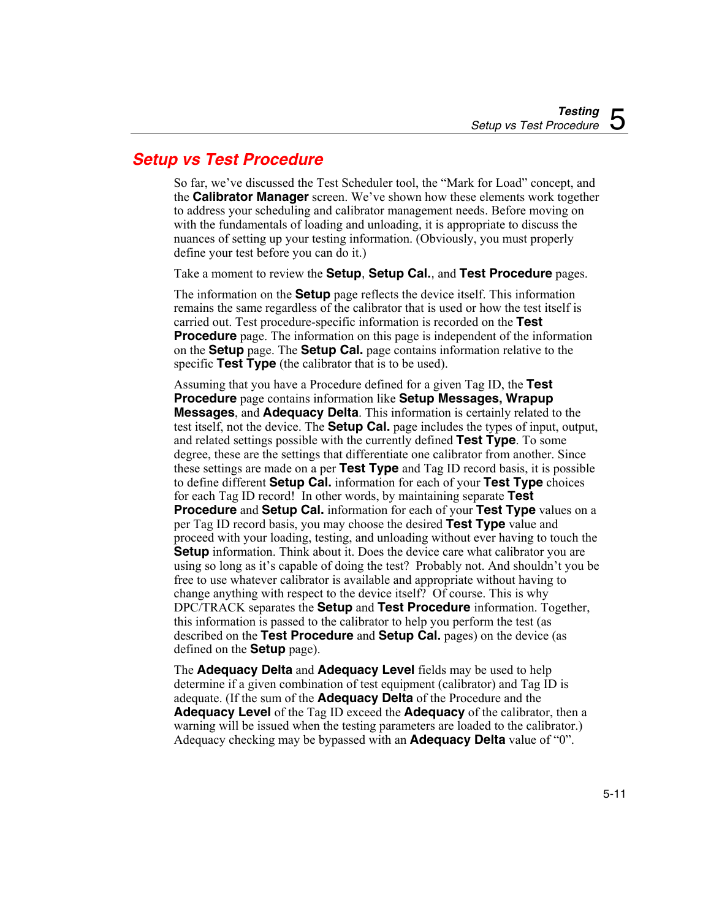## Setup vs Test Procedure

So far, we've discussed the Test Scheduler tool, the "Mark for Load" concept, and the **Calibrator Manager** screen. We've shown how these elements work together to address your scheduling and calibrator management needs. Before moving on with the fundamentals of loading and unloading, it is appropriate to discuss the nuances of setting up your testing information. (Obviously, you must properly define your test before you can do it.)

Take a moment to review the **Setup**, **Setup Cal.**, and **Test Procedure** pages.

The information on the **Setup** page reflects the device itself. This information remains the same regardless of the calibrator that is used or how the test itself is carried out. Test procedure-specific information is recorded on the **Test Procedure** page. The information on this page is independent of the information on the **Setup** page. The **Setup Cal.** page contains information relative to the specific **Test Type** (the calibrator that is to be used).

Assuming that you have a Procedure defined for a given Tag ID, the **Test Procedure** page contains information like **Setup Messages, Wrapup Messages**, and **Adequacy Delta**. This information is certainly related to the test itself, not the device. The **Setup Cal.** page includes the types of input, output, and related settings possible with the currently defined **Test Type**. To some degree, these are the settings that differentiate one calibrator from another. Since these settings are made on a per **Test Type** and Tag ID record basis, it is possible to define different **Setup Cal.** information for each of your **Test Type** choices for each Tag ID record! In other words, by maintaining separate **Test Procedure** and **Setup Cal.** information for each of your **Test Type** values on a per Tag ID record basis, you may choose the desired **Test Type** value and proceed with your loading, testing, and unloading without ever having to touch the **Setup** information. Think about it. Does the device care what calibrator you are using so long as it's capable of doing the test? Probably not. And shouldn't you be free to use whatever calibrator is available and appropriate without having to change anything with respect to the device itself? Of course. This is why DPC/TRACK separates the **Setup** and **Test Procedure** information. Together, this information is passed to the calibrator to help you perform the test (as described on the **Test Procedure** and **Setup Cal.** pages) on the device (as defined on the **Setup** page).

The **Adequacy Delta** and **Adequacy Level** fields may be used to help determine if a given combination of test equipment (calibrator) and Tag ID is adequate. (If the sum of the **Adequacy Delta** of the Procedure and the **Adequacy Level** of the Tag ID exceed the **Adequacy** of the calibrator, then a warning will be issued when the testing parameters are loaded to the calibrator.) Adequacy checking may be bypassed with an **Adequacy Delta** value of "0".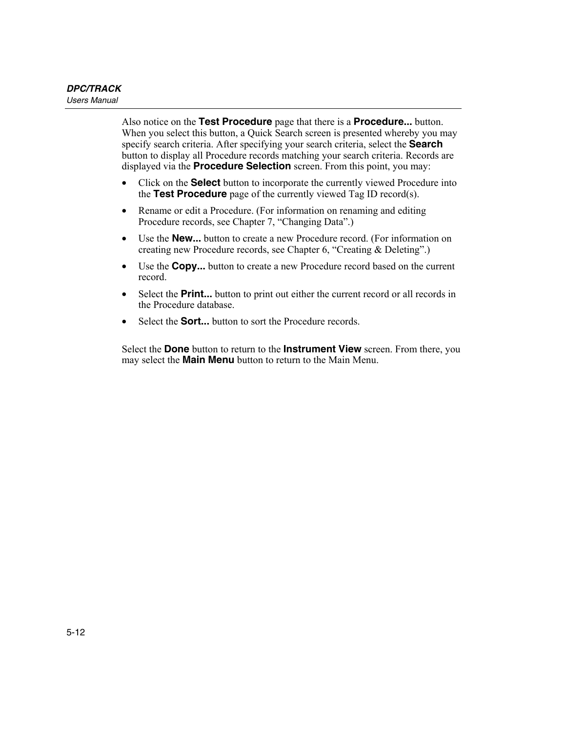Also notice on the **Test Procedure** page that there is a **Procedure...** button. When you select this button, a Quick Search screen is presented whereby you may specify search criteria. After specifying your search criteria, select the **Search** button to display all Procedure records matching your search criteria. Records are displayed via the **Procedure Selection** screen. From this point, you may:

- Click on the **Select** button to incorporate the currently viewed Procedure into the **Test Procedure** page of the currently viewed Tag ID record(s).
- Rename or edit a Procedure. (For information on renaming and editing Procedure records, see Chapter 7, "Changing Data".)
- Use the **New...** button to create a new Procedure record. (For information on creating new Procedure records, see Chapter 6, "Creating & Deleting".)
- Use the **Copy...** button to create a new Procedure record based on the current record.
- Select the **Print...** button to print out either the current record or all records in the Procedure database.
- Select the **Sort...** button to sort the Procedure records.

Select the **Done** button to return to the **Instrument View** screen. From there, you may select the **Main Menu** button to return to the Main Menu.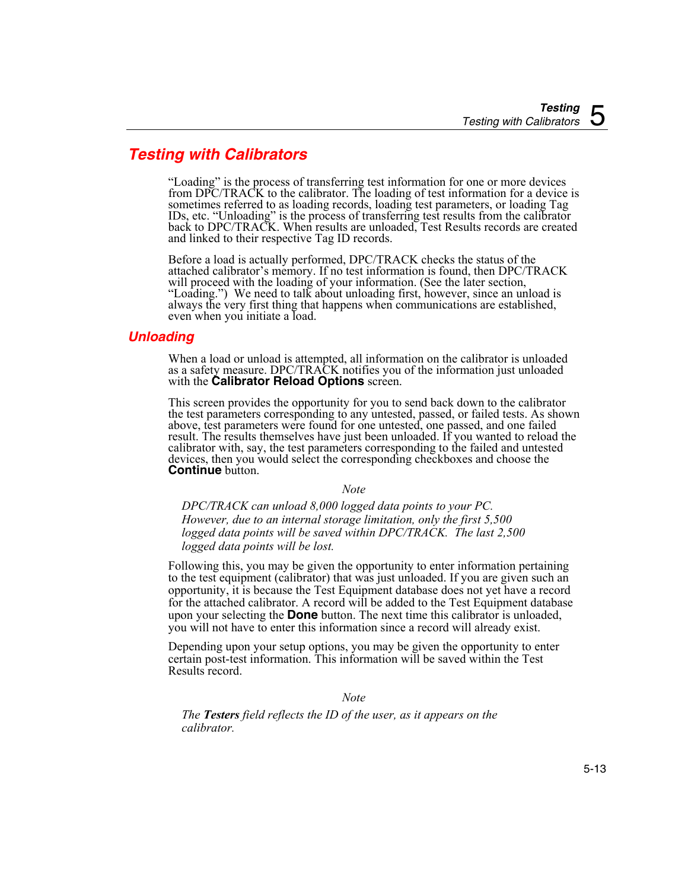## Testing with Calibrators

"Loading" is the process of transferring test information for one or more devices from DPC/TRACK to the calibrator. The loading of test information for a device is sometimes referred to as loading records, loading test parameters, or loading Tag IDs, etc. "Unloading" is the process of transferring test results from the calibrator back to DPC/TRACK. When results are unloaded, Test Results records are created and linked to their respective Tag ID records.

Before a load is actually performed, DPC/TRACK checks the status of the attached calibrator's memory. If no test information is found, then DPC/TRACK will proceed with the loading of your information. (See the later section, "Loading.") We need to talk about unloading first, however, since an unload is always the very first thing that happens when communications are established, even when you initiate a load.

### Unloading

When a load or unload is attempted, all information on the calibrator is unloaded as a safety measure. DPC/TRACK notifies you of the information just unloaded with the **Calibrator Reload Options** screen.

This screen provides the opportunity for you to send back down to the calibrator the test parameters corresponding to any untested, passed, or failed tests. As shown above, test parameters were found for one untested, one passed, and one failed result. The results themselves have just been unloaded. If you wanted to reload the calibrator with, say, the test parameters corresponding to the failed and untested devices, then you would select the corresponding checkboxes and choose the **Continue** button.

*Note*

*DPC/TRACK can unload 8,000 logged data points to your PC. However, due to an internal storage limitation, only the first 5,500 logged data points will be saved within DPC/TRACK. The last 2,500 logged data points will be lost.*

Following this, you may be given the opportunity to enter information pertaining to the test equipment (calibrator) that was just unloaded. If you are given such an opportunity, it is because the Test Equipment database does not yet have a record for the attached calibrator. A record will be added to the Test Equipment database upon your selecting the **Done** button. The next time this calibrator is unloaded, you will not have to enter this information since a record will already exist.

Depending upon your setup options, you may be given the opportunity to enter certain post-test information. This information will be saved within the Test Results record.

*Note*

*The **Testers** field reflects the ID of the user, as it appears on the calibrator.*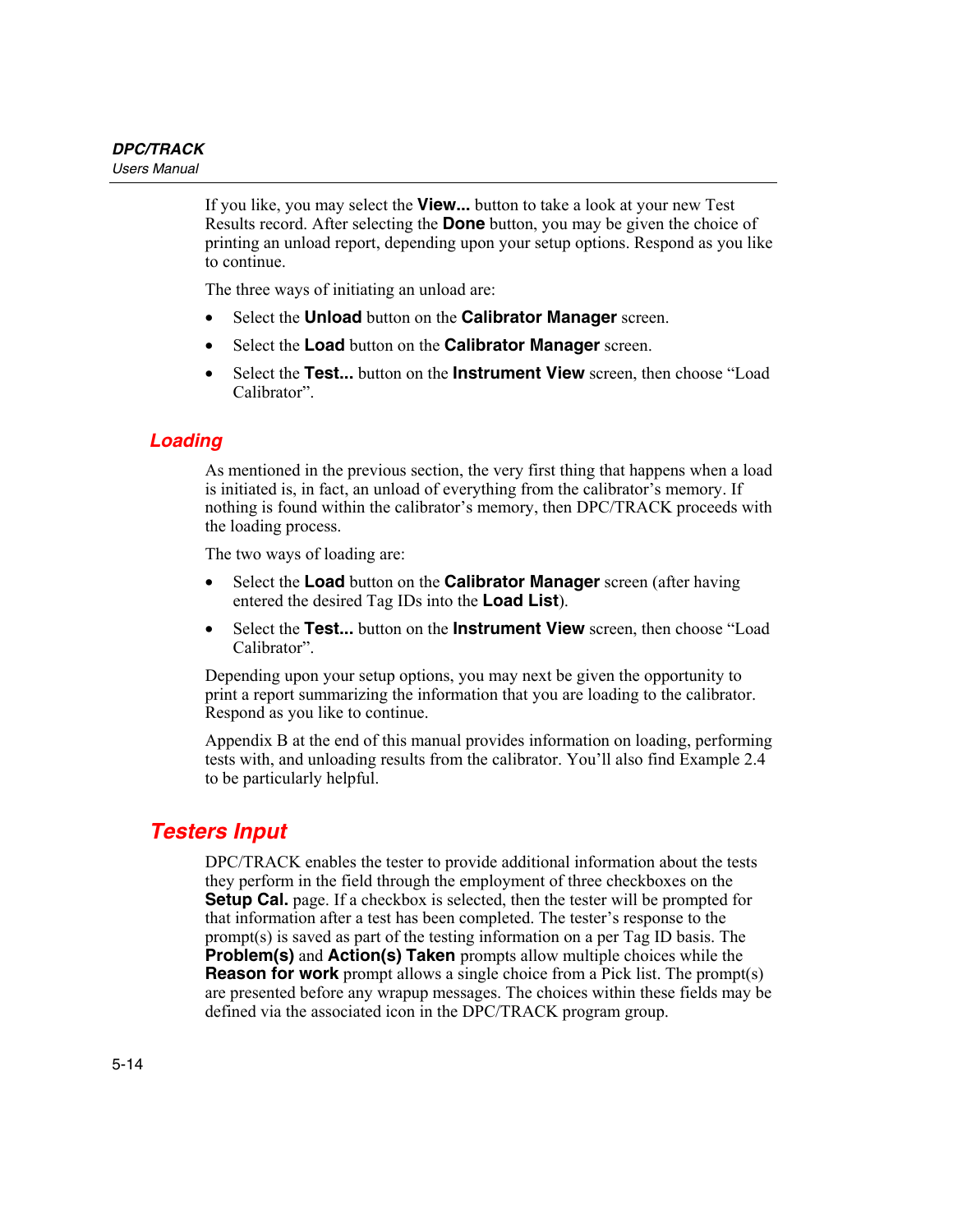If you like, you may select the **View...** button to take a look at your new Test Results record. After selecting the **Done** button, you may be given the choice of printing an unload report, depending upon your setup options. Respond as you like to continue.

The three ways of initiating an unload are:

- Select the **Unload** button on the **Calibrator Manager** screen.
- Select the **Load** button on the **Calibrator Manager** screen.
- Select the **Test...** button on the **Instrument View** screen, then choose "Load Calibrator".

### Loading

As mentioned in the previous section, the very first thing that happens when a load is initiated is, in fact, an unload of everything from the calibrator's memory. If nothing is found within the calibrator's memory, then DPC/TRACK proceeds with the loading process.

The two ways of loading are:

- Select the **Load** button on the **Calibrator Manager** screen (after having entered the desired Tag IDs into the **Load List**).
- Select the **Test...** button on the **Instrument View** screen, then choose "Load Calibrator".

Depending upon your setup options, you may next be given the opportunity to print a report summarizing the information that you are loading to the calibrator. Respond as you like to continue.

Appendix B at the end of this manual provides information on loading, performing tests with, and unloading results from the calibrator. You'll also find Example 2.4 to be particularly helpful.

## Testers Input

DPC/TRACK enables the tester to provide additional information about the tests they perform in the field through the employment of three checkboxes on the **Setup Cal.** page. If a checkbox is selected, then the tester will be prompted for that information after a test has been completed. The tester's response to the prompt(s) is saved as part of the testing information on a per Tag ID basis. The **Problem(s)** and **Action(s) Taken** prompts allow multiple choices while the **Reason for work** prompt allows a single choice from a Pick list. The prompt(s) are presented before any wrapup messages. The choices within these fields may be defined via the associated icon in the DPC/TRACK program group.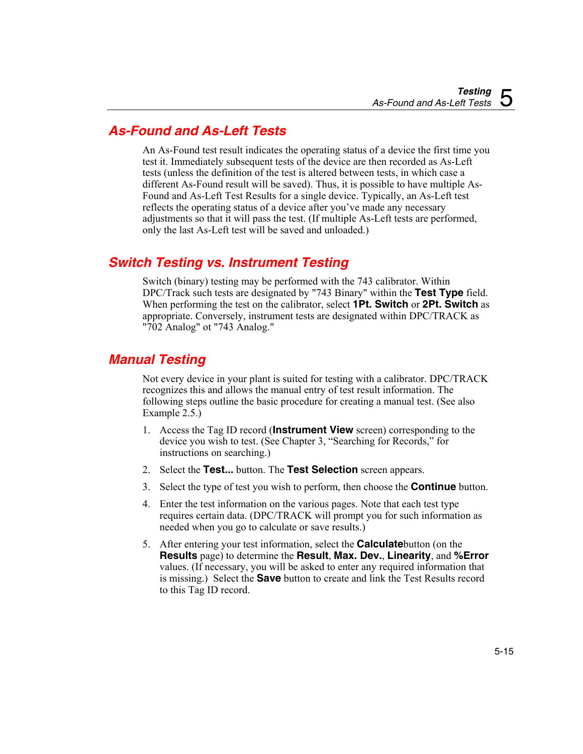## As-Found and As-Left Tests

An As-Found test result indicates the operating status of a device the first time you test it. Immediately subsequent tests of the device are then recorded as As-Left tests (unless the definition of the test is altered between tests, in which case a different As-Found result will be saved). Thus, it is possible to have multiple As-Found and As-Left Test Results for a single device. Typically, an As-Left test reflects the operating status of a device after you've made any necessary adjustments so that it will pass the test. (If multiple As-Left tests are performed, only the last As-Left test will be saved and unloaded.)

## Switch Testing vs. Instrument Testing

Switch (binary) testing may be performed with the 743 calibrator. Within DPC/Track such tests are designated by "743 Binary" within the **Test Type** field. When performing the test on the calibrator, select **1Pt. Switch** or **2Pt. Switch** as appropriate. Conversely, instrument tests are designated within DPC/TRACK as "702 Analog" ot "743 Analog."

## Manual Testing

Not every device in your plant is suited for testing with a calibrator. DPC/TRACK recognizes this and allows the manual entry of test result information. The following steps outline the basic procedure for creating a manual test. (See also Example 2.5.)

1. Access the Tag ID record (**Instrument View** screen) corresponding to the device you wish to test. (See Chapter 3, "Searching for Records," for instructions on searching.)
2. Select the **Test...** button. The **Test Selection** screen appears.
3. Select the type of test you wish to perform, then choose the **Continue** button.
4. Enter the test information on the various pages. Note that each test type requires certain data. (DPC/TRACK will prompt you for such information as needed when you go to calculate or save results.)
5. After entering your test information, select the **Calculate**button (on the **Results** page) to determine the **Result**, **Max. Dev.**, **Linearity**, and **%Error** values. (If necessary, you will be asked to enter any required information that is missing.) Select the **Save** button to create and link the Test Results record to this Tag ID record.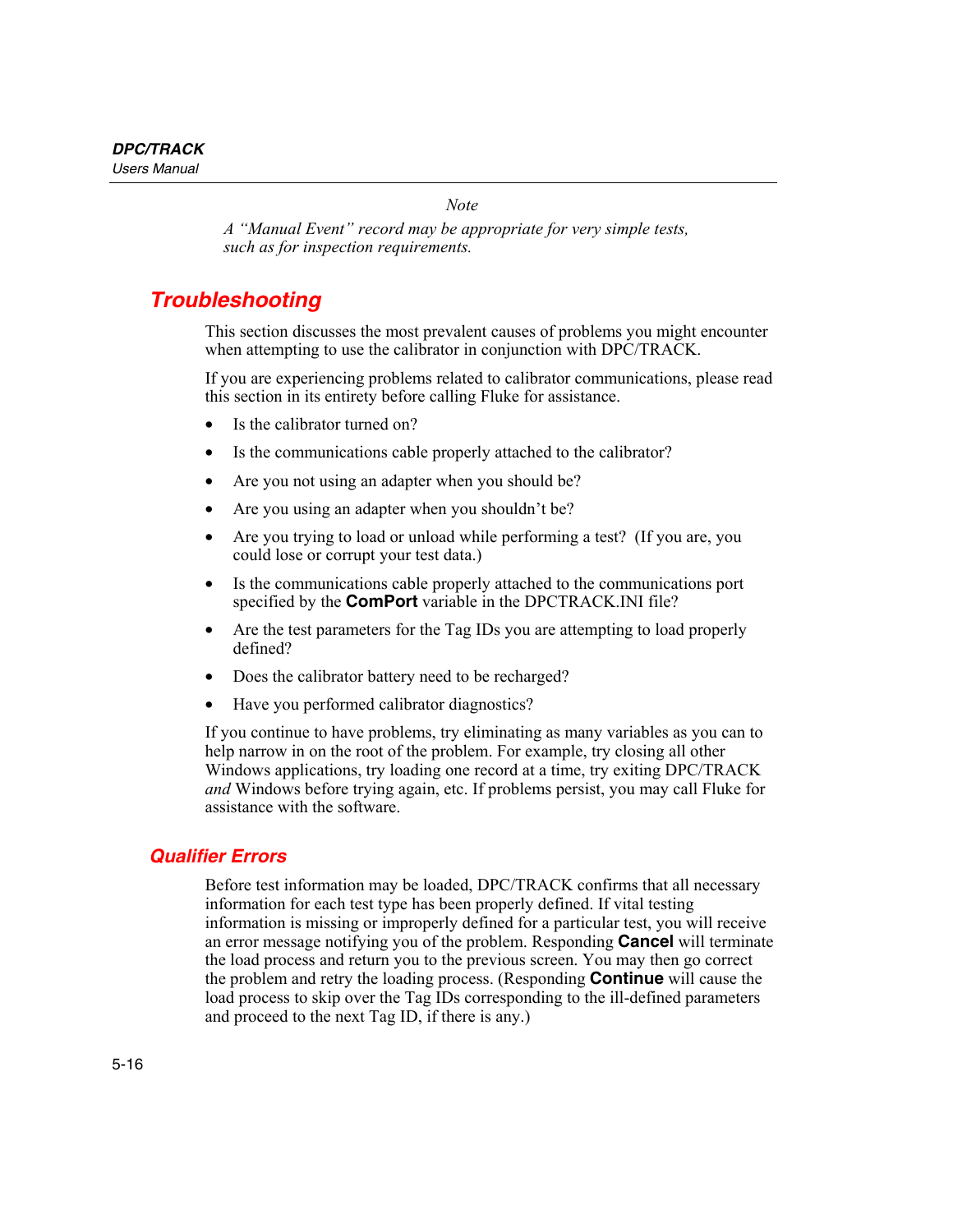*Note*

*A "Manual Event" record may be appropriate for very simple tests, such as for inspection requirements.*

## Troubleshooting

This section discusses the most prevalent causes of problems you might encounter when attempting to use the calibrator in conjunction with DPC/TRACK.

If you are experiencing problems related to calibrator communications, please read this section in its entirety before calling Fluke for assistance.

- Is the calibrator turned on?
- Is the communications cable properly attached to the calibrator?
- Are you not using an adapter when you should be?
- Are you using an adapter when you shouldn't be?
- Are you trying to load or unload while performing a test? (If you are, you could lose or corrupt your test data.)
- Is the communications cable properly attached to the communications port specified by the **ComPort** variable in the DPCTRACK.INI file?
- Are the test parameters for the Tag IDs you are attempting to load properly defined?
- Does the calibrator battery need to be recharged?
- Have you performed calibrator diagnostics?

If you continue to have problems, try eliminating as many variables as you can to help narrow in on the root of the problem. For example, try closing all other Windows applications, try loading one record at a time, try exiting DPC/TRACK *and* Windows before trying again, etc. If problems persist, you may call Fluke for assistance with the software.

### Qualifier Errors

Before test information may be loaded, DPC/TRACK confirms that all necessary information for each test type has been properly defined. If vital testing information is missing or improperly defined for a particular test, you will receive an error message notifying you of the problem. Responding **Cancel** will terminate the load process and return you to the previous screen. You may then go correct the problem and retry the loading process. (Responding **Continue** will cause the load process to skip over the Tag IDs corresponding to the ill-defined parameters and proceed to the next Tag ID, if there is any.)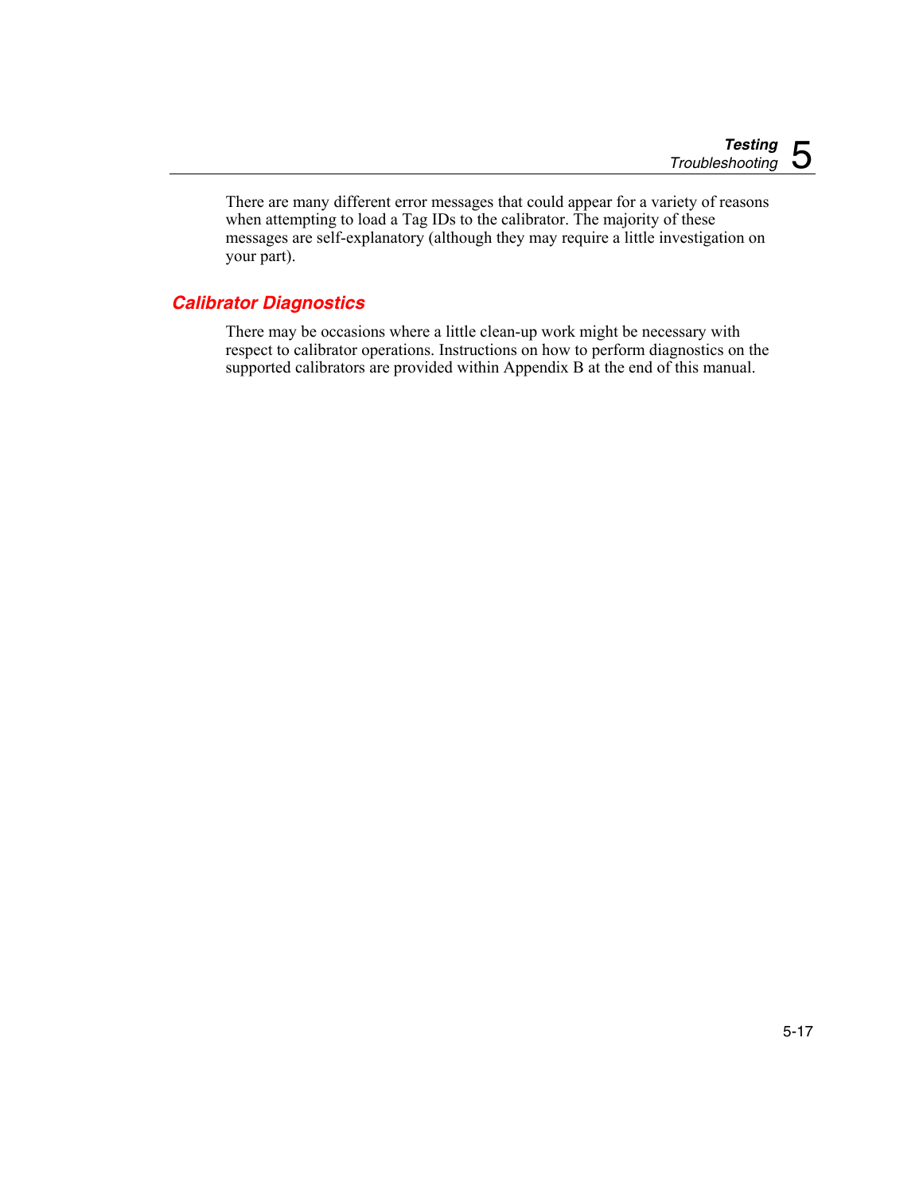There are many different error messages that could appear for a variety of reasons when attempting to load a Tag IDs to the calibrator. The majority of these messages are self-explanatory (although they may require a little investigation on your part).

## *Calibrator Diagnostics*

There may be occasions where a little clean-up work might be necessary with respect to calibrator operations. Instructions on how to perform diagnostics on the supported calibrators are provided within Appendix B at the end of this manual.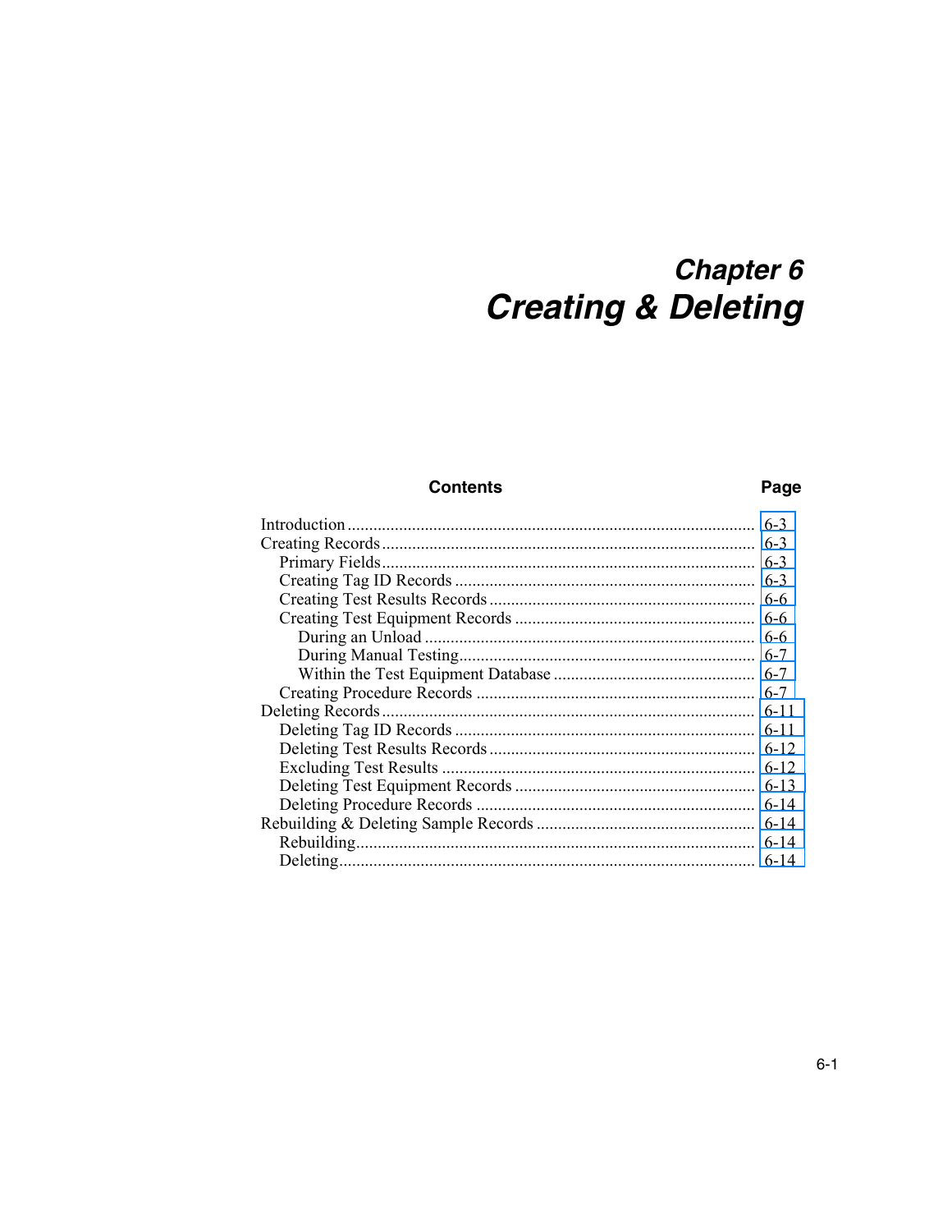# Chapter 6
# Creating & Deleting

| Contents | Page |
|---|---|
| Introduction | 6-3 |
| Creating Records | 6-3 |
| Primary Fields | 6-3 |
| Creating Tag ID Records | 6-3 |
| Creating Test Results Records | 6-6 |
| Creating Test Equipment Records | 6-6 |
| During an Unload | 6-6 |
| During Manual Testing | 6-7 |
| Within the Test Equipment Database | 6-7 |
| Creating Procedure Records | 6-7 |
| Deleting Records | 6-11 |
| Deleting Tag ID Records | 6-11 |
| Deleting Test Results Records | 6-12 |
| Excluding Test Results | 6-12 |
| Deleting Test Equipment Records | 6-13 |
| Deleting Procedure Records | 6-14 |
| Rebuilding & Deleting Sample Records | 6-14 |
| Rebuilding | 6-14 |
| Deleting | 6-14 |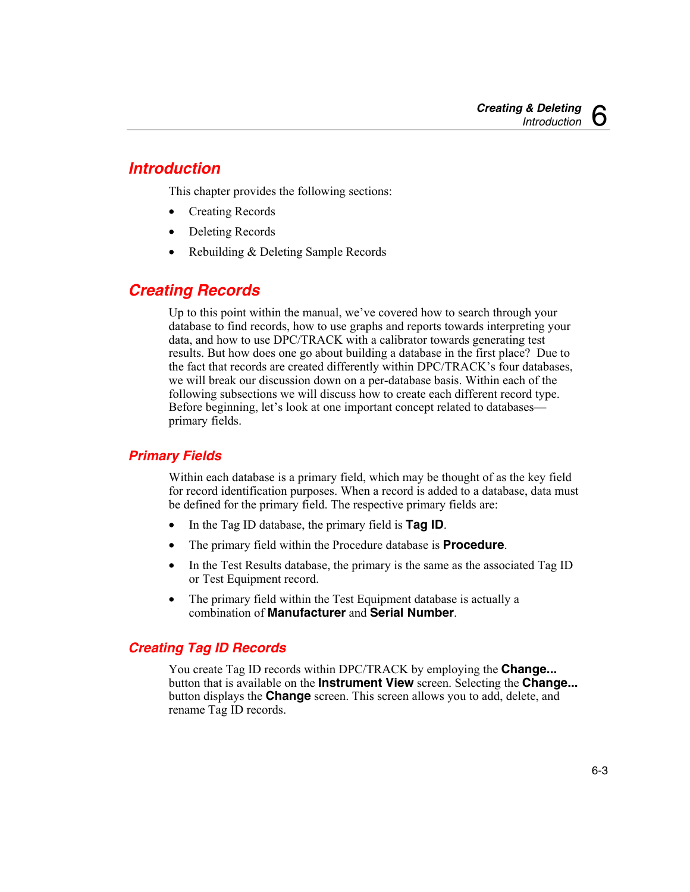## Introduction

This chapter provides the following sections:

- Creating Records
- Deleting Records
- Rebuilding & Deleting Sample Records

## Creating Records

Up to this point within the manual, we've covered how to search through your database to find records, how to use graphs and reports towards interpreting your data, and how to use DPC/TRACK with a calibrator towards generating test results. But how does one go about building a database in the first place? Due to the fact that records are created differently within DPC/TRACK's four databases, we will break our discussion down on a per-database basis. Within each of the following subsections we will discuss how to create each different record type. Before beginning, let's look at one important concept related to databases—primary fields.

### Primary Fields

Within each database is a primary field, which may be thought of as the key field for record identification purposes. When a record is added to a database, data must be defined for the primary field. The respective primary fields are:

- In the Tag ID database, the primary field is **Tag ID**.
- The primary field within the Procedure database is **Procedure**.
- In the Test Results database, the primary is the same as the associated Tag ID or Test Equipment record.
- The primary field within the Test Equipment database is actually a combination of **Manufacturer** and **Serial Number**.

### Creating Tag ID Records

You create Tag ID records within DPC/TRACK by employing the **Change...** button that is available on the **Instrument View** screen. Selecting the **Change...** button displays the **Change** screen. This screen allows you to add, delete, and rename Tag ID records.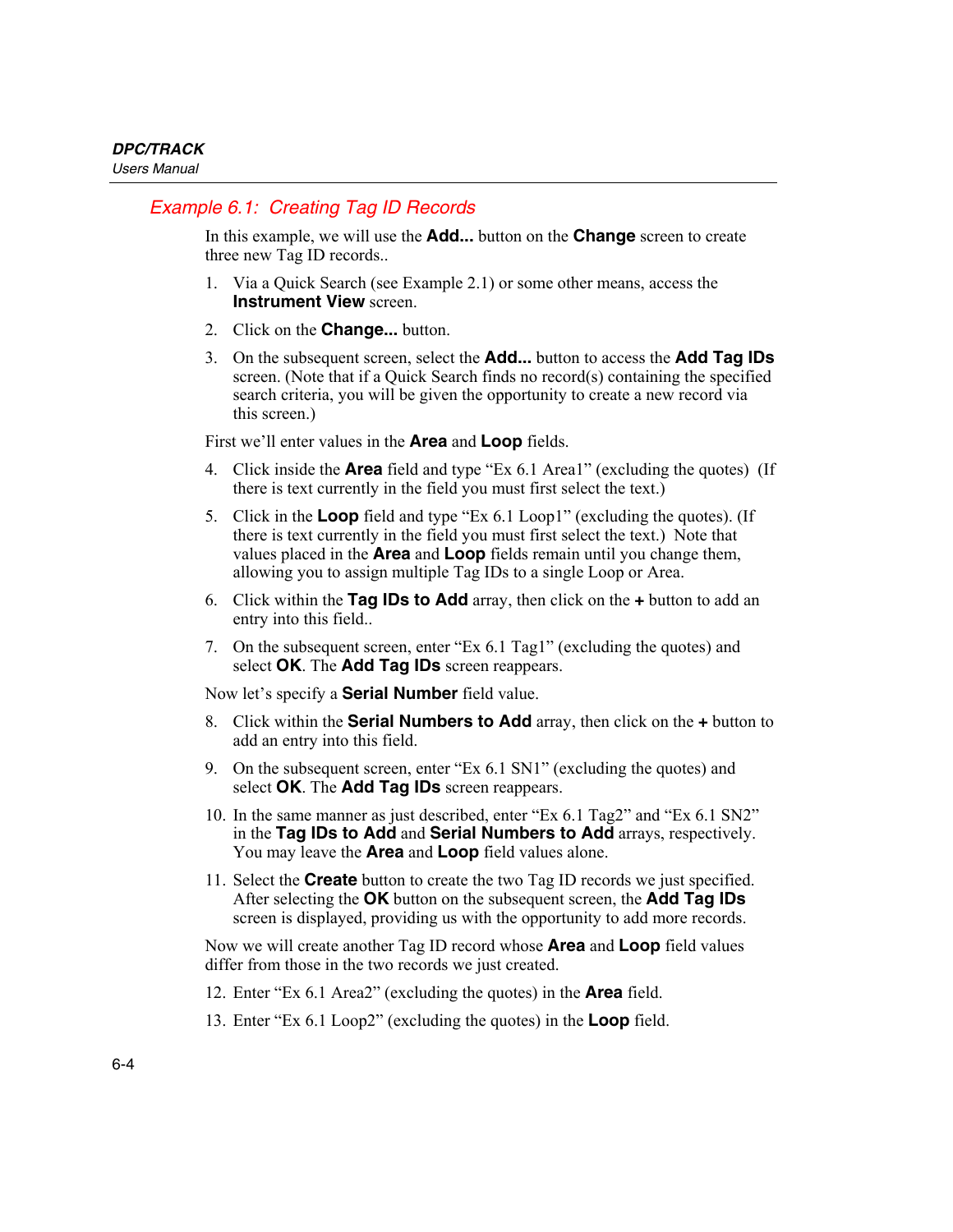## Example 6.1: Creating Tag ID Records

In this example, we will use the **Add...** button on the **Change** screen to create three new Tag ID records..

1. Via a Quick Search (see Example 2.1) or some other means, access the **Instrument View** screen.
2. Click on the **Change...** button.
3. On the subsequent screen, select the **Add...** button to access the **Add Tag IDs** screen. (Note that if a Quick Search finds no record(s) containing the specified search criteria, you will be given the opportunity to create a new record via this screen.)

First we'll enter values in the **Area** and **Loop** fields.

4. Click inside the **Area** field and type "Ex 6.1 Area1" (excluding the quotes) (If there is text currently in the field you must first select the text.)
5. Click in the **Loop** field and type "Ex 6.1 Loop1" (excluding the quotes). (If there is text currently in the field you must first select the text.) Note that values placed in the **Area** and **Loop** fields remain until you change them, allowing you to assign multiple Tag IDs to a single Loop or Area.
6. Click within the **Tag IDs to Add** array, then click on the **+** button to add an entry into this field..
7. On the subsequent screen, enter "Ex 6.1 Tag1" (excluding the quotes) and select **OK**. The **Add Tag IDs** screen reappears.

Now let's specify a **Serial Number** field value.

8. Click within the **Serial Numbers to Add** array, then click on the **+** button to add an entry into this field.
9. On the subsequent screen, enter "Ex 6.1 SN1" (excluding the quotes) and select **OK**. The **Add Tag IDs** screen reappears.
10. In the same manner as just described, enter "Ex 6.1 Tag2" and "Ex 6.1 SN2" in the **Tag IDs to Add** and **Serial Numbers to Add** arrays, respectively. You may leave the **Area** and **Loop** field values alone.
11. Select the **Create** button to create the two Tag ID records we just specified. After selecting the **OK** button on the subsequent screen, the **Add Tag IDs** screen is displayed, providing us with the opportunity to add more records.

Now we will create another Tag ID record whose **Area** and **Loop** field values differ from those in the two records we just created.

12. Enter "Ex 6.1 Area2" (excluding the quotes) in the **Area** field.
13. Enter "Ex 6.1 Loop2" (excluding the quotes) in the **Loop** field.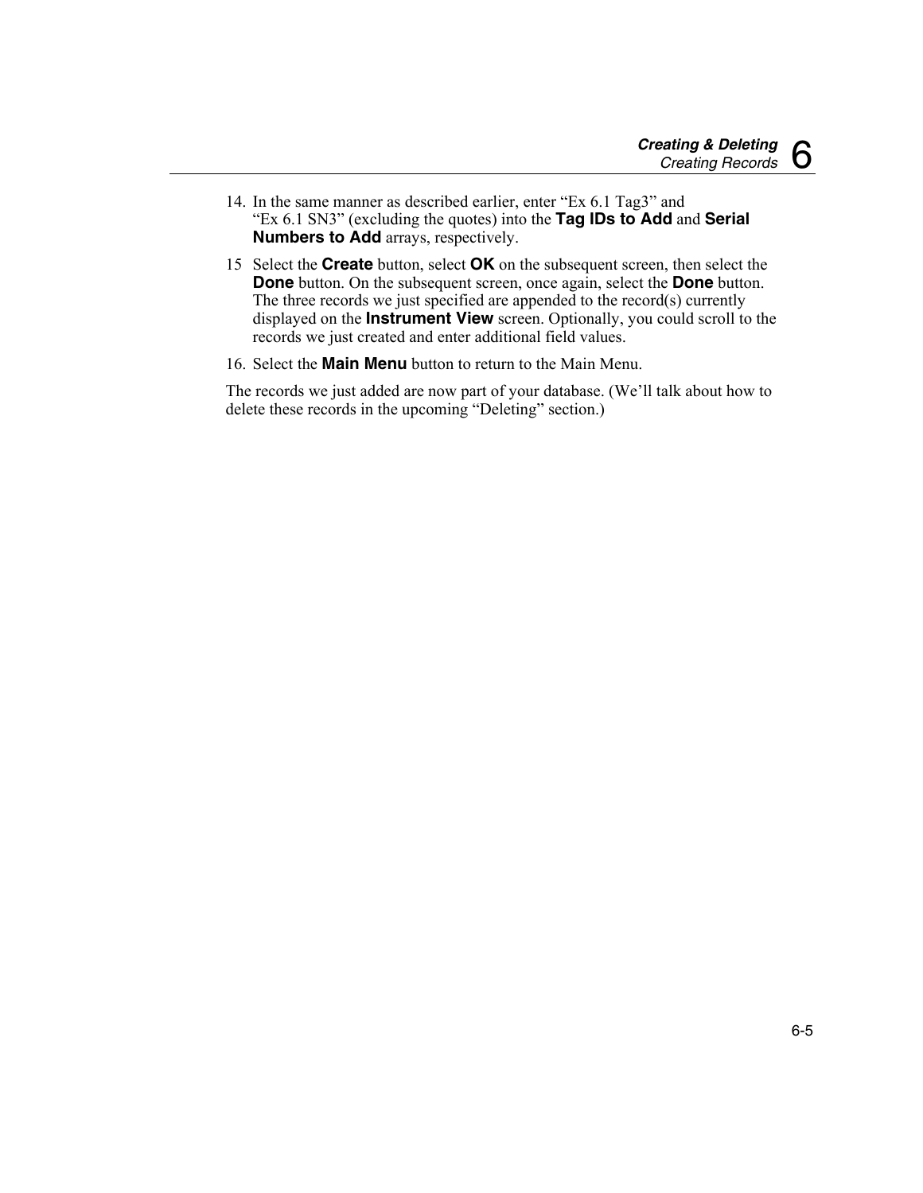14. In the same manner as described earlier, enter “Ex 6.1 Tag3” and “Ex 6.1 SN3” (excluding the quotes) into the **Tag IDs to Add** and **Serial Numbers to Add** arrays, respectively.

15 Select the **Create** button, select **OK** on the subsequent screen, then select the **Done** button. On the subsequent screen, once again, select the **Done** button. The three records we just specified are appended to the record(s) currently displayed on the **Instrument View** screen. Optionally, you could scroll to the records we just created and enter additional field values.

16. Select the **Main Menu** button to return to the Main Menu.

The records we just added are now part of your database. (We’ll talk about how to delete these records in the upcoming “Deleting” section.)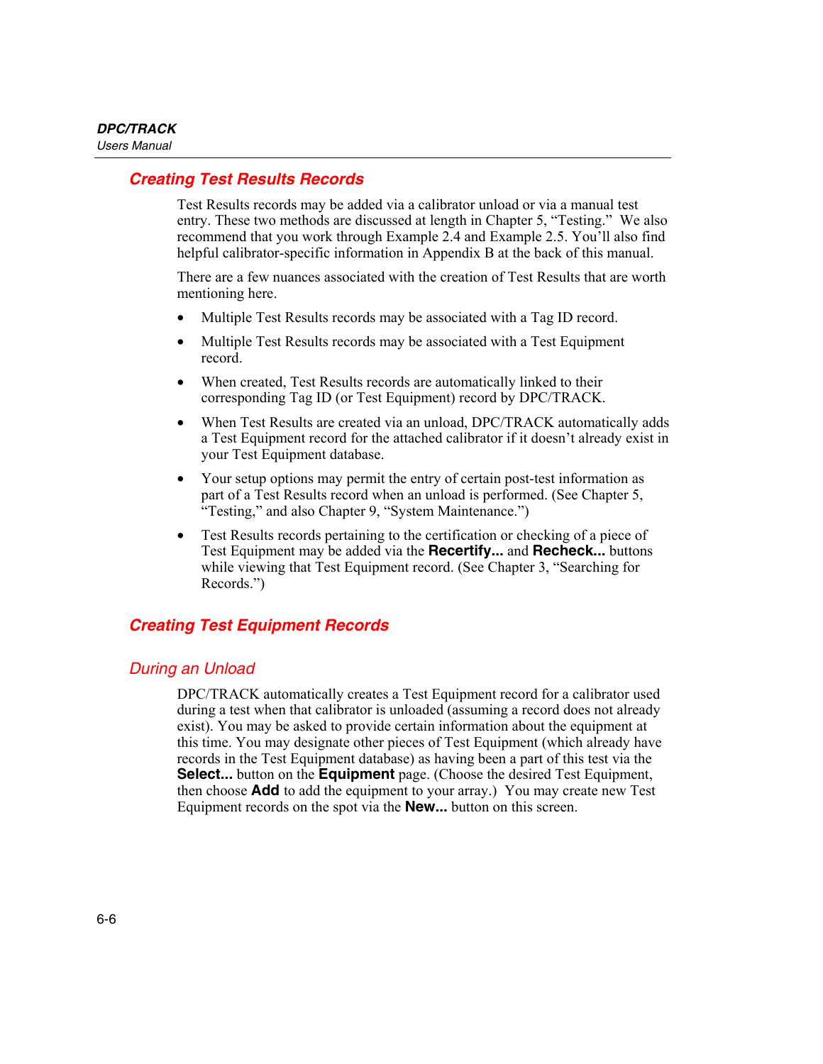## Creating Test Results Records

Test Results records may be added via a calibrator unload or via a manual test entry. These two methods are discussed at length in Chapter 5, "Testing." We also recommend that you work through Example 2.4 and Example 2.5. You'll also find helpful calibrator-specific information in Appendix B at the back of this manual.

There are a few nuances associated with the creation of Test Results that are worth mentioning here.

- Multiple Test Results records may be associated with a Tag ID record.
- Multiple Test Results records may be associated with a Test Equipment record.
- When created, Test Results records are automatically linked to their corresponding Tag ID (or Test Equipment) record by DPC/TRACK.
- When Test Results are created via an unload, DPC/TRACK automatically adds a Test Equipment record for the attached calibrator if it doesn't already exist in your Test Equipment database.
- Your setup options may permit the entry of certain post-test information as part of a Test Results record when an unload is performed. (See Chapter 5, "Testing," and also Chapter 9, "System Maintenance.")
- Test Results records pertaining to the certification or checking of a piece of Test Equipment may be added via the **Recertify...** and **Recheck...** buttons while viewing that Test Equipment record. (See Chapter 3, "Searching for Records.")

## Creating Test Equipment Records

### During an Unload

DPC/TRACK automatically creates a Test Equipment record for a calibrator used during a test when that calibrator is unloaded (assuming a record does not already exist). You may be asked to provide certain information about the equipment at this time. You may designate other pieces of Test Equipment (which already have records in the Test Equipment database) as having been a part of this test via the **Select...** button on the **Equipment** page. (Choose the desired Test Equipment, then choose **Add** to add the equipment to your array.) You may create new Test Equipment records on the spot via the **New...** button on this screen.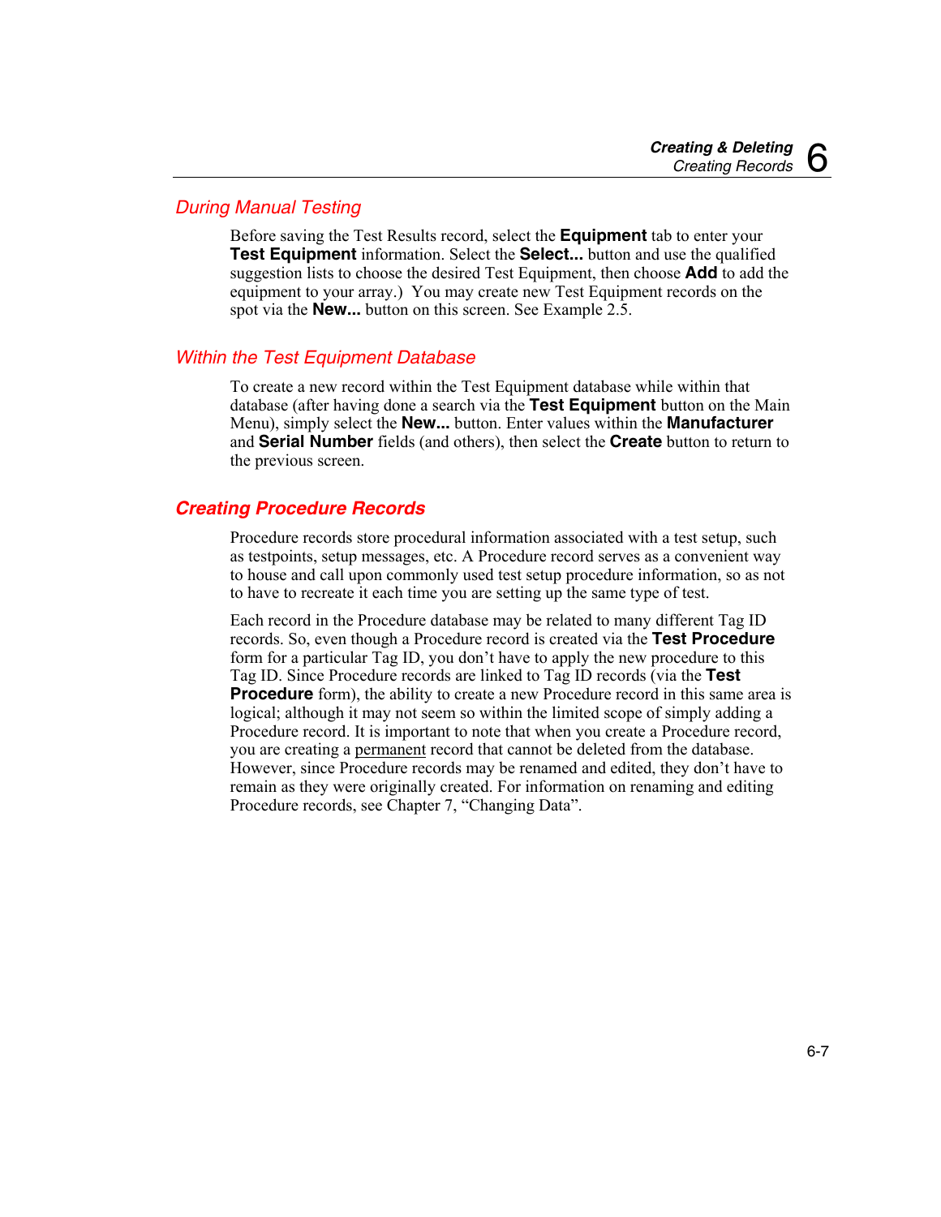### *During Manual Testing*

Before saving the Test Results record, select the **Equipment** tab to enter your **Test Equipment** information. Select the **Select...** button and use the qualified suggestion lists to choose the desired Test Equipment, then choose **Add** to add the equipment to your array.) You may create new Test Equipment records on the spot via the **New...** button on this screen. See Example 2.5.

### *Within the Test Equipment Database*

To create a new record within the Test Equipment database while within that database (after having done a search via the **Test Equipment** button on the Main Menu), simply select the **New...** button. Enter values within the **Manufacturer** and **Serial Number** fields (and others), then select the **Create** button to return to the previous screen.

## *Creating Procedure Records*

Procedure records store procedural information associated with a test setup, such as testpoints, setup messages, etc. A Procedure record serves as a convenient way to house and call upon commonly used test setup procedure information, so as not to have to recreate it each time you are setting up the same type of test.

Each record in the Procedure database may be related to many different Tag ID records. So, even though a Procedure record is created via the **Test Procedure** form for a particular Tag ID, you don't have to apply the new procedure to this Tag ID. Since Procedure records are linked to Tag ID records (via the **Test Procedure** form), the ability to create a new Procedure record in this same area is logical; although it may not seem so within the limited scope of simply adding a Procedure record. It is important to note that when you create a Procedure record, you are creating a permanent record that cannot be deleted from the database. However, since Procedure records may be renamed and edited, they don't have to remain as they were originally created. For information on renaming and editing Procedure records, see Chapter 7, "Changing Data".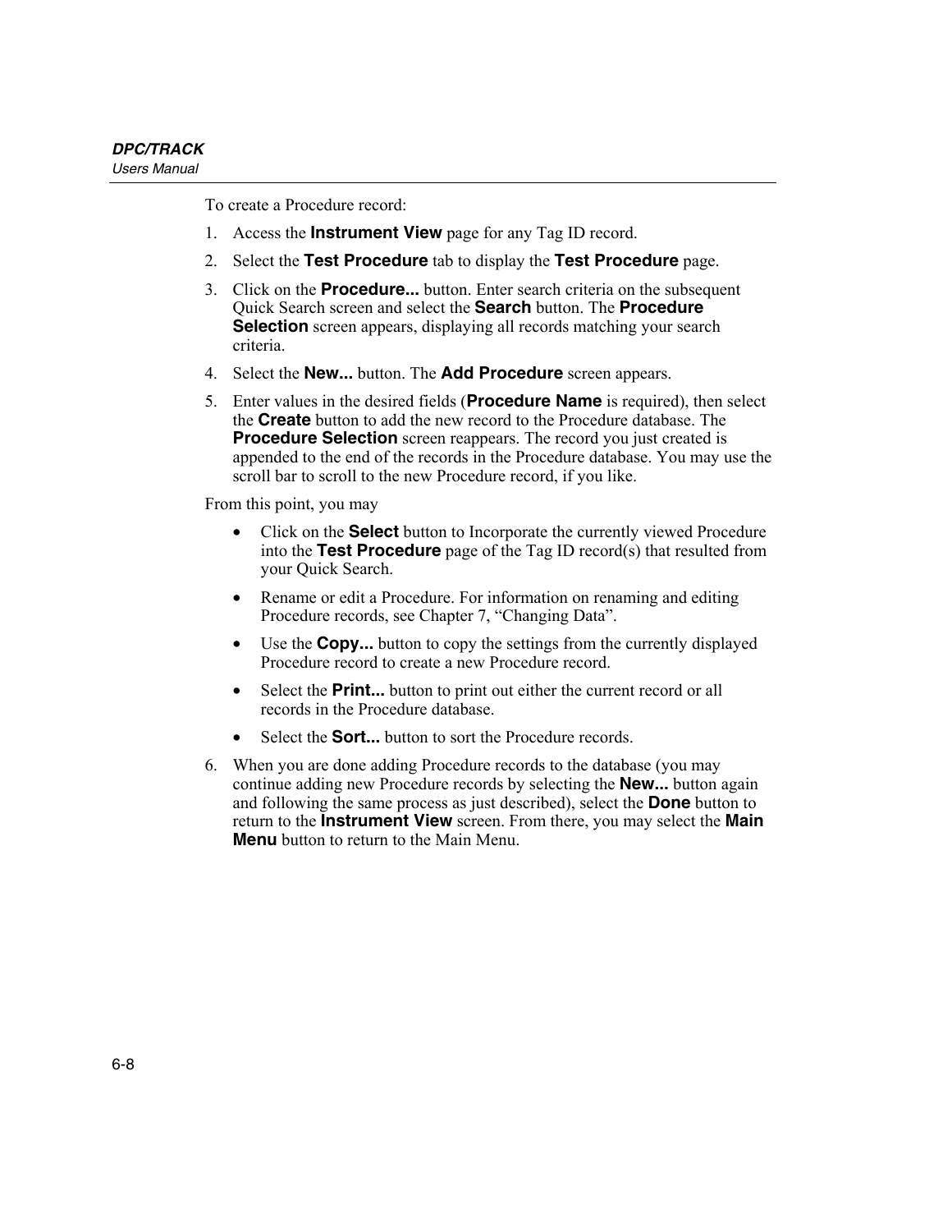To create a Procedure record:

1. Access the **Instrument View** page for any Tag ID record.
2. Select the **Test Procedure** tab to display the **Test Procedure** page.
3. Click on the **Procedure...** button. Enter search criteria on the subsequent Quick Search screen and select the **Search** button. The **Procedure Selection** screen appears, displaying all records matching your search criteria.
4. Select the **New...** button. The **Add Procedure** screen appears.
5. Enter values in the desired fields (**Procedure Name** is required), then select the **Create** button to add the new record to the Procedure database. The **Procedure Selection** screen reappears. The record you just created is appended to the end of the records in the Procedure database. You may use the scroll bar to scroll to the new Procedure record, if you like.

From this point, you may

- Click on the **Select** button to Incorporate the currently viewed Procedure into the **Test Procedure** page of the Tag ID record(s) that resulted from your Quick Search.
- Rename or edit a Procedure. For information on renaming and editing Procedure records, see Chapter 7, "Changing Data".
- Use the **Copy...** button to copy the settings from the currently displayed Procedure record to create a new Procedure record.
- Select the **Print...** button to print out either the current record or all records in the Procedure database.
- Select the **Sort...** button to sort the Procedure records.

6. When you are done adding Procedure records to the database (you may continue adding new Procedure records by selecting the **New...** button again and following the same process as just described), select the **Done** button to return to the **Instrument View** screen. From there, you may select the **Main Menu** button to return to the Main Menu.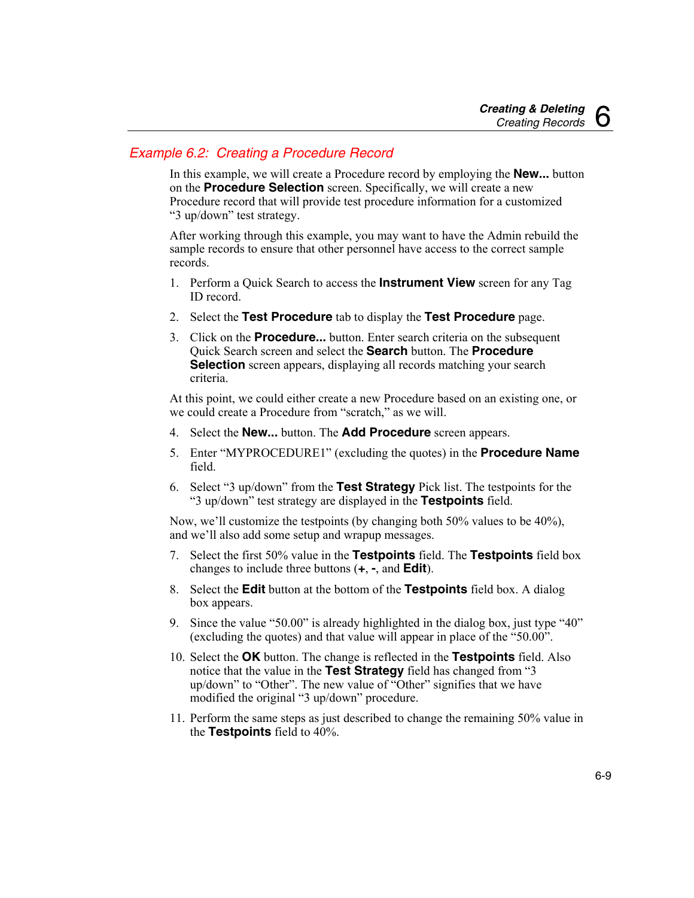## *Example 6.2: Creating a Procedure Record*

In this example, we will create a Procedure record by employing the **New...** button on the **Procedure Selection** screen. Specifically, we will create a new Procedure record that will provide test procedure information for a customized "3 up/down" test strategy.

After working through this example, you may want to have the Admin rebuild the sample records to ensure that other personnel have access to the correct sample records.

1. Perform a Quick Search to access the **Instrument View** screen for any Tag ID record.
2. Select the **Test Procedure** tab to display the **Test Procedure** page.
3. Click on the **Procedure...** button. Enter search criteria on the subsequent Quick Search screen and select the **Search** button. The **Procedure Selection** screen appears, displaying all records matching your search criteria.

At this point, we could either create a new Procedure based on an existing one, or we could create a Procedure from "scratch," as we will.

4. Select the **New...** button. The **Add Procedure** screen appears.
5. Enter "MYPROCEDURE1" (excluding the quotes) in the **Procedure Name** field.
6. Select "3 up/down" from the **Test Strategy** Pick list. The testpoints for the "3 up/down" test strategy are displayed in the **Testpoints** field.

Now, we'll customize the testpoints (by changing both 50% values to be 40%), and we'll also add some setup and wrapup messages.

7. Select the first 50% value in the **Testpoints** field. The **Testpoints** field box changes to include three buttons (**+**, **-**, and **Edit**).
8. Select the **Edit** button at the bottom of the **Testpoints** field box. A dialog box appears.
9. Since the value "50.00" is already highlighted in the dialog box, just type "40" (excluding the quotes) and that value will appear in place of the "50.00".
10. Select the **OK** button. The change is reflected in the **Testpoints** field. Also notice that the value in the **Test Strategy** field has changed from "3 up/down" to "Other". The new value of "Other" signifies that we have modified the original "3 up/down" procedure.
11. Perform the same steps as just described to change the remaining 50% value in the **Testpoints** field to 40%.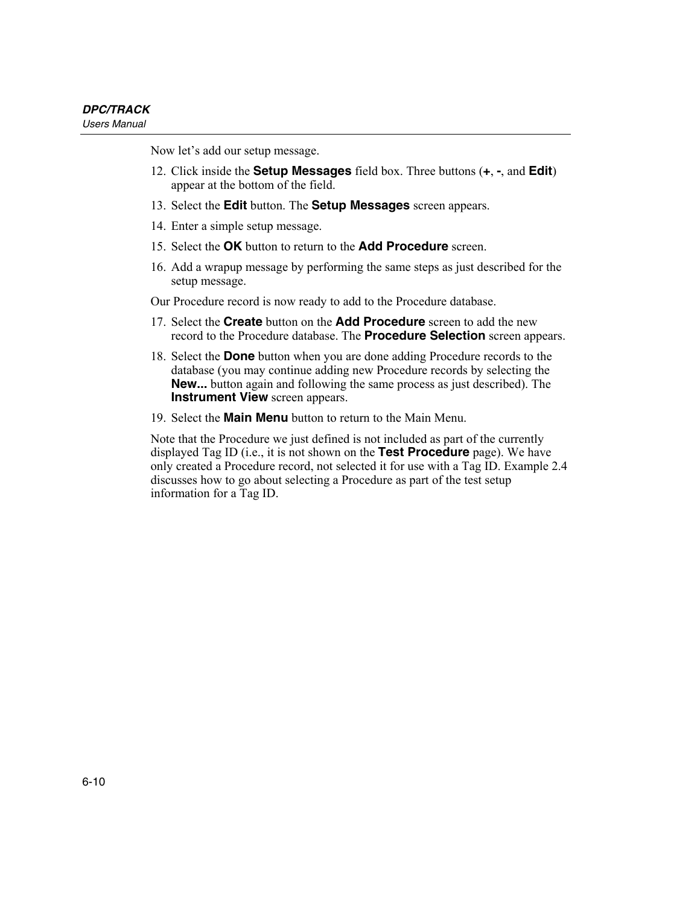Now let's add our setup message.

12. Click inside the **Setup Messages** field box. Three buttons (**+**, **-**, and **Edit**) appear at the bottom of the field.
13. Select the **Edit** button. The **Setup Messages** screen appears.
14. Enter a simple setup message.
15. Select the **OK** button to return to the **Add Procedure** screen.
16. Add a wrapup message by performing the same steps as just described for the setup message.

Our Procedure record is now ready to add to the Procedure database.

17. Select the **Create** button on the **Add Procedure** screen to add the new record to the Procedure database. The **Procedure Selection** screen appears.
18. Select the **Done** button when you are done adding Procedure records to the database (you may continue adding new Procedure records by selecting the **New...** button again and following the same process as just described). The **Instrument View** screen appears.
19. Select the **Main Menu** button to return to the Main Menu.

Note that the Procedure we just defined is not included as part of the currently displayed Tag ID (i.e., it is not shown on the **Test Procedure** page). We have only created a Procedure record, not selected it for use with a Tag ID. Example 2.4 discusses how to go about selecting a Procedure as part of the test setup information for a Tag ID.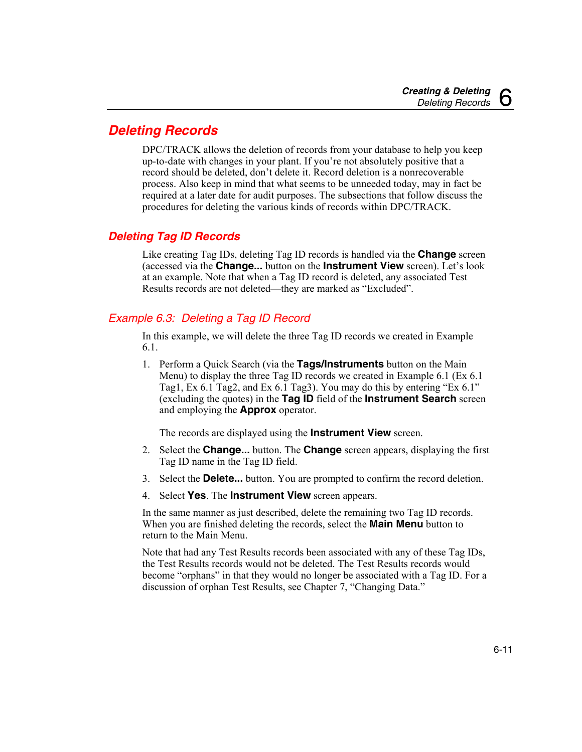## Deleting Records

DPC/TRACK allows the deletion of records from your database to help you keep up-to-date with changes in your plant. If you're not absolutely positive that a record should be deleted, don't delete it. Record deletion is a nonrecoverable process. Also keep in mind that what seems to be unneeded today, may in fact be required at a later date for audit purposes. The subsections that follow discuss the procedures for deleting the various kinds of records within DPC/TRACK.

### Deleting Tag ID Records

Like creating Tag IDs, deleting Tag ID records is handled via the **Change** screen (accessed via the **Change...** button on the **Instrument View** screen). Let's look at an example. Note that when a Tag ID record is deleted, any associated Test Results records are not deleted—they are marked as "Excluded".

#### *Example 6.3: Deleting a Tag ID Record*

In this example, we will delete the three Tag ID records we created in Example 6.1.

1. Perform a Quick Search (via the **Tags/Instruments** button on the Main Menu) to display the three Tag ID records we created in Example 6.1 (Ex 6.1 Tag1, Ex 6.1 Tag2, and Ex 6.1 Tag3). You may do this by entering "Ex 6.1" (excluding the quotes) in the **Tag ID** field of the **Instrument Search** screen and employing the **Approx** operator.

   The records are displayed using the **Instrument View** screen.

2. Select the **Change...** button. The **Change** screen appears, displaying the first Tag ID name in the Tag ID field.
3. Select the **Delete...** button. You are prompted to confirm the record deletion.
4. Select **Yes**. The **Instrument View** screen appears.

In the same manner as just described, delete the remaining two Tag ID records. When you are finished deleting the records, select the **Main Menu** button to return to the Main Menu.

Note that had any Test Results records been associated with any of these Tag IDs, the Test Results records would not be deleted. The Test Results records would become "orphans" in that they would no longer be associated with a Tag ID. For a discussion of orphan Test Results, see Chapter 7, "Changing Data."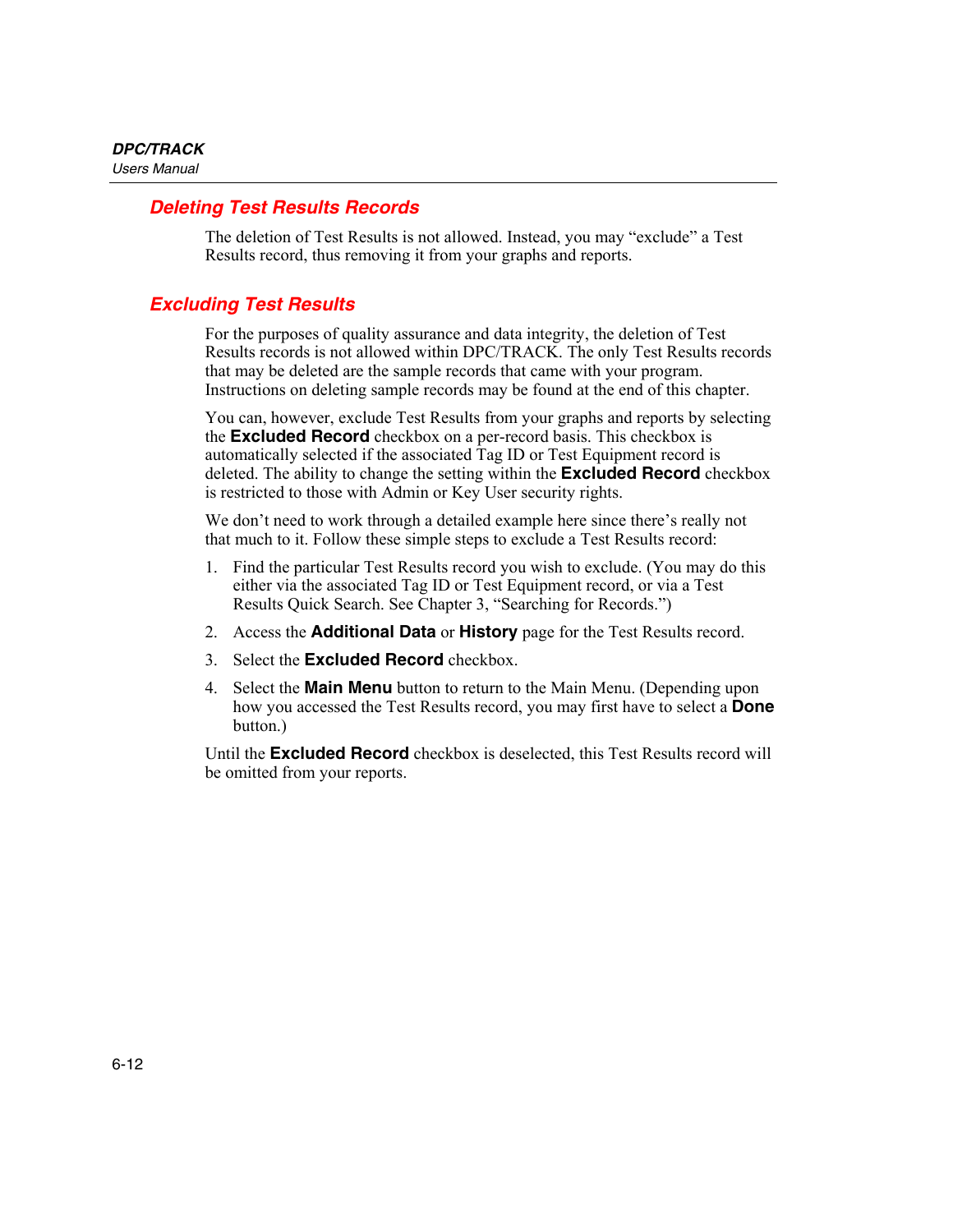## Deleting Test Results Records

The deletion of Test Results is not allowed. Instead, you may "exclude" a Test Results record, thus removing it from your graphs and reports.

## Excluding Test Results

For the purposes of quality assurance and data integrity, the deletion of Test Results records is not allowed within DPC/TRACK. The only Test Results records that may be deleted are the sample records that came with your program. Instructions on deleting sample records may be found at the end of this chapter.

You can, however, exclude Test Results from your graphs and reports by selecting the **Excluded Record** checkbox on a per-record basis. This checkbox is automatically selected if the associated Tag ID or Test Equipment record is deleted. The ability to change the setting within the **Excluded Record** checkbox is restricted to those with Admin or Key User security rights.

We don't need to work through a detailed example here since there's really not that much to it. Follow these simple steps to exclude a Test Results record:

1. Find the particular Test Results record you wish to exclude. (You may do this either via the associated Tag ID or Test Equipment record, or via a Test Results Quick Search. See Chapter 3, "Searching for Records.")
2. Access the **Additional Data** or **History** page for the Test Results record.
3. Select the **Excluded Record** checkbox.
4. Select the **Main Menu** button to return to the Main Menu. (Depending upon how you accessed the Test Results record, you may first have to select a **Done** button.)

Until the **Excluded Record** checkbox is deselected, this Test Results record will be omitted from your reports.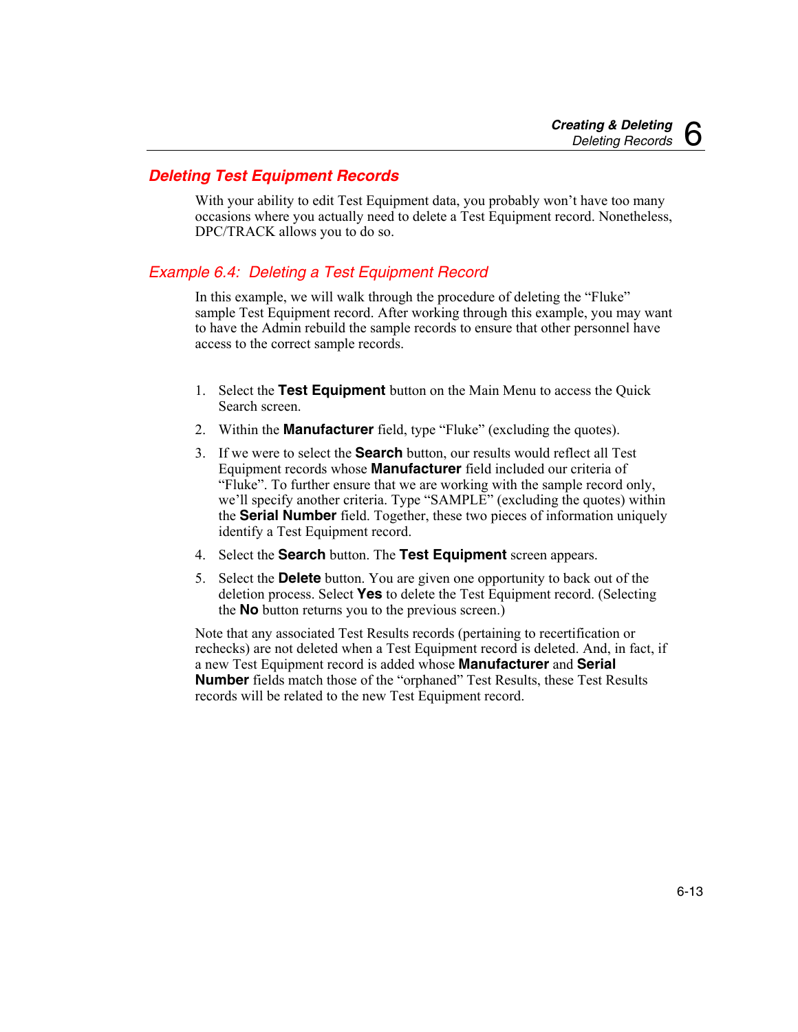## Deleting Test Equipment Records

With your ability to edit Test Equipment data, you probably won't have too many occasions where you actually need to delete a Test Equipment record. Nonetheless, DPC/TRACK allows you to do so.

### *Example 6.4: Deleting a Test Equipment Record*

In this example, we will walk through the procedure of deleting the "Fluke" sample Test Equipment record. After working through this example, you may want to have the Admin rebuild the sample records to ensure that other personnel have access to the correct sample records.

1. Select the **Test Equipment** button on the Main Menu to access the Quick Search screen.
2. Within the **Manufacturer** field, type "Fluke" (excluding the quotes).
3. If we were to select the **Search** button, our results would reflect all Test Equipment records whose **Manufacturer** field included our criteria of "Fluke". To further ensure that we are working with the sample record only, we'll specify another criteria. Type "SAMPLE" (excluding the quotes) within the **Serial Number** field. Together, these two pieces of information uniquely identify a Test Equipment record.
4. Select the **Search** button. The **Test Equipment** screen appears.
5. Select the **Delete** button. You are given one opportunity to back out of the deletion process. Select **Yes** to delete the Test Equipment record. (Selecting the **No** button returns you to the previous screen.)

Note that any associated Test Results records (pertaining to recertification or rechecks) are not deleted when a Test Equipment record is deleted. And, in fact, if a new Test Equipment record is added whose **Manufacturer** and **Serial Number** fields match those of the "orphaned" Test Results, these Test Results records will be related to the new Test Equipment record.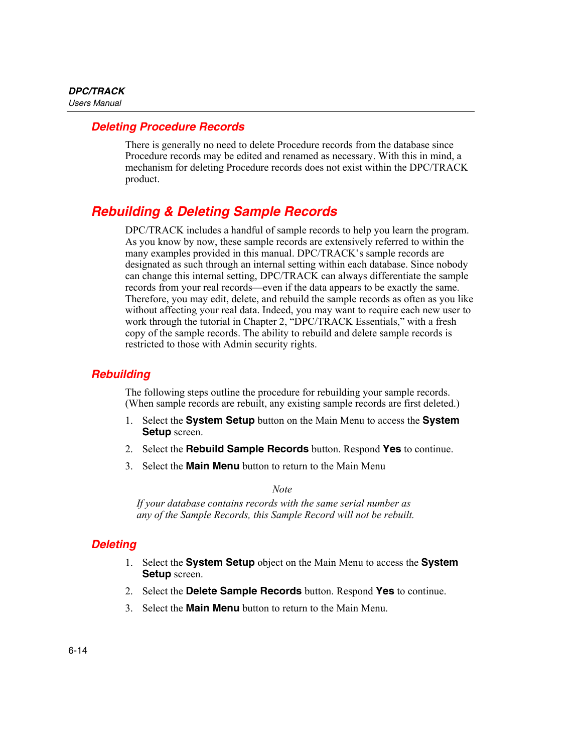### Deleting Procedure Records

There is generally no need to delete Procedure records from the database since Procedure records may be edited and renamed as necessary. With this in mind, a mechanism for deleting Procedure records does not exist within the DPC/TRACK product.

## Rebuilding & Deleting Sample Records

DPC/TRACK includes a handful of sample records to help you learn the program. As you know by now, these sample records are extensively referred to within the many examples provided in this manual. DPC/TRACK's sample records are designated as such through an internal setting within each database. Since nobody can change this internal setting, DPC/TRACK can always differentiate the sample records from your real records—even if the data appears to be exactly the same. Therefore, you may edit, delete, and rebuild the sample records as often as you like without affecting your real data. Indeed, you may want to require each new user to work through the tutorial in Chapter 2, "DPC/TRACK Essentials," with a fresh copy of the sample records. The ability to rebuild and delete sample records is restricted to those with Admin security rights.

### Rebuilding

The following steps outline the procedure for rebuilding your sample records. (When sample records are rebuilt, any existing sample records are first deleted.)

1. Select the **System Setup** button on the Main Menu to access the **System Setup** screen.
2. Select the **Rebuild Sample Records** button. Respond **Yes** to continue.
3. Select the **Main Menu** button to return to the Main Menu

*Note*

*If your database contains records with the same serial number as any of the Sample Records, this Sample Record will not be rebuilt.*

### Deleting

1. Select the **System Setup** object on the Main Menu to access the **System Setup** screen.
2. Select the **Delete Sample Records** button. Respond **Yes** to continue.
3. Select the **Main Menu** button to return to the Main Menu.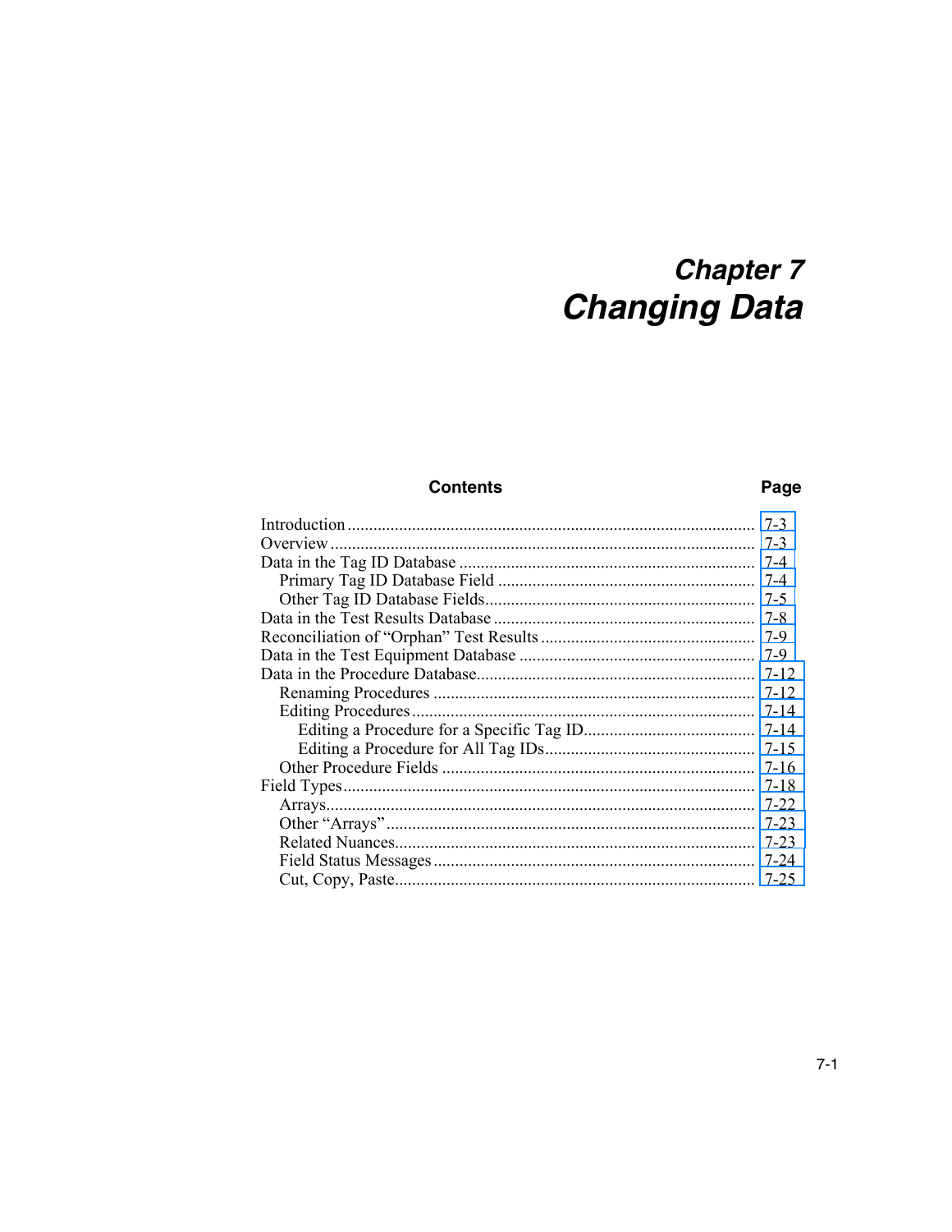# Chapter 7
# Changing Data

| Contents | Page |
| --- | --- |
| Introduction | 7-3 |
| Overview | 7-3 |
| Data in the Tag ID Database | 7-4 |
| Primary Tag ID Database Field | 7-4 |
| Other Tag ID Database Fields | 7-5 |
| Data in the Test Results Database | 7-8 |
| Reconciliation of “Orphan” Test Results | 7-9 |
| Data in the Test Equipment Database | 7-9 |
| Data in the Procedure Database | 7-12 |
| Renaming Procedures | 7-12 |
| Editing Procedures | 7-14 |
| Editing a Procedure for a Specific Tag ID | 7-14 |
| Editing a Procedure for All Tag IDs | 7-15 |
| Other Procedure Fields | 7-16 |
| Field Types | 7-18 |
| Arrays | 7-22 |
| Other “Arrays” | 7-23 |
| Related Nuances | 7-23 |
| Field Status Messages | 7-24 |
| Cut, Copy, Paste | 7-25 |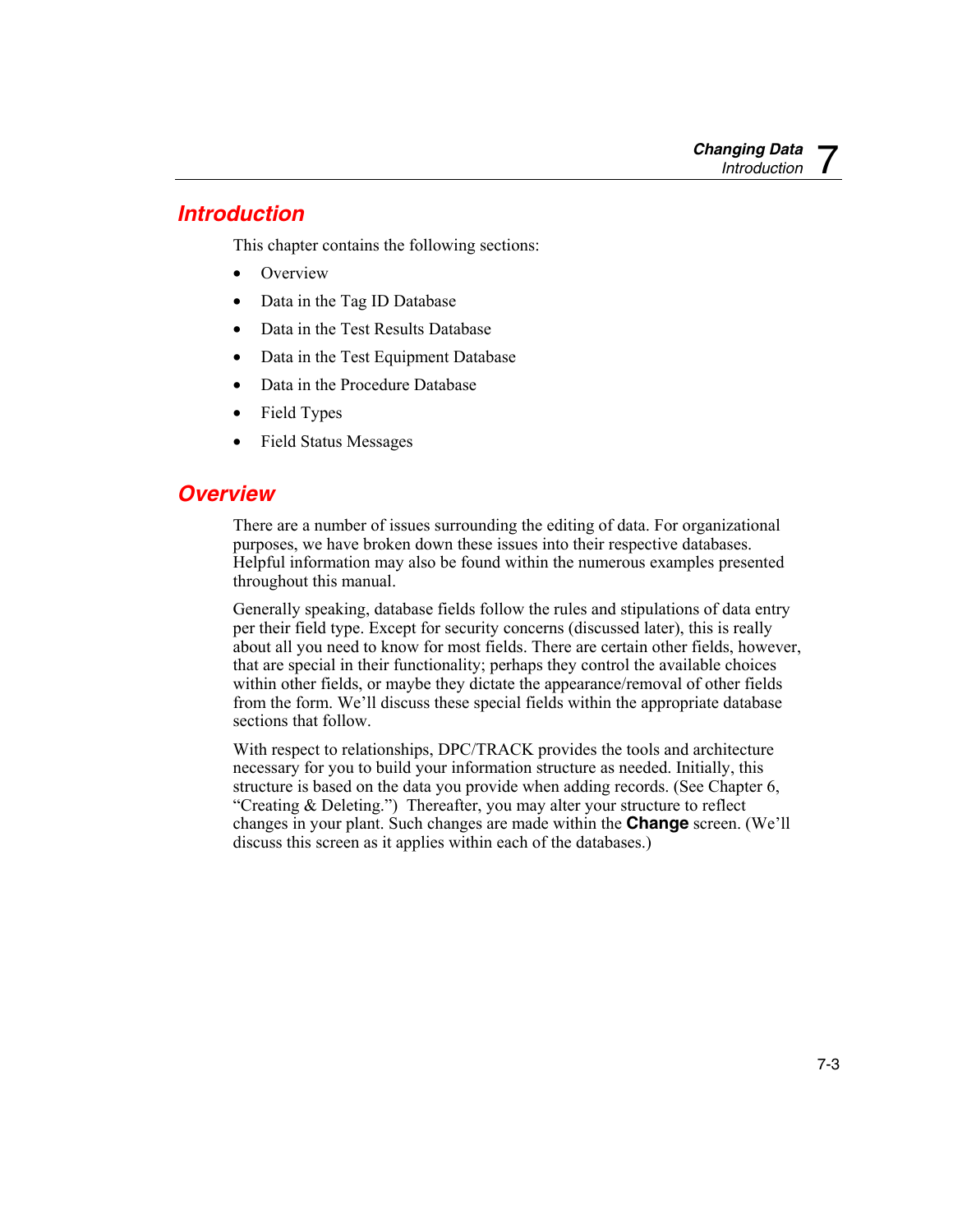## Introduction

This chapter contains the following sections:

- Overview
- Data in the Tag ID Database
- Data in the Test Results Database
- Data in the Test Equipment Database
- Data in the Procedure Database
- Field Types
- Field Status Messages

## Overview

There are a number of issues surrounding the editing of data. For organizational purposes, we have broken down these issues into their respective databases. Helpful information may also be found within the numerous examples presented throughout this manual.

Generally speaking, database fields follow the rules and stipulations of data entry per their field type. Except for security concerns (discussed later), this is really about all you need to know for most fields. There are certain other fields, however, that are special in their functionality; perhaps they control the available choices within other fields, or maybe they dictate the appearance/removal of other fields from the form. We'll discuss these special fields within the appropriate database sections that follow.

With respect to relationships, DPC/TRACK provides the tools and architecture necessary for you to build your information structure as needed. Initially, this structure is based on the data you provide when adding records. (See Chapter 6, "Creating & Deleting.") Thereafter, you may alter your structure to reflect changes in your plant. Such changes are made within the **Change** screen. (We'll discuss this screen as it applies within each of the databases.)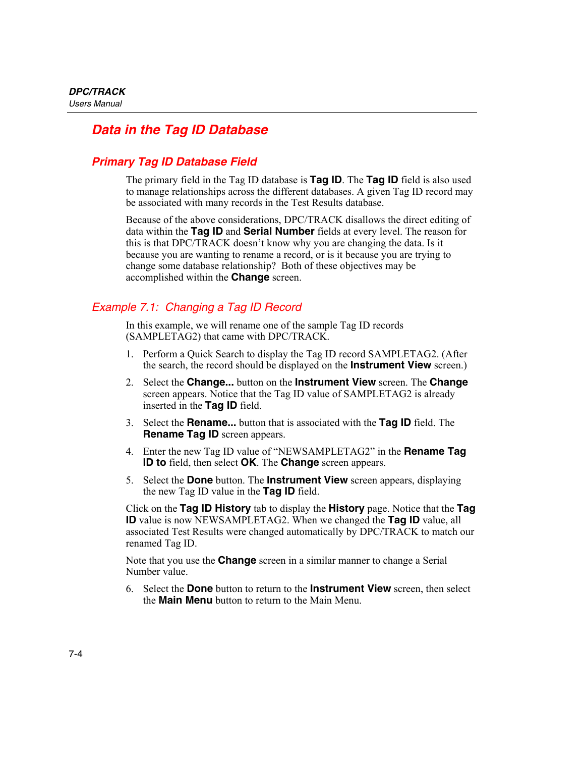# Data in the Tag ID Database

## Primary Tag ID Database Field

The primary field in the Tag ID database is **Tag ID**. The **Tag ID** field is also used to manage relationships across the different databases. A given Tag ID record may be associated with many records in the Test Results database.

Because of the above considerations, DPC/TRACK disallows the direct editing of data within the **Tag ID** and **Serial Number** fields at every level. The reason for this is that DPC/TRACK doesn't know why you are changing the data. Is it because you are wanting to rename a record, or is it because you are trying to change some database relationship? Both of these objectives may be accomplished within the **Change** screen.

### *Example 7.1: Changing a Tag ID Record*

In this example, we will rename one of the sample Tag ID records (SAMPLETAG2) that came with DPC/TRACK.

1. Perform a Quick Search to display the Tag ID record SAMPLETAG2. (After the search, the record should be displayed on the **Instrument View** screen.)
2. Select the **Change...** button on the **Instrument View** screen. The **Change** screen appears. Notice that the Tag ID value of SAMPLETAG2 is already inserted in the **Tag ID** field.
3. Select the **Rename...** button that is associated with the **Tag ID** field. The **Rename Tag ID** screen appears.
4. Enter the new Tag ID value of "NEWSAMPLETAG2" in the **Rename Tag ID to** field, then select **OK**. The **Change** screen appears.
5. Select the **Done** button. The **Instrument View** screen appears, displaying the new Tag ID value in the **Tag ID** field.

Click on the **Tag ID History** tab to display the **History** page. Notice that the **Tag ID** value is now NEWSAMPLETAG2. When we changed the **Tag ID** value, all associated Test Results were changed automatically by DPC/TRACK to match our renamed Tag ID.

Note that you use the **Change** screen in a similar manner to change a Serial Number value.

6. Select the **Done** button to return to the **Instrument View** screen, then select the **Main Menu** button to return to the Main Menu.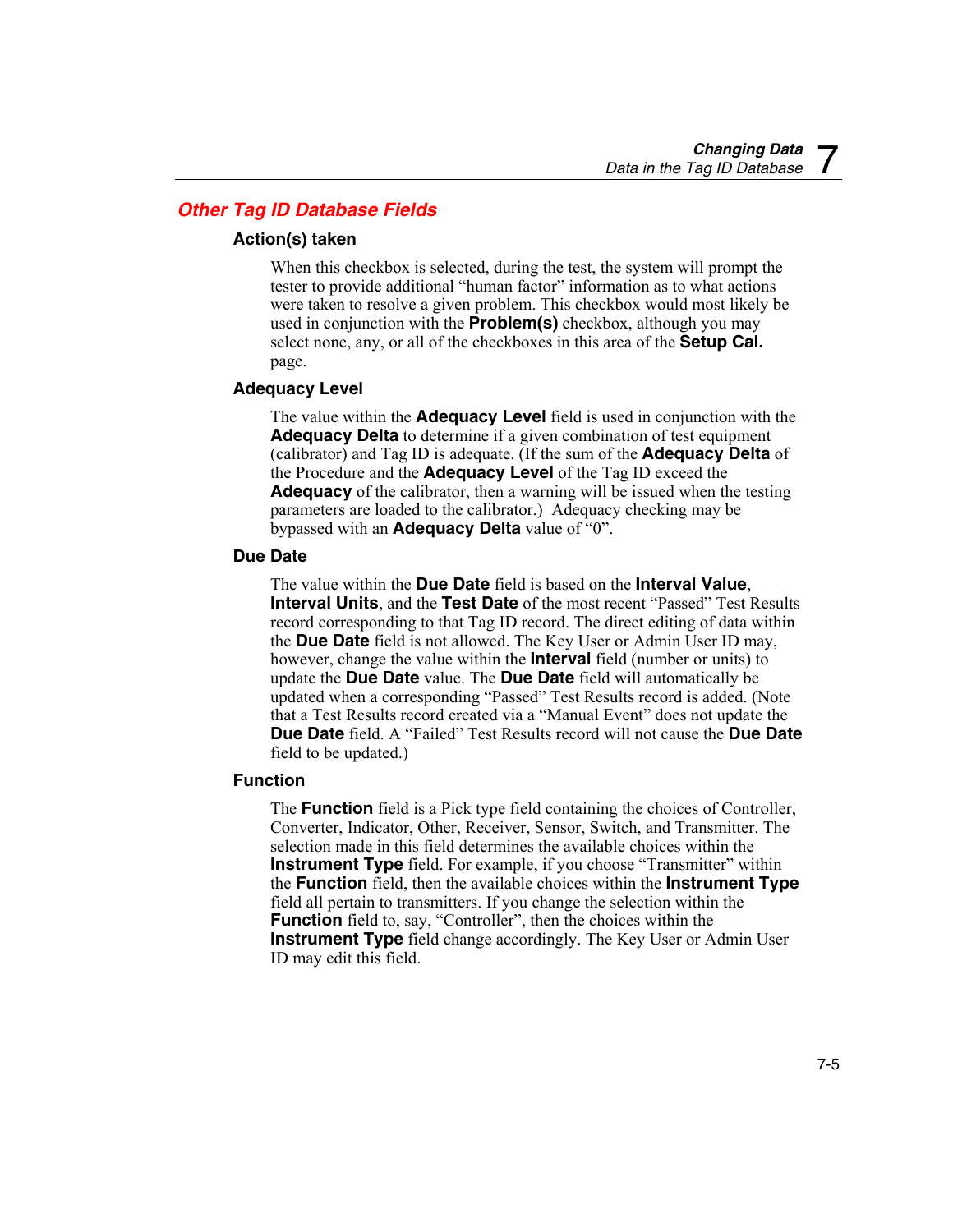## Other Tag ID Database Fields

### Action(s) taken

When this checkbox is selected, during the test, the system will prompt the tester to provide additional "human factor" information as to what actions were taken to resolve a given problem. This checkbox would most likely be used in conjunction with the **Problem(s)** checkbox, although you may select none, any, or all of the checkboxes in this area of the **Setup Cal.** page.

### Adequacy Level

The value within the **Adequacy Level** field is used in conjunction with the **Adequacy Delta** to determine if a given combination of test equipment (calibrator) and Tag ID is adequate. (If the sum of the **Adequacy Delta** of the Procedure and the **Adequacy Level** of the Tag ID exceed the **Adequacy** of the calibrator, then a warning will be issued when the testing parameters are loaded to the calibrator.) Adequacy checking may be bypassed with an **Adequacy Delta** value of "0".

### Due Date

The value within the **Due Date** field is based on the **Interval Value**, **Interval Units**, and the **Test Date** of the most recent "Passed" Test Results record corresponding to that Tag ID record. The direct editing of data within the **Due Date** field is not allowed. The Key User or Admin User ID may, however, change the value within the **Interval** field (number or units) to update the **Due Date** value. The **Due Date** field will automatically be updated when a corresponding "Passed" Test Results record is added. (Note that a Test Results record created via a "Manual Event" does not update the **Due Date** field. A "Failed" Test Results record will not cause the **Due Date** field to be updated.)

### Function

The **Function** field is a Pick type field containing the choices of Controller, Converter, Indicator, Other, Receiver, Sensor, Switch, and Transmitter. The selection made in this field determines the available choices within the **Instrument Type** field. For example, if you choose "Transmitter" within the **Function** field, then the available choices within the **Instrument Type** field all pertain to transmitters. If you change the selection within the **Function** field to, say, "Controller", then the choices within the **Instrument Type** field change accordingly. The Key User or Admin User ID may edit this field.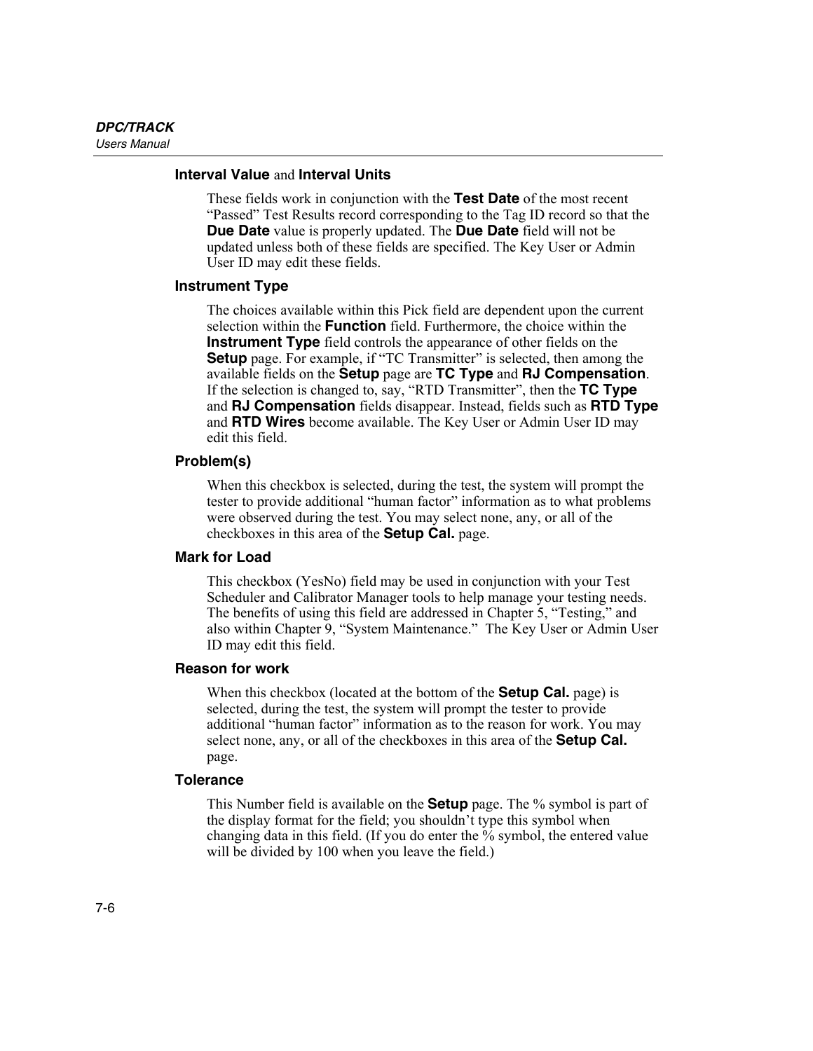### **Interval Value** and **Interval Units**

These fields work in conjunction with the **Test Date** of the most recent "Passed" Test Results record corresponding to the Tag ID record so that the **Due Date** value is properly updated. The **Due Date** field will not be updated unless both of these fields are specified. The Key User or Admin User ID may edit these fields.

### Instrument Type

The choices available within this Pick field are dependent upon the current selection within the **Function** field. Furthermore, the choice within the **Instrument Type** field controls the appearance of other fields on the **Setup** page. For example, if "TC Transmitter" is selected, then among the available fields on the **Setup** page are **TC Type** and **RJ Compensation**. If the selection is changed to, say, "RTD Transmitter", then the **TC Type** and **RJ Compensation** fields disappear. Instead, fields such as **RTD Type** and **RTD Wires** become available. The Key User or Admin User ID may edit this field.

### Problem(s)

When this checkbox is selected, during the test, the system will prompt the tester to provide additional "human factor" information as to what problems were observed during the test. You may select none, any, or all of the checkboxes in this area of the **Setup Cal.** page.

### Mark for Load

This checkbox (YesNo) field may be used in conjunction with your Test Scheduler and Calibrator Manager tools to help manage your testing needs. The benefits of using this field are addressed in Chapter 5, "Testing," and also within Chapter 9, "System Maintenance." The Key User or Admin User ID may edit this field.

### Reason for work

When this checkbox (located at the bottom of the **Setup Cal.** page) is selected, during the test, the system will prompt the tester to provide additional "human factor" information as to the reason for work. You may select none, any, or all of the checkboxes in this area of the **Setup Cal.** page.

### Tolerance

This Number field is available on the **Setup** page. The % symbol is part of the display format for the field; you shouldn't type this symbol when changing data in this field. (If you do enter the % symbol, the entered value will be divided by 100 when you leave the field.)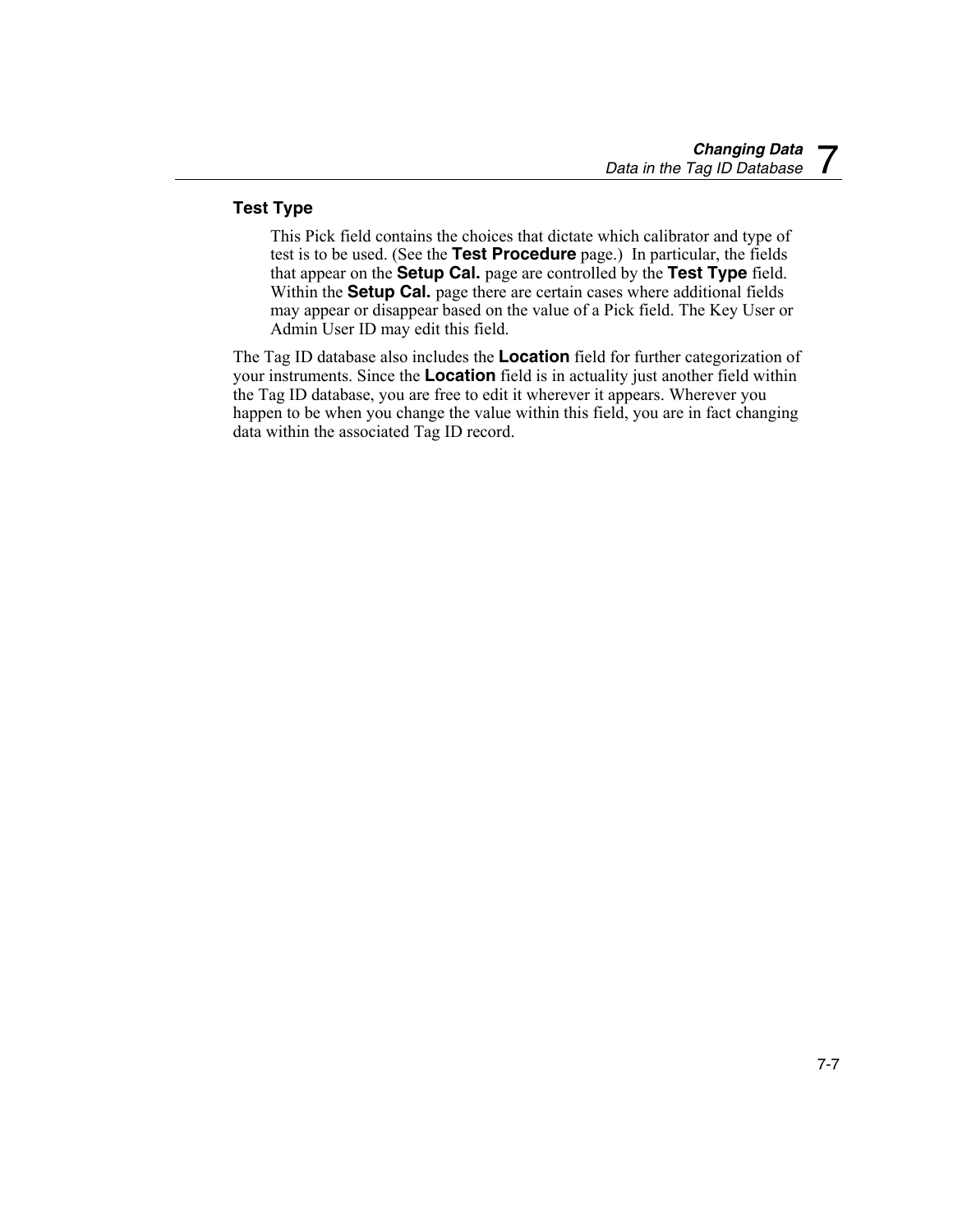### Test Type

This Pick field contains the choices that dictate which calibrator and type of test is to be used. (See the **Test Procedure** page.) In particular, the fields that appear on the **Setup Cal.** page are controlled by the **Test Type** field. Within the **Setup Cal.** page there are certain cases where additional fields may appear or disappear based on the value of a Pick field. The Key User or Admin User ID may edit this field.

The Tag ID database also includes the **Location** field for further categorization of your instruments. Since the **Location** field is in actuality just another field within the Tag ID database, you are free to edit it wherever it appears. Wherever you happen to be when you change the value within this field, you are in fact changing data within the associated Tag ID record.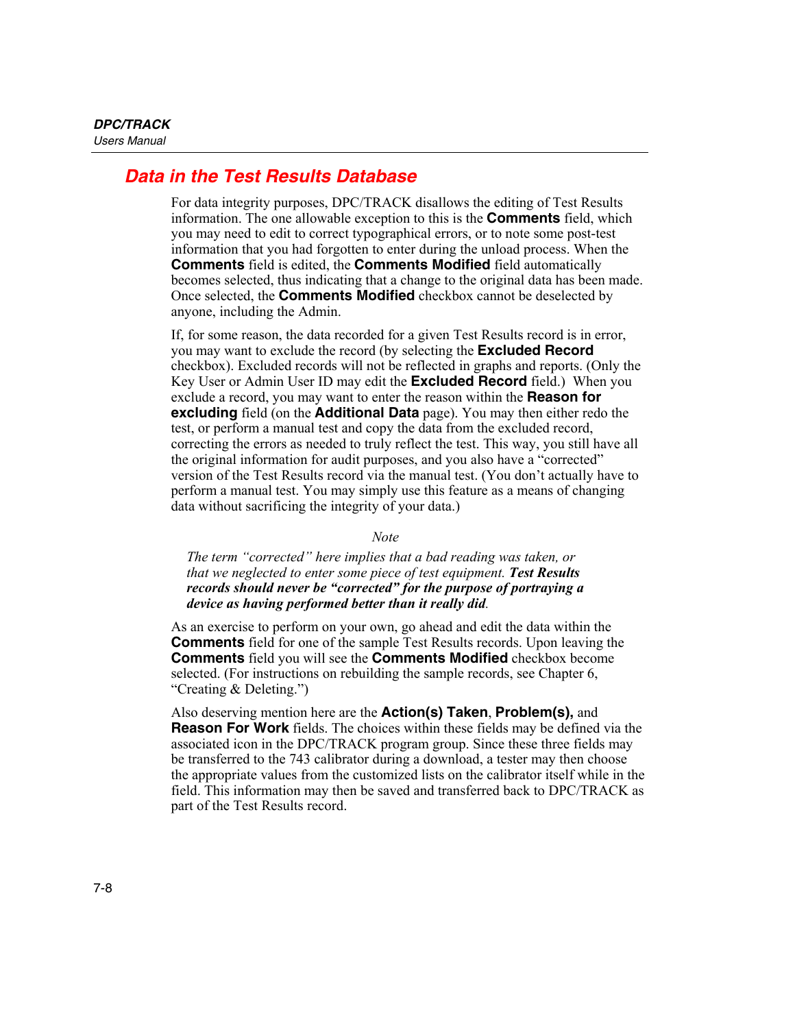## Data in the Test Results Database

For data integrity purposes, DPC/TRACK disallows the editing of Test Results information. The one allowable exception to this is the **Comments** field, which you may need to edit to correct typographical errors, or to note some post-test information that you had forgotten to enter during the unload process. When the **Comments** field is edited, the **Comments Modified** field automatically becomes selected, thus indicating that a change to the original data has been made. Once selected, the **Comments Modified** checkbox cannot be deselected by anyone, including the Admin.

If, for some reason, the data recorded for a given Test Results record is in error, you may want to exclude the record (by selecting the **Excluded Record** checkbox). Excluded records will not be reflected in graphs and reports. (Only the Key User or Admin User ID may edit the **Excluded Record** field.) When you exclude a record, you may want to enter the reason within the **Reason for excluding** field (on the **Additional Data** page). You may then either redo the test, or perform a manual test and copy the data from the excluded record, correcting the errors as needed to truly reflect the test. This way, you still have all the original information for audit purposes, and you also have a "corrected" version of the Test Results record via the manual test. (You don't actually have to perform a manual test. You may simply use this feature as a means of changing data without sacrificing the integrity of your data.)

*Note*

*The term "corrected" here implies that a bad reading was taken, or that we neglected to enter some piece of test equipment.* ***Test Results records should never be "corrected" for the purpose of portraying a device as having performed better than it really did****.*

As an exercise to perform on your own, go ahead and edit the data within the **Comments** field for one of the sample Test Results records. Upon leaving the **Comments** field you will see the **Comments Modified** checkbox become selected. (For instructions on rebuilding the sample records, see Chapter 6, "Creating & Deleting.")

Also deserving mention here are the **Action(s) Taken**, **Problem(s),** and **Reason For Work** fields. The choices within these fields may be defined via the associated icon in the DPC/TRACK program group. Since these three fields may be transferred to the 743 calibrator during a download, a tester may then choose the appropriate values from the customized lists on the calibrator itself while in the field. This information may then be saved and transferred back to DPC/TRACK as part of the Test Results record.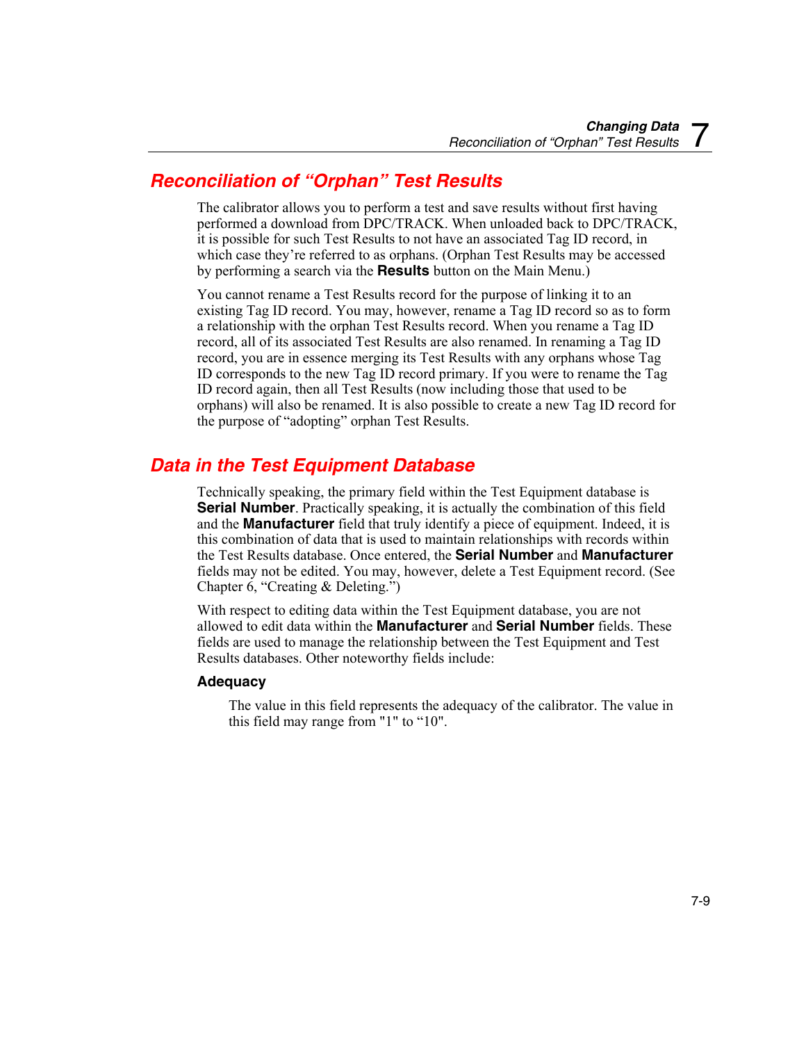## Reconciliation of “Orphan” Test Results

The calibrator allows you to perform a test and save results without first having performed a download from DPC/TRACK. When unloaded back to DPC/TRACK, it is possible for such Test Results to not have an associated Tag ID record, in which case they’re referred to as orphans. (Orphan Test Results may be accessed by performing a search via the **Results** button on the Main Menu.)

You cannot rename a Test Results record for the purpose of linking it to an existing Tag ID record. You may, however, rename a Tag ID record so as to form a relationship with the orphan Test Results record. When you rename a Tag ID record, all of its associated Test Results are also renamed. In renaming a Tag ID record, you are in essence merging its Test Results with any orphans whose Tag ID corresponds to the new Tag ID record primary. If you were to rename the Tag ID record again, then all Test Results (now including those that used to be orphans) will also be renamed. It is also possible to create a new Tag ID record for the purpose of “adopting” orphan Test Results.

## Data in the Test Equipment Database

Technically speaking, the primary field within the Test Equipment database is **Serial Number**. Practically speaking, it is actually the combination of this field and the **Manufacturer** field that truly identify a piece of equipment. Indeed, it is this combination of data that is used to maintain relationships with records within the Test Results database. Once entered, the **Serial Number** and **Manufacturer** fields may not be edited. You may, however, delete a Test Equipment record. (See Chapter 6, “Creating & Deleting.”)

With respect to editing data within the Test Equipment database, you are not allowed to edit data within the **Manufacturer** and **Serial Number** fields. These fields are used to manage the relationship between the Test Equipment and Test Results databases. Other noteworthy fields include:

### Adequacy

The value in this field represents the adequacy of the calibrator. The value in this field may range from "1" to “10".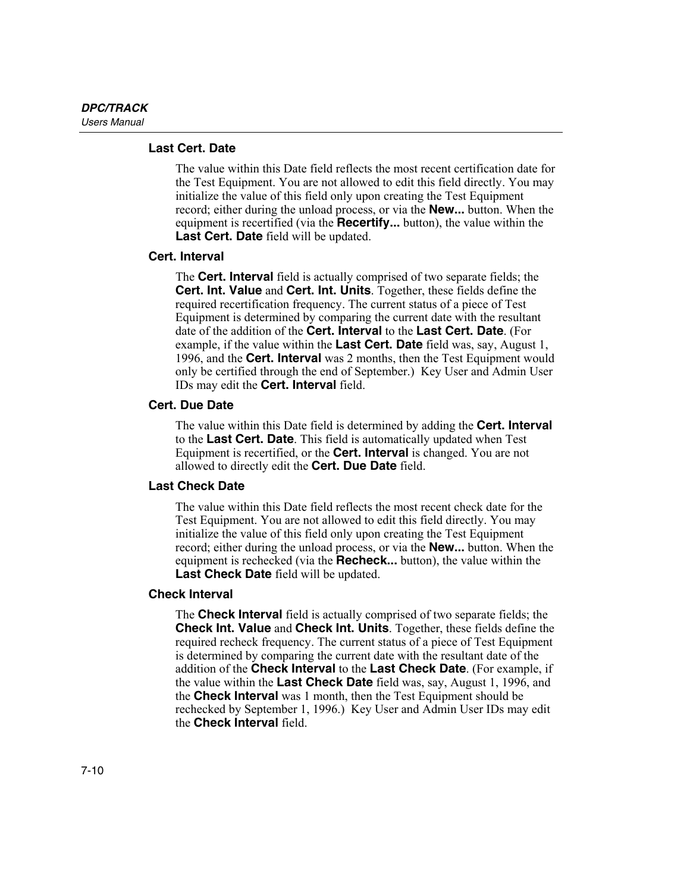### Last Cert. Date

The value within this Date field reflects the most recent certification date for the Test Equipment. You are not allowed to edit this field directly. You may initialize the value of this field only upon creating the Test Equipment record; either during the unload process, or via the **New...** button. When the equipment is recertified (via the **Recertify...** button), the value within the **Last Cert. Date** field will be updated.

### Cert. Interval

The **Cert. Interval** field is actually comprised of two separate fields; the **Cert. Int. Value** and **Cert. Int. Units**. Together, these fields define the required recertification frequency. The current status of a piece of Test Equipment is determined by comparing the current date with the resultant date of the addition of the **Cert. Interval** to the **Last Cert. Date**. (For example, if the value within the **Last Cert. Date** field was, say, August 1, 1996, and the **Cert. Interval** was 2 months, then the Test Equipment would only be certified through the end of September.) Key User and Admin User IDs may edit the **Cert. Interval** field.

### Cert. Due Date

The value within this Date field is determined by adding the **Cert. Interval** to the **Last Cert. Date**. This field is automatically updated when Test Equipment is recertified, or the **Cert. Interval** is changed. You are not allowed to directly edit the **Cert. Due Date** field.

### Last Check Date

The value within this Date field reflects the most recent check date for the Test Equipment. You are not allowed to edit this field directly. You may initialize the value of this field only upon creating the Test Equipment record; either during the unload process, or via the **New...** button. When the equipment is rechecked (via the **Recheck...** button), the value within the **Last Check Date** field will be updated.

### Check Interval

The **Check Interval** field is actually comprised of two separate fields; the **Check Int. Value** and **Check Int. Units**. Together, these fields define the required recheck frequency. The current status of a piece of Test Equipment is determined by comparing the current date with the resultant date of the addition of the **Check Interval** to the **Last Check Date**. (For example, if the value within the **Last Check Date** field was, say, August 1, 1996, and the **Check Interval** was 1 month, then the Test Equipment should be rechecked by September 1, 1996.) Key User and Admin User IDs may edit the **Check Interval** field.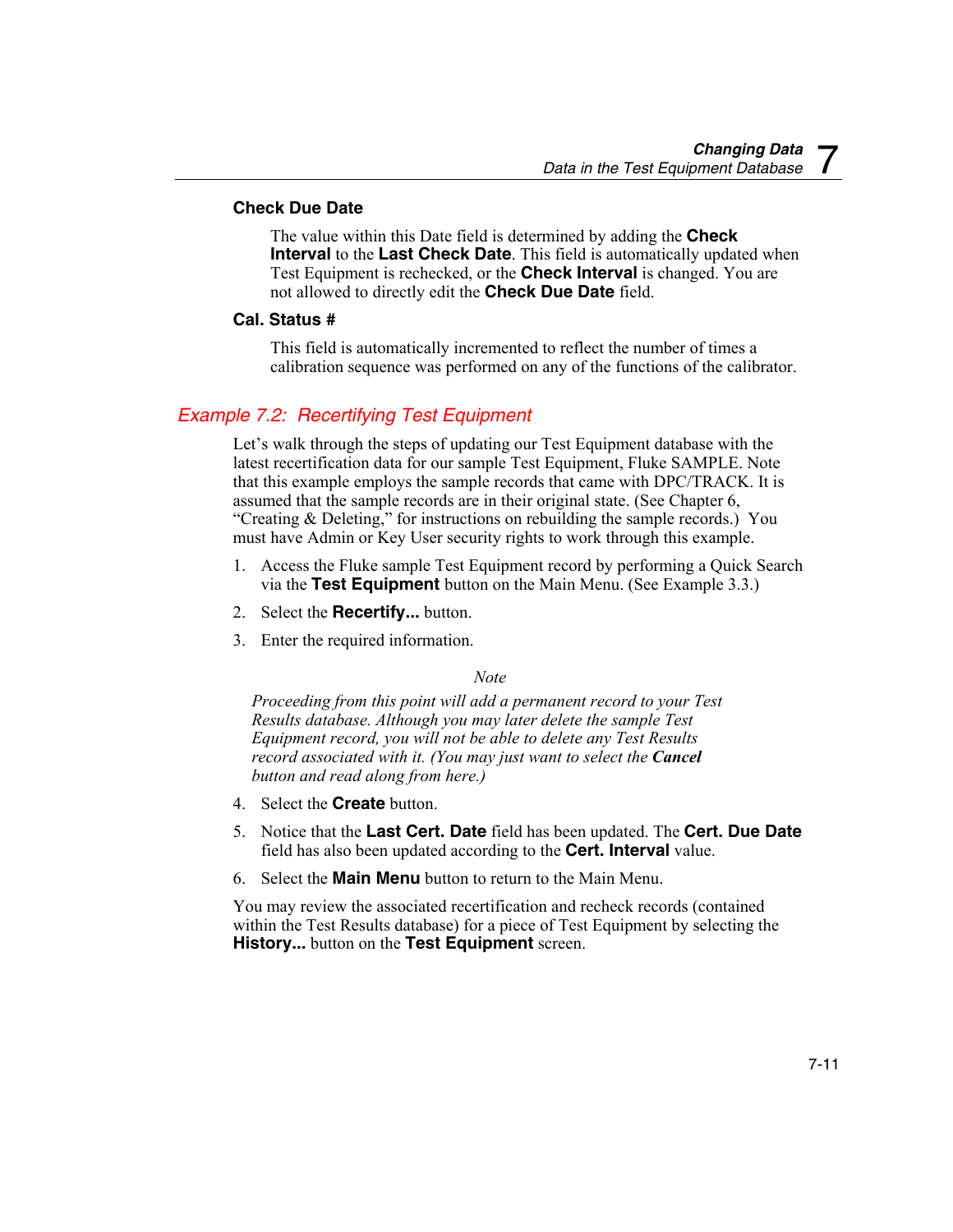### Check Due Date

The value within this Date field is determined by adding the **Check Interval** to the **Last Check Date**. This field is automatically updated when Test Equipment is rechecked, or the **Check Interval** is changed. You are not allowed to directly edit the **Check Due Date** field.

### Cal. Status #

This field is automatically incremented to reflect the number of times a calibration sequence was performed on any of the functions of the calibrator.

## *Example 7.2: Recertifying Test Equipment*

Let's walk through the steps of updating our Test Equipment database with the latest recertification data for our sample Test Equipment, Fluke SAMPLE. Note that this example employs the sample records that came with DPC/TRACK. It is assumed that the sample records are in their original state. (See Chapter 6, "Creating & Deleting," for instructions on rebuilding the sample records.) You must have Admin or Key User security rights to work through this example.

1. Access the Fluke sample Test Equipment record by performing a Quick Search via the **Test Equipment** button on the Main Menu. (See Example 3.3.)
2. Select the **Recertify...** button.
3. Enter the required information.

*Note*

*Proceeding from this point will add a permanent record to your Test Results database. Although you may later delete the sample Test Equipment record, you will not be able to delete any Test Results record associated with it. (You may just want to select the **Cancel** button and read along from here.)*

4. Select the **Create** button.
5. Notice that the **Last Cert. Date** field has been updated. The **Cert. Due Date** field has also been updated according to the **Cert. Interval** value.
6. Select the **Main Menu** button to return to the Main Menu.

You may review the associated recertification and recheck records (contained within the Test Results database) for a piece of Test Equipment by selecting the **History...** button on the **Test Equipment** screen.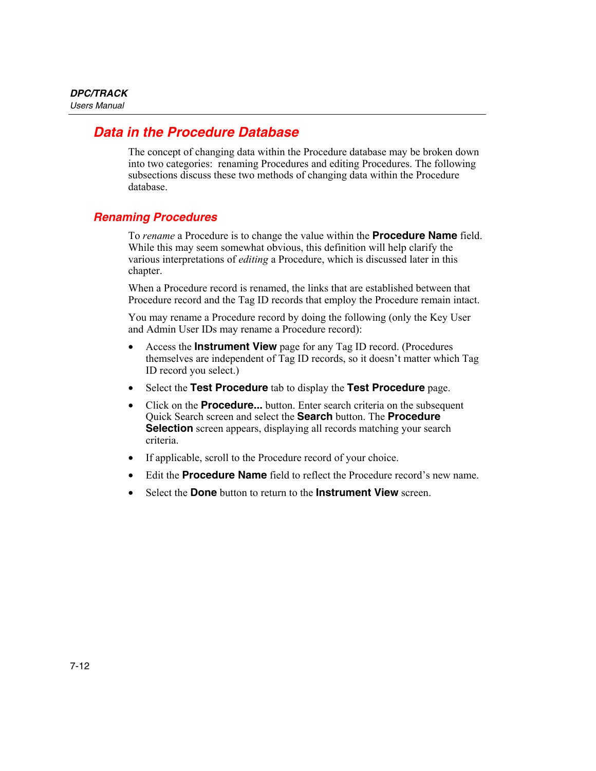## Data in the Procedure Database

The concept of changing data within the Procedure database may be broken down into two categories: renaming Procedures and editing Procedures. The following subsections discuss these two methods of changing data within the Procedure database.

### Renaming Procedures

To *rename* a Procedure is to change the value within the **Procedure Name** field. While this may seem somewhat obvious, this definition will help clarify the various interpretations of *editing* a Procedure, which is discussed later in this chapter.

When a Procedure record is renamed, the links that are established between that Procedure record and the Tag ID records that employ the Procedure remain intact.

You may rename a Procedure record by doing the following (only the Key User and Admin User IDs may rename a Procedure record):

- Access the **Instrument View** page for any Tag ID record. (Procedures themselves are independent of Tag ID records, so it doesn't matter which Tag ID record you select.)
- Select the **Test Procedure** tab to display the **Test Procedure** page.
- Click on the **Procedure...** button. Enter search criteria on the subsequent Quick Search screen and select the **Search** button. The **Procedure Selection** screen appears, displaying all records matching your search criteria.
- If applicable, scroll to the Procedure record of your choice.
- Edit the **Procedure Name** field to reflect the Procedure record's new name.
- Select the **Done** button to return to the **Instrument View** screen.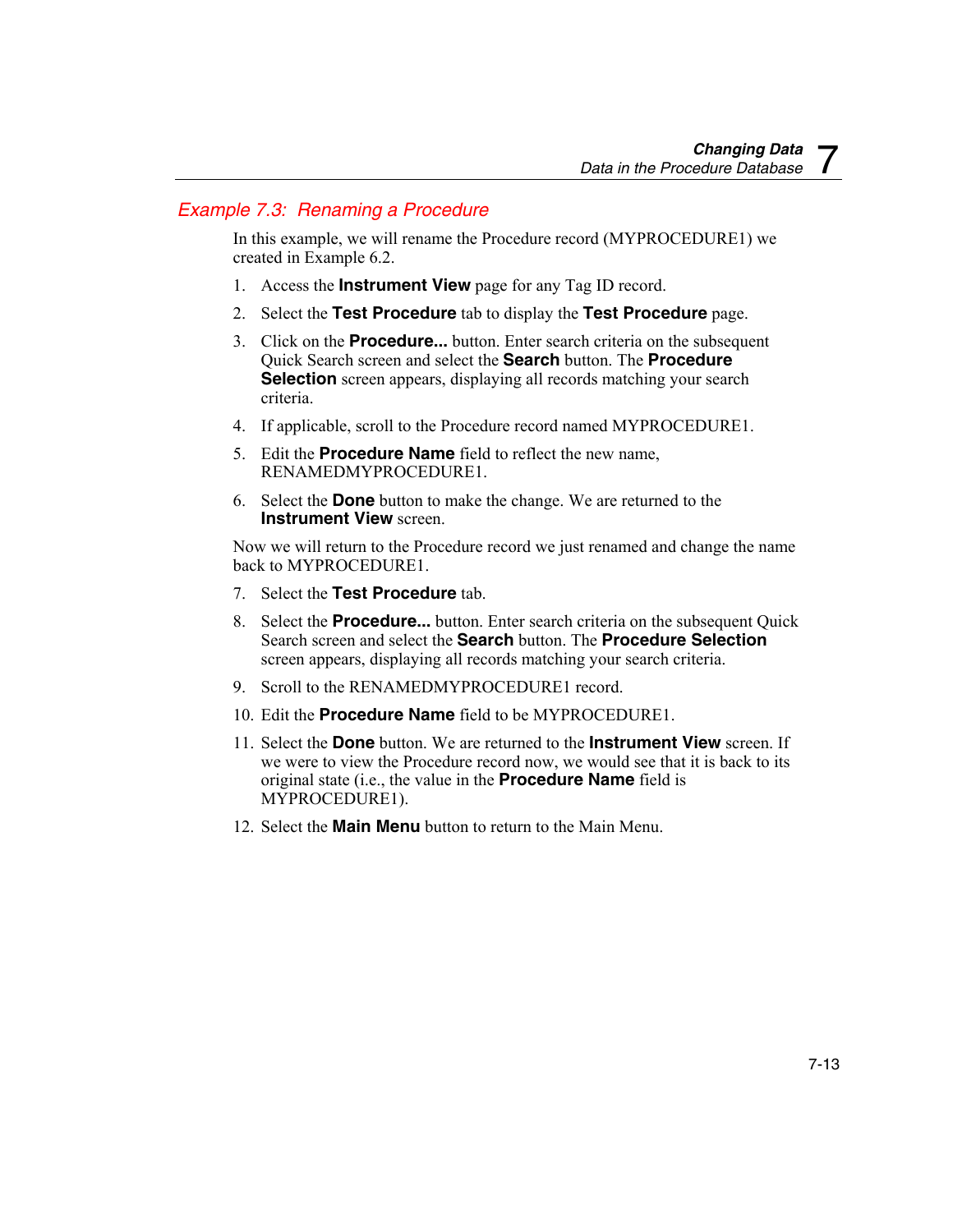## Example 7.3: Renaming a Procedure

In this example, we will rename the Procedure record (MYPROCEDURE1) we created in Example 6.2.

1. Access the **Instrument View** page for any Tag ID record.
2. Select the **Test Procedure** tab to display the **Test Procedure** page.
3. Click on the **Procedure...** button. Enter search criteria on the subsequent Quick Search screen and select the **Search** button. The **Procedure Selection** screen appears, displaying all records matching your search criteria.
4. If applicable, scroll to the Procedure record named MYPROCEDURE1.
5. Edit the **Procedure Name** field to reflect the new name, RENAMEDMYPROCEDURE1.
6. Select the **Done** button to make the change. We are returned to the **Instrument View** screen.

Now we will return to the Procedure record we just renamed and change the name back to MYPROCEDURE1.

7. Select the **Test Procedure** tab.
8. Select the **Procedure...** button. Enter search criteria on the subsequent Quick Search screen and select the **Search** button. The **Procedure Selection** screen appears, displaying all records matching your search criteria.
9. Scroll to the RENAMEDMYPROCEDURE1 record.
10. Edit the **Procedure Name** field to be MYPROCEDURE1.
11. Select the **Done** button. We are returned to the **Instrument View** screen. If we were to view the Procedure record now, we would see that it is back to its original state (i.e., the value in the **Procedure Name** field is MYPROCEDURE1).
12. Select the **Main Menu** button to return to the Main Menu.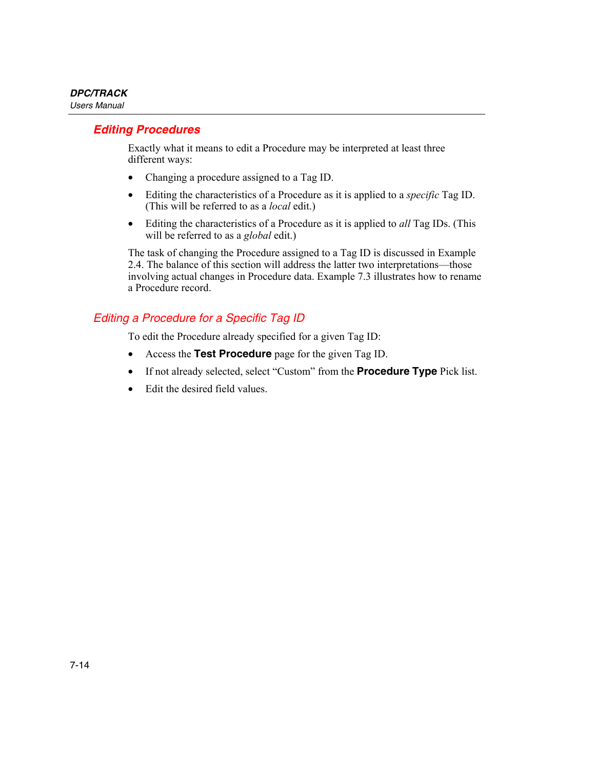## Editing Procedures

Exactly what it means to edit a Procedure may be interpreted at least three different ways:

- Changing a procedure assigned to a Tag ID.
- Editing the characteristics of a Procedure as it is applied to a *specific* Tag ID. (This will be referred to as a *local* edit.)
- Editing the characteristics of a Procedure as it is applied to *all* Tag IDs. (This will be referred to as a *global* edit.)

The task of changing the Procedure assigned to a Tag ID is discussed in Example 2.4. The balance of this section will address the latter two interpretations—those involving actual changes in Procedure data. Example 7.3 illustrates how to rename a Procedure record.

### Editing a Procedure for a Specific Tag ID

To edit the Procedure already specified for a given Tag ID:

- Access the **Test Procedure** page for the given Tag ID.
- If not already selected, select “Custom” from the **Procedure Type** Pick list.
- Edit the desired field values.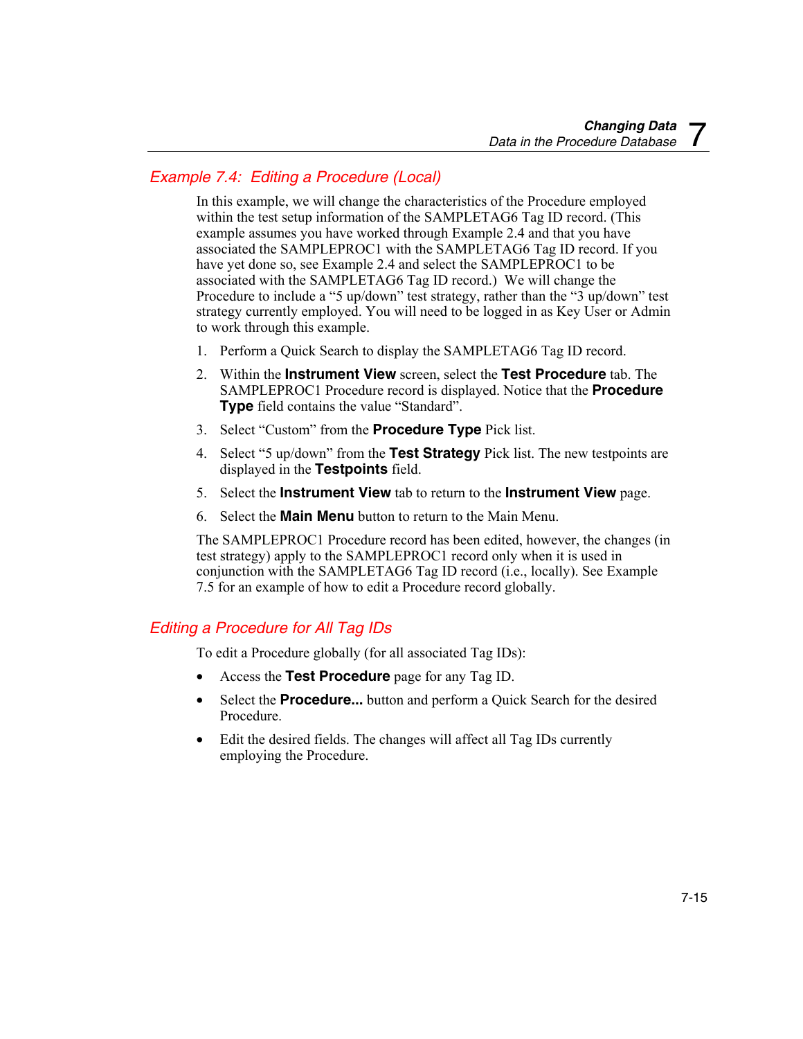## Example 7.4: Editing a Procedure (Local)

In this example, we will change the characteristics of the Procedure employed within the test setup information of the SAMPLETAG6 Tag ID record. (This example assumes you have worked through Example 2.4 and that you have associated the SAMPLEPROC1 with the SAMPLETAG6 Tag ID record. If you have yet done so, see Example 2.4 and select the SAMPLEPROC1 to be associated with the SAMPLETAG6 Tag ID record.) We will change the Procedure to include a "5 up/down" test strategy, rather than the "3 up/down" test strategy currently employed. You will need to be logged in as Key User or Admin to work through this example.

1. Perform a Quick Search to display the SAMPLETAG6 Tag ID record.
2. Within the **Instrument View** screen, select the **Test Procedure** tab. The SAMPLEPROC1 Procedure record is displayed. Notice that the **Procedure Type** field contains the value "Standard".
3. Select "Custom" from the **Procedure Type** Pick list.
4. Select "5 up/down" from the **Test Strategy** Pick list. The new testpoints are displayed in the **Testpoints** field.
5. Select the **Instrument View** tab to return to the **Instrument View** page.
6. Select the **Main Menu** button to return to the Main Menu.

The SAMPLEPROC1 Procedure record has been edited, however, the changes (in test strategy) apply to the SAMPLEPROC1 record only when it is used in conjunction with the SAMPLETAG6 Tag ID record (i.e., locally). See Example 7.5 for an example of how to edit a Procedure record globally.

## Editing a Procedure for All Tag IDs

To edit a Procedure globally (for all associated Tag IDs):

- Access the **Test Procedure** page for any Tag ID.
- Select the **Procedure...** button and perform a Quick Search for the desired Procedure.
- Edit the desired fields. The changes will affect all Tag IDs currently employing the Procedure.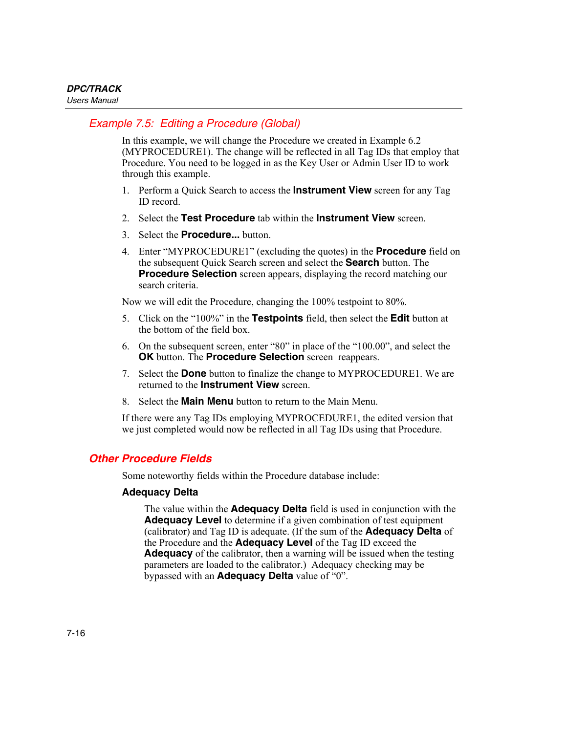## Example 7.5: Editing a Procedure (Global)

In this example, we will change the Procedure we created in Example 6.2 (MYPROCEDURE1). The change will be reflected in all Tag IDs that employ that Procedure. You need to be logged in as the Key User or Admin User ID to work through this example.

1. Perform a Quick Search to access the **Instrument View** screen for any Tag ID record.
2. Select the **Test Procedure** tab within the **Instrument View** screen.
3. Select the **Procedure...** button.
4. Enter “MYPROCEDURE1” (excluding the quotes) in the **Procedure** field on the subsequent Quick Search screen and select the **Search** button. The **Procedure Selection** screen appears, displaying the record matching our search criteria.

Now we will edit the Procedure, changing the 100% testpoint to 80%.

5. Click on the “100%” in the **Testpoints** field, then select the **Edit** button at the bottom of the field box.
6. On the subsequent screen, enter “80” in place of the “100.00”, and select the **OK** button. The **Procedure Selection** screen reappears.
7. Select the **Done** button to finalize the change to MYPROCEDURE1. We are returned to the **Instrument View** screen.
8. Select the **Main Menu** button to return to the Main Menu.

If there were any Tag IDs employing MYPROCEDURE1, the edited version that we just completed would now be reflected in all Tag IDs using that Procedure.

## Other Procedure Fields

Some noteworthy fields within the Procedure database include:

### Adequacy Delta

The value within the **Adequacy Delta** field is used in conjunction with the **Adequacy Level** to determine if a given combination of test equipment (calibrator) and Tag ID is adequate. (If the sum of the **Adequacy Delta** of the Procedure and the **Adequacy Level** of the Tag ID exceed the **Adequacy** of the calibrator, then a warning will be issued when the testing parameters are loaded to the calibrator.) Adequacy checking may be bypassed with an **Adequacy Delta** value of “0”.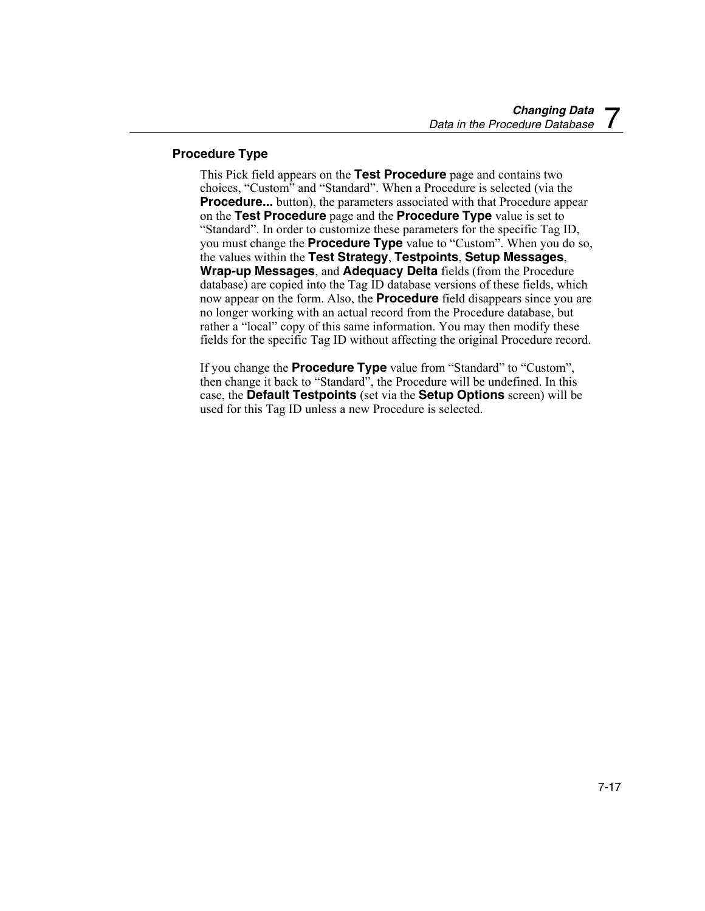### Procedure Type

This Pick field appears on the **Test Procedure** page and contains two choices, “Custom” and “Standard”. When a Procedure is selected (via the **Procedure...** button), the parameters associated with that Procedure appear on the **Test Procedure** page and the **Procedure Type** value is set to “Standard”. In order to customize these parameters for the specific Tag ID, you must change the **Procedure Type** value to “Custom”. When you do so, the values within the **Test Strategy**, **Testpoints**, **Setup Messages**, **Wrap-up Messages**, and **Adequacy Delta** fields (from the Procedure database) are copied into the Tag ID database versions of these fields, which now appear on the form. Also, the **Procedure** field disappears since you are no longer working with an actual record from the Procedure database, but rather a “local” copy of this same information. You may then modify these fields for the specific Tag ID without affecting the original Procedure record.

If you change the **Procedure Type** value from “Standard” to “Custom”, then change it back to “Standard”, the Procedure will be undefined. In this case, the **Default Testpoints** (set via the **Setup Options** screen) will be used for this Tag ID unless a new Procedure is selected.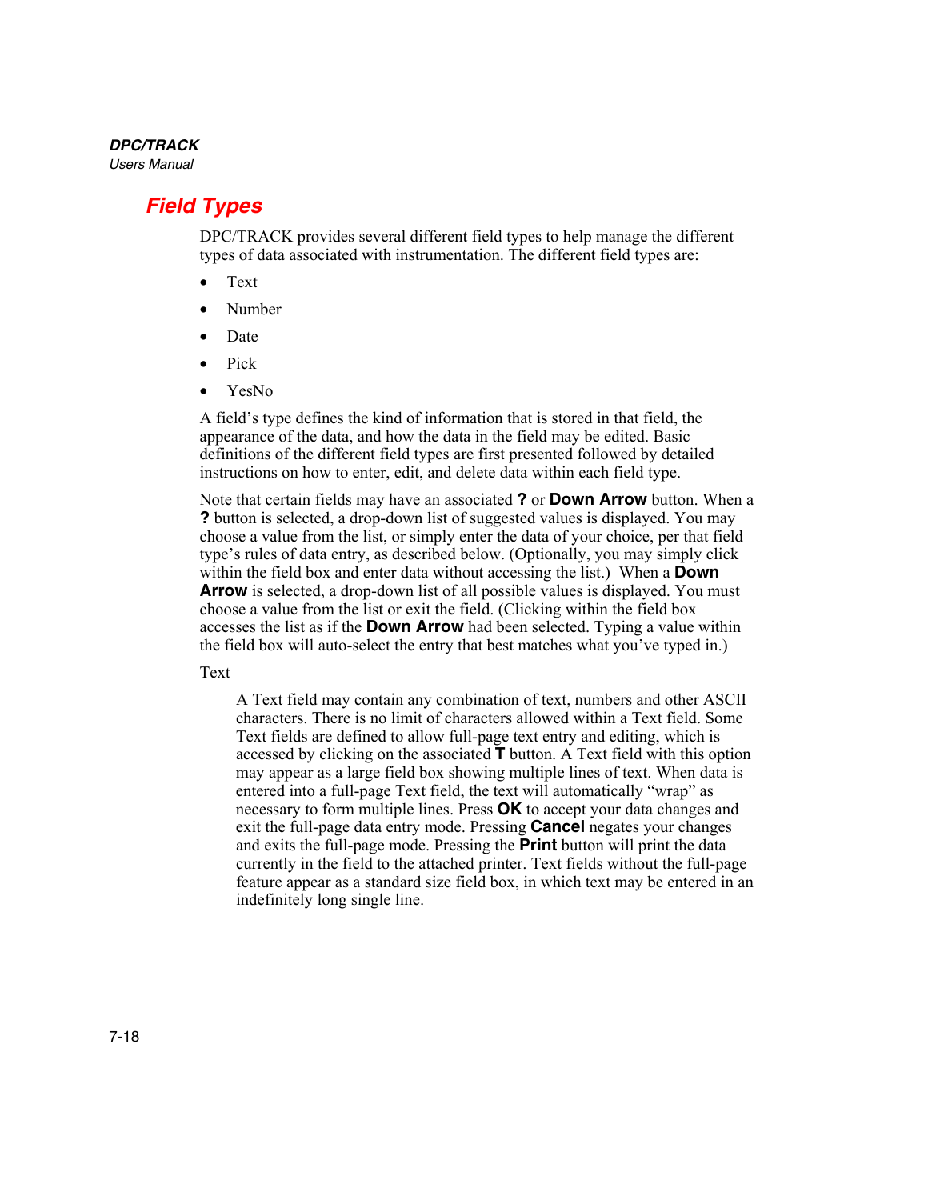## Field Types

DPC/TRACK provides several different field types to help manage the different types of data associated with instrumentation. The different field types are:

- Text
- Number
- Date
- Pick
- YesNo

A field's type defines the kind of information that is stored in that field, the appearance of the data, and how the data in the field may be edited. Basic definitions of the different field types are first presented followed by detailed instructions on how to enter, edit, and delete data within each field type.

Note that certain fields may have an associated **?** or **Down Arrow** button. When a **?** button is selected, a drop-down list of suggested values is displayed. You may choose a value from the list, or simply enter the data of your choice, per that field type's rules of data entry, as described below. (Optionally, you may simply click within the field box and enter data without accessing the list.) When a **Down Arrow** is selected, a drop-down list of all possible values is displayed. You must choose a value from the list or exit the field. (Clicking within the field box accesses the list as if the **Down Arrow** had been selected. Typing a value within the field box will auto-select the entry that best matches what you've typed in.)

Text

A Text field may contain any combination of text, numbers and other ASCII characters. There is no limit of characters allowed within a Text field. Some Text fields are defined to allow full-page text entry and editing, which is accessed by clicking on the associated **T** button. A Text field with this option may appear as a large field box showing multiple lines of text. When data is entered into a full-page Text field, the text will automatically "wrap" as necessary to form multiple lines. Press **OK** to accept your data changes and exit the full-page data entry mode. Pressing **Cancel** negates your changes and exits the full-page mode. Pressing the **Print** button will print the data currently in the field to the attached printer. Text fields without the full-page feature appear as a standard size field box, in which text may be entered in an indefinitely long single line.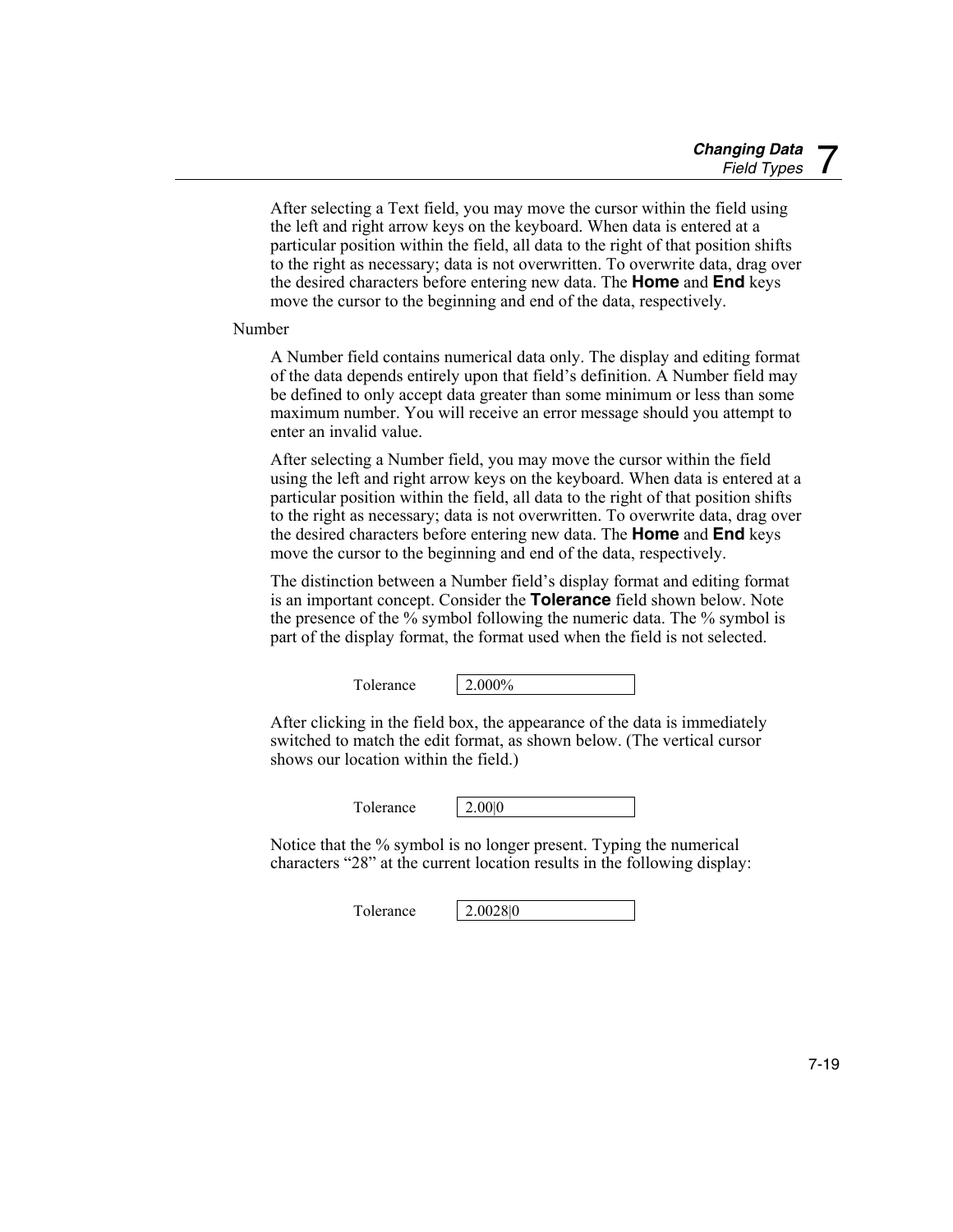After selecting a Text field, you may move the cursor within the field using the left and right arrow keys on the keyboard. When data is entered at a particular position within the field, all data to the right of that position shifts to the right as necessary; data is not overwritten. To overwrite data, drag over the desired characters before entering new data. The **Home** and **End** keys move the cursor to the beginning and end of the data, respectively.

Number

A Number field contains numerical data only. The display and editing format of the data depends entirely upon that field's definition. A Number field may be defined to only accept data greater than some minimum or less than some maximum number. You will receive an error message should you attempt to enter an invalid value.

After selecting a Number field, you may move the cursor within the field using the left and right arrow keys on the keyboard. When data is entered at a particular position within the field, all data to the right of that position shifts to the right as necessary; data is not overwritten. To overwrite data, drag over the desired characters before entering new data. The **Home** and **End** keys move the cursor to the beginning and end of the data, respectively.

The distinction between a Number field's display format and editing format is an important concept. Consider the **Tolerance** field shown below. Note the presence of the % symbol following the numeric data. The % symbol is part of the display format, the format used when the field is not selected.

| Tolerance | 2.000% |
|---|---|

After clicking in the field box, the appearance of the data is immediately switched to match the edit format, as shown below. (The vertical cursor shows our location within the field.)

| Tolerance | 2.00\|0 |
|---|---|

Notice that the % symbol is no longer present. Typing the numerical characters "28" at the current location results in the following display:

| Tolerance | 2.0028\|0 |
|---|---|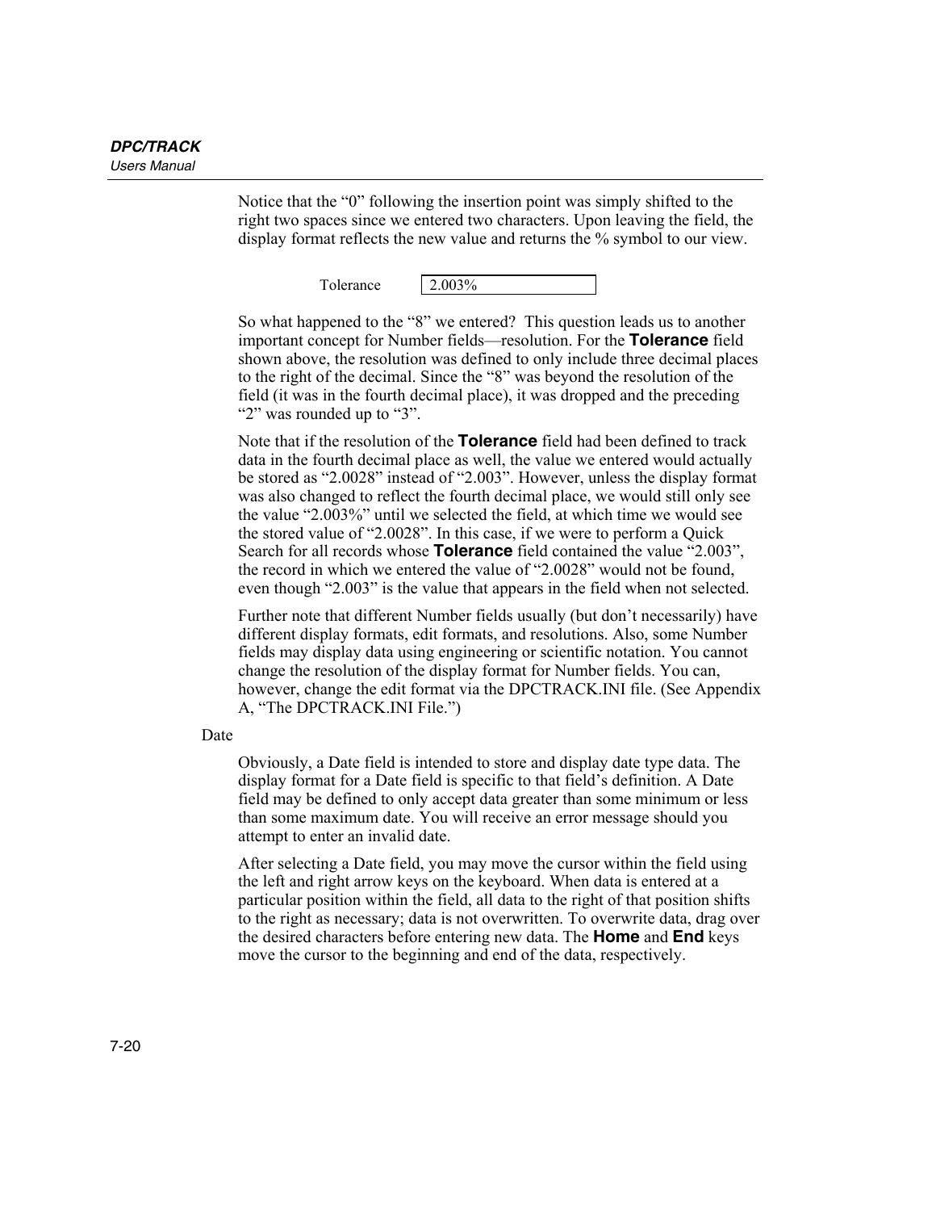Notice that the "0" following the insertion point was simply shifted to the right two spaces since we entered two characters. Upon leaving the field, the display format reflects the new value and returns the % symbol to our view.

| Tolerance | 2.003% |
|---|---|

So what happened to the "8" we entered? This question leads us to another important concept for Number fields—resolution. For the **Tolerance** field shown above, the resolution was defined to only include three decimal places to the right of the decimal. Since the "8" was beyond the resolution of the field (it was in the fourth decimal place), it was dropped and the preceding "2" was rounded up to "3".

Note that if the resolution of the **Tolerance** field had been defined to track data in the fourth decimal place as well, the value we entered would actually be stored as "2.0028" instead of "2.003". However, unless the display format was also changed to reflect the fourth decimal place, we would still only see the value "2.003%" until we selected the field, at which time we would see the stored value of "2.0028". In this case, if we were to perform a Quick Search for all records whose **Tolerance** field contained the value "2.003", the record in which we entered the value of "2.0028" would not be found, even though "2.003" is the value that appears in the field when not selected.

Further note that different Number fields usually (but don't necessarily) have different display formats, edit formats, and resolutions. Also, some Number fields may display data using engineering or scientific notation. You cannot change the resolution of the display format for Number fields. You can, however, change the edit format via the DPCTRACK.INI file. (See Appendix A, "The DPCTRACK.INI File.")

Date

Obviously, a Date field is intended to store and display date type data. The display format for a Date field is specific to that field's definition. A Date field may be defined to only accept data greater than some minimum or less than some maximum date. You will receive an error message should you attempt to enter an invalid date.

After selecting a Date field, you may move the cursor within the field using the left and right arrow keys on the keyboard. When data is entered at a particular position within the field, all data to the right of that position shifts to the right as necessary; data is not overwritten. To overwrite data, drag over the desired characters before entering new data. The **Home** and **End** keys move the cursor to the beginning and end of the data, respectively.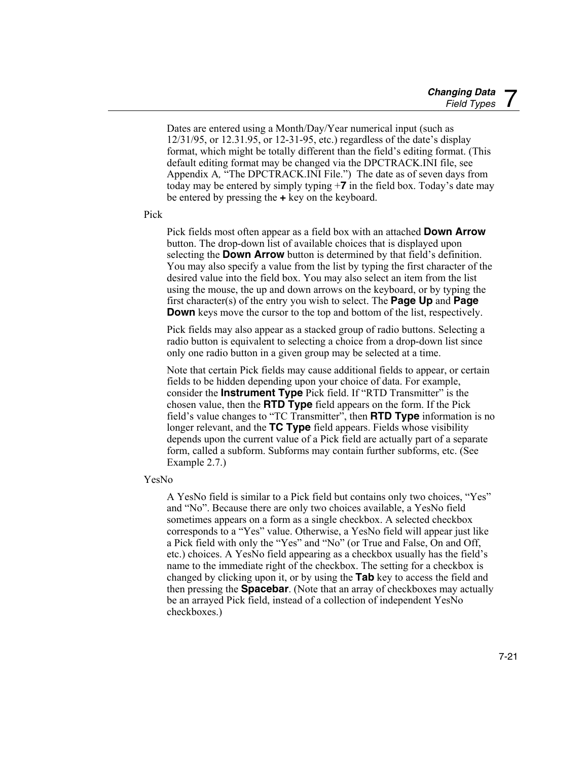Dates are entered using a Month/Day/Year numerical input (such as 12/31/95, or 12.31.95, or 12-31-95, etc.) regardless of the date's display format, which might be totally different than the field's editing format. (This default editing format may be changed via the DPCTRACK.INI file, see Appendix A, "The DPCTRACK.INI File.") The date as of seven days from today may be entered by simply typing +**7** in the field box. Today's date may be entered by pressing the **+** key on the keyboard.

### Pick

Pick fields most often appear as a field box with an attached **Down Arrow** button. The drop-down list of available choices that is displayed upon selecting the **Down Arrow** button is determined by that field's definition. You may also specify a value from the list by typing the first character of the desired value into the field box. You may also select an item from the list using the mouse, the up and down arrows on the keyboard, or by typing the first character(s) of the entry you wish to select. The **Page Up** and **Page Down** keys move the cursor to the top and bottom of the list, respectively.

Pick fields may also appear as a stacked group of radio buttons. Selecting a radio button is equivalent to selecting a choice from a drop-down list since only one radio button in a given group may be selected at a time.

Note that certain Pick fields may cause additional fields to appear, or certain fields to be hidden depending upon your choice of data. For example, consider the **Instrument Type** Pick field. If "RTD Transmitter" is the chosen value, then the **RTD Type** field appears on the form. If the Pick field's value changes to "TC Transmitter", then **RTD Type** information is no longer relevant, and the **TC Type** field appears. Fields whose visibility depends upon the current value of a Pick field are actually part of a separate form, called a subform. Subforms may contain further subforms, etc. (See Example 2.7.)

### YesNo

A YesNo field is similar to a Pick field but contains only two choices, "Yes" and "No". Because there are only two choices available, a YesNo field sometimes appears on a form as a single checkbox. A selected checkbox corresponds to a "Yes" value. Otherwise, a YesNo field will appear just like a Pick field with only the "Yes" and "No" (or True and False, On and Off, etc.) choices. A YesNo field appearing as a checkbox usually has the field's name to the immediate right of the checkbox. The setting for a checkbox is changed by clicking upon it, or by using the **Tab** key to access the field and then pressing the **Spacebar**. (Note that an array of checkboxes may actually be an arrayed Pick field, instead of a collection of independent YesNo checkboxes.)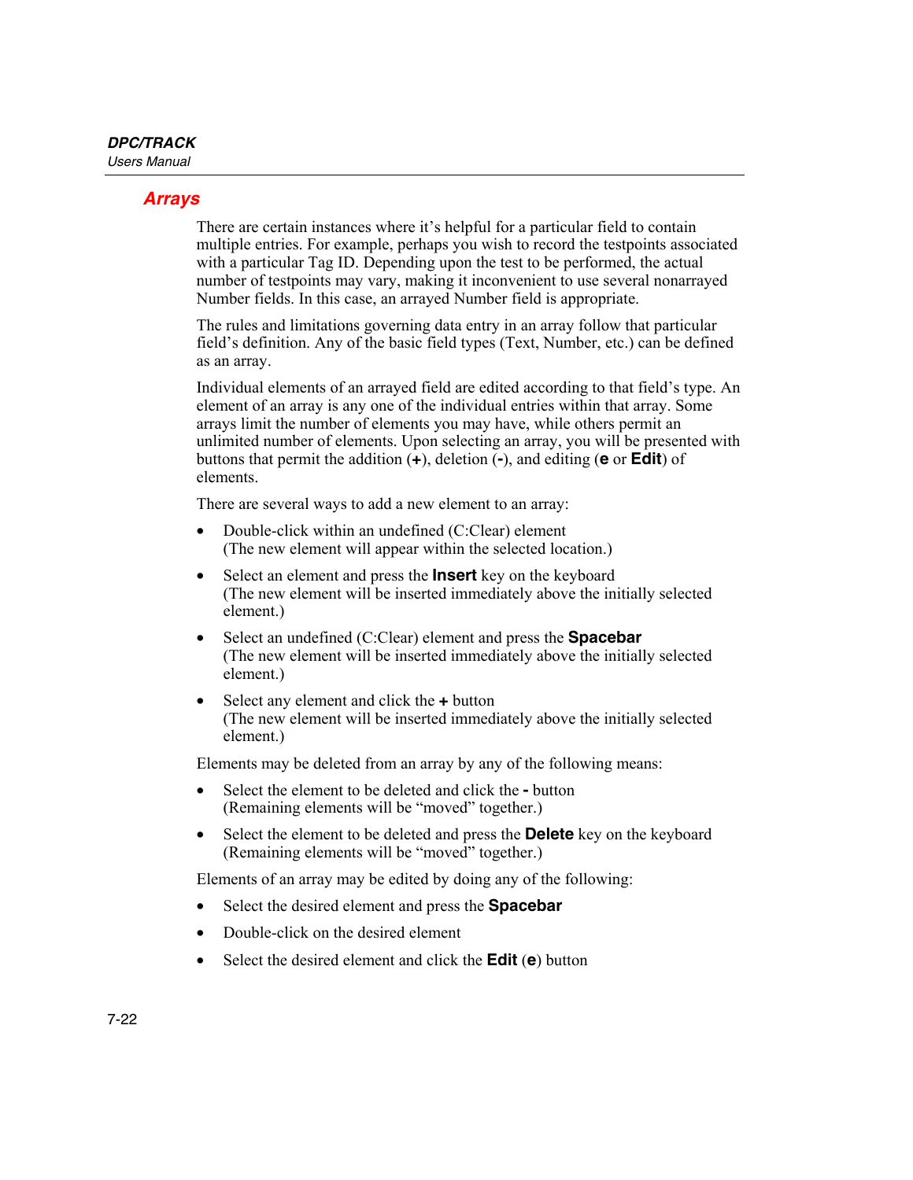## Arrays

There are certain instances where it's helpful for a particular field to contain multiple entries. For example, perhaps you wish to record the testpoints associated with a particular Tag ID. Depending upon the test to be performed, the actual number of testpoints may vary, making it inconvenient to use several nonarrayed Number fields. In this case, an arrayed Number field is appropriate.

The rules and limitations governing data entry in an array follow that particular field's definition. Any of the basic field types (Text, Number, etc.) can be defined as an array.

Individual elements of an arrayed field are edited according to that field's type. An element of an array is any one of the individual entries within that array. Some arrays limit the number of elements you may have, while others permit an unlimited number of elements. Upon selecting an array, you will be presented with buttons that permit the addition (**+**), deletion (**-**), and editing (**e** or **Edit**) of elements.

There are several ways to add a new element to an array:

- Double-click within an undefined (C:Clear) element
  (The new element will appear within the selected location.)
- Select an element and press the **Insert** key on the keyboard
  (The new element will be inserted immediately above the initially selected element.)
- Select an undefined (C:Clear) element and press the **Spacebar**
  (The new element will be inserted immediately above the initially selected element.)
- Select any element and click the **+** button
  (The new element will be inserted immediately above the initially selected element.)

Elements may be deleted from an array by any of the following means:

- Select the element to be deleted and click the **-** button
  (Remaining elements will be "moved" together.)
- Select the element to be deleted and press the **Delete** key on the keyboard
  (Remaining elements will be "moved" together.)

Elements of an array may be edited by doing any of the following:

- Select the desired element and press the **Spacebar**
- Double-click on the desired element
- Select the desired element and click the **Edit** (**e**) button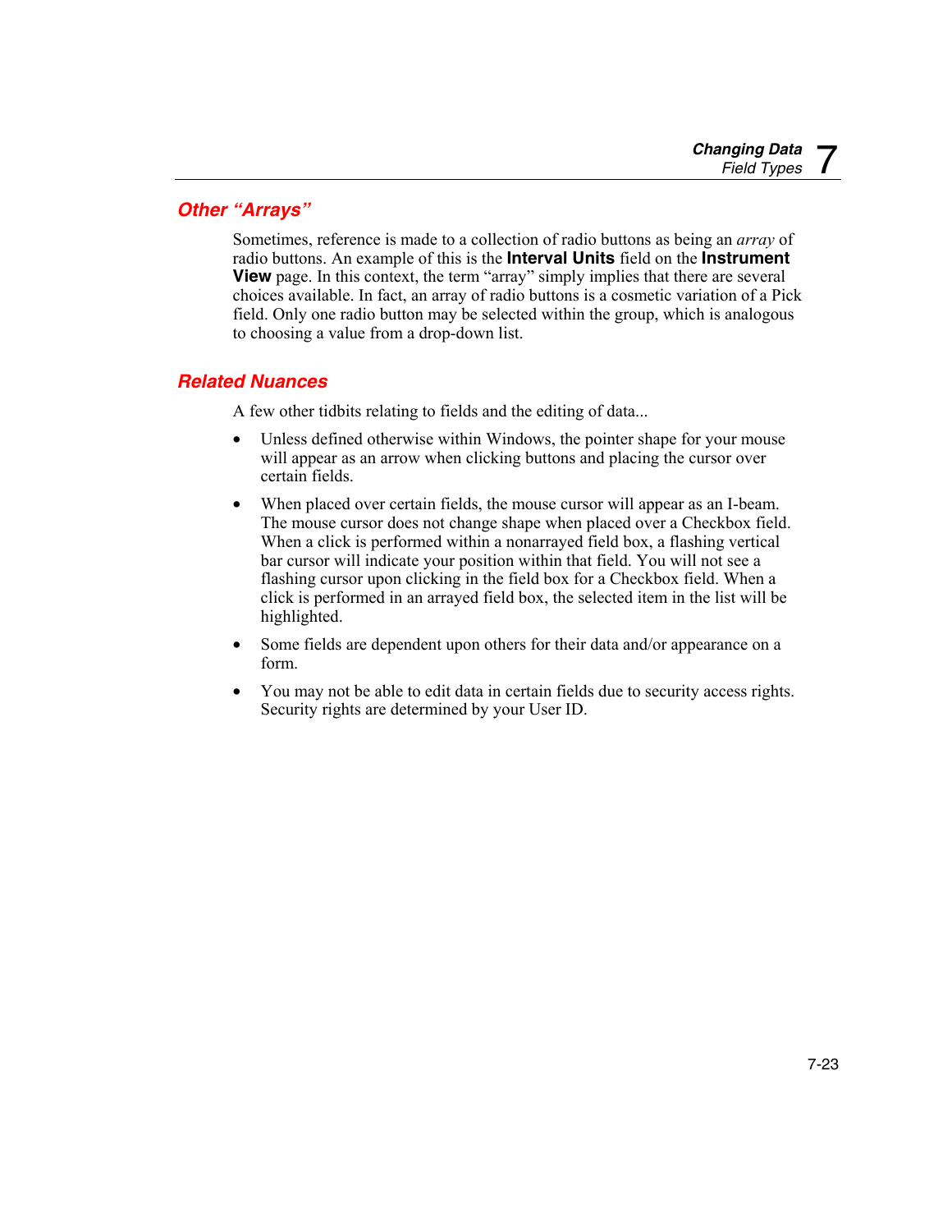## Other "Arrays"

Sometimes, reference is made to a collection of radio buttons as being an *array* of radio buttons. An example of this is the **Interval Units** field on the **Instrument View** page. In this context, the term "array" simply implies that there are several choices available. In fact, an array of radio buttons is a cosmetic variation of a Pick field. Only one radio button may be selected within the group, which is analogous to choosing a value from a drop-down list.

## Related Nuances

A few other tidbits relating to fields and the editing of data...

- Unless defined otherwise within Windows, the pointer shape for your mouse will appear as an arrow when clicking buttons and placing the cursor over certain fields.
- When placed over certain fields, the mouse cursor will appear as an I-beam. The mouse cursor does not change shape when placed over a Checkbox field. When a click is performed within a nonarrayed field box, a flashing vertical bar cursor will indicate your position within that field. You will not see a flashing cursor upon clicking in the field box for a Checkbox field. When a click is performed in an arrayed field box, the selected item in the list will be highlighted.
- Some fields are dependent upon others for their data and/or appearance on a form.
- You may not be able to edit data in certain fields due to security access rights. Security rights are determined by your User ID.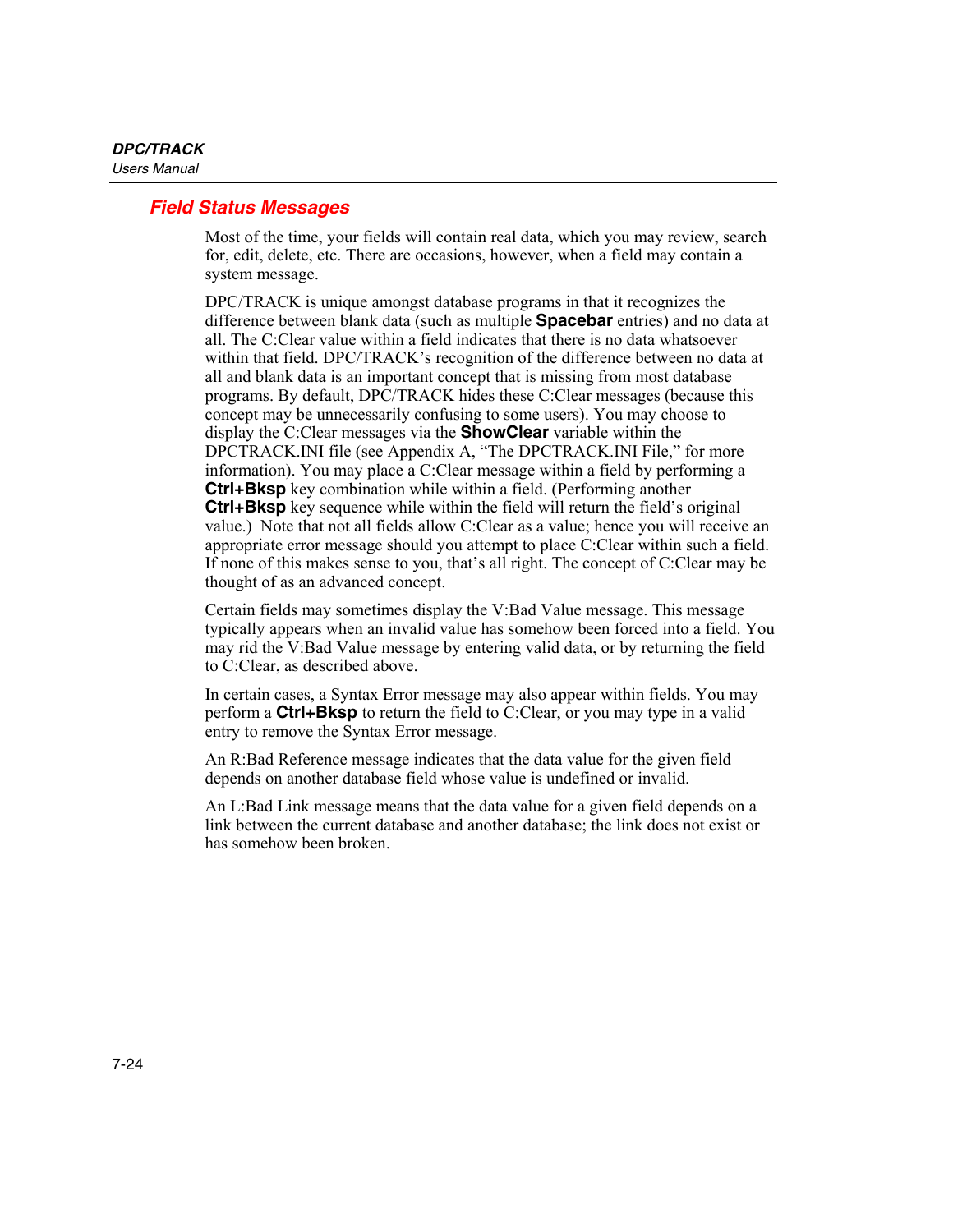## Field Status Messages

Most of the time, your fields will contain real data, which you may review, search for, edit, delete, etc. There are occasions, however, when a field may contain a system message.

DPC/TRACK is unique amongst database programs in that it recognizes the difference between blank data (such as multiple **Spacebar** entries) and no data at all. The C:Clear value within a field indicates that there is no data whatsoever within that field. DPC/TRACK's recognition of the difference between no data at all and blank data is an important concept that is missing from most database programs. By default, DPC/TRACK hides these C:Clear messages (because this concept may be unnecessarily confusing to some users). You may choose to display the C:Clear messages via the **ShowClear** variable within the DPCTRACK.INI file (see Appendix A, "The DPCTRACK.INI File," for more information). You may place a C:Clear message within a field by performing a **Ctrl+Bksp** key combination while within a field. (Performing another **Ctrl+Bksp** key sequence while within the field will return the field's original value.) Note that not all fields allow C:Clear as a value; hence you will receive an appropriate error message should you attempt to place C:Clear within such a field. If none of this makes sense to you, that's all right. The concept of C:Clear may be thought of as an advanced concept.

Certain fields may sometimes display the V:Bad Value message. This message typically appears when an invalid value has somehow been forced into a field. You may rid the V:Bad Value message by entering valid data, or by returning the field to C:Clear, as described above.

In certain cases, a Syntax Error message may also appear within fields. You may perform a **Ctrl+Bksp** to return the field to C:Clear, or you may type in a valid entry to remove the Syntax Error message.

An R:Bad Reference message indicates that the data value for the given field depends on another database field whose value is undefined or invalid.

An L:Bad Link message means that the data value for a given field depends on a link between the current database and another database; the link does not exist or has somehow been broken.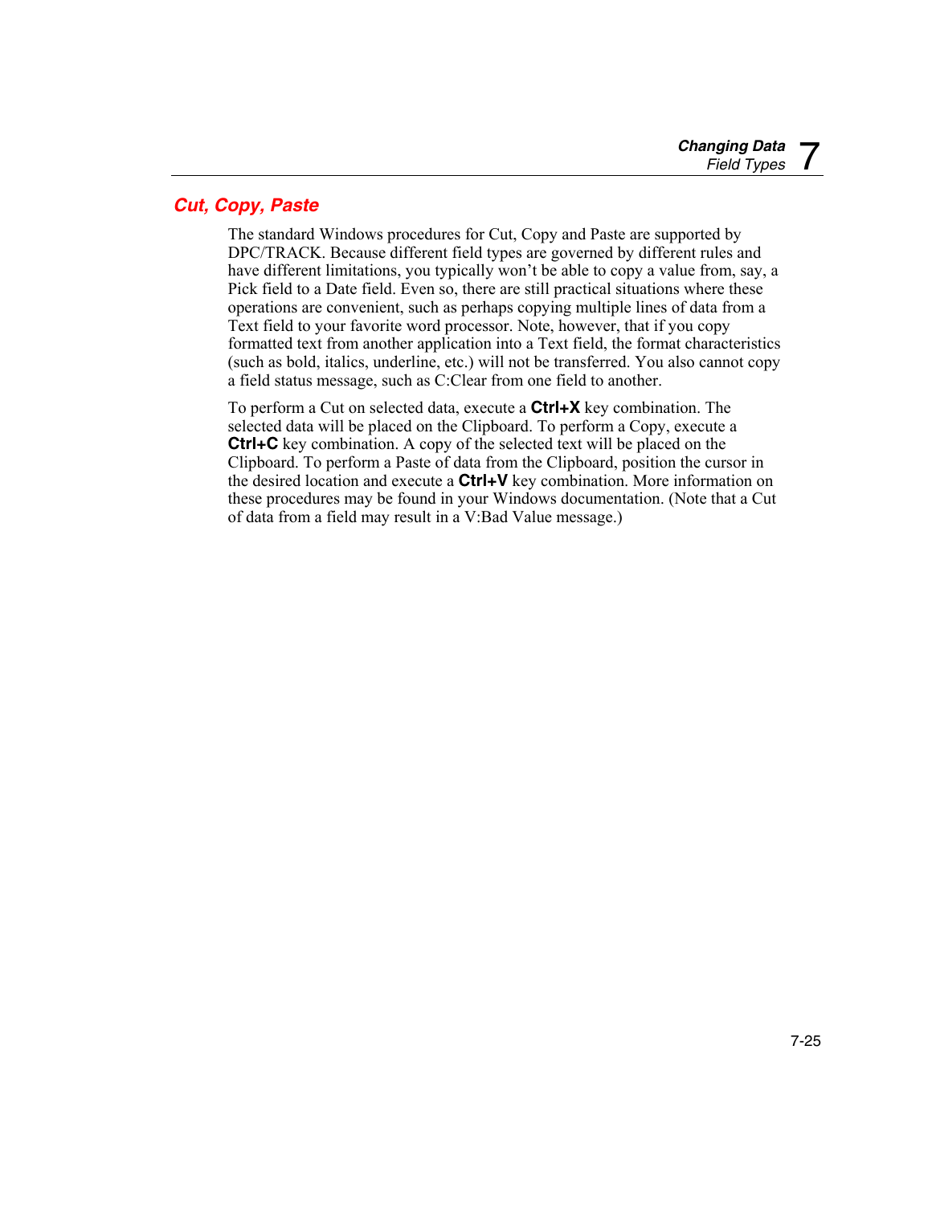## Cut, Copy, Paste

The standard Windows procedures for Cut, Copy and Paste are supported by DPC/TRACK. Because different field types are governed by different rules and have different limitations, you typically won't be able to copy a value from, say, a Pick field to a Date field. Even so, there are still practical situations where these operations are convenient, such as perhaps copying multiple lines of data from a Text field to your favorite word processor. Note, however, that if you copy formatted text from another application into a Text field, the format characteristics (such as bold, italics, underline, etc.) will not be transferred. You also cannot copy a field status message, such as C:Clear from one field to another.

To perform a Cut on selected data, execute a **Ctrl+X** key combination. The selected data will be placed on the Clipboard. To perform a Copy, execute a **Ctrl+C** key combination. A copy of the selected text will be placed on the Clipboard. To perform a Paste of data from the Clipboard, position the cursor in the desired location and execute a **Ctrl+V** key combination. More information on these procedures may be found in your Windows documentation. (Note that a Cut of data from a field may result in a V:Bad Value message.)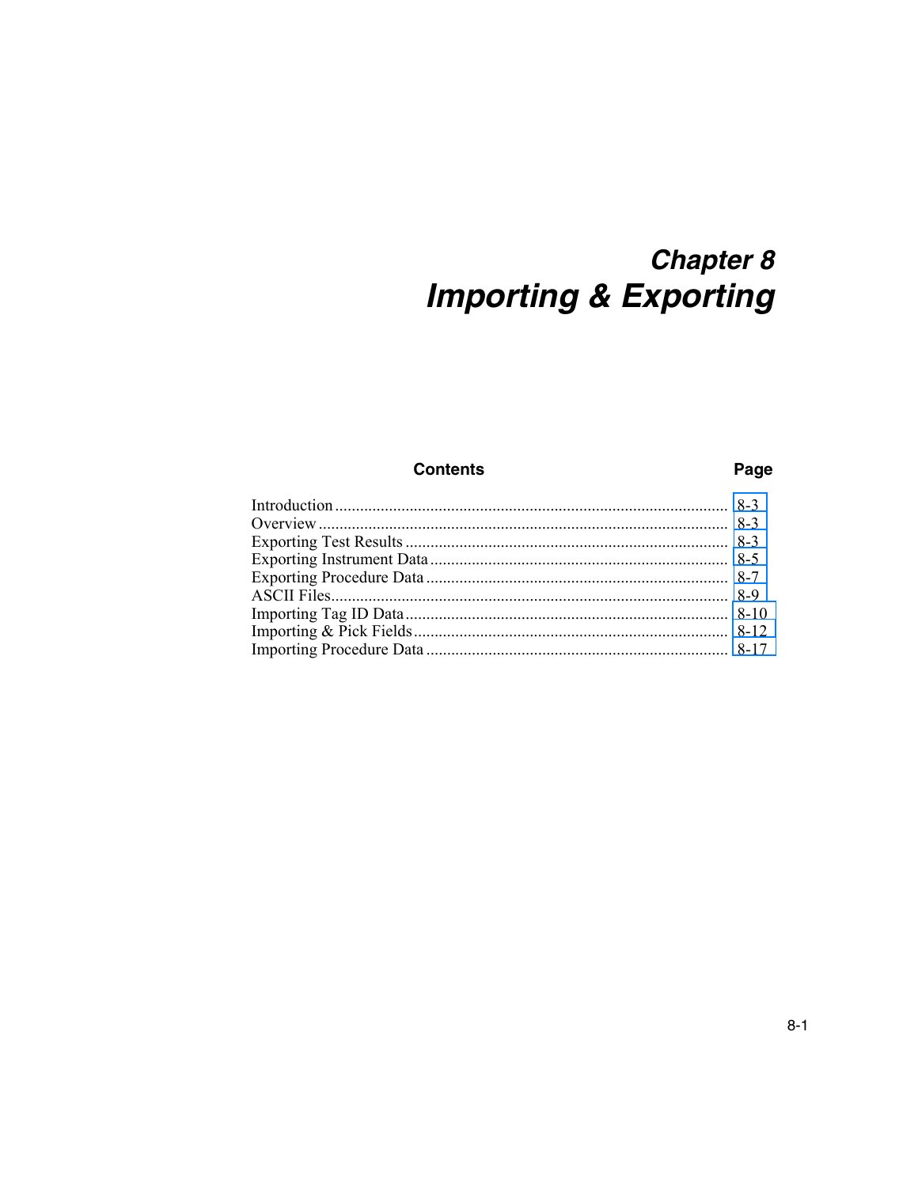# Chapter 8
# Importing & Exporting

| Contents | Page |
| --- | --- |
| Introduction | 8-3 |
| Overview | 8-3 |
| Exporting Test Results | 8-3 |
| Exporting Instrument Data | 8-5 |
| Exporting Procedure Data | 8-7 |
| ASCII Files | 8-9 |
| Importing Tag ID Data | 8-10 |
| Importing & Pick Fields | 8-12 |
| Importing Procedure Data | 8-17 |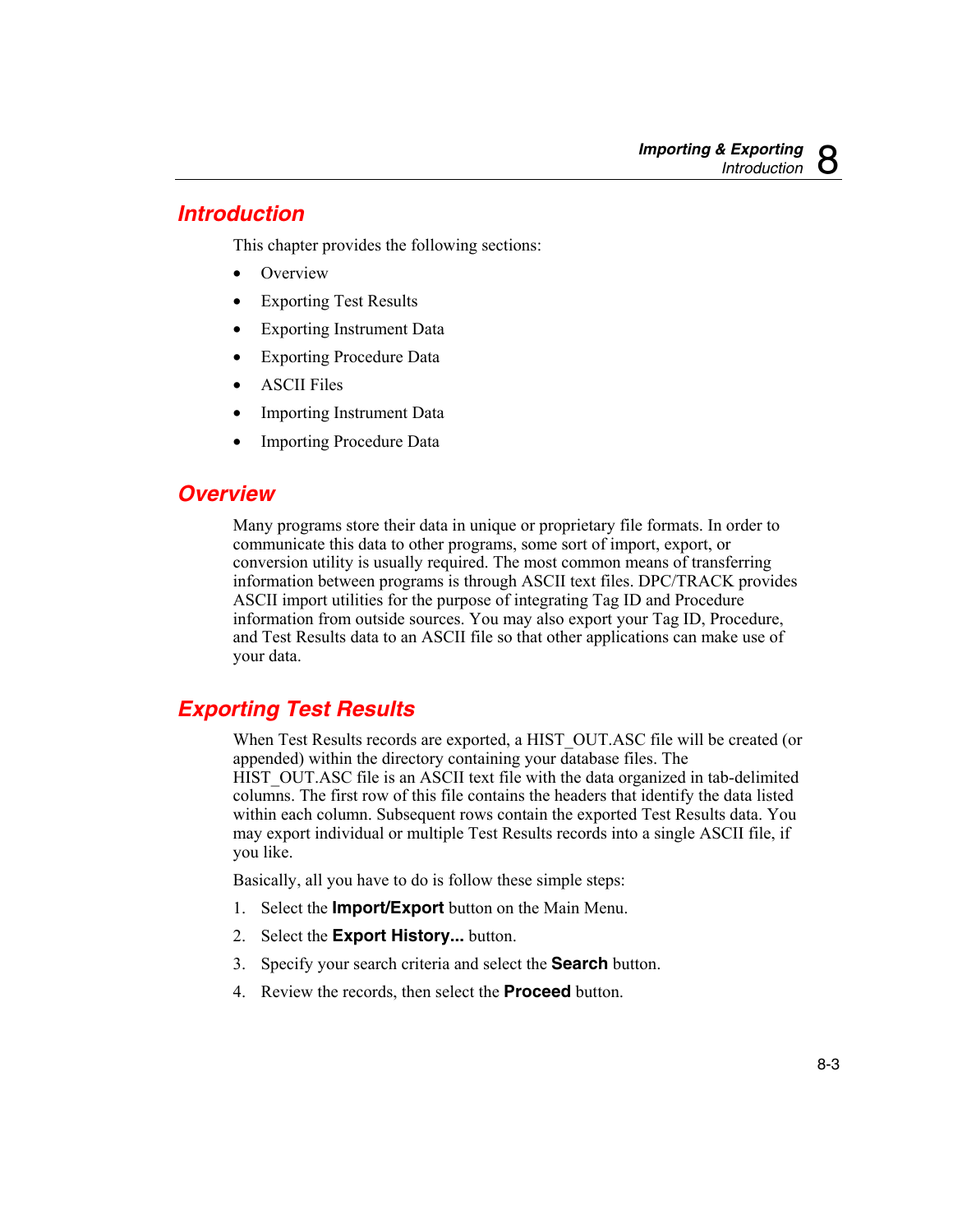## Introduction

This chapter provides the following sections:

- Overview
- Exporting Test Results
- Exporting Instrument Data
- Exporting Procedure Data
- ASCII Files
- Importing Instrument Data
- Importing Procedure Data

## Overview

Many programs store their data in unique or proprietary file formats. In order to communicate this data to other programs, some sort of import, export, or conversion utility is usually required. The most common means of transferring information between programs is through ASCII text files. DPC/TRACK provides ASCII import utilities for the purpose of integrating Tag ID and Procedure information from outside sources. You may also export your Tag ID, Procedure, and Test Results data to an ASCII file so that other applications can make use of your data.

## Exporting Test Results

When Test Results records are exported, a HIST_OUT.ASC file will be created (or appended) within the directory containing your database files. The HIST_OUT.ASC file is an ASCII text file with the data organized in tab-delimited columns. The first row of this file contains the headers that identify the data listed within each column. Subsequent rows contain the exported Test Results data. You may export individual or multiple Test Results records into a single ASCII file, if you like.

Basically, all you have to do is follow these simple steps:

1. Select the **Import/Export** button on the Main Menu.
2. Select the **Export History...** button.
3. Specify your search criteria and select the **Search** button.
4. Review the records, then select the **Proceed** button.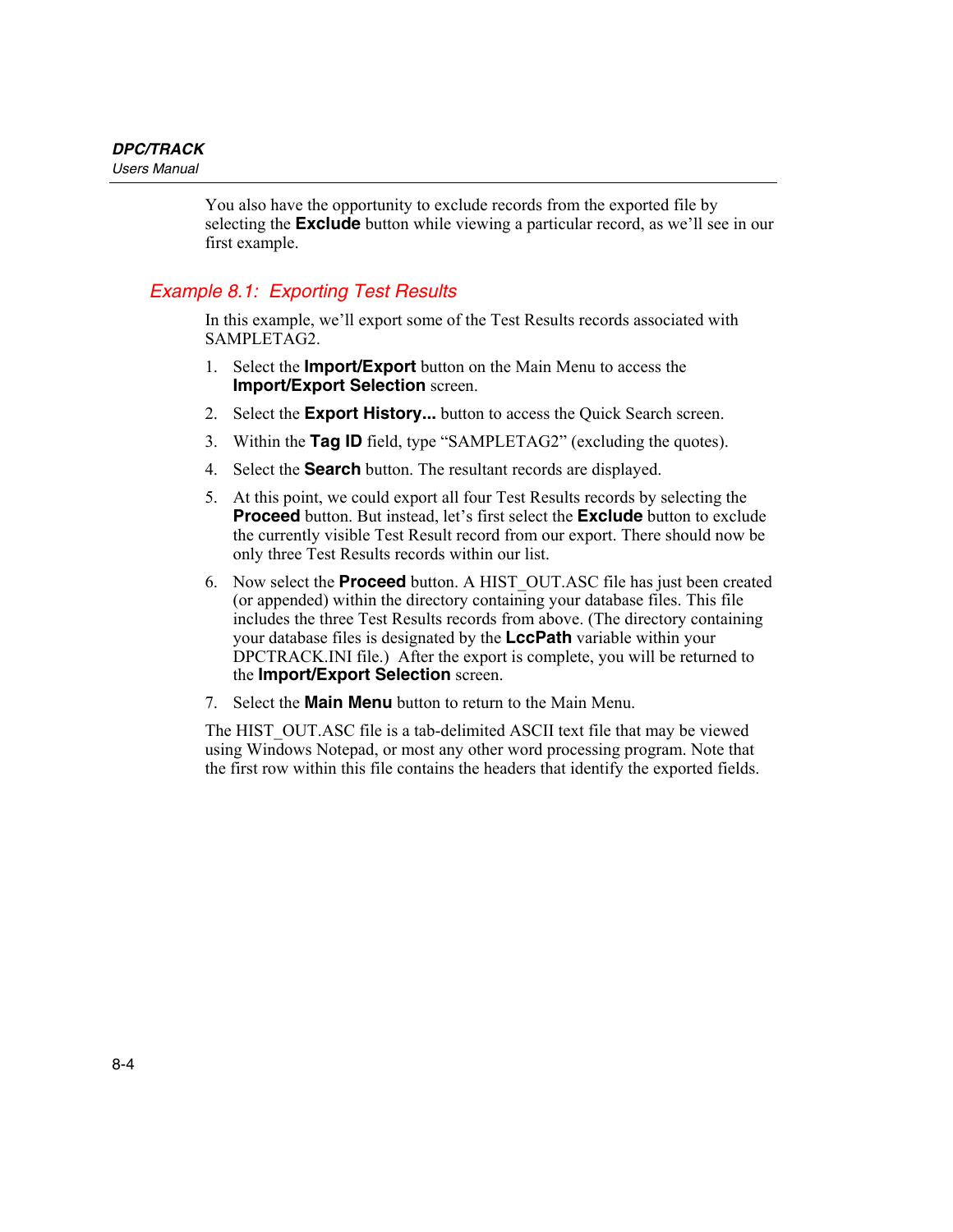You also have the opportunity to exclude records from the exported file by selecting the **Exclude** button while viewing a particular record, as we'll see in our first example.

### *Example 8.1: Exporting Test Results*

In this example, we'll export some of the Test Results records associated with SAMPLETAG2.

1. Select the **Import/Export** button on the Main Menu to access the **Import/Export Selection** screen.
2. Select the **Export History...** button to access the Quick Search screen.
3. Within the **Tag ID** field, type "SAMPLETAG2" (excluding the quotes).
4. Select the **Search** button. The resultant records are displayed.
5. At this point, we could export all four Test Results records by selecting the **Proceed** button. But instead, let's first select the **Exclude** button to exclude the currently visible Test Result record from our export. There should now be only three Test Results records within our list.
6. Now select the **Proceed** button. A HIST_OUT.ASC file has just been created (or appended) within the directory containing your database files. This file includes the three Test Results records from above. (The directory containing your database files is designated by the **LccPath** variable within your DPCTRACK.INI file.) After the export is complete, you will be returned to the **Import/Export Selection** screen.
7. Select the **Main Menu** button to return to the Main Menu.

The HIST_OUT.ASC file is a tab-delimited ASCII text file that may be viewed using Windows Notepad, or most any other word processing program. Note that the first row within this file contains the headers that identify the exported fields.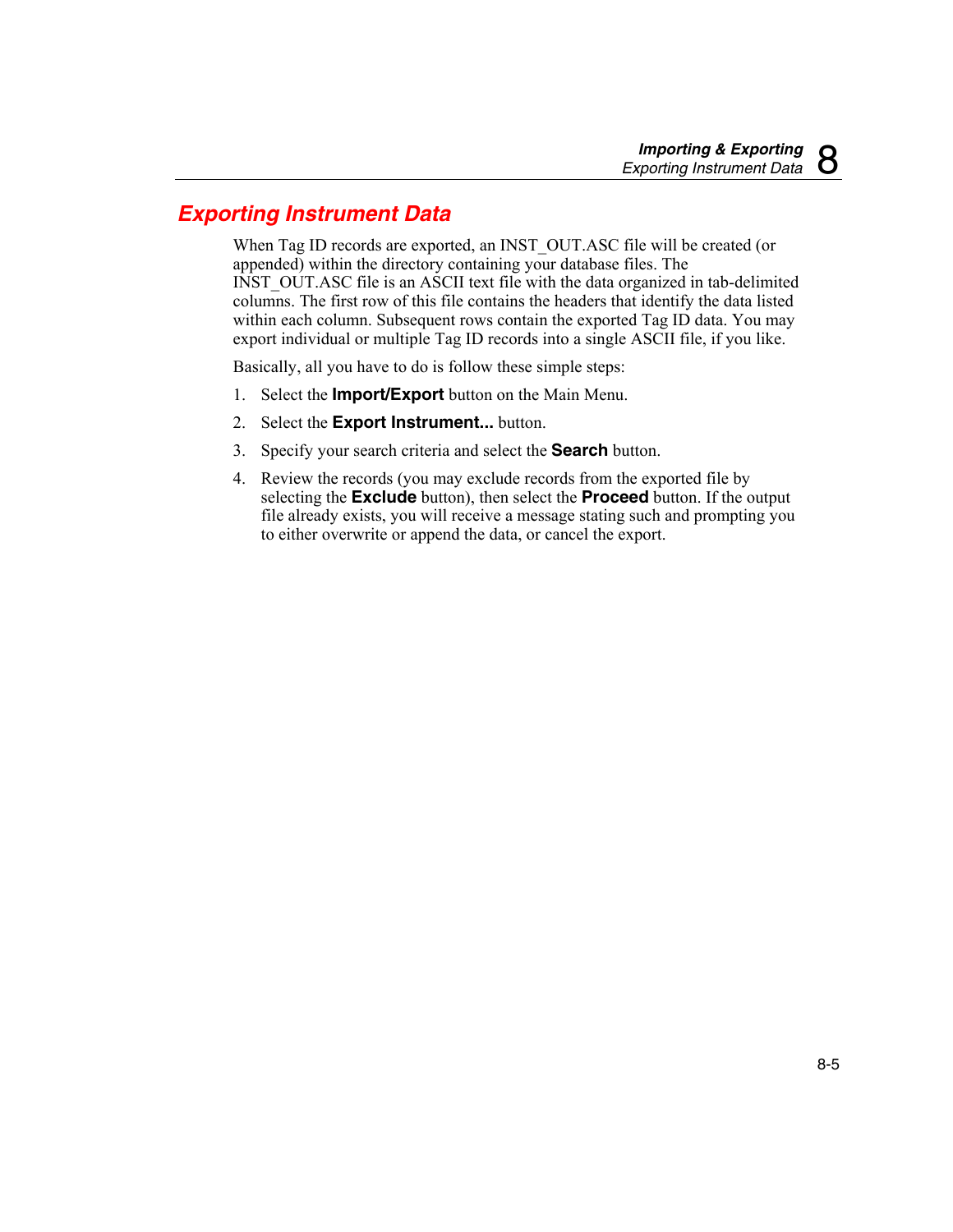## Exporting Instrument Data

When Tag ID records are exported, an INST_OUT.ASC file will be created (or appended) within the directory containing your database files. The INST_OUT.ASC file is an ASCII text file with the data organized in tab-delimited columns. The first row of this file contains the headers that identify the data listed within each column. Subsequent rows contain the exported Tag ID data. You may export individual or multiple Tag ID records into a single ASCII file, if you like.

Basically, all you have to do is follow these simple steps:

1. Select the **Import/Export** button on the Main Menu.
2. Select the **Export Instrument...** button.
3. Specify your search criteria and select the **Search** button.
4. Review the records (you may exclude records from the exported file by selecting the **Exclude** button), then select the **Proceed** button. If the output file already exists, you will receive a message stating such and prompting you to either overwrite or append the data, or cancel the export.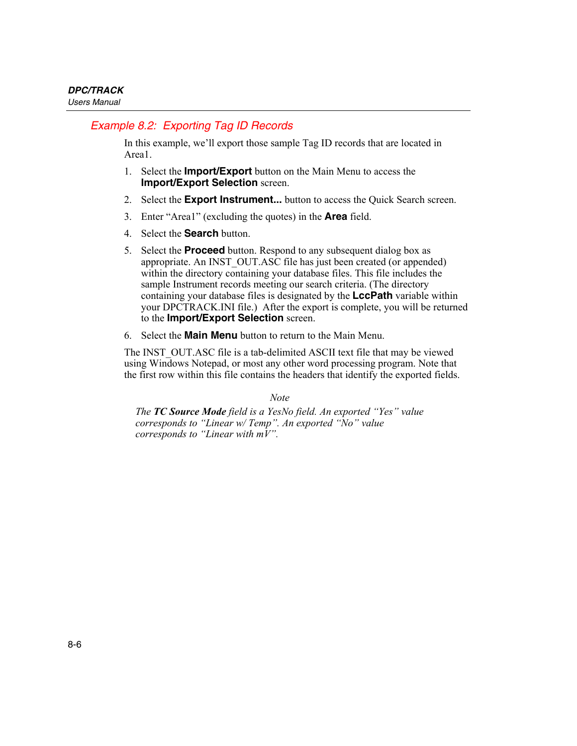### Example 8.2: Exporting Tag ID Records

In this example, we'll export those sample Tag ID records that are located in Area1.

1. Select the **Import/Export** button on the Main Menu to access the **Import/Export Selection** screen.
2. Select the **Export Instrument...** button to access the Quick Search screen.
3. Enter "Area1" (excluding the quotes) in the **Area** field.
4. Select the **Search** button.
5. Select the **Proceed** button. Respond to any subsequent dialog box as appropriate. An INST_OUT.ASC file has just been created (or appended) within the directory containing your database files. This file includes the sample Instrument records meeting our search criteria. (The directory containing your database files is designated by the **LccPath** variable within your DPCTRACK.INI file.) After the export is complete, you will be returned to the **Import/Export Selection** screen.
6. Select the **Main Menu** button to return to the Main Menu.

The INST_OUT.ASC file is a tab-delimited ASCII text file that may be viewed using Windows Notepad, or most any other word processing program. Note that the first row within this file contains the headers that identify the exported fields.

*Note*

*The **TC Source Mode** field is a YesNo field. An exported "Yes" value corresponds to "Linear w/ Temp". An exported "No" value corresponds to "Linear with mV".*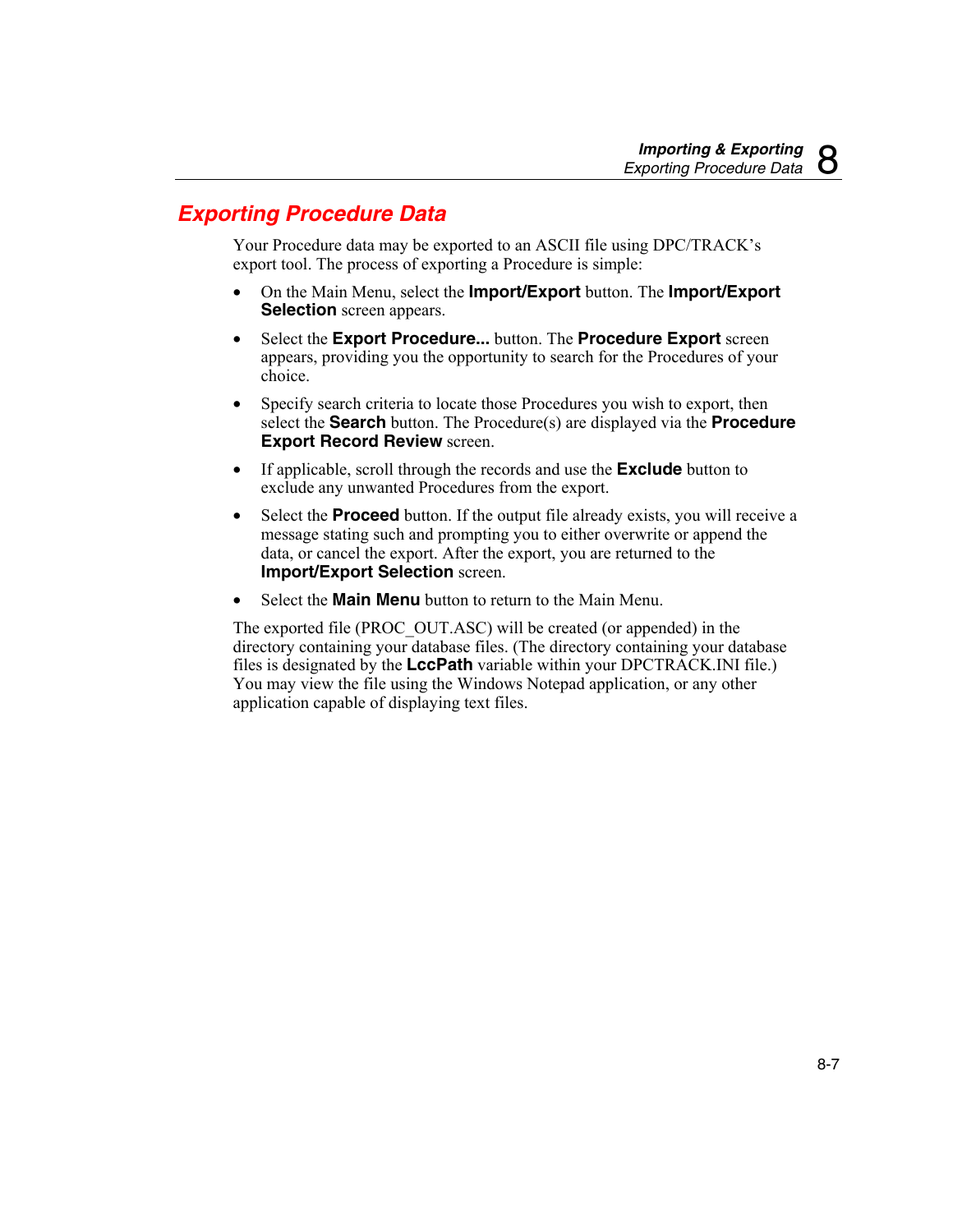## Exporting Procedure Data

Your Procedure data may be exported to an ASCII file using DPC/TRACK's export tool. The process of exporting a Procedure is simple:

- On the Main Menu, select the **Import/Export** button. The **Import/Export Selection** screen appears.
- Select the **Export Procedure...** button. The **Procedure Export** screen appears, providing you the opportunity to search for the Procedures of your choice.
- Specify search criteria to locate those Procedures you wish to export, then select the **Search** button. The Procedure(s) are displayed via the **Procedure Export Record Review** screen.
- If applicable, scroll through the records and use the **Exclude** button to exclude any unwanted Procedures from the export.
- Select the **Proceed** button. If the output file already exists, you will receive a message stating such and prompting you to either overwrite or append the data, or cancel the export. After the export, you are returned to the **Import/Export Selection** screen.
- Select the **Main Menu** button to return to the Main Menu.

The exported file (PROC_OUT.ASC) will be created (or appended) in the directory containing your database files. (The directory containing your database files is designated by the **LccPath** variable within your DPCTRACK.INI file.) You may view the file using the Windows Notepad application, or any other application capable of displaying text files.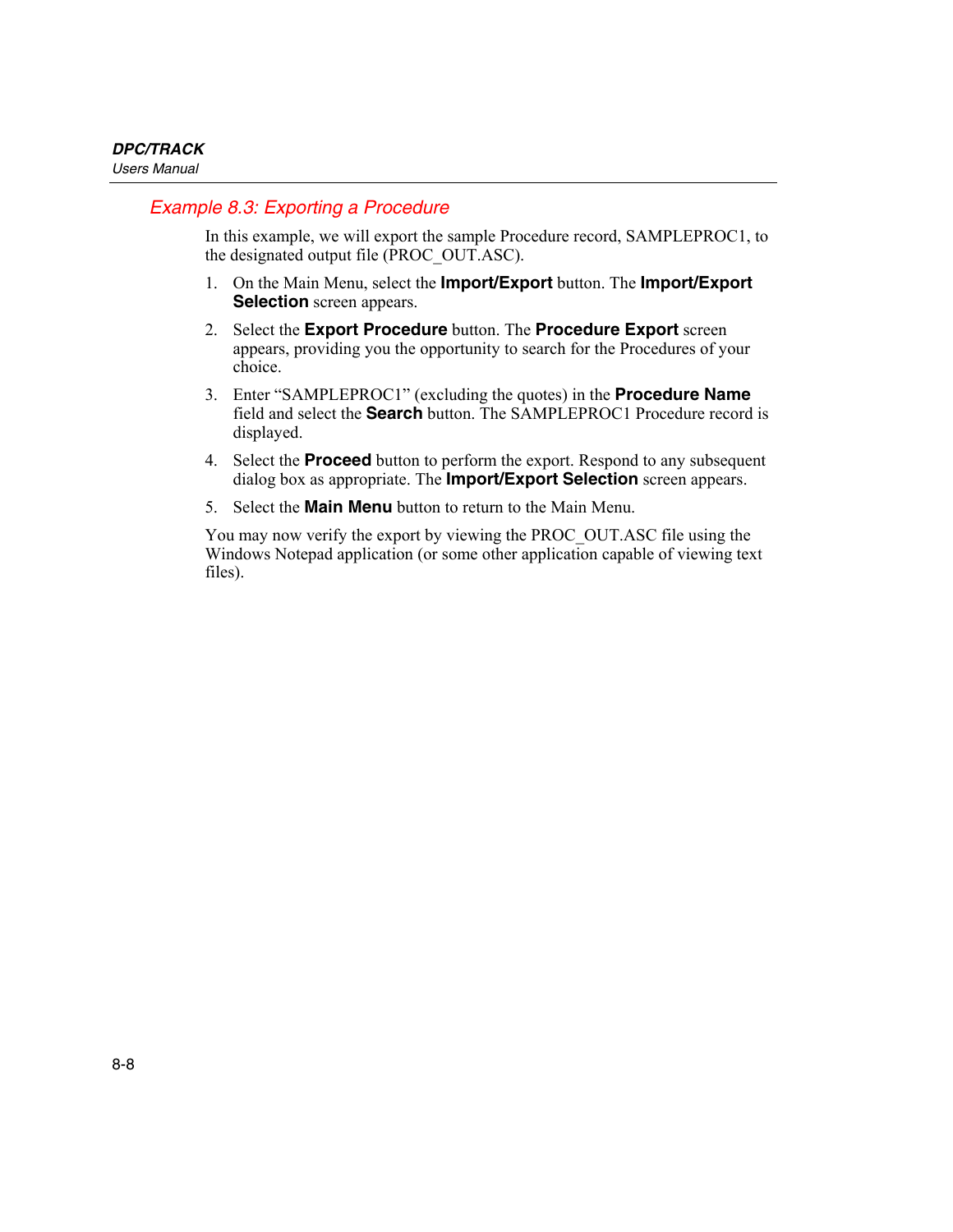### *Example 8.3: Exporting a Procedure*

In this example, we will export the sample Procedure record, SAMPLEPROC1, to the designated output file (PROC_OUT.ASC).

1. On the Main Menu, select the **Import/Export** button. The **Import/Export Selection** screen appears.
2. Select the **Export Procedure** button. The **Procedure Export** screen appears, providing you the opportunity to search for the Procedures of your choice.
3. Enter "SAMPLEPROC1" (excluding the quotes) in the **Procedure Name** field and select the **Search** button. The SAMPLEPROC1 Procedure record is displayed.
4. Select the **Proceed** button to perform the export. Respond to any subsequent dialog box as appropriate. The **Import/Export Selection** screen appears.
5. Select the **Main Menu** button to return to the Main Menu.

You may now verify the export by viewing the PROC_OUT.ASC file using the Windows Notepad application (or some other application capable of viewing text files).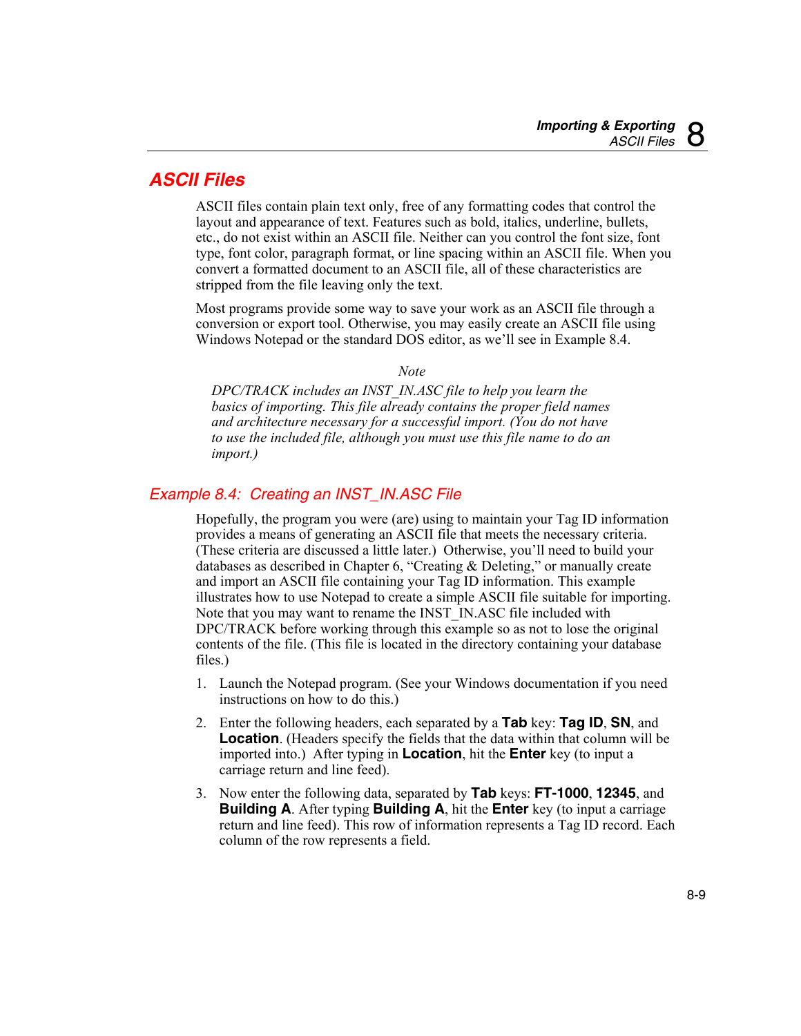## ASCII Files

ASCII files contain plain text only, free of any formatting codes that control the layout and appearance of text. Features such as bold, italics, underline, bullets, etc., do not exist within an ASCII file. Neither can you control the font size, font type, font color, paragraph format, or line spacing within an ASCII file. When you convert a formatted document to an ASCII file, all of these characteristics are stripped from the file leaving only the text.

Most programs provide some way to save your work as an ASCII file through a conversion or export tool. Otherwise, you may easily create an ASCII file using Windows Notepad or the standard DOS editor, as we'll see in Example 8.4.

*Note*

*DPC/TRACK includes an INST_IN.ASC file to help you learn the basics of importing. This file already contains the proper field names and architecture necessary for a successful import. (You do not have to use the included file, although you must use this file name to do an import.)*

### Example 8.4: Creating an INST_IN.ASC File

Hopefully, the program you were (are) using to maintain your Tag ID information provides a means of generating an ASCII file that meets the necessary criteria. (These criteria are discussed a little later.) Otherwise, you'll need to build your databases as described in Chapter 6, "Creating & Deleting," or manually create and import an ASCII file containing your Tag ID information. This example illustrates how to use Notepad to create a simple ASCII file suitable for importing. Note that you may want to rename the INST_IN.ASC file included with DPC/TRACK before working through this example so as not to lose the original contents of the file. (This file is located in the directory containing your database files.)

1. Launch the Notepad program. (See your Windows documentation if you need instructions on how to do this.)
2. Enter the following headers, each separated by a **Tab** key: **Tag ID**, **SN**, and **Location**. (Headers specify the fields that the data within that column will be imported into.) After typing in **Location**, hit the **Enter** key (to input a carriage return and line feed).
3. Now enter the following data, separated by **Tab** keys: **FT-1000**, **12345**, and **Building A**. After typing **Building A**, hit the **Enter** key (to input a carriage return and line feed). This row of information represents a Tag ID record. Each column of the row represents a field.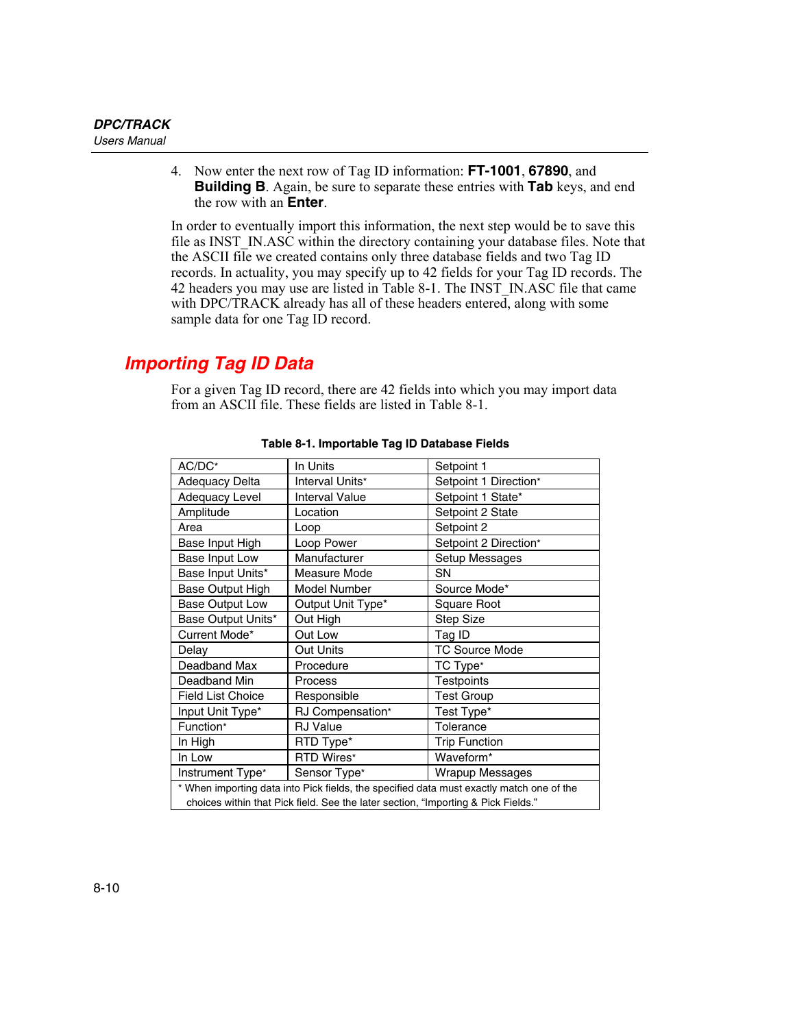4. Now enter the next row of Tag ID information: **FT-1001**, **67890**, and **Building B**. Again, be sure to separate these entries with **Tab** keys, and end the row with an **Enter**.

In order to eventually import this information, the next step would be to save this file as INST_IN.ASC within the directory containing your database files. Note that the ASCII file we created contains only three database fields and two Tag ID records. In actuality, you may specify up to 42 fields for your Tag ID records. The 42 headers you may use are listed in Table 8-1. The INST_IN.ASC file that came with DPC/TRACK already has all of these headers entered, along with some sample data for one Tag ID record.

## Importing Tag ID Data

For a given Tag ID record, there are 42 fields into which you may import data from an ASCII file. These fields are listed in Table 8-1.

**Table 8-1. Importable Tag ID Database Fields**

| | | |
|---|---|---|
| AC/DC* | In Units | Setpoint 1 |
| Adequacy Delta | Interval Units* | Setpoint 1 Direction* |
| Adequacy Level | Interval Value | Setpoint 1 State* |
| Amplitude | Location | Setpoint 2 State |
| Area | Loop | Setpoint 2 |
| Base Input High | Loop Power | Setpoint 2 Direction* |
| Base Input Low | Manufacturer | Setup Messages |
| Base Input Units* | Measure Mode | SN |
| Base Output High | Model Number | Source Mode* |
| Base Output Low | Output Unit Type* | Square Root |
| Base Output Units* | Out High | Step Size |
| Current Mode* | Out Low | Tag ID |
| Delay | Out Units | TC Source Mode |
| Deadband Max | Procedure | TC Type* |
| Deadband Min | Process | Testpoints |
| Field List Choice | Responsible | Test Group |
| Input Unit Type* | RJ Compensation* | Test Type* |
| Function* | RJ Value | Tolerance |
| In High | RTD Type* | Trip Function |
| In Low | RTD Wires* | Waveform* |
| Instrument Type* | Sensor Type* | Wrapup Messages |

* When importing data into Pick fields, the specified data must exactly match one of the choices within that Pick field. See the later section, "Importing & Pick Fields."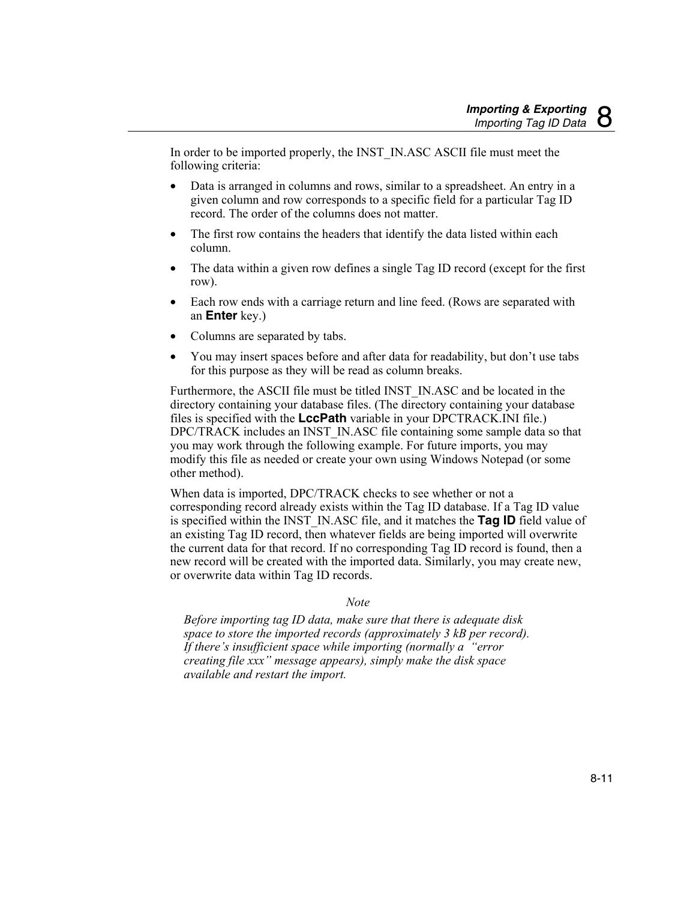In order to be imported properly, the INST_IN.ASC ASCII file must meet the following criteria:

- Data is arranged in columns and rows, similar to a spreadsheet. An entry in a given column and row corresponds to a specific field for a particular Tag ID record. The order of the columns does not matter.
- The first row contains the headers that identify the data listed within each column.
- The data within a given row defines a single Tag ID record (except for the first row).
- Each row ends with a carriage return and line feed. (Rows are separated with an **Enter** key.)
- Columns are separated by tabs.
- You may insert spaces before and after data for readability, but don't use tabs for this purpose as they will be read as column breaks.

Furthermore, the ASCII file must be titled INST_IN.ASC and be located in the directory containing your database files. (The directory containing your database files is specified with the **LccPath** variable in your DPCTRACK.INI file.) DPC/TRACK includes an INST_IN.ASC file containing some sample data so that you may work through the following example. For future imports, you may modify this file as needed or create your own using Windows Notepad (or some other method).

When data is imported, DPC/TRACK checks to see whether or not a corresponding record already exists within the Tag ID database. If a Tag ID value is specified within the INST_IN.ASC file, and it matches the **Tag ID** field value of an existing Tag ID record, then whatever fields are being imported will overwrite the current data for that record. If no corresponding Tag ID record is found, then a new record will be created with the imported data. Similarly, you may create new, or overwrite data within Tag ID records.

*Note*

*Before importing tag ID data, make sure that there is adequate disk space to store the imported records (approximately 3 kB per record). If there's insufficient space while importing (normally a "error creating file xxx" message appears), simply make the disk space available and restart the import.*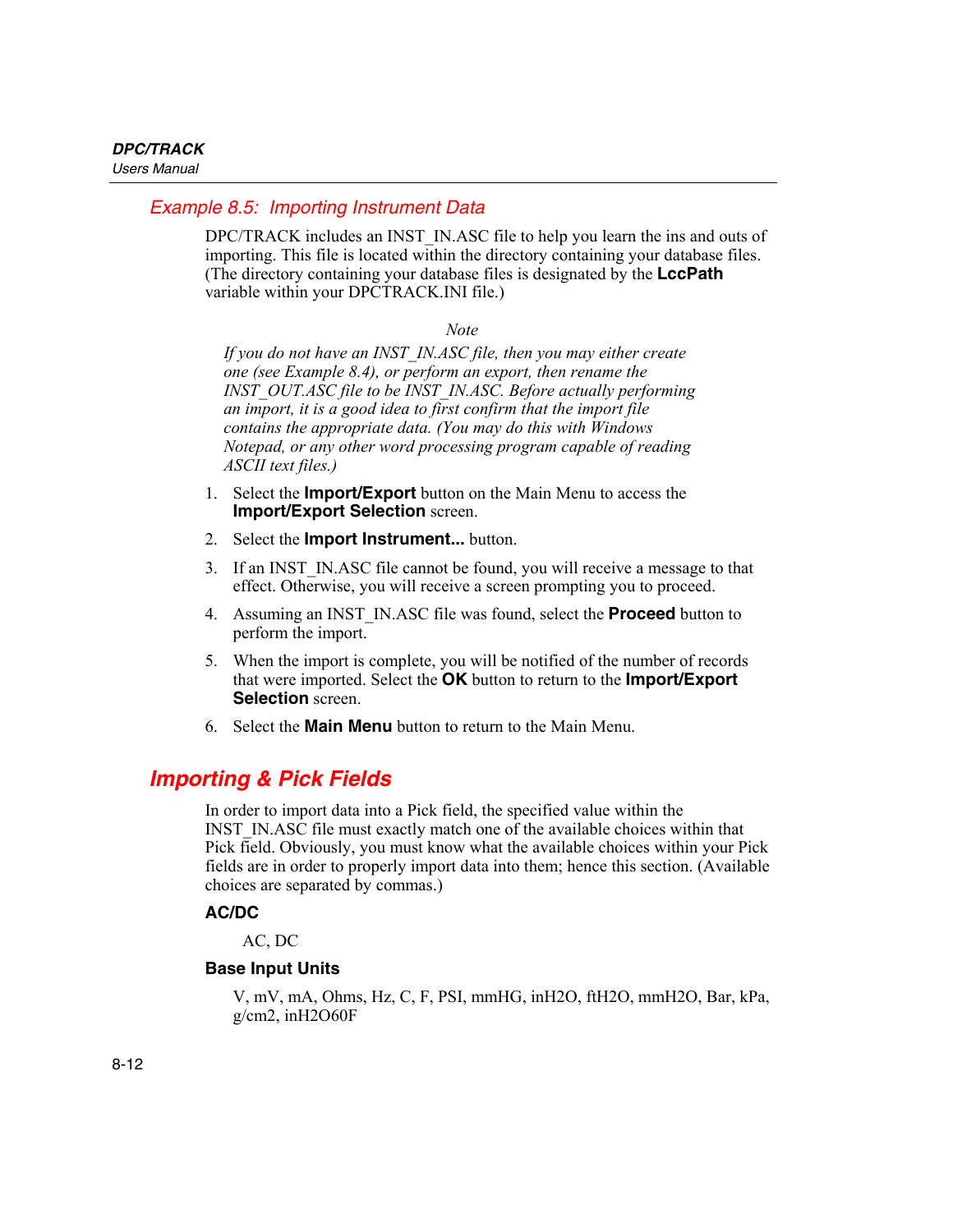### Example 8.5: Importing Instrument Data

DPC/TRACK includes an INST_IN.ASC file to help you learn the ins and outs of importing. This file is located within the directory containing your database files. (The directory containing your database files is designated by the **LccPath** variable within your DPCTRACK.INI file.)

*Note*

*If you do not have an INST_IN.ASC file, then you may either create one (see Example 8.4), or perform an export, then rename the INST_OUT.ASC file to be INST_IN.ASC. Before actually performing an import, it is a good idea to first confirm that the import file contains the appropriate data. (You may do this with Windows Notepad, or any other word processing program capable of reading ASCII text files.)*

1. Select the **Import/Export** button on the Main Menu to access the **Import/Export Selection** screen.
2. Select the **Import Instrument...** button.
3. If an INST_IN.ASC file cannot be found, you will receive a message to that effect. Otherwise, you will receive a screen prompting you to proceed.
4. Assuming an INST_IN.ASC file was found, select the **Proceed** button to perform the import.
5. When the import is complete, you will be notified of the number of records that were imported. Select the **OK** button to return to the **Import/Export Selection** screen.
6. Select the **Main Menu** button to return to the Main Menu.

## Importing & Pick Fields

In order to import data into a Pick field, the specified value within the INST_IN.ASC file must exactly match one of the available choices within that Pick field. Obviously, you must know what the available choices within your Pick fields are in order to properly import data into them; hence this section. (Available choices are separated by commas.)

#### AC/DC

AC, DC

#### Base Input Units

V, mV, mA, Ohms, Hz, C, F, PSI, mmHG, inH2O, ftH2O, mmH2O, Bar, kPa, g/cm2, inH2O60F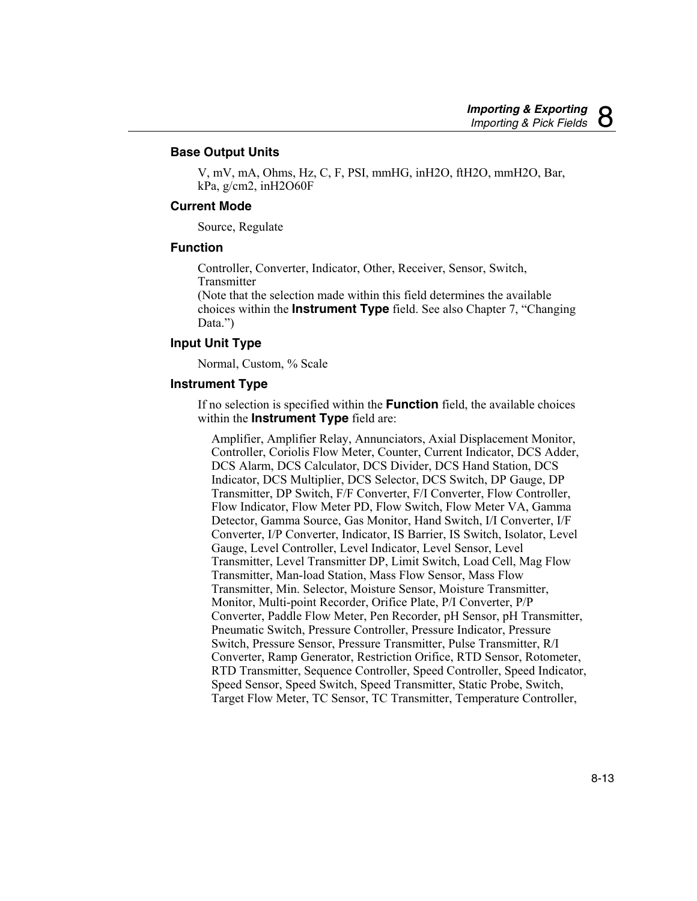### Base Output Units

V, mV, mA, Ohms, Hz, C, F, PSI, mmHG, inH2O, ftH2O, mmH2O, Bar, kPa, g/cm2, inH2O60F

### Current Mode

Source, Regulate

### Function

Controller, Converter, Indicator, Other, Receiver, Sensor, Switch, Transmitter
(Note that the selection made within this field determines the available choices within the **Instrument Type** field. See also Chapter 7, "Changing Data.")

### Input Unit Type

Normal, Custom, % Scale

### Instrument Type

If no selection is specified within the **Function** field, the available choices within the **Instrument Type** field are:

Amplifier, Amplifier Relay, Annunciators, Axial Displacement Monitor, Controller, Coriolis Flow Meter, Counter, Current Indicator, DCS Adder, DCS Alarm, DCS Calculator, DCS Divider, DCS Hand Station, DCS Indicator, DCS Multiplier, DCS Selector, DCS Switch, DP Gauge, DP Transmitter, DP Switch, F/F Converter, F/I Converter, Flow Controller, Flow Indicator, Flow Meter PD, Flow Switch, Flow Meter VA, Gamma Detector, Gamma Source, Gas Monitor, Hand Switch, I/I Converter, I/F Converter, I/P Converter, Indicator, IS Barrier, IS Switch, Isolator, Level Gauge, Level Controller, Level Indicator, Level Sensor, Level Transmitter, Level Transmitter DP, Limit Switch, Load Cell, Mag Flow Transmitter, Man-load Station, Mass Flow Sensor, Mass Flow Transmitter, Min. Selector, Moisture Sensor, Moisture Transmitter, Monitor, Multi-point Recorder, Orifice Plate, P/I Converter, P/P Converter, Paddle Flow Meter, Pen Recorder, pH Sensor, pH Transmitter, Pneumatic Switch, Pressure Controller, Pressure Indicator, Pressure Switch, Pressure Sensor, Pressure Transmitter, Pulse Transmitter, R/I Converter, Ramp Generator, Restriction Orifice, RTD Sensor, Rotometer, RTD Transmitter, Sequence Controller, Speed Controller, Speed Indicator, Speed Sensor, Speed Switch, Speed Transmitter, Static Probe, Switch, Target Flow Meter, TC Sensor, TC Transmitter, Temperature Controller,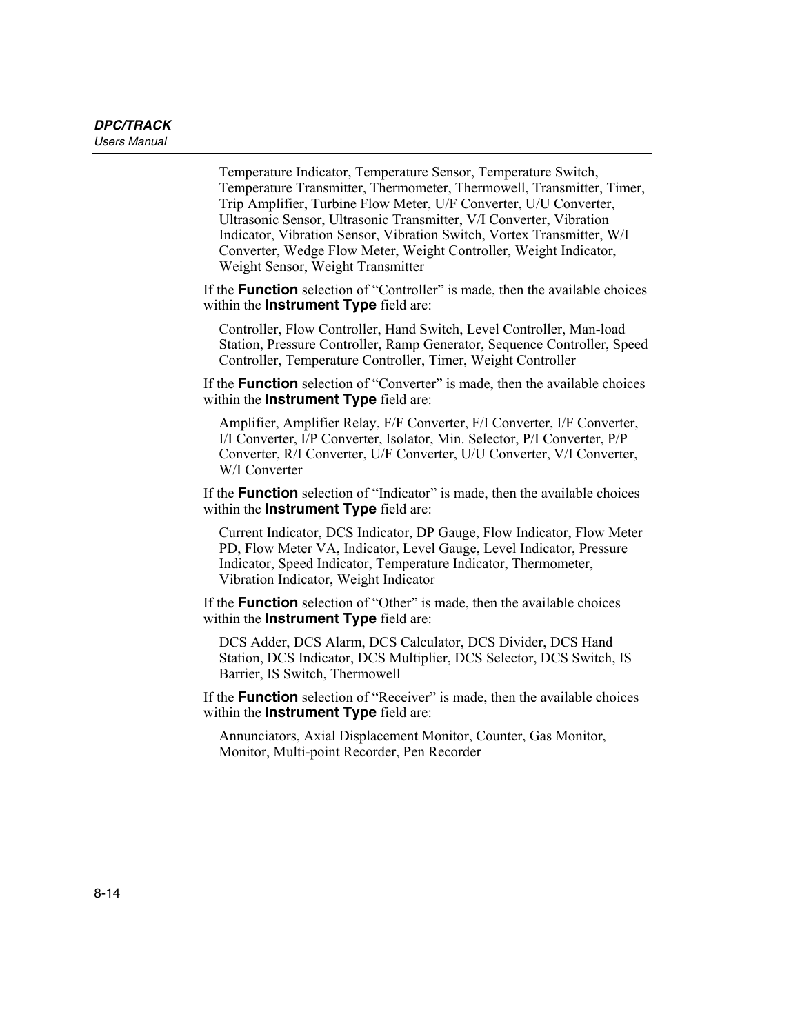Temperature Indicator, Temperature Sensor, Temperature Switch, Temperature Transmitter, Thermometer, Thermowell, Transmitter, Timer, Trip Amplifier, Turbine Flow Meter, U/F Converter, U/U Converter, Ultrasonic Sensor, Ultrasonic Transmitter, V/I Converter, Vibration Indicator, Vibration Sensor, Vibration Switch, Vortex Transmitter, W/I Converter, Wedge Flow Meter, Weight Controller, Weight Indicator, Weight Sensor, Weight Transmitter

If the **Function** selection of “Controller” is made, then the available choices within the **Instrument Type** field are:

Controller, Flow Controller, Hand Switch, Level Controller, Man-load Station, Pressure Controller, Ramp Generator, Sequence Controller, Speed Controller, Temperature Controller, Timer, Weight Controller

If the **Function** selection of “Converter” is made, then the available choices within the **Instrument Type** field are:

Amplifier, Amplifier Relay, F/F Converter, F/I Converter, I/F Converter, I/I Converter, I/P Converter, Isolator, Min. Selector, P/I Converter, P/P Converter, R/I Converter, U/F Converter, U/U Converter, V/I Converter, W/I Converter

If the **Function** selection of “Indicator” is made, then the available choices within the **Instrument Type** field are:

Current Indicator, DCS Indicator, DP Gauge, Flow Indicator, Flow Meter PD, Flow Meter VA, Indicator, Level Gauge, Level Indicator, Pressure Indicator, Speed Indicator, Temperature Indicator, Thermometer, Vibration Indicator, Weight Indicator

If the **Function** selection of “Other” is made, then the available choices within the **Instrument Type** field are:

DCS Adder, DCS Alarm, DCS Calculator, DCS Divider, DCS Hand Station, DCS Indicator, DCS Multiplier, DCS Selector, DCS Switch, IS Barrier, IS Switch, Thermowell

If the **Function** selection of “Receiver” is made, then the available choices within the **Instrument Type** field are:

Annunciators, Axial Displacement Monitor, Counter, Gas Monitor, Monitor, Multi-point Recorder, Pen Recorder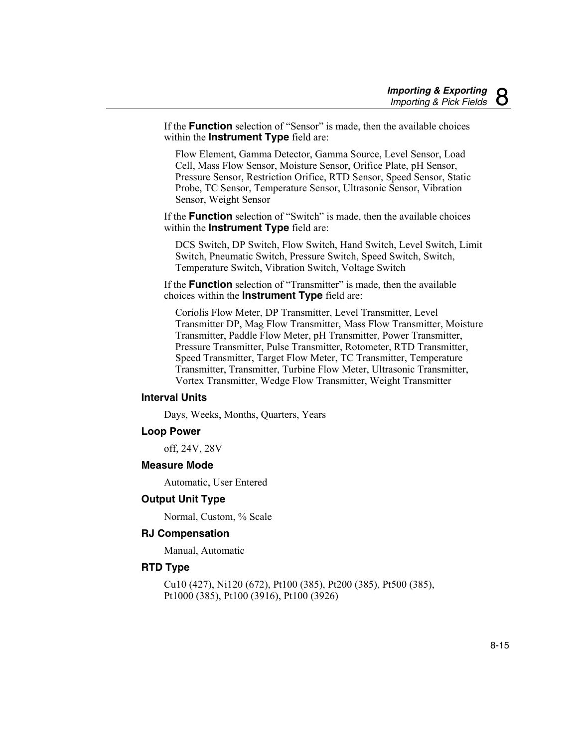If the **Function** selection of "Sensor" is made, then the available choices within the **Instrument Type** field are:

Flow Element, Gamma Detector, Gamma Source, Level Sensor, Load Cell, Mass Flow Sensor, Moisture Sensor, Orifice Plate, pH Sensor, Pressure Sensor, Restriction Orifice, RTD Sensor, Speed Sensor, Static Probe, TC Sensor, Temperature Sensor, Ultrasonic Sensor, Vibration Sensor, Weight Sensor

If the **Function** selection of "Switch" is made, then the available choices within the **Instrument Type** field are:

DCS Switch, DP Switch, Flow Switch, Hand Switch, Level Switch, Limit Switch, Pneumatic Switch, Pressure Switch, Speed Switch, Switch, Temperature Switch, Vibration Switch, Voltage Switch

If the **Function** selection of "Transmitter" is made, then the available choices within the **Instrument Type** field are:

Coriolis Flow Meter, DP Transmitter, Level Transmitter, Level Transmitter DP, Mag Flow Transmitter, Mass Flow Transmitter, Moisture Transmitter, Paddle Flow Meter, pH Transmitter, Power Transmitter, Pressure Transmitter, Pulse Transmitter, Rotometer, RTD Transmitter, Speed Transmitter, Target Flow Meter, TC Transmitter, Temperature Transmitter, Transmitter, Turbine Flow Meter, Ultrasonic Transmitter, Vortex Transmitter, Wedge Flow Transmitter, Weight Transmitter

### Interval Units

Days, Weeks, Months, Quarters, Years

### Loop Power

off, 24V, 28V

### Measure Mode

Automatic, User Entered

### Output Unit Type

Normal, Custom, % Scale

### RJ Compensation

Manual, Automatic

### RTD Type

Cu10 (427), Ni120 (672), Pt100 (385), Pt200 (385), Pt500 (385), Pt1000 (385), Pt100 (3916), Pt100 (3926)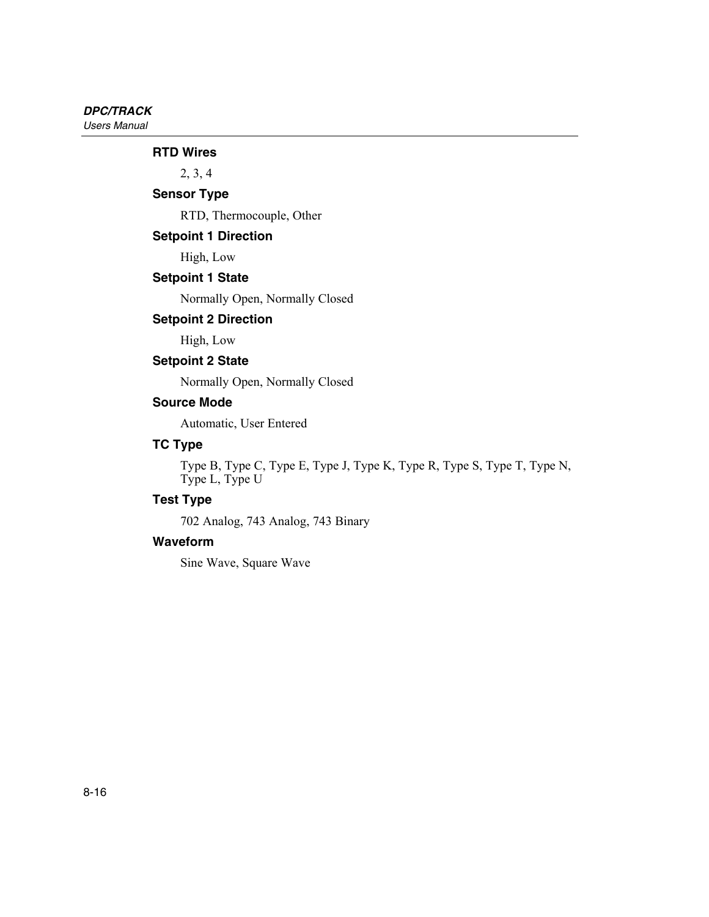### RTD Wires

2, 3, 4

### Sensor Type

RTD, Thermocouple, Other

### Setpoint 1 Direction

High, Low

### Setpoint 1 State

Normally Open, Normally Closed

### Setpoint 2 Direction

High, Low

### Setpoint 2 State

Normally Open, Normally Closed

### Source Mode

Automatic, User Entered

### TC Type

Type B, Type C, Type E, Type J, Type K, Type R, Type S, Type T, Type N, Type L, Type U

### Test Type

702 Analog, 743 Analog, 743 Binary

### Waveform

Sine Wave, Square Wave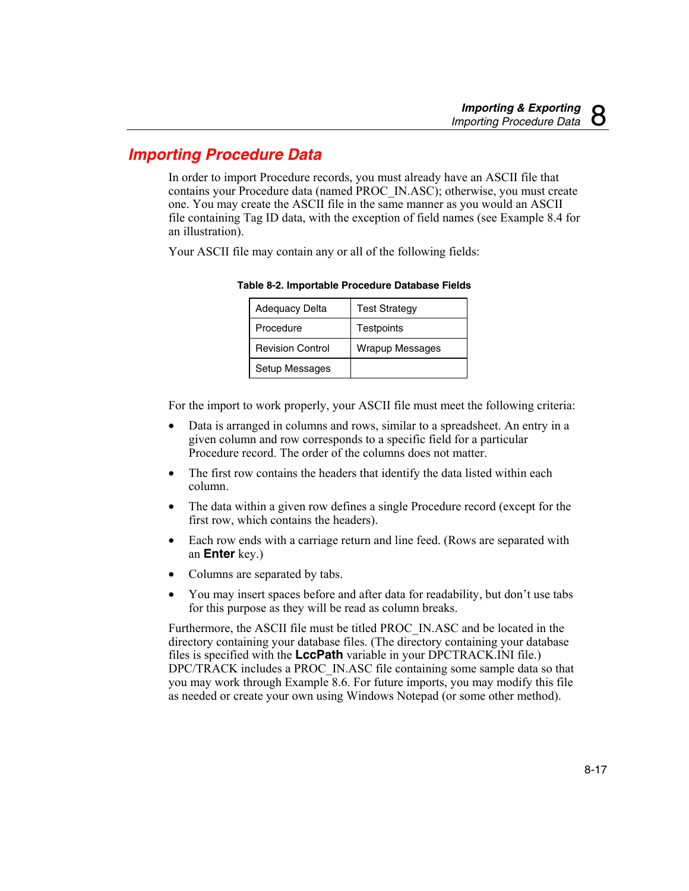## Importing Procedure Data

In order to import Procedure records, you must already have an ASCII file that contains your Procedure data (named PROC_IN.ASC); otherwise, you must create one. You may create the ASCII file in the same manner as you would an ASCII file containing Tag ID data, with the exception of field names (see Example 8.4 for an illustration).

Your ASCII file may contain any or all of the following fields:

**Table 8-2. Importable Procedure Database Fields**

| | |
|---|---|
| Adequacy Delta | Test Strategy |
| Procedure | Testpoints |
| Revision Control | Wrapup Messages |
| Setup Messages | |

For the import to work properly, your ASCII file must meet the following criteria:

- Data is arranged in columns and rows, similar to a spreadsheet. An entry in a given column and row corresponds to a specific field for a particular Procedure record. The order of the columns does not matter.
- The first row contains the headers that identify the data listed within each column.
- The data within a given row defines a single Procedure record (except for the first row, which contains the headers).
- Each row ends with a carriage return and line feed. (Rows are separated with an **Enter** key.)
- Columns are separated by tabs.
- You may insert spaces before and after data for readability, but don't use tabs for this purpose as they will be read as column breaks.

Furthermore, the ASCII file must be titled PROC_IN.ASC and be located in the directory containing your database files. (The directory containing your database files is specified with the **LccPath** variable in your DPCTRACK.INI file.) DPC/TRACK includes a PROC_IN.ASC file containing some sample data so that you may work through Example 8.6. For future imports, you may modify this file as needed or create your own using Windows Notepad (or some other method).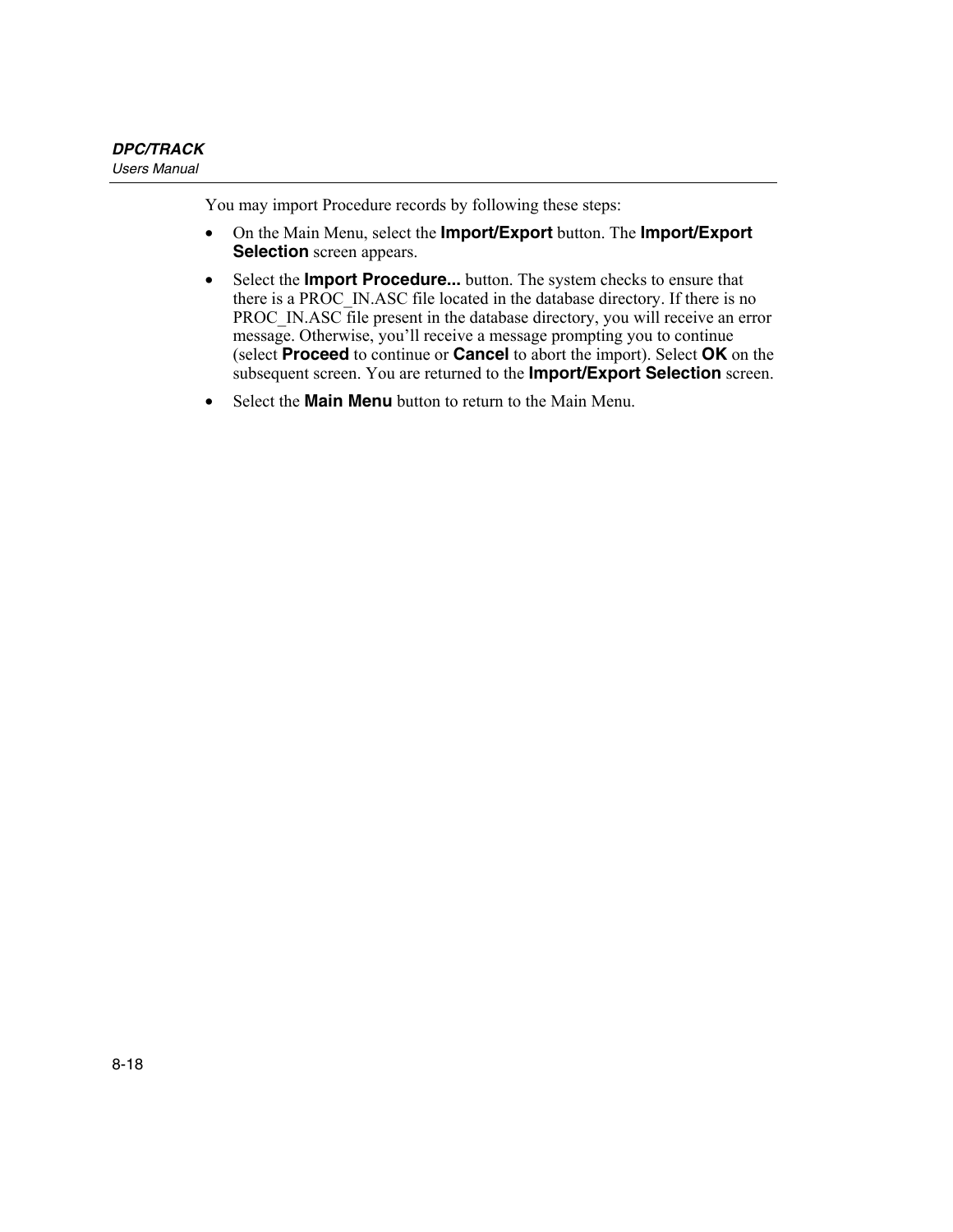You may import Procedure records by following these steps:

- On the Main Menu, select the **Import/Export** button. The **Import/Export Selection** screen appears.
- Select the **Import Procedure...** button. The system checks to ensure that there is a PROC_IN.ASC file located in the database directory. If there is no PROC_IN.ASC file present in the database directory, you will receive an error message. Otherwise, you'll receive a message prompting you to continue (select **Proceed** to continue or **Cancel** to abort the import). Select **OK** on the subsequent screen. You are returned to the **Import/Export Selection** screen.
- Select the **Main Menu** button to return to the Main Menu.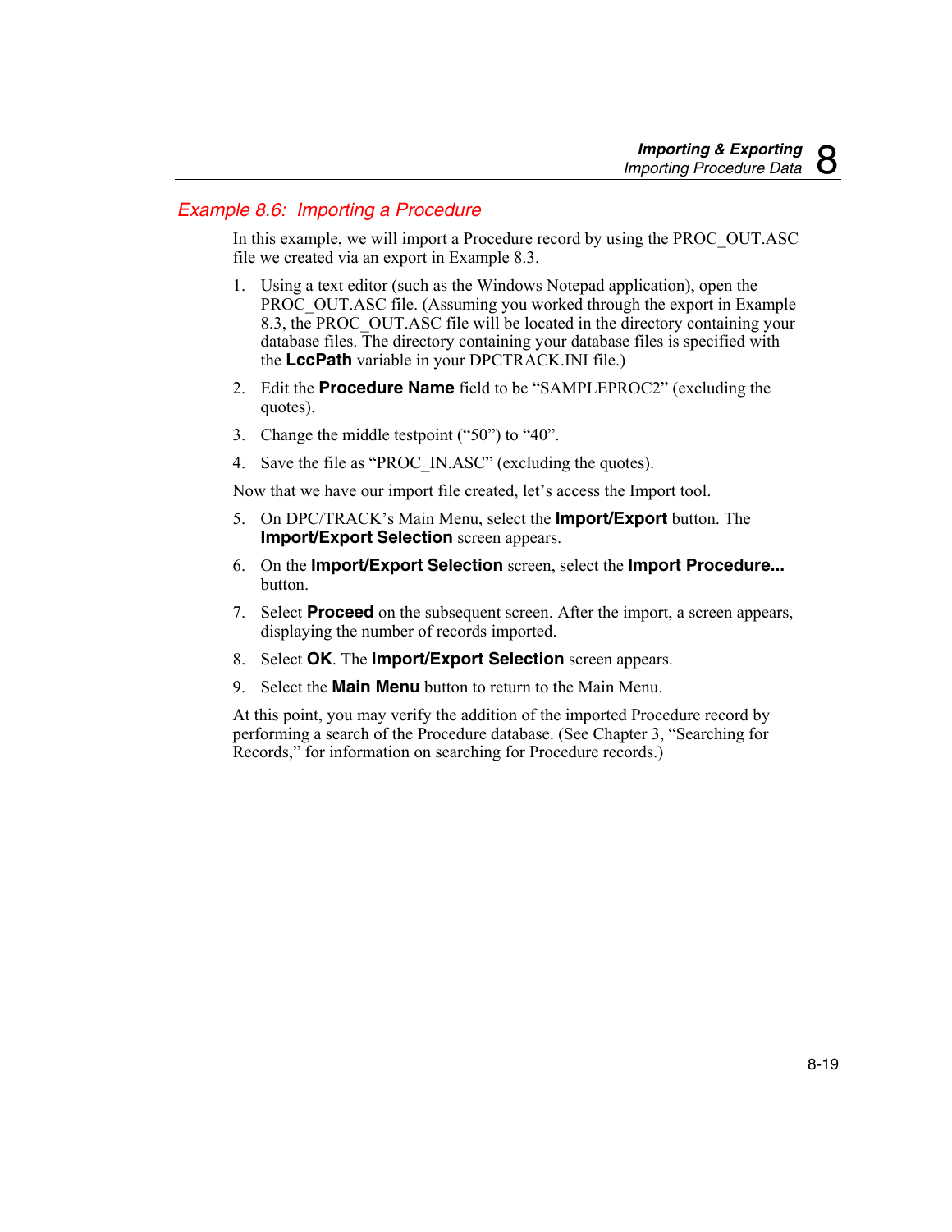### *Example 8.6: Importing a Procedure*

In this example, we will import a Procedure record by using the PROC_OUT.ASC file we created via an export in Example 8.3.

1. Using a text editor (such as the Windows Notepad application), open the PROC_OUT.ASC file. (Assuming you worked through the export in Example 8.3, the PROC_OUT.ASC file will be located in the directory containing your database files. The directory containing your database files is specified with the **LccPath** variable in your DPCTRACK.INI file.)
2. Edit the **Procedure Name** field to be "SAMPLEPROC2" (excluding the quotes).
3. Change the middle testpoint ("50") to "40".
4. Save the file as "PROC_IN.ASC" (excluding the quotes).

Now that we have our import file created, let's access the Import tool.

5. On DPC/TRACK's Main Menu, select the **Import/Export** button. The **Import/Export Selection** screen appears.
6. On the **Import/Export Selection** screen, select the **Import Procedure...** button.
7. Select **Proceed** on the subsequent screen. After the import, a screen appears, displaying the number of records imported.
8. Select **OK**. The **Import/Export Selection** screen appears.
9. Select the **Main Menu** button to return to the Main Menu.

At this point, you may verify the addition of the imported Procedure record by performing a search of the Procedure database. (See Chapter 3, "Searching for Records," for information on searching for Procedure records.)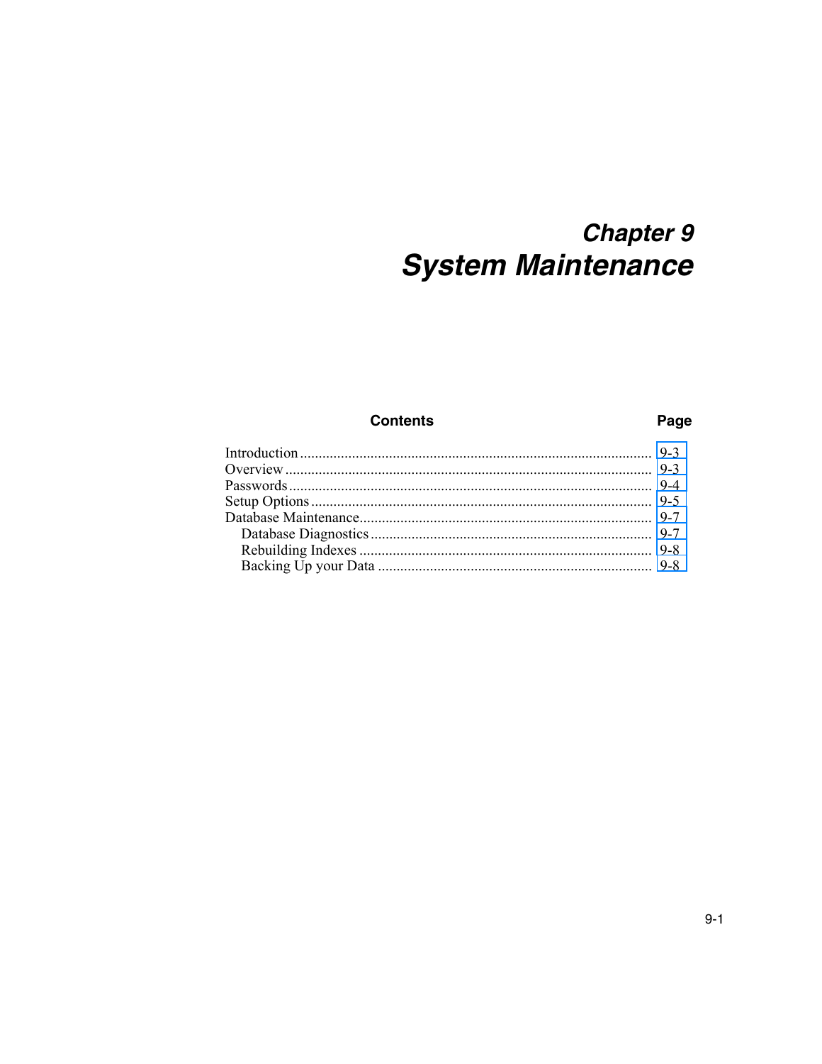# Chapter 9
# System Maintenance

| Contents | Page |
| --- | --- |
| Introduction | 9-3 |
| Overview | 9-3 |
| Passwords | 9-4 |
| Setup Options | 9-5 |
| Database Maintenance | 9-7 |
| Database Diagnostics | 9-7 |
| Rebuilding Indexes | 9-8 |
| Backing Up your Data | 9-8 |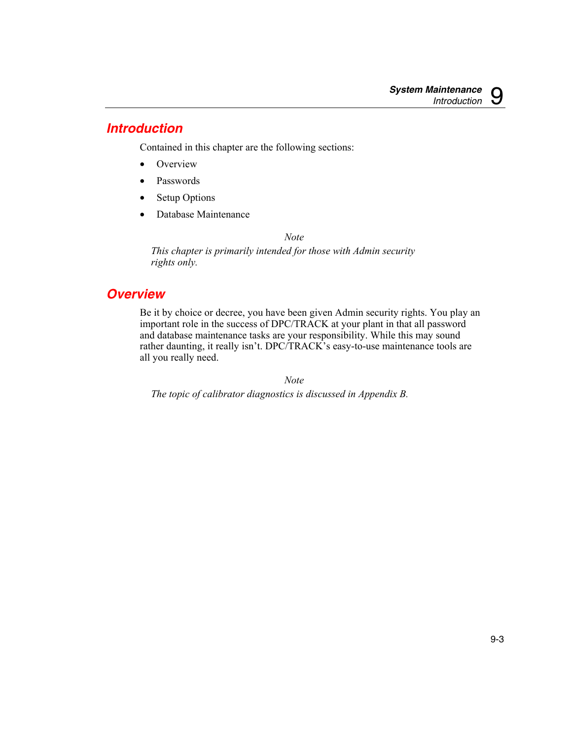## Introduction

Contained in this chapter are the following sections:

- Overview
- Passwords
- Setup Options
- Database Maintenance

*Note*

*This chapter is primarily intended for those with Admin security rights only.*

## Overview

Be it by choice or decree, you have been given Admin security rights. You play an important role in the success of DPC/TRACK at your plant in that all password and database maintenance tasks are your responsibility. While this may sound rather daunting, it really isn't. DPC/TRACK's easy-to-use maintenance tools are all you really need.

*Note*

*The topic of calibrator diagnostics is discussed in Appendix B.*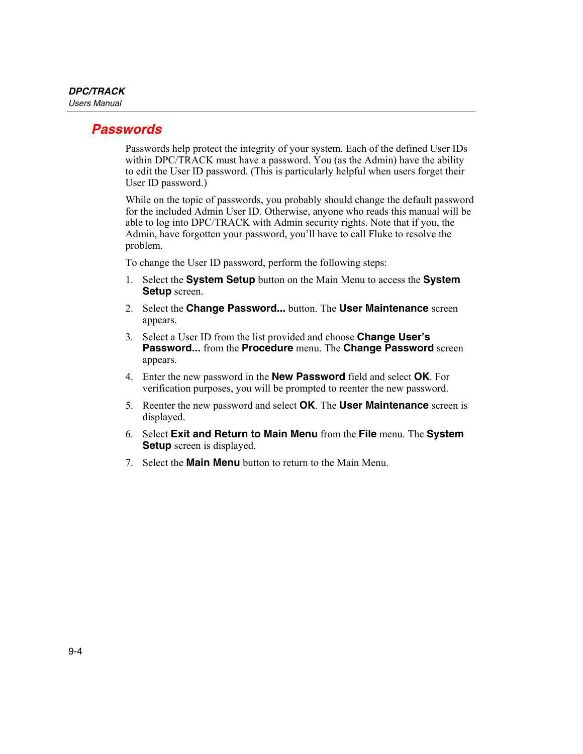## Passwords

Passwords help protect the integrity of your system. Each of the defined User IDs within DPC/TRACK must have a password. You (as the Admin) have the ability to edit the User ID password. (This is particularly helpful when users forget their User ID password.)

While on the topic of passwords, you probably should change the default password for the included Admin User ID. Otherwise, anyone who reads this manual will be able to log into DPC/TRACK with Admin security rights. Note that if you, the Admin, have forgotten your password, you'll have to call Fluke to resolve the problem.

To change the User ID password, perform the following steps:

1. Select the **System Setup** button on the Main Menu to access the **System Setup** screen.
2. Select the **Change Password...** button. The **User Maintenance** screen appears.
3. Select a User ID from the list provided and choose **Change User's Password...** from the **Procedure** menu. The **Change Password** screen appears.
4. Enter the new password in the **New Password** field and select **OK**. For verification purposes, you will be prompted to reenter the new password.
5. Reenter the new password and select **OK**. The **User Maintenance** screen is displayed.
6. Select **Exit and Return to Main Menu** from the **File** menu. The **System Setup** screen is displayed.
7. Select the **Main Menu** button to return to the Main Menu.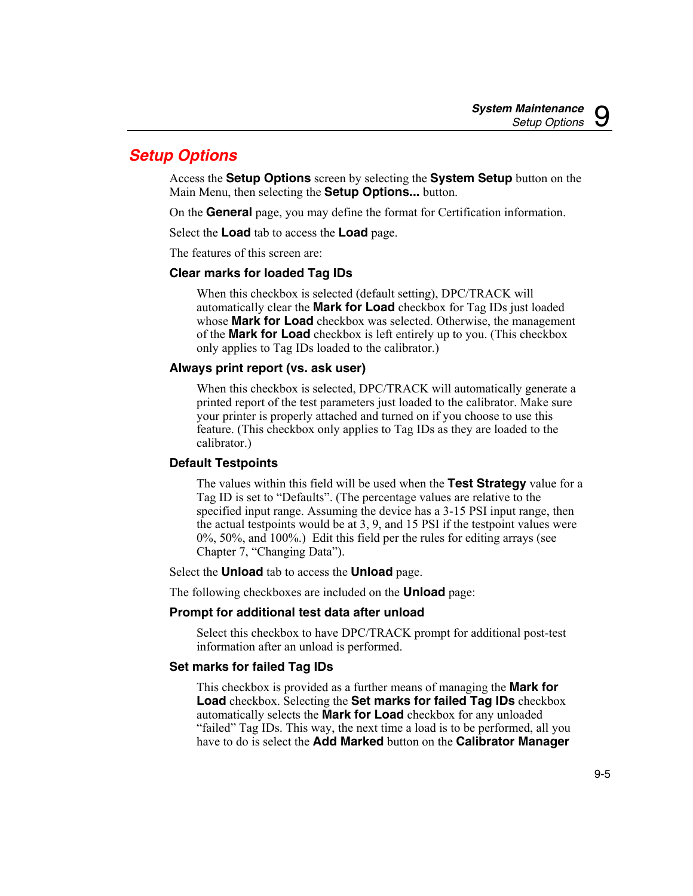## Setup Options

Access the **Setup Options** screen by selecting the **System Setup** button on the Main Menu, then selecting the **Setup Options...** button.

On the **General** page, you may define the format for Certification information.

Select the **Load** tab to access the **Load** page.

The features of this screen are:

### Clear marks for loaded Tag IDs

When this checkbox is selected (default setting), DPC/TRACK will automatically clear the **Mark for Load** checkbox for Tag IDs just loaded whose **Mark for Load** checkbox was selected. Otherwise, the management of the **Mark for Load** checkbox is left entirely up to you. (This checkbox only applies to Tag IDs loaded to the calibrator.)

### Always print report (vs. ask user)

When this checkbox is selected, DPC/TRACK will automatically generate a printed report of the test parameters just loaded to the calibrator. Make sure your printer is properly attached and turned on if you choose to use this feature. (This checkbox only applies to Tag IDs as they are loaded to the calibrator.)

### Default Testpoints

The values within this field will be used when the **Test Strategy** value for a Tag ID is set to “Defaults”. (The percentage values are relative to the specified input range. Assuming the device has a 3-15 PSI input range, then the actual testpoints would be at 3, 9, and 15 PSI if the testpoint values were 0%, 50%, and 100%.) Edit this field per the rules for editing arrays (see Chapter 7, “Changing Data”).

Select the **Unload** tab to access the **Unload** page.

The following checkboxes are included on the **Unload** page:

### Prompt for additional test data after unload

Select this checkbox to have DPC/TRACK prompt for additional post-test information after an unload is performed.

### Set marks for failed Tag IDs

This checkbox is provided as a further means of managing the **Mark for Load** checkbox. Selecting the **Set marks for failed Tag IDs** checkbox automatically selects the **Mark for Load** checkbox for any unloaded “failed” Tag IDs. This way, the next time a load is to be performed, all you have to do is select the **Add Marked** button on the **Calibrator Manager**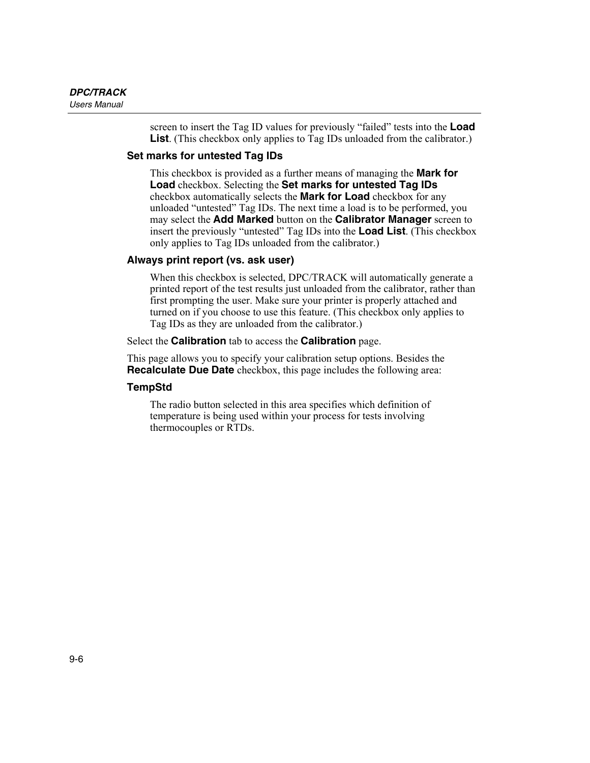screen to insert the Tag ID values for previously “failed” tests into the **Load List**. (This checkbox only applies to Tag IDs unloaded from the calibrator.)

### Set marks for untested Tag IDs

This checkbox is provided as a further means of managing the **Mark for Load** checkbox. Selecting the **Set marks for untested Tag IDs** checkbox automatically selects the **Mark for Load** checkbox for any unloaded “untested” Tag IDs. The next time a load is to be performed, you may select the **Add Marked** button on the **Calibrator Manager** screen to insert the previously “untested” Tag IDs into the **Load List**. (This checkbox only applies to Tag IDs unloaded from the calibrator.)

### Always print report (vs. ask user)

When this checkbox is selected, DPC/TRACK will automatically generate a printed report of the test results just unloaded from the calibrator, rather than first prompting the user. Make sure your printer is properly attached and turned on if you choose to use this feature. (This checkbox only applies to Tag IDs as they are unloaded from the calibrator.)

Select the **Calibration** tab to access the **Calibration** page.

This page allows you to specify your calibration setup options. Besides the **Recalculate Due Date** checkbox, this page includes the following area:

### TempStd

The radio button selected in this area specifies which definition of temperature is being used within your process for tests involving thermocouples or RTDs.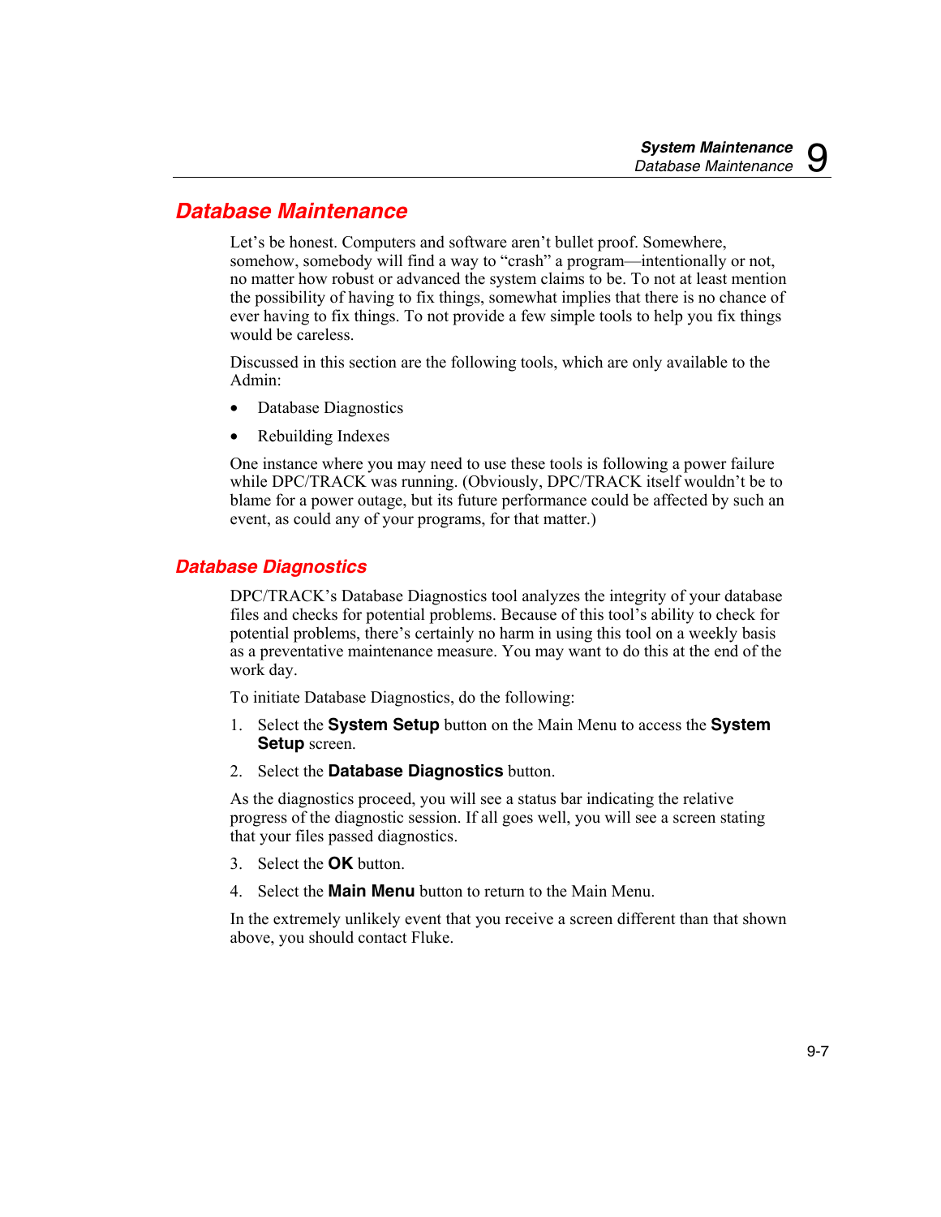## Database Maintenance

Let’s be honest. Computers and software aren’t bullet proof. Somewhere, somehow, somebody will find a way to “crash” a program—intentionally or not, no matter how robust or advanced the system claims to be. To not at least mention the possibility of having to fix things, somewhat implies that there is no chance of ever having to fix things. To not provide a few simple tools to help you fix things would be careless.

Discussed in this section are the following tools, which are only available to the Admin:

- Database Diagnostics
- Rebuilding Indexes

One instance where you may need to use these tools is following a power failure while DPC/TRACK was running. (Obviously, DPC/TRACK itself wouldn’t be to blame for a power outage, but its future performance could be affected by such an event, as could any of your programs, for that matter.)

### Database Diagnostics

DPC/TRACK’s Database Diagnostics tool analyzes the integrity of your database files and checks for potential problems. Because of this tool’s ability to check for potential problems, there’s certainly no harm in using this tool on a weekly basis as a preventative maintenance measure. You may want to do this at the end of the work day.

To initiate Database Diagnostics, do the following:

1. Select the **System Setup** button on the Main Menu to access the **System Setup** screen.
2. Select the **Database Diagnostics** button.

As the diagnostics proceed, you will see a status bar indicating the relative progress of the diagnostic session. If all goes well, you will see a screen stating that your files passed diagnostics.

3. Select the **OK** button.
4. Select the **Main Menu** button to return to the Main Menu.

In the extremely unlikely event that you receive a screen different than that shown above, you should contact Fluke.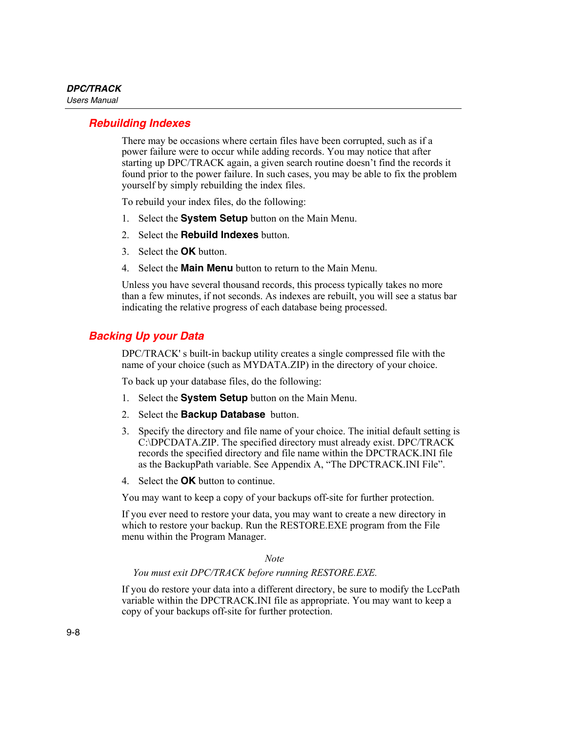## Rebuilding Indexes

There may be occasions where certain files have been corrupted, such as if a power failure were to occur while adding records. You may notice that after starting up DPC/TRACK again, a given search routine doesn't find the records it found prior to the power failure. In such cases, you may be able to fix the problem yourself by simply rebuilding the index files.

To rebuild your index files, do the following:

1. Select the **System Setup** button on the Main Menu.
2. Select the **Rebuild Indexes** button.
3. Select the **OK** button.
4. Select the **Main Menu** button to return to the Main Menu.

Unless you have several thousand records, this process typically takes no more than a few minutes, if not seconds. As indexes are rebuilt, you will see a status bar indicating the relative progress of each database being processed.

## Backing Up your Data

DPC/TRACK' s built-in backup utility creates a single compressed file with the name of your choice (such as MYDATA.ZIP) in the directory of your choice.

To back up your database files, do the following:

1. Select the **System Setup** button on the Main Menu.
2. Select the **Backup Database** button.
3. Specify the directory and file name of your choice. The initial default setting is C:\DPCDATA.ZIP. The specified directory must already exist. DPC/TRACK records the specified directory and file name within the DPCTRACK.INI file as the BackupPath variable. See Appendix A, "The DPCTRACK.INI File".
4. Select the **OK** button to continue.

You may want to keep a copy of your backups off-site for further protection.

If you ever need to restore your data, you may want to create a new directory in which to restore your backup. Run the RESTORE.EXE program from the File menu within the Program Manager.

*Note*

*You must exit DPC/TRACK before running RESTORE.EXE.*

If you do restore your data into a different directory, be sure to modify the LccPath variable within the DPCTRACK.INI file as appropriate. You may want to keep a copy of your backups off-site for further protection.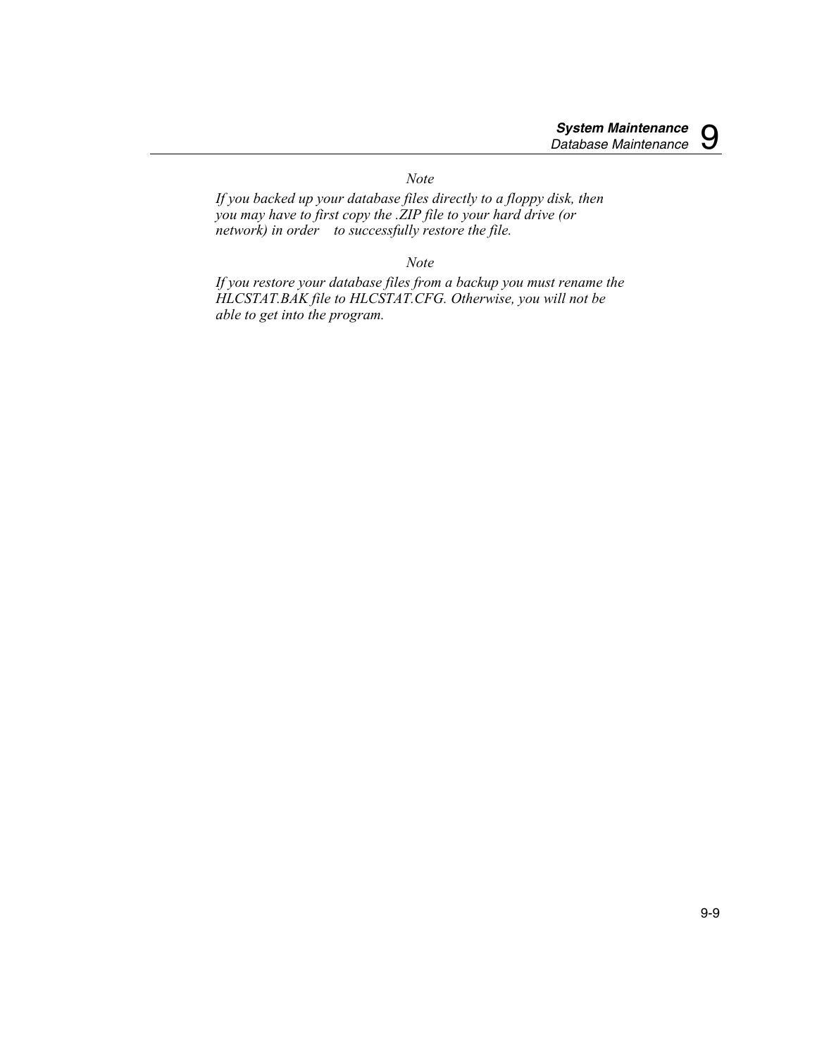*Note*

*If you backed up your database files directly to a floppy disk, then you may have to first copy the .ZIP file to your hard drive (or network) in order to successfully restore the file.*

*Note*

*If you restore your database files from a backup you must rename the HLCSTAT.BAK file to HLCSTAT.CFG. Otherwise, you will not be able to get into the program.*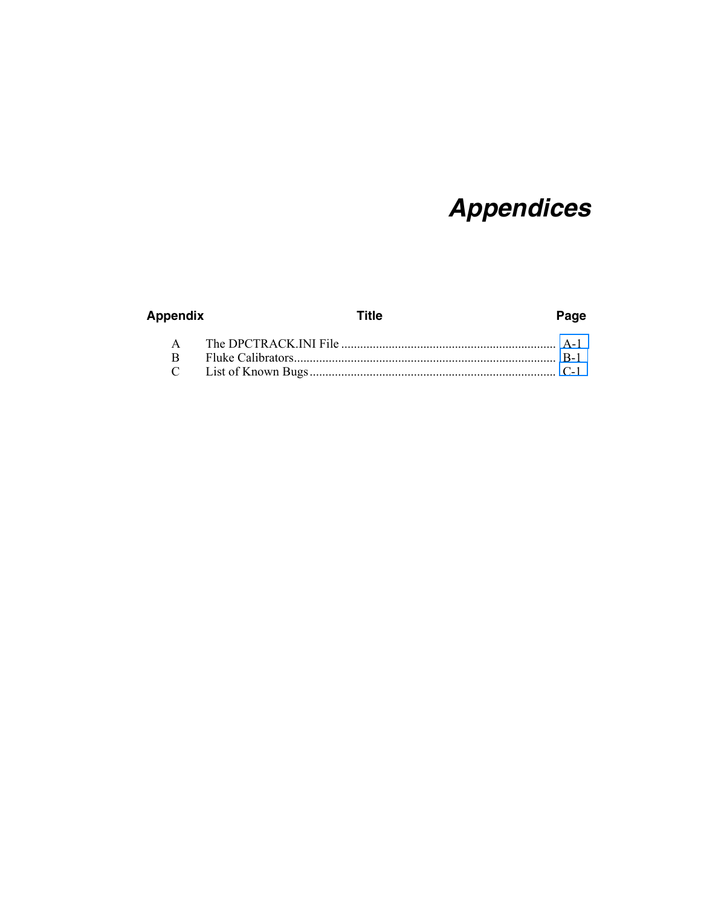# *Appendices*

| Appendix | Title | Page |
|---|---|---|
| A | The DPCTRACK.INI File | A-1 |
| B | Fluke Calibrators | B-1 |
| C | List of Known Bugs | C-1 |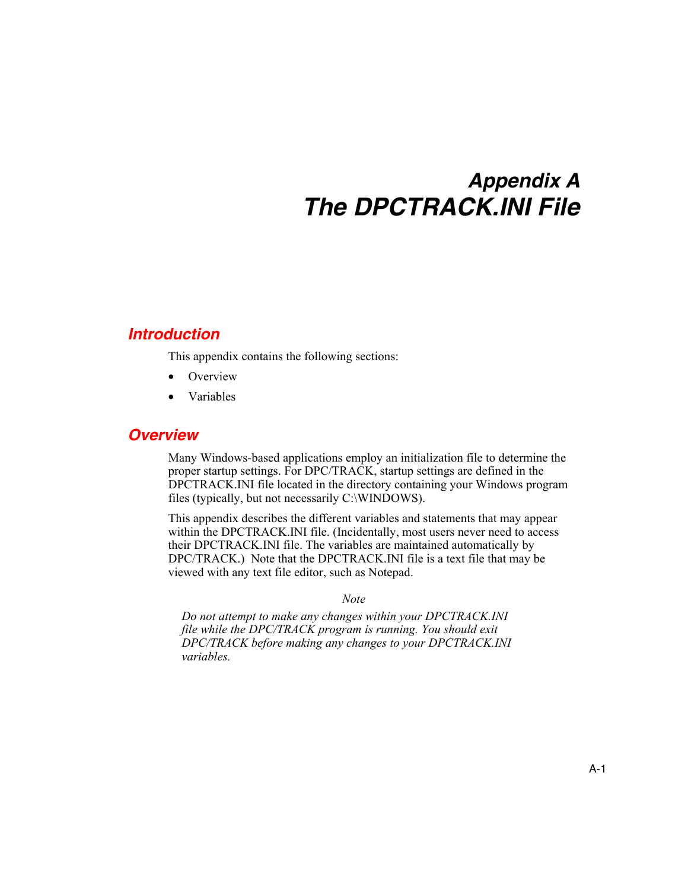# Appendix A
# The DPCTRACK.INI File

## Introduction

This appendix contains the following sections:

- Overview
- Variables

## Overview

Many Windows-based applications employ an initialization file to determine the proper startup settings. For DPC/TRACK, startup settings are defined in the DPCTRACK.INI file located in the directory containing your Windows program files (typically, but not necessarily C:\WINDOWS).

This appendix describes the different variables and statements that may appear within the DPCTRACK.INI file. (Incidentally, most users never need to access their DPCTRACK.INI file. The variables are maintained automatically by DPC/TRACK.) Note that the DPCTRACK.INI file is a text file that may be viewed with any text file editor, such as Notepad.

*Note*

*Do not attempt to make any changes within your DPCTRACK.INI file while the DPC/TRACK program is running. You should exit DPC/TRACK before making any changes to your DPCTRACK.INI variables.*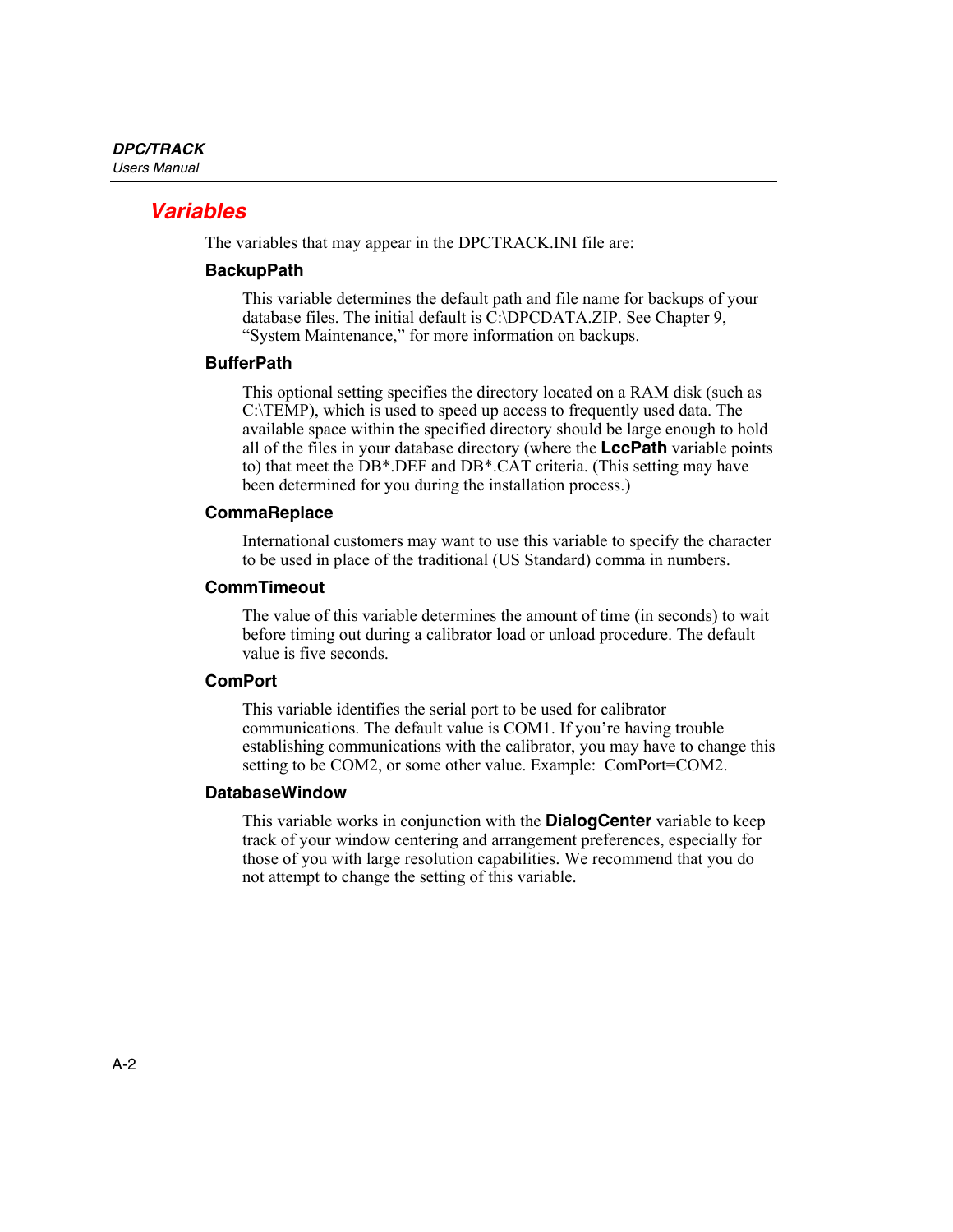## Variables

The variables that may appear in the DPCTRACK.INI file are:

### BackupPath

This variable determines the default path and file name for backups of your database files. The initial default is C:\DPCDATA.ZIP. See Chapter 9, "System Maintenance," for more information on backups.

### BufferPath

This optional setting specifies the directory located on a RAM disk (such as C:\TEMP), which is used to speed up access to frequently used data. The available space within the specified directory should be large enough to hold all of the files in your database directory (where the **LccPath** variable points to) that meet the DB*.DEF and DB*.CAT criteria. (This setting may have been determined for you during the installation process.)

### CommaReplace

International customers may want to use this variable to specify the character to be used in place of the traditional (US Standard) comma in numbers.

### CommTimeout

The value of this variable determines the amount of time (in seconds) to wait before timing out during a calibrator load or unload procedure. The default value is five seconds.

### ComPort

This variable identifies the serial port to be used for calibrator communications. The default value is COM1. If you're having trouble establishing communications with the calibrator, you may have to change this setting to be COM2, or some other value. Example: ComPort=COM2.

### DatabaseWindow

This variable works in conjunction with the **DialogCenter** variable to keep track of your window centering and arrangement preferences, especially for those of you with large resolution capabilities. We recommend that you do not attempt to change the setting of this variable.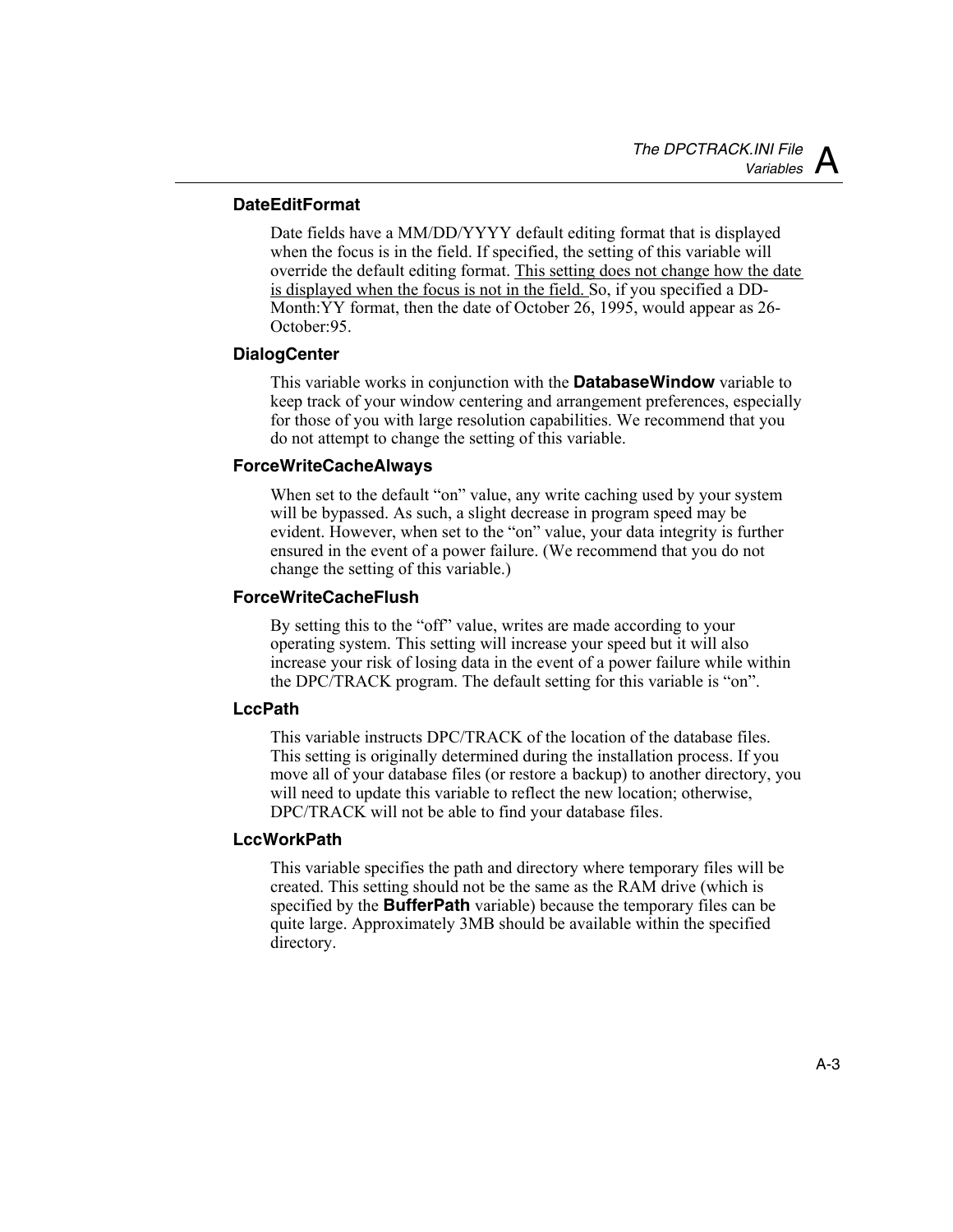### DateEditFormat

Date fields have a MM/DD/YYYY default editing format that is displayed when the focus is in the field. If specified, the setting of this variable will override the default editing format. <u>This setting does not change how the date is displayed when the focus is not in the field.</u> So, if you specified a DD-Month:YY format, then the date of October 26, 1995, would appear as 26-October:95.

### DialogCenter

This variable works in conjunction with the **DatabaseWindow** variable to keep track of your window centering and arrangement preferences, especially for those of you with large resolution capabilities. We recommend that you do not attempt to change the setting of this variable.

### ForceWriteCacheAlways

When set to the default "on" value, any write caching used by your system will be bypassed. As such, a slight decrease in program speed may be evident. However, when set to the "on" value, your data integrity is further ensured in the event of a power failure. (We recommend that you do not change the setting of this variable.)

### ForceWriteCacheFlush

By setting this to the "off" value, writes are made according to your operating system. This setting will increase your speed but it will also increase your risk of losing data in the event of a power failure while within the DPC/TRACK program. The default setting for this variable is "on".

### LccPath

This variable instructs DPC/TRACK of the location of the database files. This setting is originally determined during the installation process. If you move all of your database files (or restore a backup) to another directory, you will need to update this variable to reflect the new location; otherwise, DPC/TRACK will not be able to find your database files.

### LccWorkPath

This variable specifies the path and directory where temporary files will be created. This setting should not be the same as the RAM drive (which is specified by the **BufferPath** variable) because the temporary files can be quite large. Approximately 3MB should be available within the specified directory.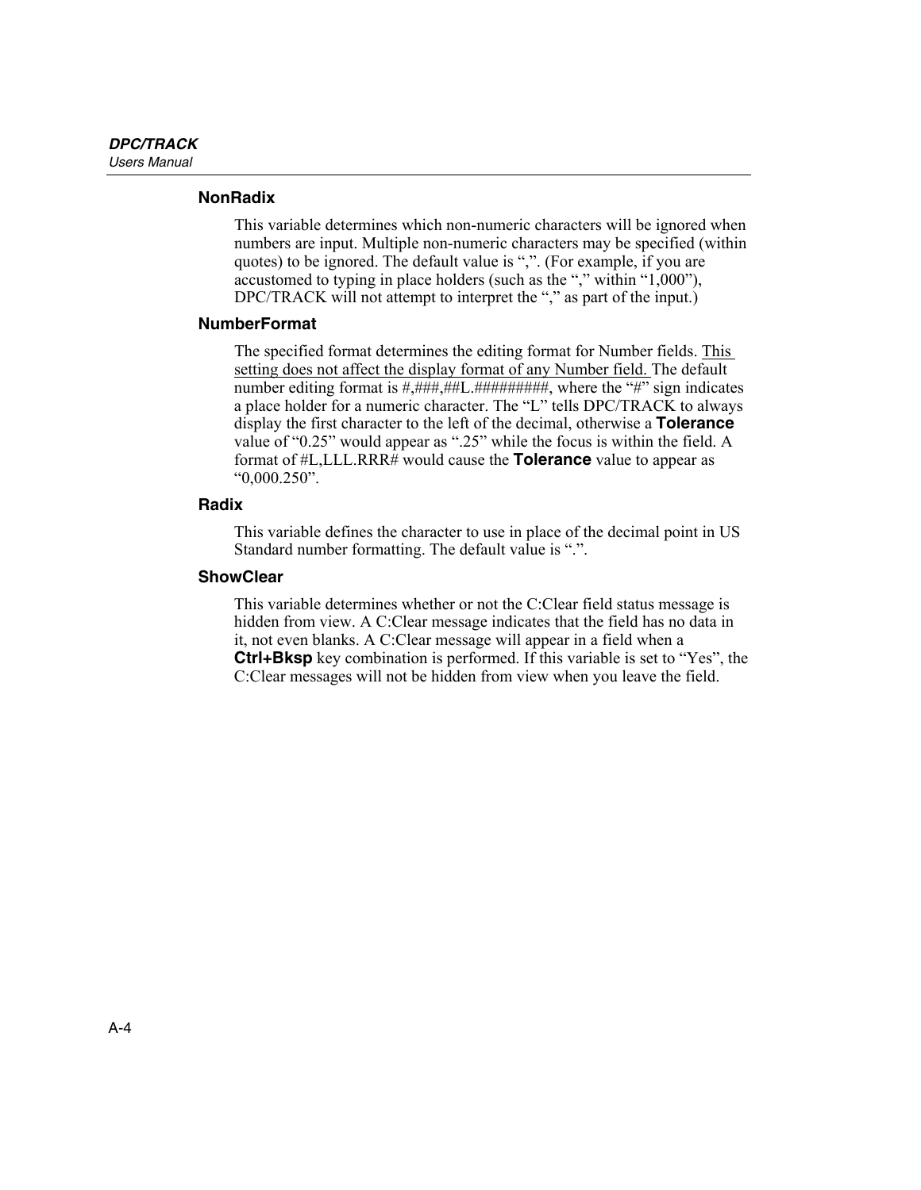### NonRadix

This variable determines which non-numeric characters will be ignored when numbers are input. Multiple non-numeric characters may be specified (within quotes) to be ignored. The default value is “,”. (For example, if you are accustomed to typing in place holders (such as the “,” within “1,000”), DPC/TRACK will not attempt to interpret the “,” as part of the input.)

### NumberFormat

The specified format determines the editing format for Number fields. <u>This setting does not affect the display format of any Number field.</u> The default number editing format is #,###,##L.#########, where the “#” sign indicates a place holder for a numeric character. The “L” tells DPC/TRACK to always display the first character to the left of the decimal, otherwise a **Tolerance** value of “0.25” would appear as “.25” while the focus is within the field. A format of #L,LLL.RRR# would cause the **Tolerance** value to appear as “0,000.250”.

### Radix

This variable defines the character to use in place of the decimal point in US Standard number formatting. The default value is “.”.

### ShowClear

This variable determines whether or not the C:Clear field status message is hidden from view. A C:Clear message indicates that the field has no data in it, not even blanks. A C:Clear message will appear in a field when a **Ctrl+Bksp** key combination is performed. If this variable is set to “Yes”, the C:Clear messages will not be hidden from view when you leave the field.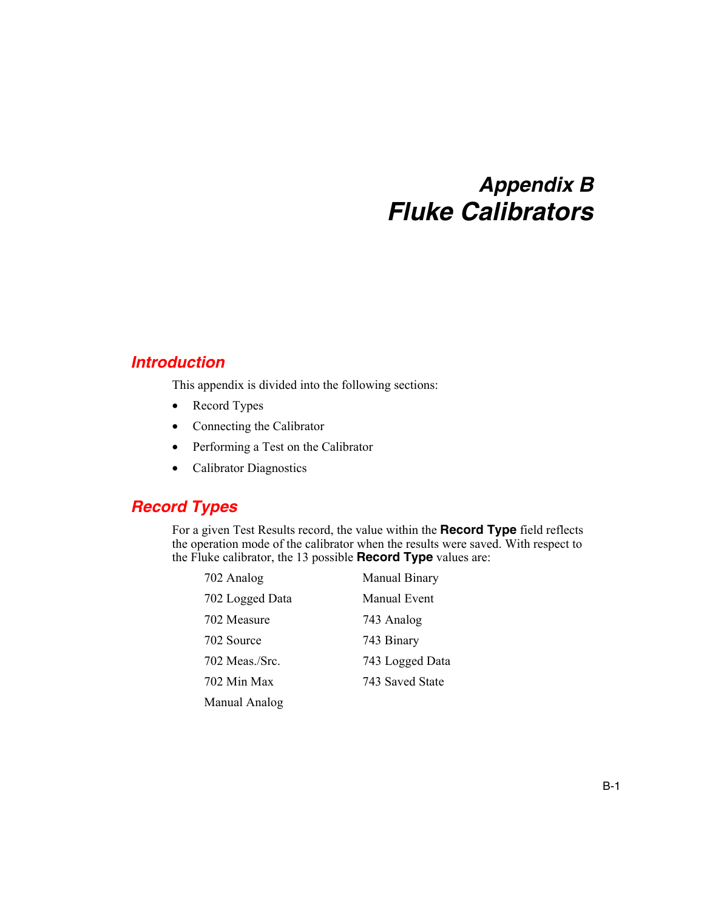# Appendix B
# Fluke Calibrators

## Introduction

This appendix is divided into the following sections:

- Record Types
- Connecting the Calibrator
- Performing a Test on the Calibrator
- Calibrator Diagnostics

## Record Types

For a given Test Results record, the value within the **Record Type** field reflects the operation mode of the calibrator when the results were saved. With respect to the Fluke calibrator, the 13 possible **Record Type** values are:

702 Analog
702 Logged Data
702 Measure
702 Source
702 Meas./Src.
702 Min Max
Manual Analog
Manual Binary
Manual Event
743 Analog
743 Binary
743 Logged Data
743 Saved State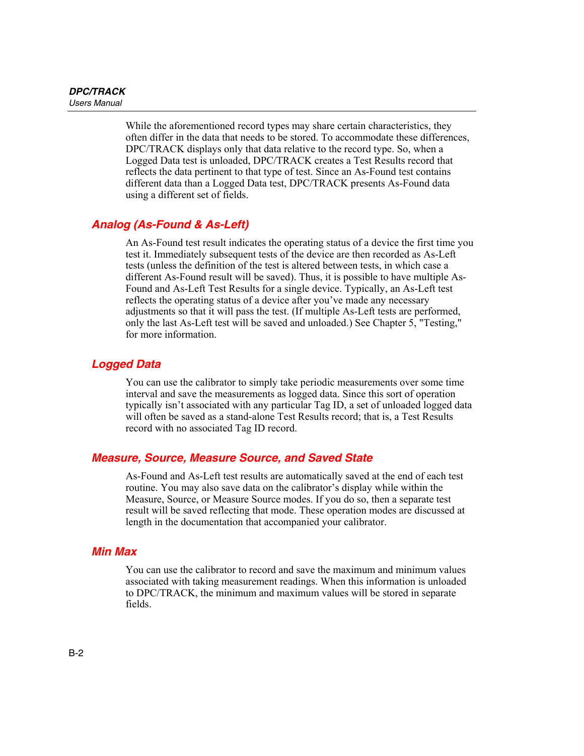While the aforementioned record types may share certain characteristics, they often differ in the data that needs to be stored. To accommodate these differences, DPC/TRACK displays only that data relative to the record type. So, when a Logged Data test is unloaded, DPC/TRACK creates a Test Results record that reflects the data pertinent to that type of test. Since an As-Found test contains different data than a Logged Data test, DPC/TRACK presents As-Found data using a different set of fields.

## Analog (As-Found & As-Left)

An As-Found test result indicates the operating status of a device the first time you test it. Immediately subsequent tests of the device are then recorded as As-Left tests (unless the definition of the test is altered between tests, in which case a different As-Found result will be saved). Thus, it is possible to have multiple As-Found and As-Left Test Results for a single device. Typically, an As-Left test reflects the operating status of a device after you've made any necessary adjustments so that it will pass the test. (If multiple As-Left tests are performed, only the last As-Left test will be saved and unloaded.) See Chapter 5, "Testing," for more information.

## Logged Data

You can use the calibrator to simply take periodic measurements over some time interval and save the measurements as logged data. Since this sort of operation typically isn't associated with any particular Tag ID, a set of unloaded logged data will often be saved as a stand-alone Test Results record; that is, a Test Results record with no associated Tag ID record.

## Measure, Source, Measure Source, and Saved State

As-Found and As-Left test results are automatically saved at the end of each test routine. You may also save data on the calibrator's display while within the Measure, Source, or Measure Source modes. If you do so, then a separate test result will be saved reflecting that mode. These operation modes are discussed at length in the documentation that accompanied your calibrator.

## Min Max

You can use the calibrator to record and save the maximum and minimum values associated with taking measurement readings. When this information is unloaded to DPC/TRACK, the minimum and maximum values will be stored in separate fields.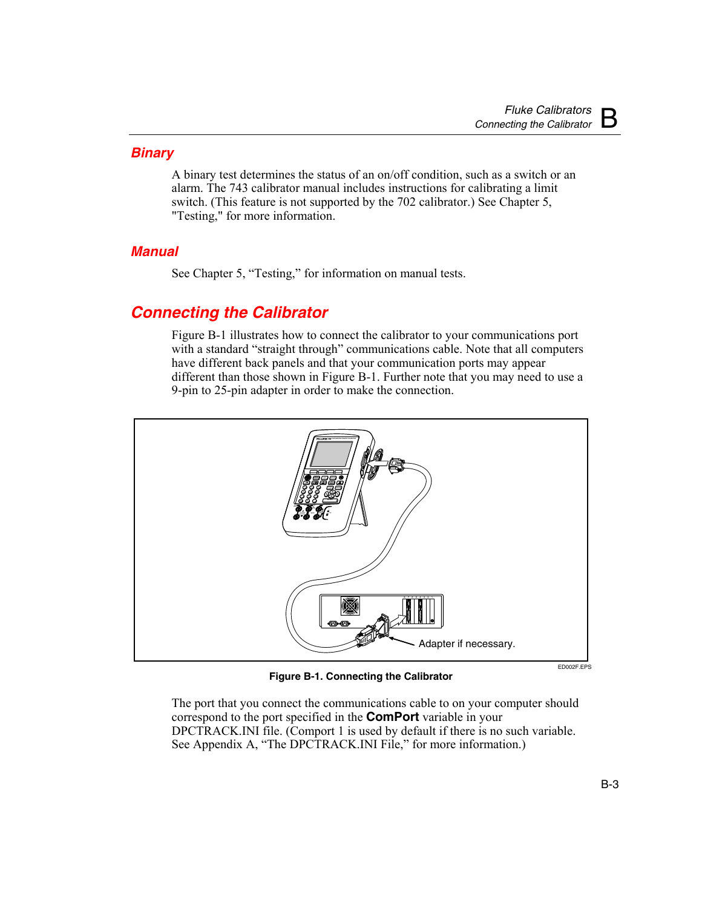## Binary

A binary test determines the status of an on/off condition, such as a switch or an alarm. The 743 calibrator manual includes instructions for calibrating a limit switch. (This feature is not supported by the 702 calibrator.) See Chapter 5, "Testing," for more information.

## Manual

See Chapter 5, "Testing," for information on manual tests.

# Connecting the Calibrator

Figure B-1 illustrates how to connect the calibrator to your communications port with a standard "straight through" communications cable. Note that all computers have different back panels and that your communication ports may appear different than those shown in Figure B-1. Further note that you may need to use a 9-pin to 25-pin adapter in order to make the connection.

Adapter if necessary.

ED002F.EPS

**Figure B-1. Connecting the Calibrator**

The port that you connect the communications cable to on your computer should correspond to the port specified in the **ComPort** variable in your DPCTRACK.INI file. (Comport 1 is used by default if there is no such variable. See Appendix A, "The DPCTRACK.INI File," for more information.)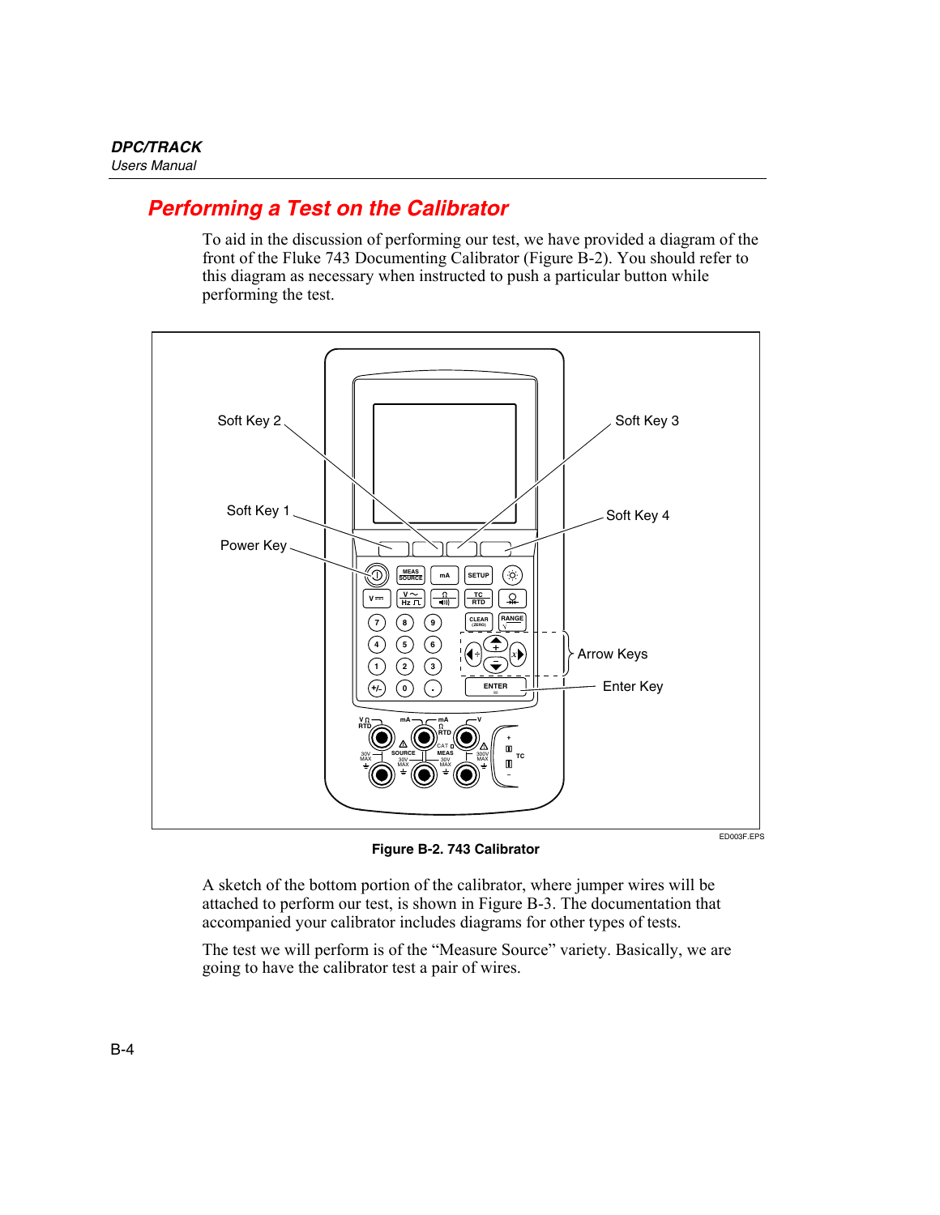## Performing a Test on the Calibrator

To aid in the discussion of performing our test, we have provided a diagram of the front of the Fluke 743 Documenting Calibrator (Figure B-2). You should refer to this diagram as necessary when instructed to push a particular button while performing the test.

Figure B-2. 743 Calibrator

A sketch of the bottom portion of the calibrator, where jumper wires will be attached to perform our test, is shown in Figure B-3. The documentation that accompanied your calibrator includes diagrams for other types of tests.

The test we will perform is of the “Measure Source” variety. Basically, we are going to have the calibrator test a pair of wires.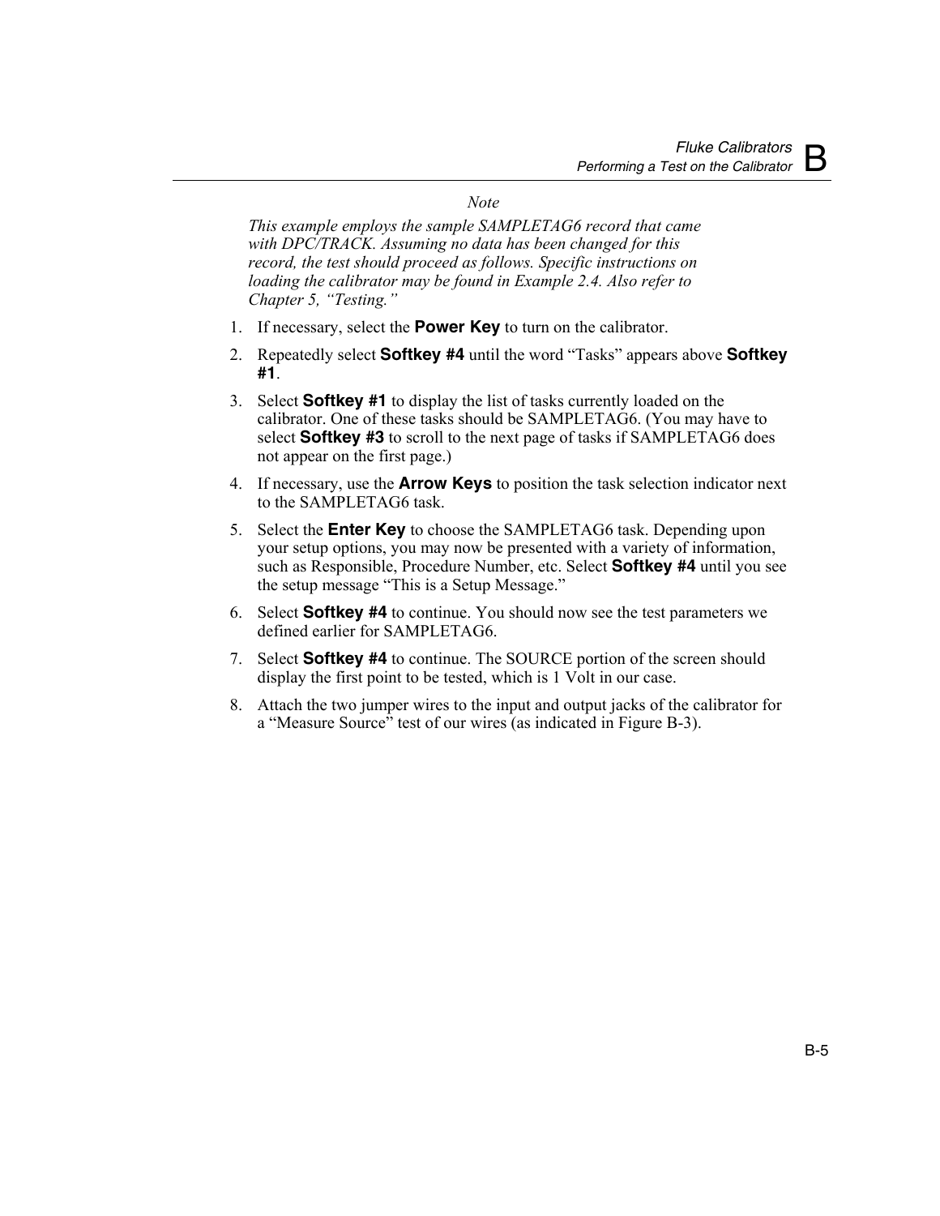*Note*

*This example employs the sample SAMPLETAG6 record that came with DPC/TRACK. Assuming no data has been changed for this record, the test should proceed as follows. Specific instructions on loading the calibrator may be found in Example 2.4. Also refer to Chapter 5, "Testing."*

1. If necessary, select the **Power Key** to turn on the calibrator.
2. Repeatedly select **Softkey #4** until the word "Tasks" appears above **Softkey #1**.
3. Select **Softkey #1** to display the list of tasks currently loaded on the calibrator. One of these tasks should be SAMPLETAG6. (You may have to select **Softkey #3** to scroll to the next page of tasks if SAMPLETAG6 does not appear on the first page.)
4. If necessary, use the **Arrow Keys** to position the task selection indicator next to the SAMPLETAG6 task.
5. Select the **Enter Key** to choose the SAMPLETAG6 task. Depending upon your setup options, you may now be presented with a variety of information, such as Responsible, Procedure Number, etc. Select **Softkey #4** until you see the setup message "This is a Setup Message."
6. Select **Softkey #4** to continue. You should now see the test parameters we defined earlier for SAMPLETAG6.
7. Select **Softkey #4** to continue. The SOURCE portion of the screen should display the first point to be tested, which is 1 Volt in our case.
8. Attach the two jumper wires to the input and output jacks of the calibrator for a "Measure Source" test of our wires (as indicated in Figure B-3).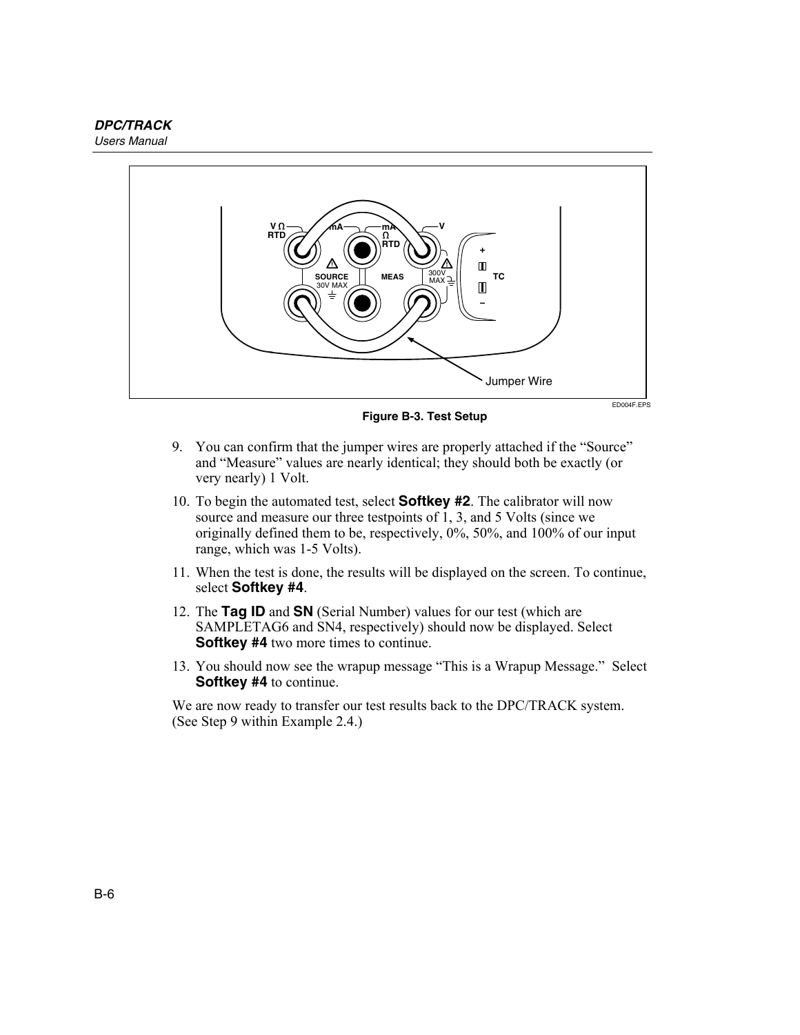Figure B-3. Test Setup

9. You can confirm that the jumper wires are properly attached if the “Source” and “Measure” values are nearly identical; they should both be exactly (or very nearly) 1 Volt.
10. To begin the automated test, select **Softkey #2**. The calibrator will now source and measure our three testpoints of 1, 3, and 5 Volts (since we originally defined them to be, respectively, 0%, 50%, and 100% of our input range, which was 1-5 Volts).
11. When the test is done, the results will be displayed on the screen. To continue, select **Softkey #4**.
12. The **Tag ID** and **SN** (Serial Number) values for our test (which are SAMPLETAG6 and SN4, respectively) should now be displayed. Select **Softkey #4** two more times to continue.
13. You should now see the wrapup message “This is a Wrapup Message.” Select **Softkey #4** to continue.

We are now ready to transfer our test results back to the DPC/TRACK system. (See Step 9 within Example 2.4.)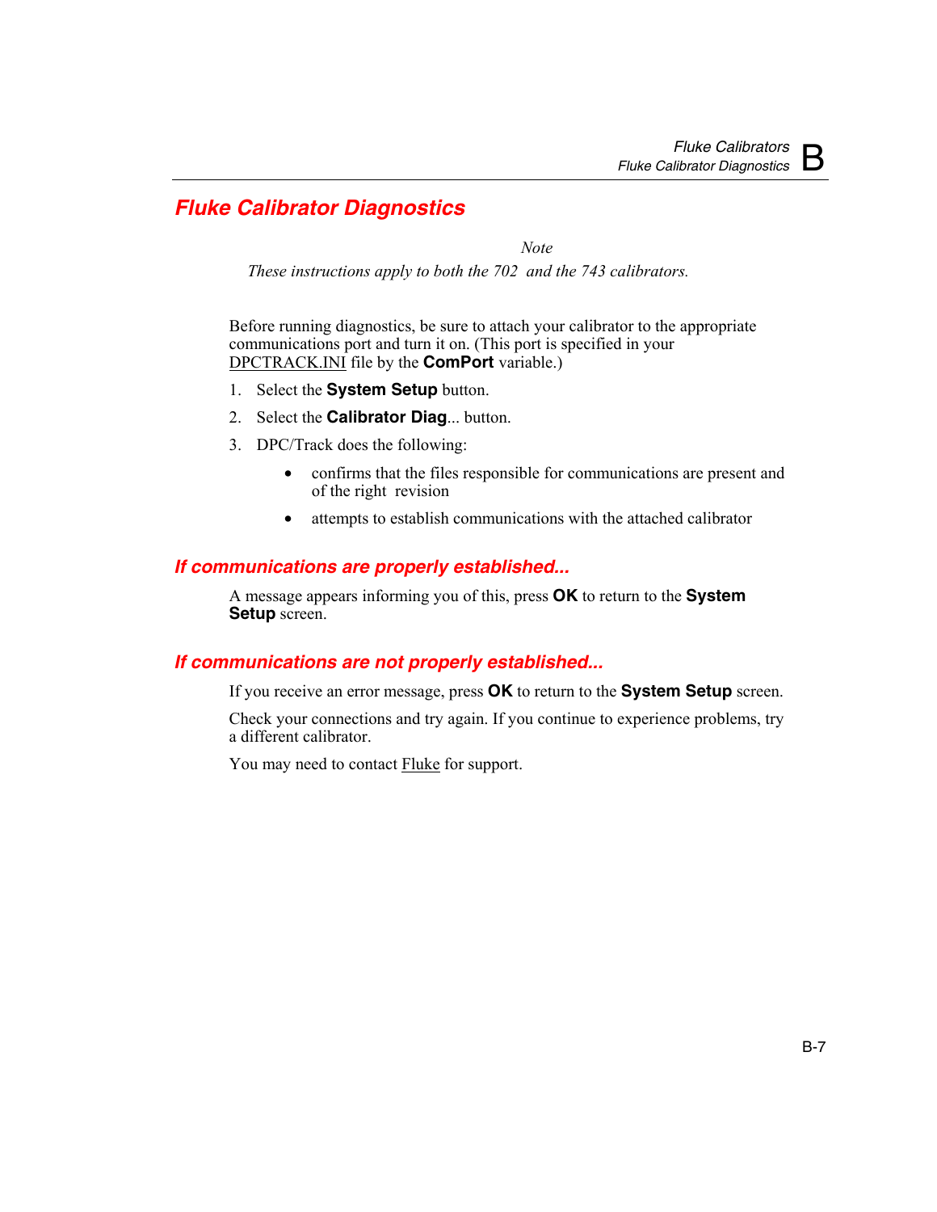## Fluke Calibrator Diagnostics

*Note*

*These instructions apply to both the 702 and the 743 calibrators.*

Before running diagnostics, be sure to attach your calibrator to the appropriate communications port and turn it on. (This port is specified in your DPCTRACK.INI file by the **ComPort** variable.)

1. Select the **System Setup** button.
2. Select the **Calibrator Diag**... button.
3. DPC/Track does the following:
   - confirms that the files responsible for communications are present and of the right revision
   - attempts to establish communications with the attached calibrator

### If communications are properly established...

A message appears informing you of this, press **OK** to return to the **System Setup** screen.

### If communications are not properly established...

If you receive an error message, press **OK** to return to the **System Setup** screen.

Check your connections and try again. If you continue to experience problems, try a different calibrator.

You may need to contact Fluke for support.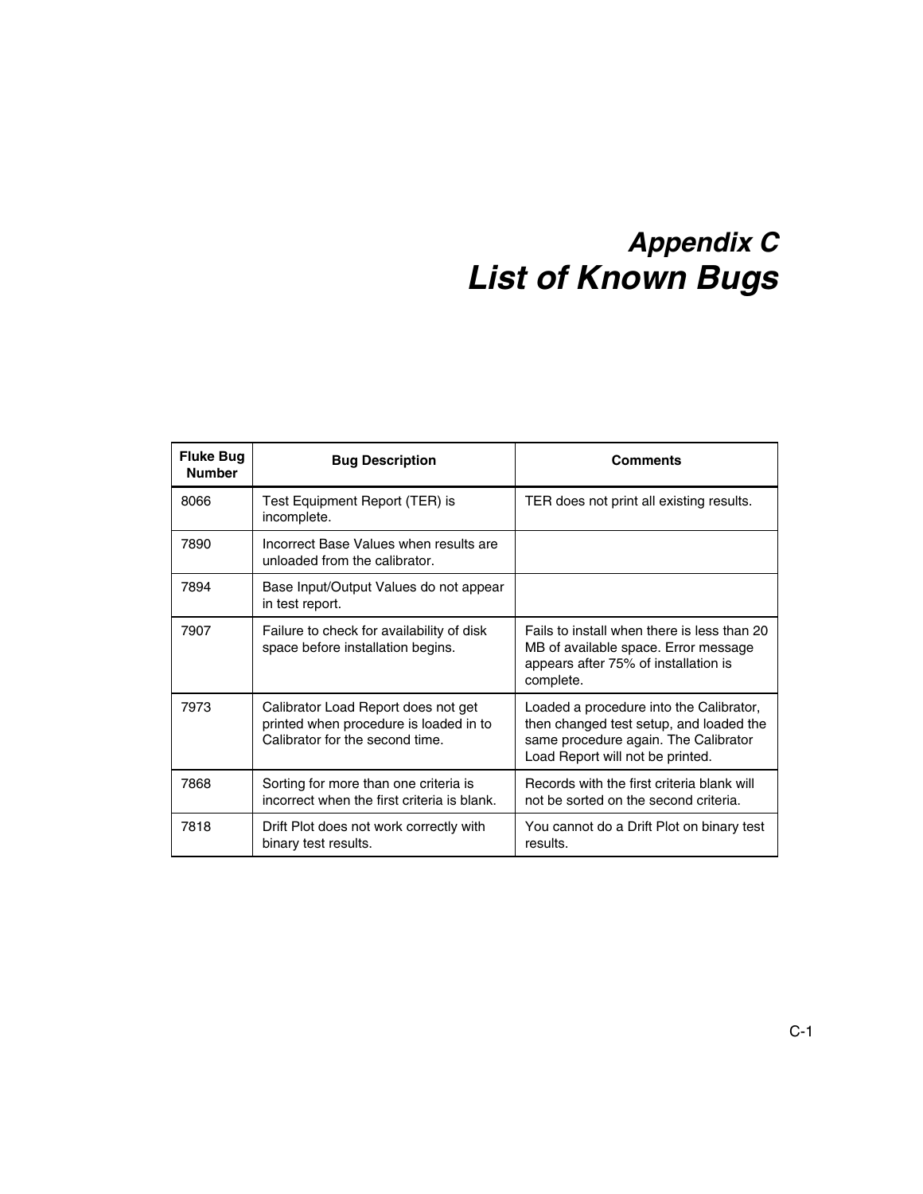# Appendix C
# List of Known Bugs

| Fluke Bug Number | Bug Description | Comments |
|---|---|---|
| 8066 | Test Equipment Report (TER) is incomplete. | TER does not print all existing results. |
| 7890 | Incorrect Base Values when results are unloaded from the calibrator. | |
| 7894 | Base Input/Output Values do not appear in test report. | |
| 7907 | Failure to check for availability of disk space before installation begins. | Fails to install when there is less than 20 MB of available space. Error message appears after 75% of installation is complete. |
| 7973 | Calibrator Load Report does not get printed when procedure is loaded in to Calibrator for the second time. | Loaded a procedure into the Calibrator, then changed test setup, and loaded the same procedure again. The Calibrator Load Report will not be printed. |
| 7868 | Sorting for more than one criteria is incorrect when the first criteria is blank. | Records with the first criteria blank will not be sorted on the second criteria. |
| 7818 | Drift Plot does not work correctly with binary test results. | You cannot do a Drift Plot on binary test results. |